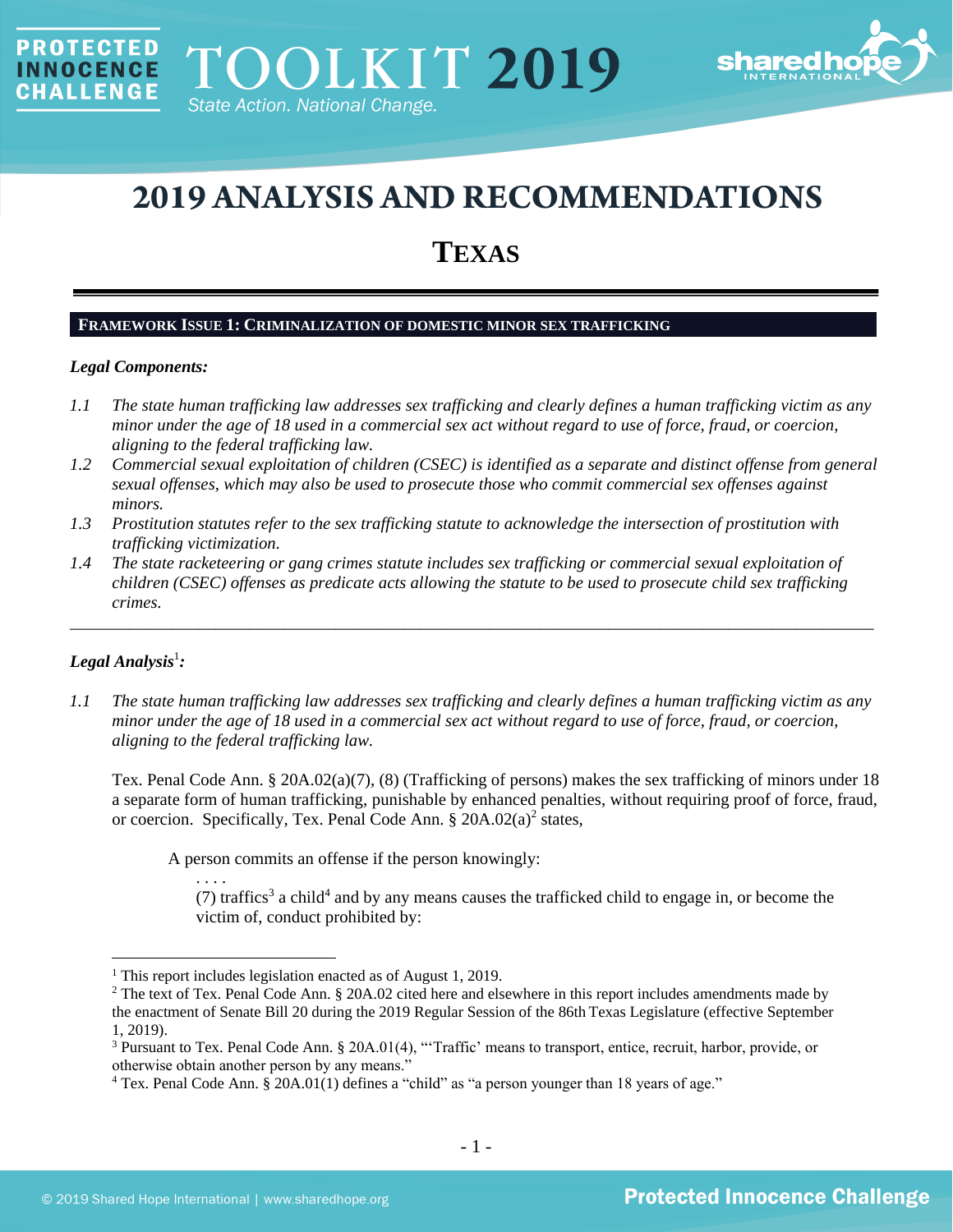PROTECTED INNOCENCE CHALLENGE

TOOLKIT 2019

State Action. National Change.

# 2019 ANALYSIS AND RECOMMENDATIONS

## TEXAS

### FRAMEWORK ISSUE 1: CRIMINALIZATION OF DOMESTIC MINOR SEX TRAFFICKING

***Legal Components:***

*1.1 The state human trafficking law addresses sex trafficking and clearly defines a human trafficking victim as any minor under the age of 18 used in a commercial sex act without regard to use of force, fraud, or coercion, aligning to the federal trafficking law.*

*1.2 Commercial sexual exploitation of children (CSEC) is identified as a separate and distinct offense from general sexual offenses, which may also be used to prosecute those who commit commercial sex offenses against minors.*

*1.3 Prostitution statutes refer to the sex trafficking statute to acknowledge the intersection of prostitution with trafficking victimization.*

*1.4 The state racketeering or gang crimes statute includes sex trafficking or commercial sexual exploitation of children (CSEC) offenses as predicate acts allowing the statute to be used to prosecute child sex trafficking crimes.*

---

***Legal Analysis*[1]*:***

*1.1 The state human trafficking law addresses sex trafficking and clearly defines a human trafficking victim as any minor under the age of 18 used in a commercial sex act without regard to use of force, fraud, or coercion, aligning to the federal trafficking law.*

Tex. Penal Code Ann. § 20A.02(a)(7), (8) (Trafficking of persons) makes the sex trafficking of minors under 18 a separate form of human trafficking, punishable by enhanced penalties, without requiring proof of force, fraud, or coercion. Specifically, Tex. Penal Code Ann. § 20A.02(a)[2] states,

> A person commits an offense if the person knowingly:
>
> . . . .
>
> (7) traffics[3] a child[4] and by any means causes the trafficked child to engage in, or become the victim of, conduct prohibited by:

---

[1] This report includes legislation enacted as of August 1, 2019.

[2] The text of Tex. Penal Code Ann. § 20A.02 cited here and elsewhere in this report includes amendments made by the enactment of Senate Bill 20 during the 2019 Regular Session of the 86th Texas Legislature (effective September 1, 2019).

[3] Pursuant to Tex. Penal Code Ann. § 20A.01(4), "'Traffic' means to transport, entice, recruit, harbor, provide, or otherwise obtain another person by any means."

[4] Tex. Penal Code Ann. § 20A.01(1) defines a "child" as "a person younger than 18 years of age."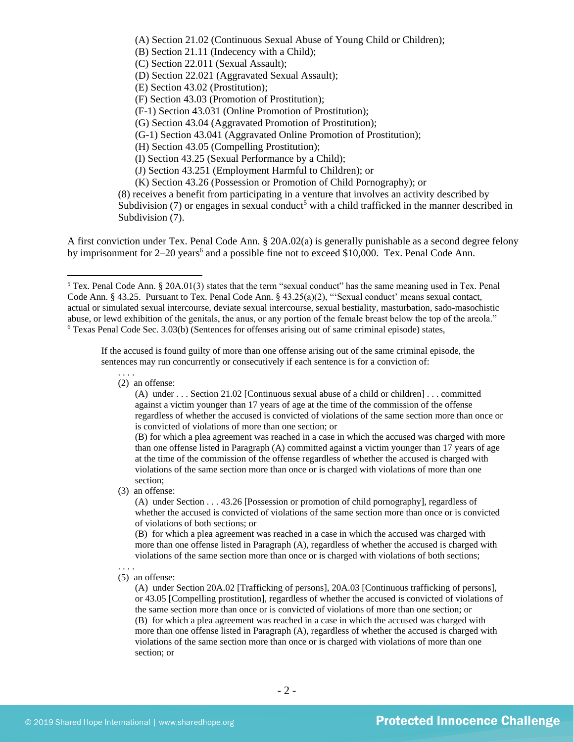(A) Section 21.02 (Continuous Sexual Abuse of Young Child or Children);
(B) Section 21.11 (Indecency with a Child);
(C) Section 22.011 (Sexual Assault);
(D) Section 22.021 (Aggravated Sexual Assault);
(E) Section 43.02 (Prostitution);
(F) Section 43.03 (Promotion of Prostitution);
(F-1) Section 43.031 (Online Promotion of Prostitution);
(G) Section 43.04 (Aggravated Promotion of Prostitution);
(G-1) Section 43.041 (Aggravated Online Promotion of Prostitution);
(H) Section 43.05 (Compelling Prostitution);
(I) Section 43.25 (Sexual Performance by a Child);
(J) Section 43.251 (Employment Harmful to Children); or
(K) Section 43.26 (Possession or Promotion of Child Pornography); or

(8) receives a benefit from participating in a venture that involves an activity described by Subdivision (7) or engages in sexual conduct[5] with a child trafficked in the manner described in Subdivision (7).

A first conviction under Tex. Penal Code Ann. § 20A.02(a) is generally punishable as a second degree felony by imprisonment for 2–20 years[6] and a possible fine not to exceed $10,000. Tex. Penal Code Ann.

---

[5] Tex. Penal Code Ann. § 20A.01(3) states that the term "sexual conduct" has the same meaning used in Tex. Penal Code Ann. § 43.25. Pursuant to Tex. Penal Code Ann. § 43.25(a)(2), "'Sexual conduct' means sexual contact, actual or simulated sexual intercourse, deviate sexual intercourse, sexual bestiality, masturbation, sado-masochistic abuse, or lewd exhibition of the genitals, the anus, or any portion of the female breast below the top of the areola."

[6] Texas Penal Code Sec. 3.03(b) (Sentences for offenses arising out of same criminal episode) states,

> If the accused is found guilty of more than one offense arising out of the same criminal episode, the sentences may run concurrently or consecutively if each sentence is for a conviction of:
>
> . . . .
>
> (2) an offense:
>
> (A) under . . . Section 21.02 [Continuous sexual abuse of a child or children] . . . committed against a victim younger than 17 years of age at the time of the commission of the offense regardless of whether the accused is convicted of violations of the same section more than once or is convicted of violations of more than one section; or
>
> (B) for which a plea agreement was reached in a case in which the accused was charged with more than one offense listed in Paragraph (A) committed against a victim younger than 17 years of age at the time of the commission of the offense regardless of whether the accused is charged with violations of the same section more than once or is charged with violations of more than one section;
>
> (3) an offense:
>
> (A) under Section . . . 43.26 [Possession or promotion of child pornography], regardless of whether the accused is convicted of violations of the same section more than once or is convicted of violations of both sections; or
>
> (B) for which a plea agreement was reached in a case in which the accused was charged with more than one offense listed in Paragraph (A), regardless of whether the accused is charged with violations of the same section more than once or is charged with violations of both sections;
>
> . . . .
>
> (5) an offense:
>
> (A) under Section 20A.02 [Trafficking of persons], 20A.03 [Continuous trafficking of persons], or 43.05 [Compelling prostitution], regardless of whether the accused is convicted of violations of the same section more than once or is convicted of violations of more than one section; or
>
> (B) for which a plea agreement was reached in a case in which the accused was charged with more than one offense listed in Paragraph (A), regardless of whether the accused is charged with violations of the same section more than once or is charged with violations of more than one section; or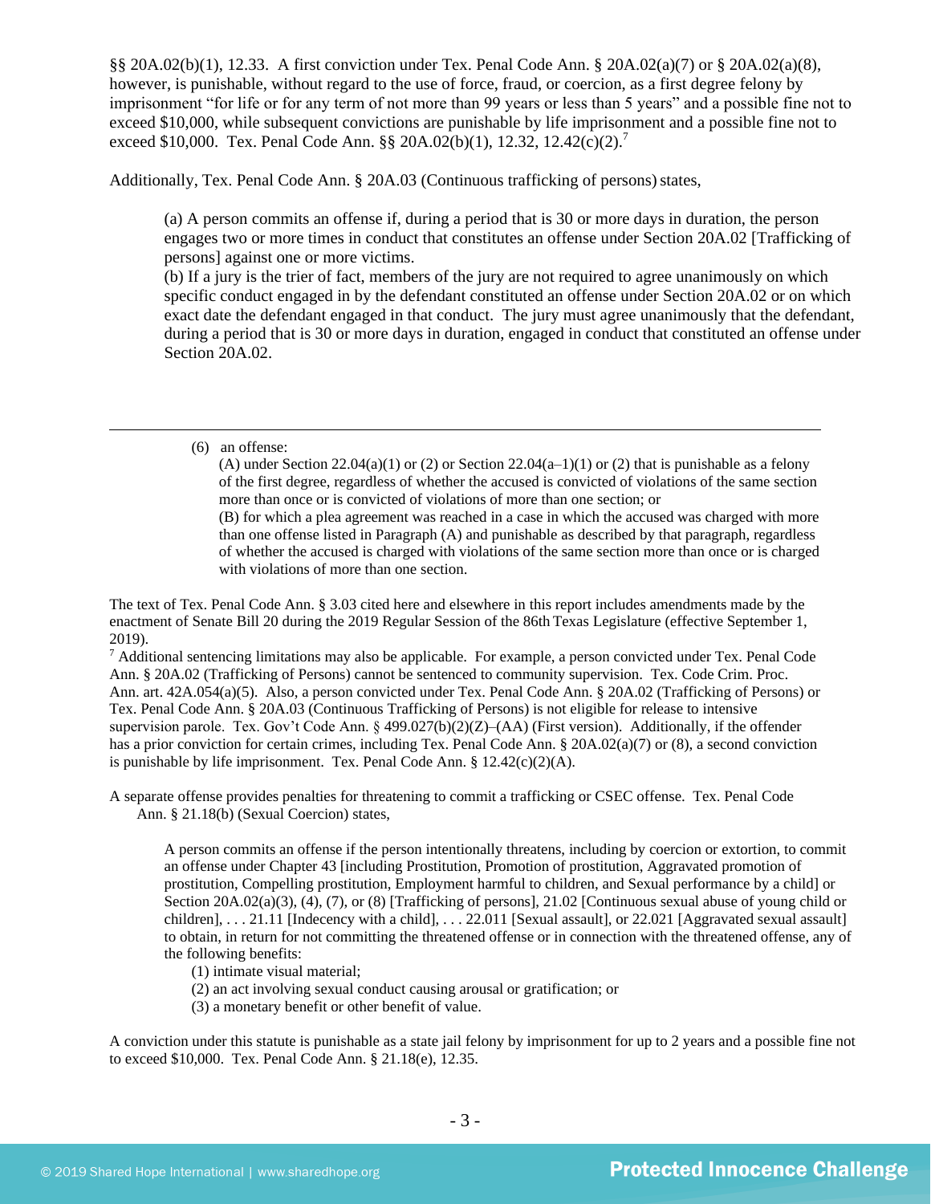§§ 20A.02(b)(1), 12.33. A first conviction under Tex. Penal Code Ann. § 20A.02(a)(7) or § 20A.02(a)(8), however, is punishable, without regard to the use of force, fraud, or coercion, as a first degree felony by imprisonment "for life or for any term of not more than 99 years or less than 5 years" and a possible fine not to exceed $10,000, while subsequent convictions are punishable by life imprisonment and a possible fine not to exceed $10,000. Tex. Penal Code Ann. §§ 20A.02(b)(1), 12.32, 12.42(c)(2).[7]

Additionally, Tex. Penal Code Ann. § 20A.03 (Continuous trafficking of persons) states,

> (a) A person commits an offense if, during a period that is 30 or more days in duration, the person engages two or more times in conduct that constitutes an offense under Section 20A.02 [Trafficking of persons] against one or more victims.
> (b) If a jury is the trier of fact, members of the jury are not required to agree unanimously on which specific conduct engaged in by the defendant constituted an offense under Section 20A.02 or on which exact date the defendant engaged in that conduct. The jury must agree unanimously that the defendant, during a period that is 30 or more days in duration, engaged in conduct that constituted an offense under Section 20A.02.

---

> (6) an offense:
> (A) under Section 22.04(a)(1) or (2) or Section 22.04(a–1)(1) or (2) that is punishable as a felony of the first degree, regardless of whether the accused is convicted of violations of the same section more than once or is convicted of violations of more than one section; or
> (B) for which a plea agreement was reached in a case in which the accused was charged with more than one offense listed in Paragraph (A) and punishable as described by that paragraph, regardless of whether the accused is charged with violations of the same section more than once or is charged with violations of more than one section.

The text of Tex. Penal Code Ann. § 3.03 cited here and elsewhere in this report includes amendments made by the enactment of Senate Bill 20 during the 2019 Regular Session of the 86th Texas Legislature (effective September 1, 2019).

[7] Additional sentencing limitations may also be applicable. For example, a person convicted under Tex. Penal Code Ann. § 20A.02 (Trafficking of Persons) cannot be sentenced to community supervision. Tex. Code Crim. Proc. Ann. art. 42A.054(a)(5). Also, a person convicted under Tex. Penal Code Ann. § 20A.02 (Trafficking of Persons) or Tex. Penal Code Ann. § 20A.03 (Continuous Trafficking of Persons) is not eligible for release to intensive supervision parole. Tex. Gov't Code Ann. § 499.027(b)(2)(Z)–(AA) (First version). Additionally, if the offender has a prior conviction for certain crimes, including Tex. Penal Code Ann. § 20A.02(a)(7) or (8), a second conviction is punishable by life imprisonment. Tex. Penal Code Ann. § 12.42(c)(2)(A).

A separate offense provides penalties for threatening to commit a trafficking or CSEC offense. Tex. Penal Code Ann. § 21.18(b) (Sexual Coercion) states,

> A person commits an offense if the person intentionally threatens, including by coercion or extortion, to commit an offense under Chapter 43 [including Prostitution, Promotion of prostitution, Aggravated promotion of prostitution, Compelling prostitution, Employment harmful to children, and Sexual performance by a child] or Section 20A.02(a)(3), (4), (7), or (8) [Trafficking of persons], 21.02 [Continuous sexual abuse of young child or children], . . . 21.11 [Indecency with a child], . . . 22.011 [Sexual assault], or 22.021 [Aggravated sexual assault] to obtain, in return for not committing the threatened offense or in connection with the threatened offense, any of the following benefits:
> (1) intimate visual material;
> (2) an act involving sexual conduct causing arousal or gratification; or
> (3) a monetary benefit or other benefit of value.

A conviction under this statute is punishable as a state jail felony by imprisonment for up to 2 years and a possible fine not to exceed $10,000. Tex. Penal Code Ann. § 21.18(e), 12.35.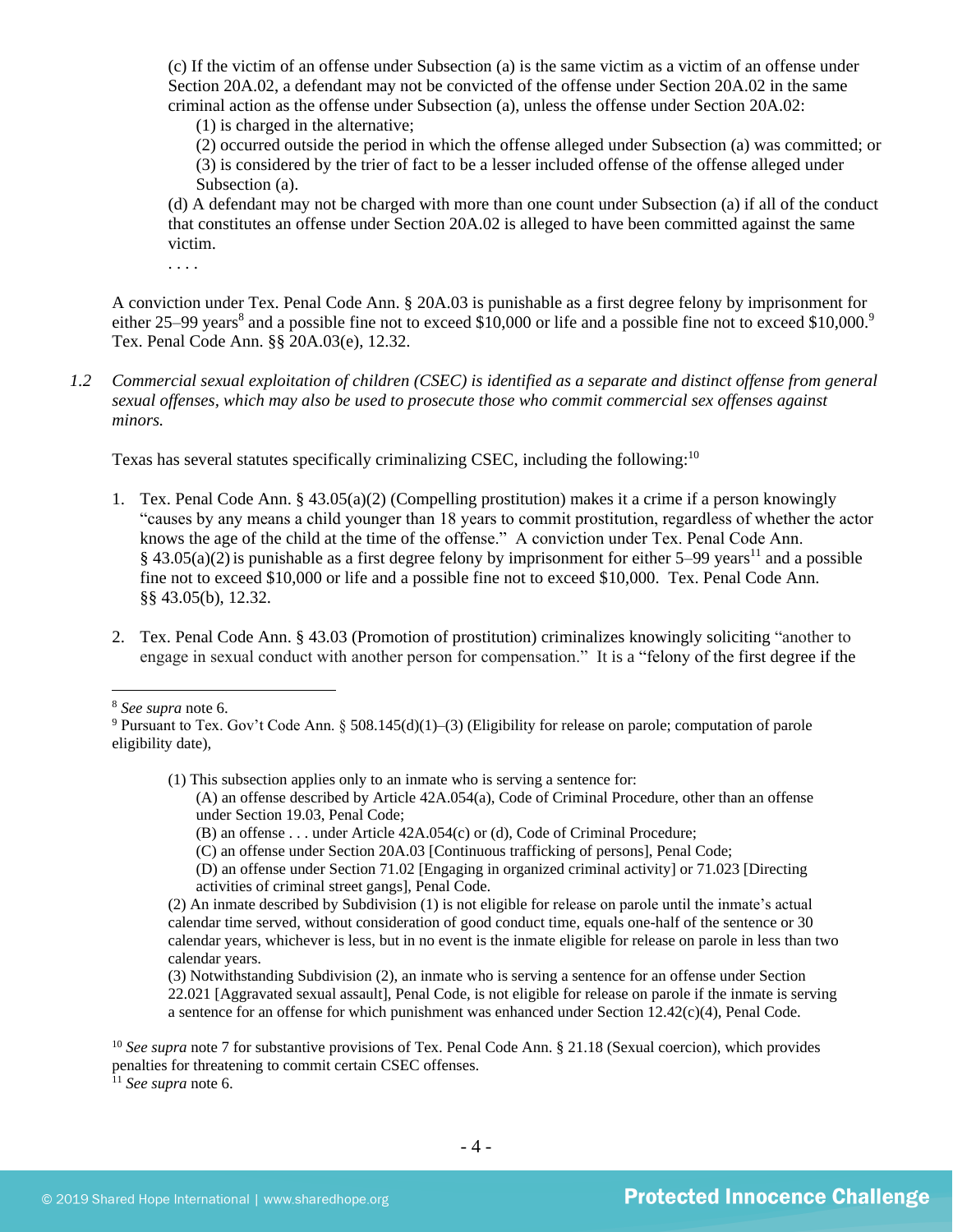(c) If the victim of an offense under Subsection (a) is the same victim as a victim of an offense under Section 20A.02, a defendant may not be convicted of the offense under Section 20A.02 in the same criminal action as the offense under Subsection (a), unless the offense under Section 20A.02:

(1) is charged in the alternative;

(2) occurred outside the period in which the offense alleged under Subsection (a) was committed; or

(3) is considered by the trier of fact to be a lesser included offense of the offense alleged under Subsection (a).

(d) A defendant may not be charged with more than one count under Subsection (a) if all of the conduct that constitutes an offense under Section 20A.02 is alleged to have been committed against the same victim.

. . . .

A conviction under Tex. Penal Code Ann. § 20A.03 is punishable as a first degree felony by imprisonment for either 25–99 years[8] and a possible fine not to exceed $10,000 or life and a possible fine not to exceed $10,000.[9] Tex. Penal Code Ann. §§ 20A.03(e), 12.32.

*1.2 Commercial sexual exploitation of children (CSEC) is identified as a separate and distinct offense from general sexual offenses, which may also be used to prosecute those who commit commercial sex offenses against minors.*

Texas has several statutes specifically criminalizing CSEC, including the following:[10]

1. Tex. Penal Code Ann. § 43.05(a)(2) (Compelling prostitution) makes it a crime if a person knowingly "causes by any means a child younger than 18 years to commit prostitution, regardless of whether the actor knows the age of the child at the time of the offense." A conviction under Tex. Penal Code Ann. § 43.05(a)(2) is punishable as a first degree felony by imprisonment for either 5–99 years[11] and a possible fine not to exceed $10,000 or life and a possible fine not to exceed $10,000. Tex. Penal Code Ann. §§ 43.05(b), 12.32.

2. Tex. Penal Code Ann. § 43.03 (Promotion of prostitution) criminalizes knowingly soliciting "another to engage in sexual conduct with another person for compensation." It is a "felony of the first degree if the

---

[8] *See supra* note 6.

[9] Pursuant to Tex. Gov't Code Ann. § 508.145(d)(1)–(3) (Eligibility for release on parole; computation of parole eligibility date),

> (1) This subsection applies only to an inmate who is serving a sentence for:
>
> (A) an offense described by Article 42A.054(a), Code of Criminal Procedure, other than an offense under Section 19.03, Penal Code;
>
> (B) an offense . . . under Article 42A.054(c) or (d), Code of Criminal Procedure;
>
> (C) an offense under Section 20A.03 [Continuous trafficking of persons], Penal Code;
>
> (D) an offense under Section 71.02 [Engaging in organized criminal activity] or 71.023 [Directing activities of criminal street gangs], Penal Code.
>
> (2) An inmate described by Subdivision (1) is not eligible for release on parole until the inmate's actual calendar time served, without consideration of good conduct time, equals one-half of the sentence or 30 calendar years, whichever is less, but in no event is the inmate eligible for release on parole in less than two calendar years.
>
> (3) Notwithstanding Subdivision (2), an inmate who is serving a sentence for an offense under Section 22.021 [Aggravated sexual assault], Penal Code, is not eligible for release on parole if the inmate is serving a sentence for an offense for which punishment was enhanced under Section 12.42(c)(4), Penal Code.

[10] *See supra* note 7 for substantive provisions of Tex. Penal Code Ann. § 21.18 (Sexual coercion), which provides penalties for threatening to commit certain CSEC offenses.

[11] *See supra* note 6.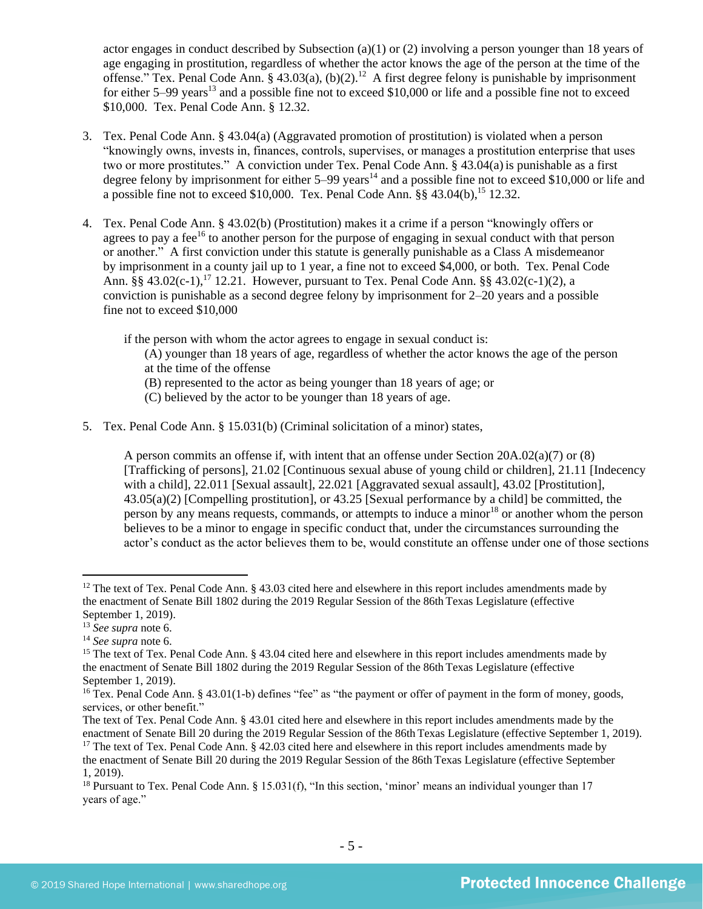actor engages in conduct described by Subsection (a)(1) or (2) involving a person younger than 18 years of age engaging in prostitution, regardless of whether the actor knows the age of the person at the time of the offense." Tex. Penal Code Ann. § 43.03(a), (b)(2).[12] A first degree felony is punishable by imprisonment for either 5–99 years[13] and a possible fine not to exceed $10,000 or life and a possible fine not to exceed $10,000. Tex. Penal Code Ann. § 12.32.

3. Tex. Penal Code Ann. § 43.04(a) (Aggravated promotion of prostitution) is violated when a person "knowingly owns, invests in, finances, controls, supervises, or manages a prostitution enterprise that uses two or more prostitutes." A conviction under Tex. Penal Code Ann. § 43.04(a) is punishable as a first degree felony by imprisonment for either 5–99 years[14] and a possible fine not to exceed $10,000 or life and a possible fine not to exceed $10,000. Tex. Penal Code Ann. §§ 43.04(b),[15] 12.32.

4. Tex. Penal Code Ann. § 43.02(b) (Prostitution) makes it a crime if a person "knowingly offers or agrees to pay a fee[16] to another person for the purpose of engaging in sexual conduct with that person or another." A first conviction under this statute is generally punishable as a Class A misdemeanor by imprisonment in a county jail up to 1 year, a fine not to exceed $4,000, or both. Tex. Penal Code Ann. §§ 43.02(c-1),[17] 12.21. However, pursuant to Tex. Penal Code Ann. §§ 43.02(c-1)(2), a conviction is punishable as a second degree felony by imprisonment for 2–20 years and a possible fine not to exceed $10,000

   if the person with whom the actor agrees to engage in sexual conduct is:
   (A) younger than 18 years of age, regardless of whether the actor knows the age of the person at the time of the offense
   (B) represented to the actor as being younger than 18 years of age; or
   (C) believed by the actor to be younger than 18 years of age.

5. Tex. Penal Code Ann. § 15.031(b) (Criminal solicitation of a minor) states,

   A person commits an offense if, with intent that an offense under Section 20A.02(a)(7) or (8) [Trafficking of persons], 21.02 [Continuous sexual abuse of young child or children], 21.11 [Indecency with a child], 22.011 [Sexual assault], 22.021 [Aggravated sexual assault], 43.02 [Prostitution], 43.05(a)(2) [Compelling prostitution], or 43.25 [Sexual performance by a child] be committed, the person by any means requests, commands, or attempts to induce a minor[18] or another whom the person believes to be a minor to engage in specific conduct that, under the circumstances surrounding the actor's conduct as the actor believes them to be, would constitute an offense under one of those sections

---

[12] The text of Tex. Penal Code Ann. § 43.03 cited here and elsewhere in this report includes amendments made by the enactment of Senate Bill 1802 during the 2019 Regular Session of the 86th Texas Legislature (effective September 1, 2019).
[13] *See supra* note 6.
[14] *See supra* note 6.
[15] The text of Tex. Penal Code Ann. § 43.04 cited here and elsewhere in this report includes amendments made by the enactment of Senate Bill 1802 during the 2019 Regular Session of the 86th Texas Legislature (effective September 1, 2019).
[16] Tex. Penal Code Ann. § 43.01(1-b) defines "fee" as "the payment or offer of payment in the form of money, goods, services, or other benefit."
The text of Tex. Penal Code Ann. § 43.01 cited here and elsewhere in this report includes amendments made by the enactment of Senate Bill 20 during the 2019 Regular Session of the 86th Texas Legislature (effective September 1, 2019).
[17] The text of Tex. Penal Code Ann. § 42.03 cited here and elsewhere in this report includes amendments made by the enactment of Senate Bill 20 during the 2019 Regular Session of the 86th Texas Legislature (effective September 1, 2019).
[18] Pursuant to Tex. Penal Code Ann. § 15.031(f), "In this section, 'minor' means an individual younger than 17 years of age."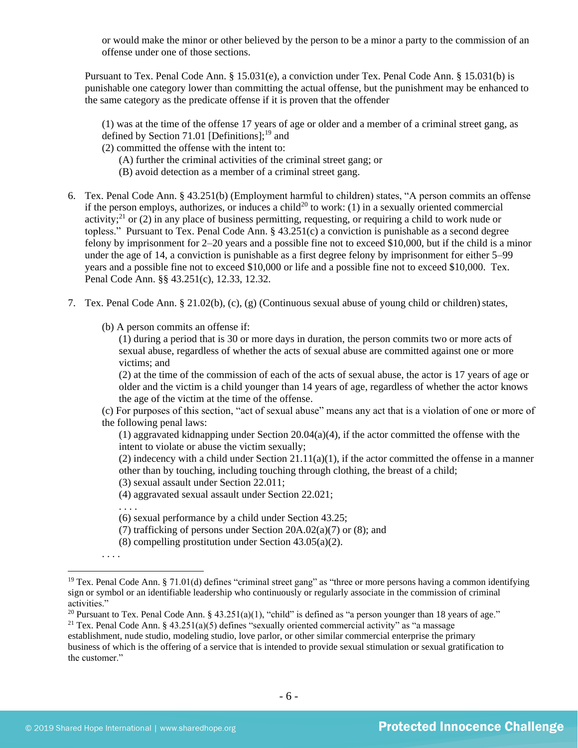or would make the minor or other believed by the person to be a minor a party to the commission of an offense under one of those sections.

Pursuant to Tex. Penal Code Ann. § 15.031(e), a conviction under Tex. Penal Code Ann. § 15.031(b) is punishable one category lower than committing the actual offense, but the punishment may be enhanced to the same category as the predicate offense if it is proven that the offender

> (1) was at the time of the offense 17 years of age or older and a member of a criminal street gang, as defined by Section 71.01 [Definitions];[19] and
> (2) committed the offense with the intent to:
> (A) further the criminal activities of the criminal street gang; or
> (B) avoid detection as a member of a criminal street gang.

6. Tex. Penal Code Ann. § 43.251(b) (Employment harmful to children) states, "A person commits an offense if the person employs, authorizes, or induces a child[20] to work: (1) in a sexually oriented commercial activity;[21] or (2) in any place of business permitting, requesting, or requiring a child to work nude or topless." Pursuant to Tex. Penal Code Ann. § 43.251(c) a conviction is punishable as a second degree felony by imprisonment for 2–20 years and a possible fine not to exceed $10,000, but if the child is a minor under the age of 14, a conviction is punishable as a first degree felony by imprisonment for either 5–99 years and a possible fine not to exceed $10,000 or life and a possible fine not to exceed $10,000. Tex. Penal Code Ann. §§ 43.251(c), 12.33, 12.32.

7. Tex. Penal Code Ann. § 21.02(b), (c), (g) (Continuous sexual abuse of young child or children) states,

> (b) A person commits an offense if:
> (1) during a period that is 30 or more days in duration, the person commits two or more acts of sexual abuse, regardless of whether the acts of sexual abuse are committed against one or more victims; and
> (2) at the time of the commission of each of the acts of sexual abuse, the actor is 17 years of age or older and the victim is a child younger than 14 years of age, regardless of whether the actor knows the age of the victim at the time of the offense.
> (c) For purposes of this section, "act of sexual abuse" means any act that is a violation of one or more of the following penal laws:
> (1) aggravated kidnapping under Section 20.04(a)(4), if the actor committed the offense with the intent to violate or abuse the victim sexually;
> (2) indecency with a child under Section 21.11(a)(1), if the actor committed the offense in a manner other than by touching, including touching through clothing, the breast of a child;
> (3) sexual assault under Section 22.011;
> (4) aggravated sexual assault under Section 22.021;
> . . . .
> (6) sexual performance by a child under Section 43.25;
> (7) trafficking of persons under Section 20A.02(a)(7) or (8); and
> (8) compelling prostitution under Section 43.05(a)(2).
>
> . . . .

---

[19] Tex. Penal Code Ann. § 71.01(d) defines "criminal street gang" as "three or more persons having a common identifying sign or symbol or an identifiable leadership who continuously or regularly associate in the commission of criminal activities."

[20] Pursuant to Tex. Penal Code Ann. § 43.251(a)(1), "child" is defined as "a person younger than 18 years of age."

[21] Tex. Penal Code Ann. § 43.251(a)(5) defines "sexually oriented commercial activity" as "a massage establishment, nude studio, modeling studio, love parlor, or other similar commercial enterprise the primary business of which is the offering of a service that is intended to provide sexual stimulation or sexual gratification to the customer."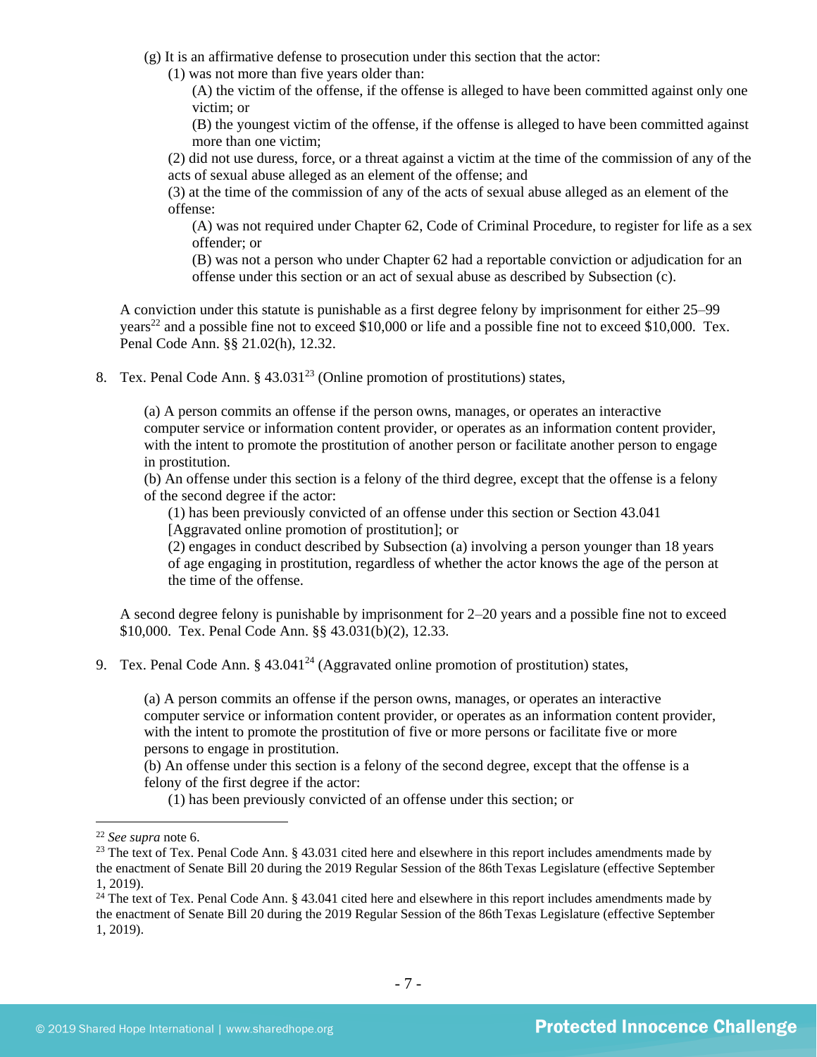(g) It is an affirmative defense to prosecution under this section that the actor:

(1) was not more than five years older than:

(A) the victim of the offense, if the offense is alleged to have been committed against only one victim; or

(B) the youngest victim of the offense, if the offense is alleged to have been committed against more than one victim;

(2) did not use duress, force, or a threat against a victim at the time of the commission of any of the acts of sexual abuse alleged as an element of the offense; and

(3) at the time of the commission of any of the acts of sexual abuse alleged as an element of the offense:

(A) was not required under Chapter 62, Code of Criminal Procedure, to register for life as a sex offender; or

(B) was not a person who under Chapter 62 had a reportable conviction or adjudication for an offense under this section or an act of sexual abuse as described by Subsection (c).

A conviction under this statute is punishable as a first degree felony by imprisonment for either 25–99 years[22] and a possible fine not to exceed $10,000 or life and a possible fine not to exceed $10,000. Tex. Penal Code Ann. §§ 21.02(h), 12.32.

8. Tex. Penal Code Ann. § 43.031[23] (Online promotion of prostitutions) states,

(a) A person commits an offense if the person owns, manages, or operates an interactive computer service or information content provider, or operates as an information content provider, with the intent to promote the prostitution of another person or facilitate another person to engage in prostitution.

(b) An offense under this section is a felony of the third degree, except that the offense is a felony of the second degree if the actor:

(1) has been previously convicted of an offense under this section or Section 43.041 [Aggravated online promotion of prostitution]; or

(2) engages in conduct described by Subsection (a) involving a person younger than 18 years of age engaging in prostitution, regardless of whether the actor knows the age of the person at the time of the offense.

A second degree felony is punishable by imprisonment for 2–20 years and a possible fine not to exceed $10,000. Tex. Penal Code Ann. §§ 43.031(b)(2), 12.33.

9. Tex. Penal Code Ann. § 43.041[24] (Aggravated online promotion of prostitution) states,

(a) A person commits an offense if the person owns, manages, or operates an interactive computer service or information content provider, or operates as an information content provider, with the intent to promote the prostitution of five or more persons or facilitate five or more persons to engage in prostitution.

(b) An offense under this section is a felony of the second degree, except that the offense is a felony of the first degree if the actor:

(1) has been previously convicted of an offense under this section; or

---

[22] *See supra* note 6.

[23] The text of Tex. Penal Code Ann. § 43.031 cited here and elsewhere in this report includes amendments made by the enactment of Senate Bill 20 during the 2019 Regular Session of the 86th Texas Legislature (effective September 1, 2019).

[24] The text of Tex. Penal Code Ann. § 43.041 cited here and elsewhere in this report includes amendments made by the enactment of Senate Bill 20 during the 2019 Regular Session of the 86th Texas Legislature (effective September 1, 2019).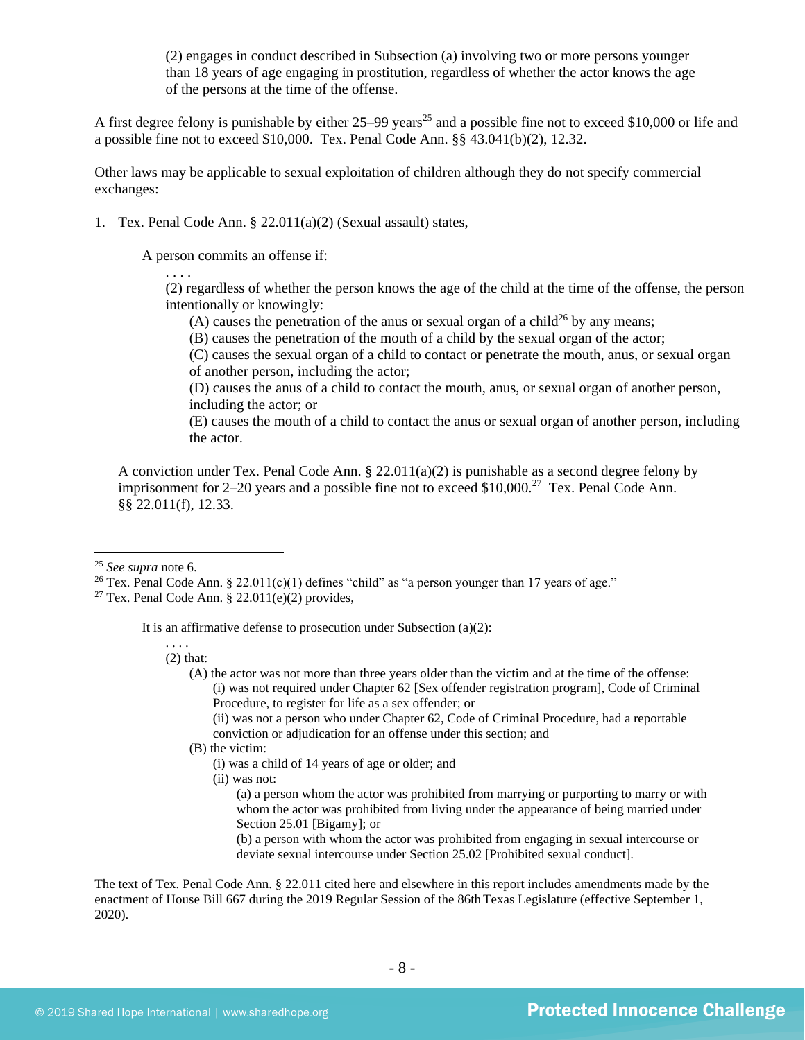(2) engages in conduct described in Subsection (a) involving two or more persons younger than 18 years of age engaging in prostitution, regardless of whether the actor knows the age of the persons at the time of the offense.

A first degree felony is punishable by either 25–99 years[25] and a possible fine not to exceed $10,000 or life and a possible fine not to exceed $10,000. Tex. Penal Code Ann. §§ 43.041(b)(2), 12.32.

Other laws may be applicable to sexual exploitation of children although they do not specify commercial exchanges:

1. Tex. Penal Code Ann. § 22.011(a)(2) (Sexual assault) states,

    A person commits an offense if:

    . . . .
    (2) regardless of whether the person knows the age of the child at the time of the offense, the person intentionally or knowingly:
    (A) causes the penetration of the anus or sexual organ of a child[26] by any means;
    (B) causes the penetration of the mouth of a child by the sexual organ of the actor;
    (C) causes the sexual organ of a child to contact or penetrate the mouth, anus, or sexual organ of another person, including the actor;
    (D) causes the anus of a child to contact the mouth, anus, or sexual organ of another person, including the actor; or
    (E) causes the mouth of a child to contact the anus or sexual organ of another person, including the actor.

    A conviction under Tex. Penal Code Ann. § 22.011(a)(2) is punishable as a second degree felony by imprisonment for 2–20 years and a possible fine not to exceed $10,000.[27] Tex. Penal Code Ann. §§ 22.011(f), 12.33.

---

[25] *See supra* note 6.

[26] Tex. Penal Code Ann. § 22.011(c)(1) defines "child" as "a person younger than 17 years of age."

[27] Tex. Penal Code Ann. § 22.011(e)(2) provides,

> It is an affirmative defense to prosecution under Subsection (a)(2):
>
> . . . .
> (2) that:
> (A) the actor was not more than three years older than the victim and at the time of the offense:
> (i) was not required under Chapter 62 [Sex offender registration program], Code of Criminal Procedure, to register for life as a sex offender; or
> (ii) was not a person who under Chapter 62, Code of Criminal Procedure, had a reportable conviction or adjudication for an offense under this section; and
> (B) the victim:
> (i) was a child of 14 years of age or older; and
> (ii) was not:
> (a) a person whom the actor was prohibited from marrying or purporting to marry or with whom the actor was prohibited from living under the appearance of being married under Section 25.01 [Bigamy]; or
> (b) a person with whom the actor was prohibited from engaging in sexual intercourse or deviate sexual intercourse under Section 25.02 [Prohibited sexual conduct].

The text of Tex. Penal Code Ann. § 22.011 cited here and elsewhere in this report includes amendments made by the enactment of House Bill 667 during the 2019 Regular Session of the 86th Texas Legislature (effective September 1, 2020).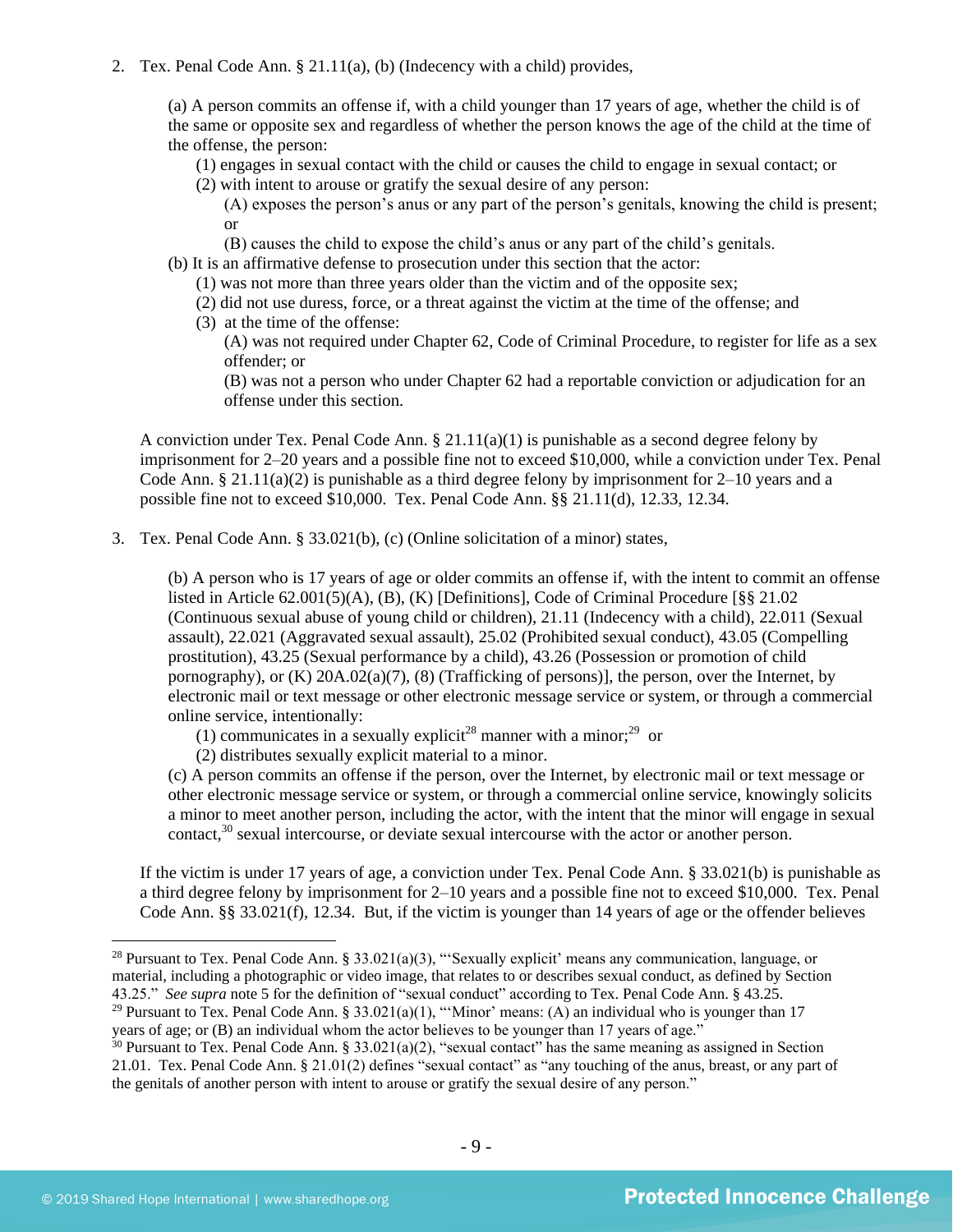2. Tex. Penal Code Ann. § 21.11(a), (b) (Indecency with a child) provides,

   (a) A person commits an offense if, with a child younger than 17 years of age, whether the child is of the same or opposite sex and regardless of whether the person knows the age of the child at the time of the offense, the person:
   
   (1) engages in sexual contact with the child or causes the child to engage in sexual contact; or
   
   (2) with intent to arouse or gratify the sexual desire of any person:
   
   (A) exposes the person's anus or any part of the person's genitals, knowing the child is present; or
   
   (B) causes the child to expose the child's anus or any part of the child's genitals.
   
   (b) It is an affirmative defense to prosecution under this section that the actor:
   
   (1) was not more than three years older than the victim and of the opposite sex;
   
   (2) did not use duress, force, or a threat against the victim at the time of the offense; and
   
   (3) at the time of the offense:
   
   (A) was not required under Chapter 62, Code of Criminal Procedure, to register for life as a sex offender; or
   
   (B) was not a person who under Chapter 62 had a reportable conviction or adjudication for an offense under this section.

   A conviction under Tex. Penal Code Ann. § 21.11(a)(1) is punishable as a second degree felony by imprisonment for 2–20 years and a possible fine not to exceed $10,000, while a conviction under Tex. Penal Code Ann. § 21.11(a)(2) is punishable as a third degree felony by imprisonment for 2–10 years and a possible fine not to exceed $10,000. Tex. Penal Code Ann. §§ 21.11(d), 12.33, 12.34.

3. Tex. Penal Code Ann. § 33.021(b), (c) (Online solicitation of a minor) states,

   (b) A person who is 17 years of age or older commits an offense if, with the intent to commit an offense listed in Article 62.001(5)(A), (B), (K) [Definitions], Code of Criminal Procedure [§§ 21.02 (Continuous sexual abuse of young child or children), 21.11 (Indecency with a child), 22.011 (Sexual assault), 22.021 (Aggravated sexual assault), 25.02 (Prohibited sexual conduct), 43.05 (Compelling prostitution), 43.25 (Sexual performance by a child), 43.26 (Possession or promotion of child pornography), or (K) 20A.02(a)(7), (8) (Trafficking of persons)], the person, over the Internet, by electronic mail or text message or other electronic message service or system, or through a commercial online service, intentionally:
   
   (1) communicates in a sexually explicit[28] manner with a minor;[29] or
   
   (2) distributes sexually explicit material to a minor.
   
   (c) A person commits an offense if the person, over the Internet, by electronic mail or text message or other electronic message service or system, or through a commercial online service, knowingly solicits a minor to meet another person, including the actor, with the intent that the minor will engage in sexual contact,[30] sexual intercourse, or deviate sexual intercourse with the actor or another person.

   If the victim is under 17 years of age, a conviction under Tex. Penal Code Ann. § 33.021(b) is punishable as a third degree felony by imprisonment for 2–10 years and a possible fine not to exceed $10,000. Tex. Penal Code Ann. §§ 33.021(f), 12.34. But, if the victim is younger than 14 years of age or the offender believes

---

[28] Pursuant to Tex. Penal Code Ann. § 33.021(a)(3), "'Sexually explicit' means any communication, language, or material, including a photographic or video image, that relates to or describes sexual conduct, as defined by Section 43.25." *See supra* note 5 for the definition of "sexual conduct" according to Tex. Penal Code Ann. § 43.25.

[29] Pursuant to Tex. Penal Code Ann. § 33.021(a)(1), "'Minor' means: (A) an individual who is younger than 17 years of age; or (B) an individual whom the actor believes to be younger than 17 years of age."

[30] Pursuant to Tex. Penal Code Ann. § 33.021(a)(2), "sexual contact" has the same meaning as assigned in Section 21.01. Tex. Penal Code Ann. § 21.01(2) defines "sexual contact" as "any touching of the anus, breast, or any part of the genitals of another person with intent to arouse or gratify the sexual desire of any person."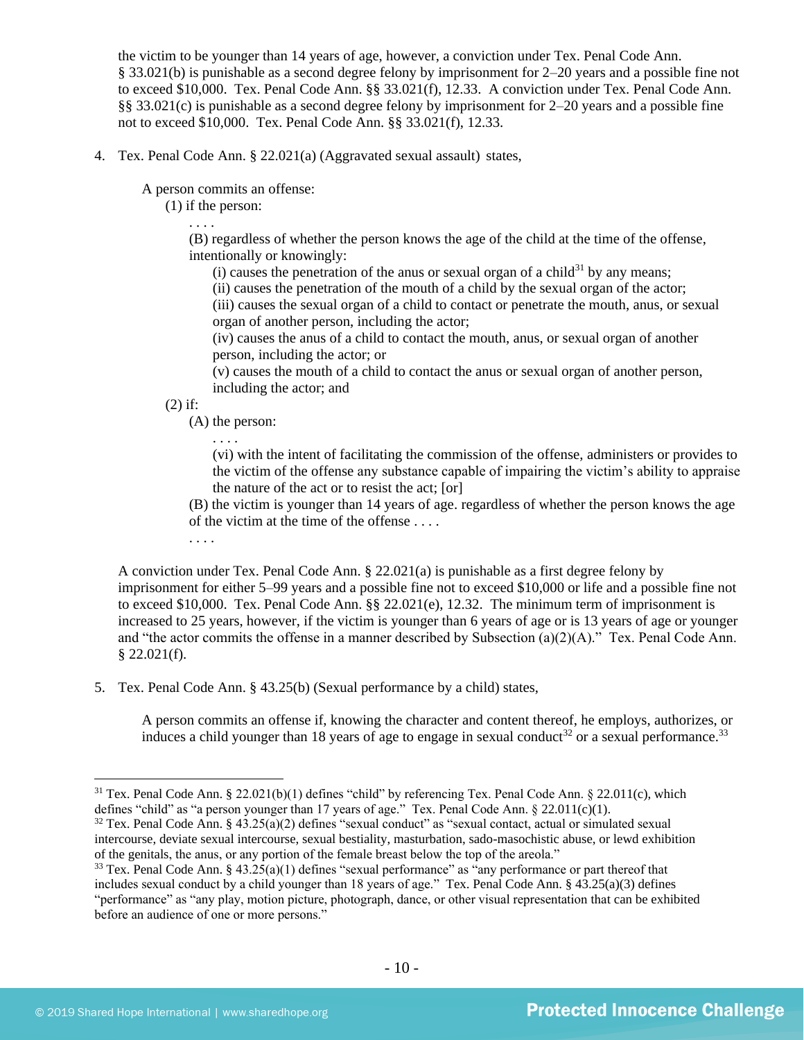the victim to be younger than 14 years of age, however, a conviction under Tex. Penal Code Ann. § 33.021(b) is punishable as a second degree felony by imprisonment for 2–20 years and a possible fine not to exceed $10,000. Tex. Penal Code Ann. §§ 33.021(f), 12.33. A conviction under Tex. Penal Code Ann. §§ 33.021(c) is punishable as a second degree felony by imprisonment for 2–20 years and a possible fine not to exceed $10,000. Tex. Penal Code Ann. §§ 33.021(f), 12.33.

4. Tex. Penal Code Ann. § 22.021(a) (Aggravated sexual assault) states,

   A person commits an offense:
   (1) if the person:
   . . . .
   (B) regardless of whether the person knows the age of the child at the time of the offense, intentionally or knowingly:
   (i) causes the penetration of the anus or sexual organ of a child[31] by any means;
   (ii) causes the penetration of the mouth of a child by the sexual organ of the actor;
   (iii) causes the sexual organ of a child to contact or penetrate the mouth, anus, or sexual organ of another person, including the actor;
   (iv) causes the anus of a child to contact the mouth, anus, or sexual organ of another person, including the actor; or
   (v) causes the mouth of a child to contact the anus or sexual organ of another person, including the actor; and
   (2) if:
   (A) the person:
   . . . .
   (vi) with the intent of facilitating the commission of the offense, administers or provides to the victim of the offense any substance capable of impairing the victim's ability to appraise the nature of the act or to resist the act; [or]
   (B) the victim is younger than 14 years of age. regardless of whether the person knows the age of the victim at the time of the offense . . . .
   . . . .

   A conviction under Tex. Penal Code Ann. § 22.021(a) is punishable as a first degree felony by imprisonment for either 5–99 years and a possible fine not to exceed $10,000 or life and a possible fine not to exceed $10,000. Tex. Penal Code Ann. §§ 22.021(e), 12.32. The minimum term of imprisonment is increased to 25 years, however, if the victim is younger than 6 years of age or is 13 years of age or younger and "the actor commits the offense in a manner described by Subsection (a)(2)(A)." Tex. Penal Code Ann. § 22.021(f).

5. Tex. Penal Code Ann. § 43.25(b) (Sexual performance by a child) states,

   A person commits an offense if, knowing the character and content thereof, he employs, authorizes, or induces a child younger than 18 years of age to engage in sexual conduct[32] or a sexual performance.[33]

---

[31] Tex. Penal Code Ann. § 22.021(b)(1) defines "child" by referencing Tex. Penal Code Ann. § 22.011(c), which defines "child" as "a person younger than 17 years of age." Tex. Penal Code Ann. § 22.011(c)(1).

[32] Tex. Penal Code Ann. § 43.25(a)(2) defines "sexual conduct" as "sexual contact, actual or simulated sexual intercourse, deviate sexual intercourse, sexual bestiality, masturbation, sado-masochistic abuse, or lewd exhibition of the genitals, the anus, or any portion of the female breast below the top of the areola."

[33] Tex. Penal Code Ann. § 43.25(a)(1) defines "sexual performance" as "any performance or part thereof that includes sexual conduct by a child younger than 18 years of age." Tex. Penal Code Ann. § 43.25(a)(3) defines "performance" as "any play, motion picture, photograph, dance, or other visual representation that can be exhibited before an audience of one or more persons."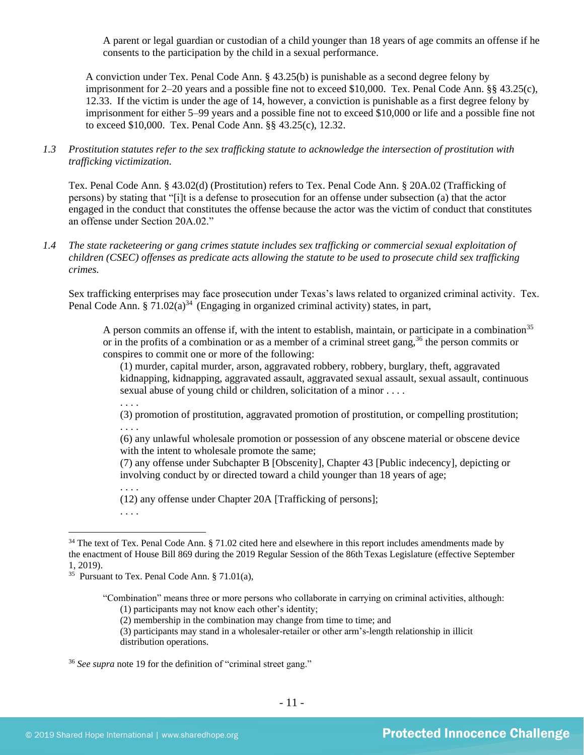> A parent or legal guardian or custodian of a child younger than 18 years of age commits an offense if he consents to the participation by the child in a sexual performance.

A conviction under Tex. Penal Code Ann. § 43.25(b) is punishable as a second degree felony by imprisonment for 2–20 years and a possible fine not to exceed $10,000. Tex. Penal Code Ann. §§ 43.25(c), 12.33. If the victim is under the age of 14, however, a conviction is punishable as a first degree felony by imprisonment for either 5–99 years and a possible fine not to exceed $10,000 or life and a possible fine not to exceed $10,000. Tex. Penal Code Ann. §§ 43.25(c), 12.32.

*1.3 Prostitution statutes refer to the sex trafficking statute to acknowledge the intersection of prostitution with trafficking victimization.*

Tex. Penal Code Ann. § 43.02(d) (Prostitution) refers to Tex. Penal Code Ann. § 20A.02 (Trafficking of persons) by stating that "[i]t is a defense to prosecution for an offense under subsection (a) that the actor engaged in the conduct that constitutes the offense because the actor was the victim of conduct that constitutes an offense under Section 20A.02."

*1.4 The state racketeering or gang crimes statute includes sex trafficking or commercial sexual exploitation of children (CSEC) offenses as predicate acts allowing the statute to be used to prosecute child sex trafficking crimes.*

Sex trafficking enterprises may face prosecution under Texas's laws related to organized criminal activity. Tex. Penal Code Ann. § 71.02(a)[34] (Engaging in organized criminal activity) states, in part,

> A person commits an offense if, with the intent to establish, maintain, or participate in a combination[35] or in the profits of a combination or as a member of a criminal street gang,[36] the person commits or conspires to commit one or more of the following:
>
> (1) murder, capital murder, arson, aggravated robbery, robbery, burglary, theft, aggravated kidnapping, kidnapping, aggravated assault, aggravated sexual assault, sexual assault, continuous sexual abuse of young child or children, solicitation of a minor . . . .
>
> . . . .
>
> (3) promotion of prostitution, aggravated promotion of prostitution, or compelling prostitution;
>
> . . . .
>
> (6) any unlawful wholesale promotion or possession of any obscene material or obscene device with the intent to wholesale promote the same;
>
> (7) any offense under Subchapter B [Obscenity], Chapter 43 [Public indecency], depicting or involving conduct by or directed toward a child younger than 18 years of age;
>
> . . . .
>
> (12) any offense under Chapter 20A [Trafficking of persons];
>
> . . . .

---

[34] The text of Tex. Penal Code Ann. § 71.02 cited here and elsewhere in this report includes amendments made by the enactment of House Bill 869 during the 2019 Regular Session of the 86th Texas Legislature (effective September 1, 2019).

[35] Pursuant to Tex. Penal Code Ann. § 71.01(a),

> "Combination" means three or more persons who collaborate in carrying on criminal activities, although:
>
> (1) participants may not know each other's identity;
>
> (2) membership in the combination may change from time to time; and
>
> (3) participants may stand in a wholesaler-retailer or other arm's-length relationship in illicit distribution operations.

[36] *See supra* note 19 for the definition of "criminal street gang."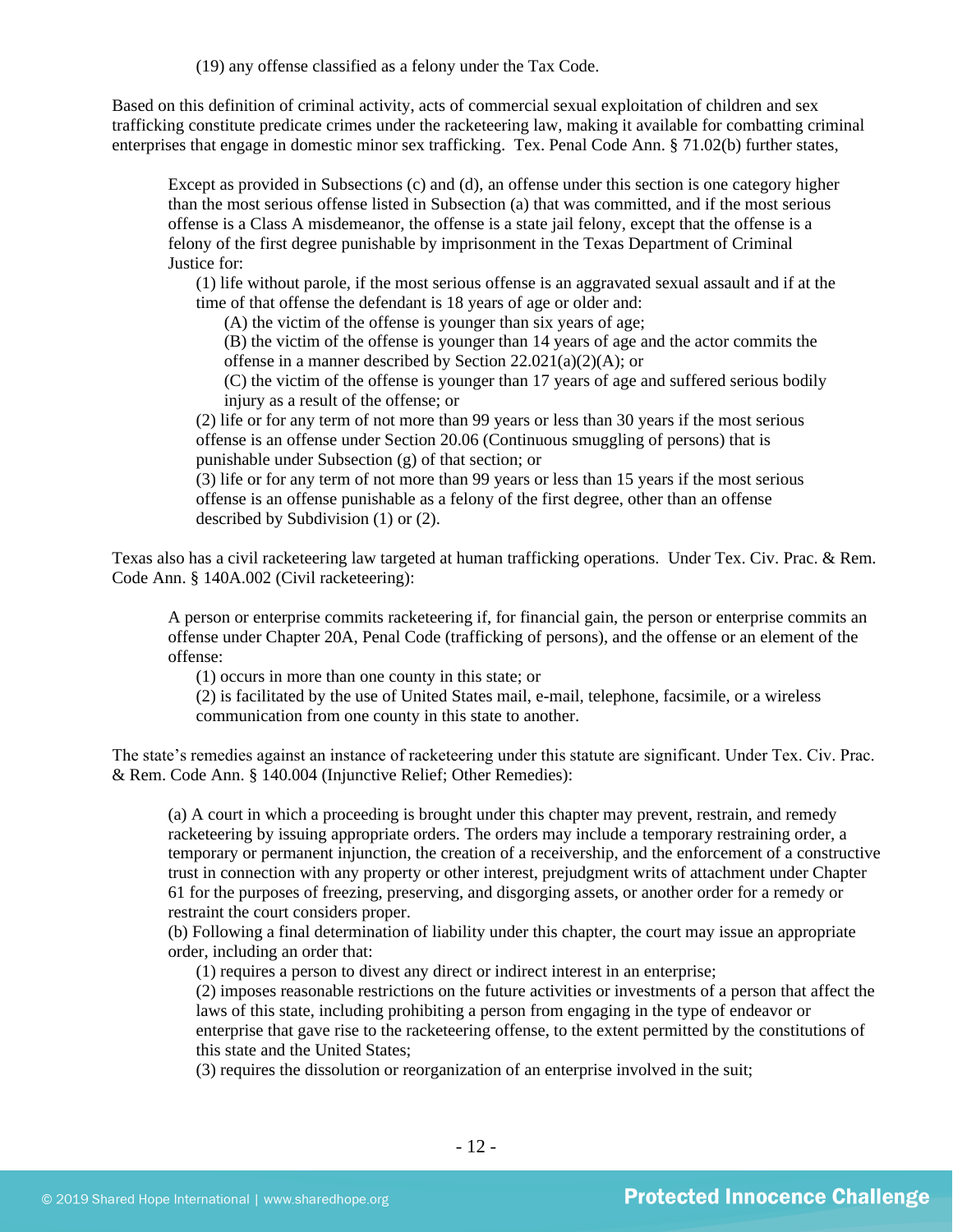(19) any offense classified as a felony under the Tax Code.

Based on this definition of criminal activity, acts of commercial sexual exploitation of children and sex trafficking constitute predicate crimes under the racketeering law, making it available for combatting criminal enterprises that engage in domestic minor sex trafficking. Tex. Penal Code Ann. § 71.02(b) further states,

> Except as provided in Subsections (c) and (d), an offense under this section is one category higher than the most serious offense listed in Subsection (a) that was committed, and if the most serious offense is a Class A misdemeanor, the offense is a state jail felony, except that the offense is a felony of the first degree punishable by imprisonment in the Texas Department of Criminal Justice for:
>
> (1) life without parole, if the most serious offense is an aggravated sexual assault and if at the time of that offense the defendant is 18 years of age or older and:
>
> (A) the victim of the offense is younger than six years of age;
>
> (B) the victim of the offense is younger than 14 years of age and the actor commits the offense in a manner described by Section 22.021(a)(2)(A); or
>
> (C) the victim of the offense is younger than 17 years of age and suffered serious bodily injury as a result of the offense; or
>
> (2) life or for any term of not more than 99 years or less than 30 years if the most serious offense is an offense under Section 20.06 (Continuous smuggling of persons) that is punishable under Subsection (g) of that section; or
>
> (3) life or for any term of not more than 99 years or less than 15 years if the most serious offense is an offense punishable as a felony of the first degree, other than an offense described by Subdivision (1) or (2).

Texas also has a civil racketeering law targeted at human trafficking operations. Under Tex. Civ. Prac. & Rem. Code Ann. § 140A.002 (Civil racketeering):

> A person or enterprise commits racketeering if, for financial gain, the person or enterprise commits an offense under Chapter 20A, Penal Code (trafficking of persons), and the offense or an element of the offense:
>
> (1) occurs in more than one county in this state; or
>
> (2) is facilitated by the use of United States mail, e-mail, telephone, facsimile, or a wireless communication from one county in this state to another.

The state's remedies against an instance of racketeering under this statute are significant. Under Tex. Civ. Prac. & Rem. Code Ann. § 140.004 (Injunctive Relief; Other Remedies):

> (a) A court in which a proceeding is brought under this chapter may prevent, restrain, and remedy racketeering by issuing appropriate orders. The orders may include a temporary restraining order, a temporary or permanent injunction, the creation of a receivership, and the enforcement of a constructive trust in connection with any property or other interest, prejudgment writs of attachment under Chapter 61 for the purposes of freezing, preserving, and disgorging assets, or another order for a remedy or restraint the court considers proper.
>
> (b) Following a final determination of liability under this chapter, the court may issue an appropriate order, including an order that:
>
> (1) requires a person to divest any direct or indirect interest in an enterprise;
>
> (2) imposes reasonable restrictions on the future activities or investments of a person that affect the laws of this state, including prohibiting a person from engaging in the type of endeavor or enterprise that gave rise to the racketeering offense, to the extent permitted by the constitutions of this state and the United States;
>
> (3) requires the dissolution or reorganization of an enterprise involved in the suit;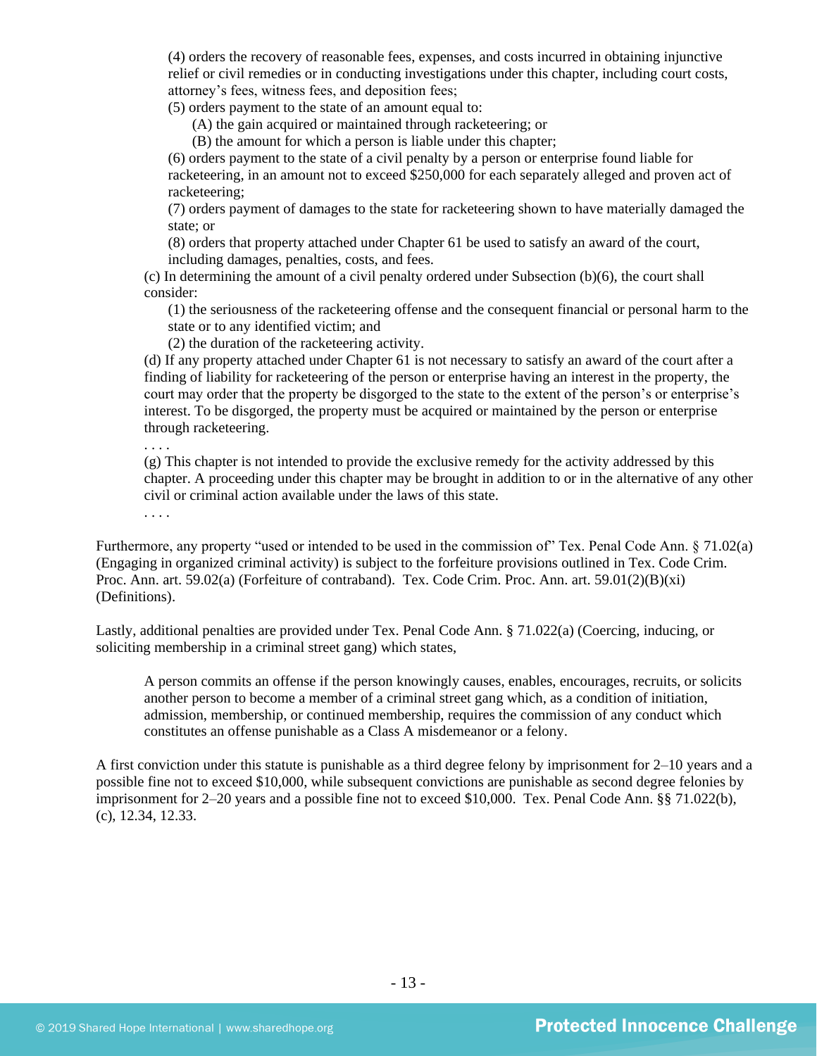(4) orders the recovery of reasonable fees, expenses, and costs incurred in obtaining injunctive relief or civil remedies or in conducting investigations under this chapter, including court costs, attorney's fees, witness fees, and deposition fees;

(5) orders payment to the state of an amount equal to:

(A) the gain acquired or maintained through racketeering; or

(B) the amount for which a person is liable under this chapter;

(6) orders payment to the state of a civil penalty by a person or enterprise found liable for racketeering, in an amount not to exceed $250,000 for each separately alleged and proven act of racketeering;

(7) orders payment of damages to the state for racketeering shown to have materially damaged the state; or

(8) orders that property attached under Chapter 61 be used to satisfy an award of the court, including damages, penalties, costs, and fees.

(c) In determining the amount of a civil penalty ordered under Subsection (b)(6), the court shall consider:

(1) the seriousness of the racketeering offense and the consequent financial or personal harm to the state or to any identified victim; and

(2) the duration of the racketeering activity.

(d) If any property attached under Chapter 61 is not necessary to satisfy an award of the court after a finding of liability for racketeering of the person or enterprise having an interest in the property, the court may order that the property be disgorged to the state to the extent of the person's or enterprise's interest. To be disgorged, the property must be acquired or maintained by the person or enterprise through racketeering.

. . . .

(g) This chapter is not intended to provide the exclusive remedy for the activity addressed by this chapter. A proceeding under this chapter may be brought in addition to or in the alternative of any other civil or criminal action available under the laws of this state.

. . . .

Furthermore, any property "used or intended to be used in the commission of" Tex. Penal Code Ann. § 71.02(a) (Engaging in organized criminal activity) is subject to the forfeiture provisions outlined in Tex. Code Crim. Proc. Ann. art. 59.02(a) (Forfeiture of contraband). Tex. Code Crim. Proc. Ann. art. 59.01(2)(B)(xi) (Definitions).

Lastly, additional penalties are provided under Tex. Penal Code Ann. § 71.022(a) (Coercing, inducing, or soliciting membership in a criminal street gang) which states,

> A person commits an offense if the person knowingly causes, enables, encourages, recruits, or solicits another person to become a member of a criminal street gang which, as a condition of initiation, admission, membership, or continued membership, requires the commission of any conduct which constitutes an offense punishable as a Class A misdemeanor or a felony.

A first conviction under this statute is punishable as a third degree felony by imprisonment for 2–10 years and a possible fine not to exceed $10,000, while subsequent convictions are punishable as second degree felonies by imprisonment for 2–20 years and a possible fine not to exceed $10,000. Tex. Penal Code Ann. §§ 71.022(b), (c), 12.34, 12.33.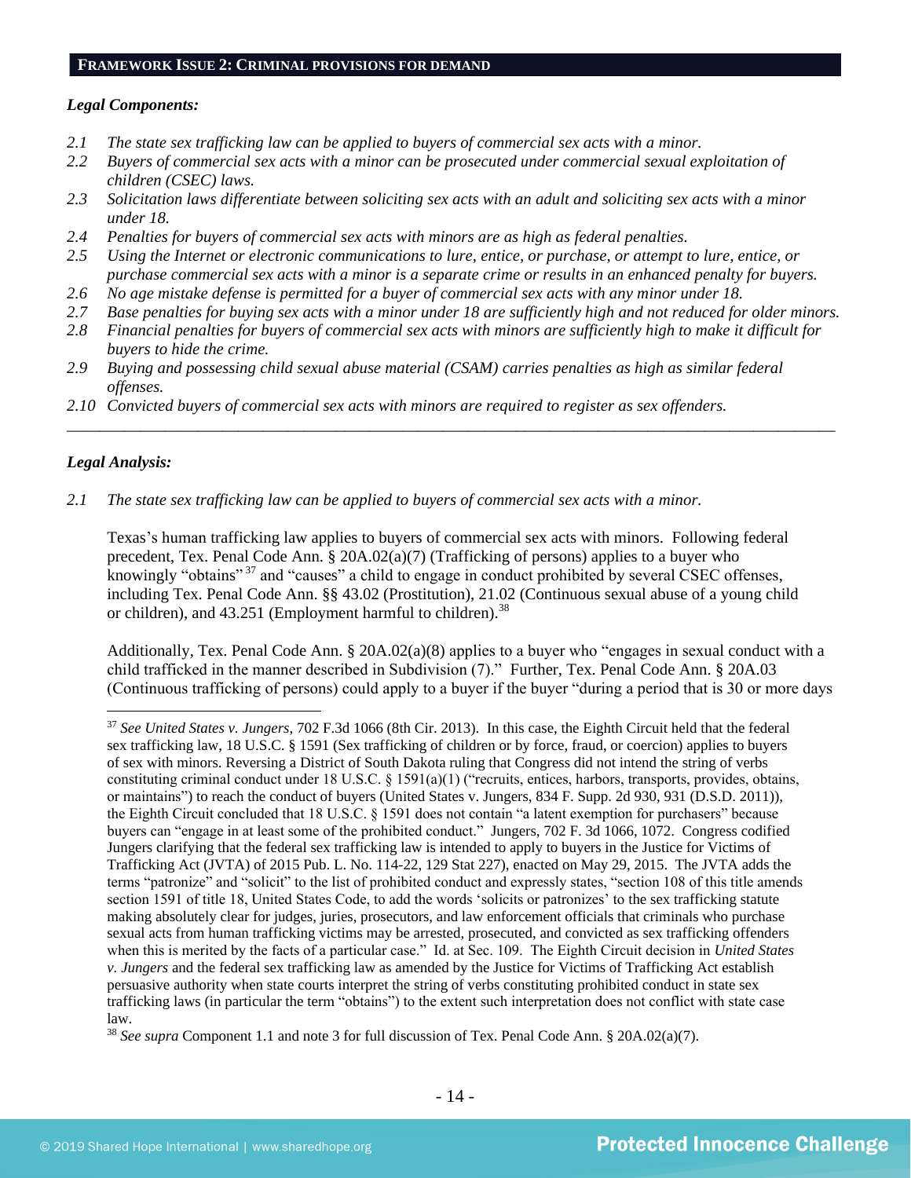## FRAMEWORK ISSUE 2: CRIMINAL PROVISIONS FOR DEMAND

### *Legal Components:*

*2.1 The state sex trafficking law can be applied to buyers of commercial sex acts with a minor.*
*2.2 Buyers of commercial sex acts with a minor can be prosecuted under commercial sexual exploitation of children (CSEC) laws.*
*2.3 Solicitation laws differentiate between soliciting sex acts with an adult and soliciting sex acts with a minor under 18.*
*2.4 Penalties for buyers of commercial sex acts with minors are as high as federal penalties.*
*2.5 Using the Internet or electronic communications to lure, entice, or purchase, or attempt to lure, entice, or purchase commercial sex acts with a minor is a separate crime or results in an enhanced penalty for buyers.*
*2.6 No age mistake defense is permitted for a buyer of commercial sex acts with any minor under 18.*
*2.7 Base penalties for buying sex acts with a minor under 18 are sufficiently high and not reduced for older minors.*
*2.8 Financial penalties for buyers of commercial sex acts with minors are sufficiently high to make it difficult for buyers to hide the crime.*
*2.9 Buying and possessing child sexual abuse material (CSAM) carries penalties as high as similar federal offenses.*
*2.10 Convicted buyers of commercial sex acts with minors are required to register as sex offenders.*

---

### *Legal Analysis:*

*2.1 The state sex trafficking law can be applied to buyers of commercial sex acts with a minor.*

Texas's human trafficking law applies to buyers of commercial sex acts with minors. Following federal precedent, Tex. Penal Code Ann. § 20A.02(a)(7) (Trafficking of persons) applies to a buyer who knowingly "obtains"[37] and "causes" a child to engage in conduct prohibited by several CSEC offenses, including Tex. Penal Code Ann. §§ 43.02 (Prostitution), 21.02 (Continuous sexual abuse of a young child or children), and 43.251 (Employment harmful to children).[38]

Additionally, Tex. Penal Code Ann. § 20A.02(a)(8) applies to a buyer who "engages in sexual conduct with a child trafficked in the manner described in Subdivision (7)." Further, Tex. Penal Code Ann. § 20A.03 (Continuous trafficking of persons) could apply to a buyer if the buyer "during a period that is 30 or more days

---

[37] *See United States v. Jungers*, 702 F.3d 1066 (8th Cir. 2013). In this case, the Eighth Circuit held that the federal sex trafficking law, 18 U.S.C. § 1591 (Sex trafficking of children or by force, fraud, or coercion) applies to buyers of sex with minors. Reversing a District of South Dakota ruling that Congress did not intend the string of verbs constituting criminal conduct under 18 U.S.C. § 1591(a)(1) ("recruits, entices, harbors, transports, provides, obtains, or maintains") to reach the conduct of buyers (United States v. Jungers, 834 F. Supp. 2d 930, 931 (D.S.D. 2011)), the Eighth Circuit concluded that 18 U.S.C. § 1591 does not contain "a latent exemption for purchasers" because buyers can "engage in at least some of the prohibited conduct." Jungers, 702 F. 3d 1066, 1072. Congress codified Jungers clarifying that the federal sex trafficking law is intended to apply to buyers in the Justice for Victims of Trafficking Act (JVTA) of 2015 Pub. L. No. 114-22, 129 Stat 227), enacted on May 29, 2015. The JVTA adds the terms "patronize" and "solicit" to the list of prohibited conduct and expressly states, "section 108 of this title amends section 1591 of title 18, United States Code, to add the words 'solicits or patronizes' to the sex trafficking statute making absolutely clear for judges, juries, prosecutors, and law enforcement officials that criminals who purchase sexual acts from human trafficking victims may be arrested, prosecuted, and convicted as sex trafficking offenders when this is merited by the facts of a particular case." Id. at Sec. 109. The Eighth Circuit decision in *United States v. Jungers* and the federal sex trafficking law as amended by the Justice for Victims of Trafficking Act establish persuasive authority when state courts interpret the string of verbs constituting prohibited conduct in state sex trafficking laws (in particular the term "obtains") to the extent such interpretation does not conflict with state case law.

[38] *See supra* Component 1.1 and note 3 for full discussion of Tex. Penal Code Ann. § 20A.02(a)(7).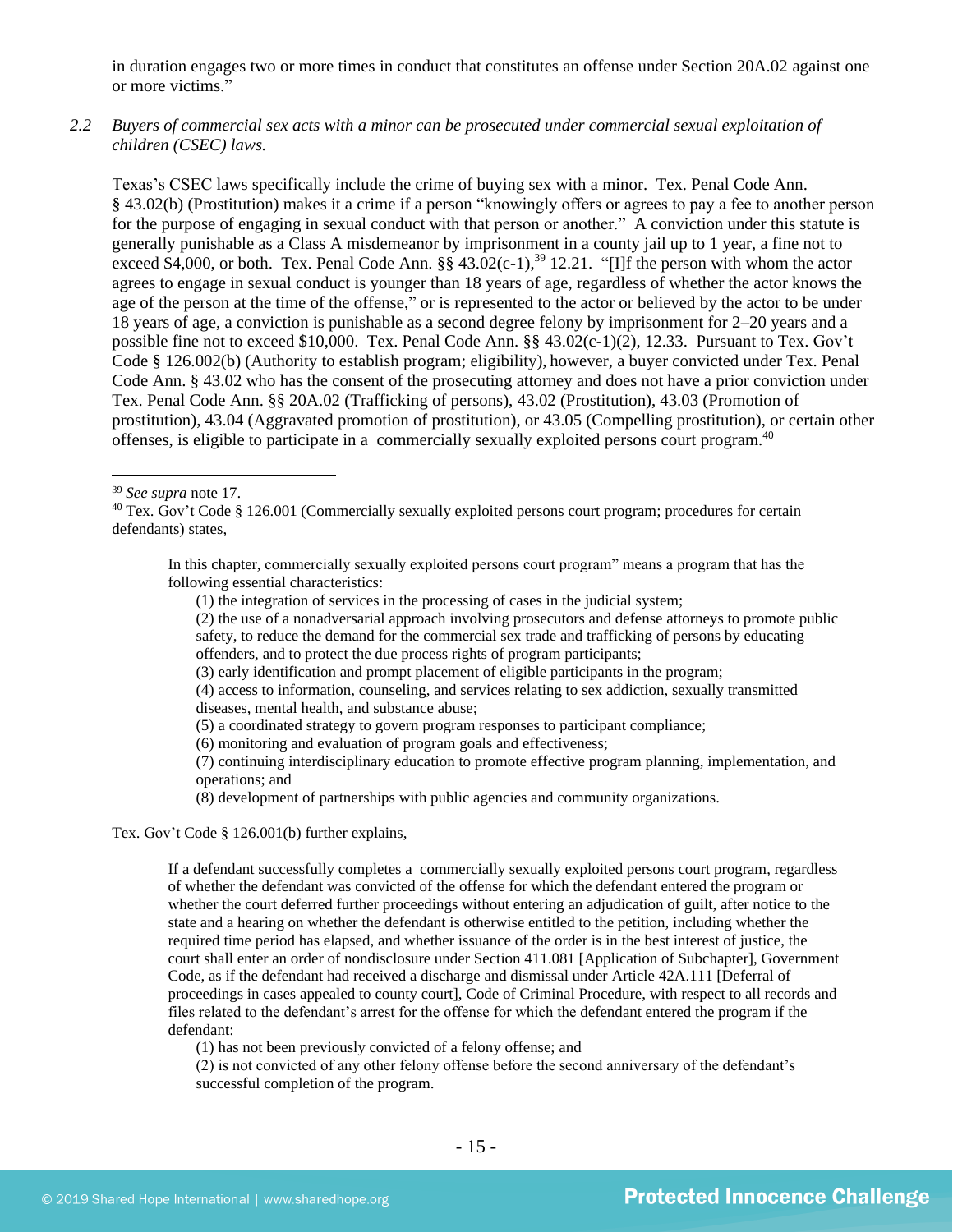in duration engages two or more times in conduct that constitutes an offense under Section 20A.02 against one or more victims."

*2.2 Buyers of commercial sex acts with a minor can be prosecuted under commercial sexual exploitation of children (CSEC) laws.*

Texas's CSEC laws specifically include the crime of buying sex with a minor. Tex. Penal Code Ann. § 43.02(b) (Prostitution) makes it a crime if a person "knowingly offers or agrees to pay a fee to another person for the purpose of engaging in sexual conduct with that person or another." A conviction under this statute is generally punishable as a Class A misdemeanor by imprisonment in a county jail up to 1 year, a fine not to exceed $4,000, or both. Tex. Penal Code Ann. §§ 43.02(c-1),[39] 12.21. "[I]f the person with whom the actor agrees to engage in sexual conduct is younger than 18 years of age, regardless of whether the actor knows the age of the person at the time of the offense," or is represented to the actor or believed by the actor to be under 18 years of age, a conviction is punishable as a second degree felony by imprisonment for 2–20 years and a possible fine not to exceed $10,000. Tex. Penal Code Ann. §§ 43.02(c-1)(2), 12.33. Pursuant to Tex. Gov't Code § 126.002(b) (Authority to establish program; eligibility), however, a buyer convicted under Tex. Penal Code Ann. § 43.02 who has the consent of the prosecuting attorney and does not have a prior conviction under Tex. Penal Code Ann. §§ 20A.02 (Trafficking of persons), 43.02 (Prostitution), 43.03 (Promotion of prostitution), 43.04 (Aggravated promotion of prostitution), or 43.05 (Compelling prostitution), or certain other offenses, is eligible to participate in a commercially sexually exploited persons court program.[40]

---

[39] *See supra* note 17.

[40] Tex. Gov't Code § 126.001 (Commercially sexually exploited persons court program; procedures for certain defendants) states,

> In this chapter, commercially sexually exploited persons court program" means a program that has the following essential characteristics:
>
> (1) the integration of services in the processing of cases in the judicial system;
> (2) the use of a nonadversarial approach involving prosecutors and defense attorneys to promote public safety, to reduce the demand for the commercial sex trade and trafficking of persons by educating offenders, and to protect the due process rights of program participants;
> (3) early identification and prompt placement of eligible participants in the program;
> (4) access to information, counseling, and services relating to sex addiction, sexually transmitted diseases, mental health, and substance abuse;
> (5) a coordinated strategy to govern program responses to participant compliance;
> (6) monitoring and evaluation of program goals and effectiveness;
> (7) continuing interdisciplinary education to promote effective program planning, implementation, and operations; and
> (8) development of partnerships with public agencies and community organizations.

Tex. Gov't Code § 126.001(b) further explains,

> If a defendant successfully completes a commercially sexually exploited persons court program, regardless of whether the defendant was convicted of the offense for which the defendant entered the program or whether the court deferred further proceedings without entering an adjudication of guilt, after notice to the state and a hearing on whether the defendant is otherwise entitled to the petition, including whether the required time period has elapsed, and whether issuance of the order is in the best interest of justice, the court shall enter an order of nondisclosure under Section 411.081 [Application of Subchapter], Government Code, as if the defendant had received a discharge and dismissal under Article 42A.111 [Deferral of proceedings in cases appealed to county court], Code of Criminal Procedure, with respect to all records and files related to the defendant's arrest for the offense for which the defendant entered the program if the defendant:
>
> (1) has not been previously convicted of a felony offense; and
> (2) is not convicted of any other felony offense before the second anniversary of the defendant's successful completion of the program.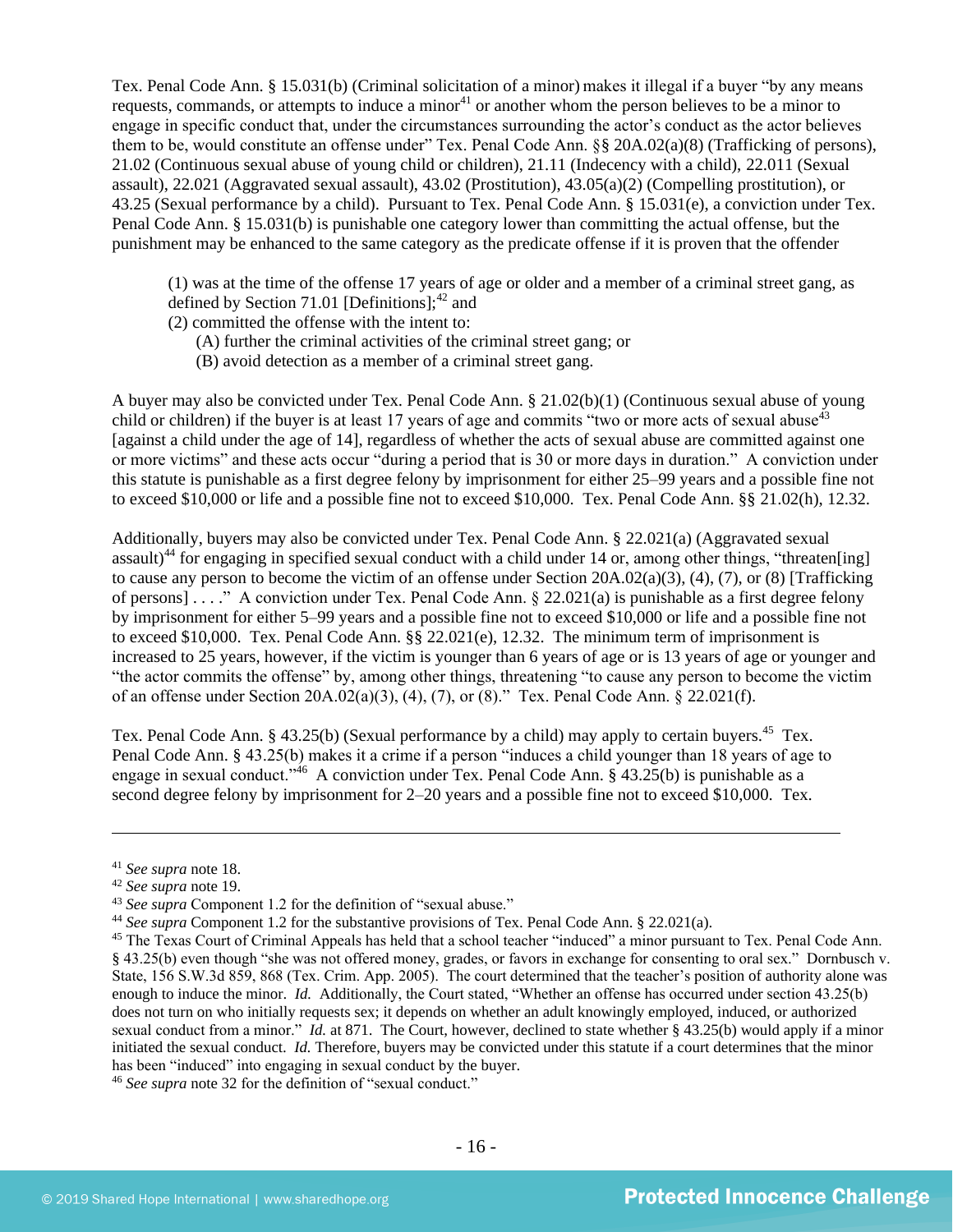Tex. Penal Code Ann. § 15.031(b) (Criminal solicitation of a minor) makes it illegal if a buyer "by any means requests, commands, or attempts to induce a minor[41] or another whom the person believes to be a minor to engage in specific conduct that, under the circumstances surrounding the actor's conduct as the actor believes them to be, would constitute an offense under" Tex. Penal Code Ann. §§ 20A.02(a)(8) (Trafficking of persons), 21.02 (Continuous sexual abuse of young child or children), 21.11 (Indecency with a child), 22.011 (Sexual assault), 22.021 (Aggravated sexual assault), 43.02 (Prostitution), 43.05(a)(2) (Compelling prostitution), or 43.25 (Sexual performance by a child). Pursuant to Tex. Penal Code Ann. § 15.031(e), a conviction under Tex. Penal Code Ann. § 15.031(b) is punishable one category lower than committing the actual offense, but the punishment may be enhanced to the same category as the predicate offense if it is proven that the offender

> (1) was at the time of the offense 17 years of age or older and a member of a criminal street gang, as defined by Section 71.01 [Definitions];[42] and
> (2) committed the offense with the intent to:
> (A) further the criminal activities of the criminal street gang; or
> (B) avoid detection as a member of a criminal street gang.

A buyer may also be convicted under Tex. Penal Code Ann. § 21.02(b)(1) (Continuous sexual abuse of young child or children) if the buyer is at least 17 years of age and commits "two or more acts of sexual abuse[43] [against a child under the age of 14], regardless of whether the acts of sexual abuse are committed against one or more victims" and these acts occur "during a period that is 30 or more days in duration." A conviction under this statute is punishable as a first degree felony by imprisonment for either 25–99 years and a possible fine not to exceed $10,000 or life and a possible fine not to exceed $10,000. Tex. Penal Code Ann. §§ 21.02(h), 12.32.

Additionally, buyers may also be convicted under Tex. Penal Code Ann. § 22.021(a) (Aggravated sexual assault)[44] for engaging in specified sexual conduct with a child under 14 or, among other things, "threaten[ing] to cause any person to become the victim of an offense under Section 20A.02(a)(3), (4), (7), or (8) [Trafficking of persons] . . . ." A conviction under Tex. Penal Code Ann. § 22.021(a) is punishable as a first degree felony by imprisonment for either 5–99 years and a possible fine not to exceed $10,000 or life and a possible fine not to exceed $10,000. Tex. Penal Code Ann. §§ 22.021(e), 12.32. The minimum term of imprisonment is increased to 25 years, however, if the victim is younger than 6 years of age or is 13 years of age or younger and "the actor commits the offense" by, among other things, threatening "to cause any person to become the victim of an offense under Section 20A.02(a)(3), (4), (7), or (8)." Tex. Penal Code Ann. § 22.021(f).

Tex. Penal Code Ann. § 43.25(b) (Sexual performance by a child) may apply to certain buyers.[45] Tex. Penal Code Ann. § 43.25(b) makes it a crime if a person "induces a child younger than 18 years of age to engage in sexual conduct."[46] A conviction under Tex. Penal Code Ann. § 43.25(b) is punishable as a second degree felony by imprisonment for 2–20 years and a possible fine not to exceed $10,000. Tex.

---

[41] *See supra* note 18.

[42] *See supra* note 19.

[43] *See supra* Component 1.2 for the definition of "sexual abuse."

[44] *See supra* Component 1.2 for the substantive provisions of Tex. Penal Code Ann. § 22.021(a).

[45] The Texas Court of Criminal Appeals has held that a school teacher "induced" a minor pursuant to Tex. Penal Code Ann. § 43.25(b) even though "she was not offered money, grades, or favors in exchange for consenting to oral sex." Dornbusch v. State, 156 S.W.3d 859, 868 (Tex. Crim. App. 2005). The court determined that the teacher's position of authority alone was enough to induce the minor. *Id.* Additionally, the Court stated, "Whether an offense has occurred under section 43.25(b) does not turn on who initially requests sex; it depends on whether an adult knowingly employed, induced, or authorized sexual conduct from a minor." *Id.* at 871. The Court, however, declined to state whether § 43.25(b) would apply if a minor initiated the sexual conduct. *Id.* Therefore, buyers may be convicted under this statute if a court determines that the minor has been "induced" into engaging in sexual conduct by the buyer.

[46] *See supra* note 32 for the definition of "sexual conduct."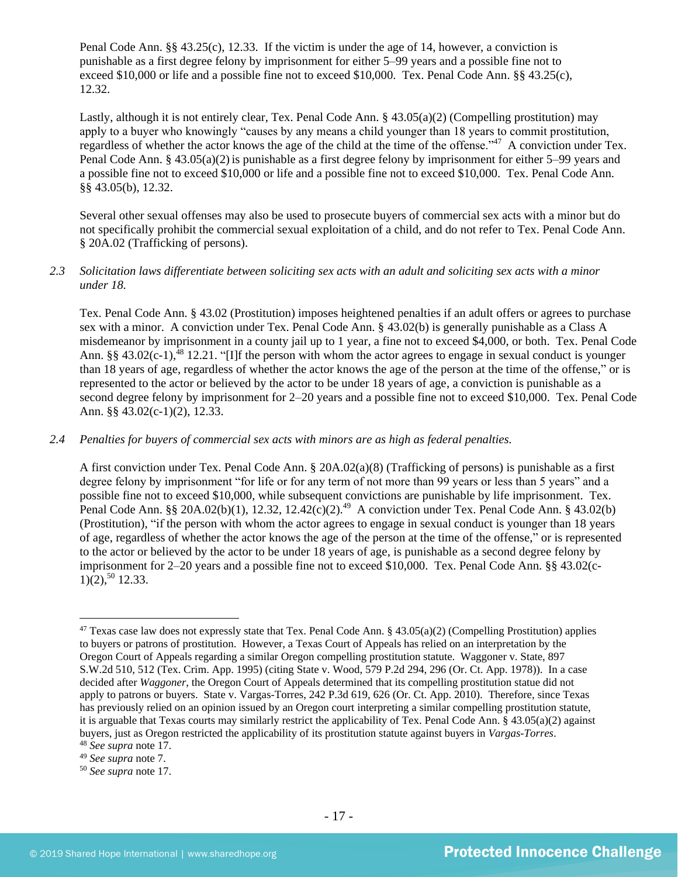Penal Code Ann. §§ 43.25(c), 12.33. If the victim is under the age of 14, however, a conviction is punishable as a first degree felony by imprisonment for either 5–99 years and a possible fine not to exceed $10,000 or life and a possible fine not to exceed $10,000. Tex. Penal Code Ann. §§ 43.25(c), 12.32.

Lastly, although it is not entirely clear, Tex. Penal Code Ann. § 43.05(a)(2) (Compelling prostitution) may apply to a buyer who knowingly "causes by any means a child younger than 18 years to commit prostitution, regardless of whether the actor knows the age of the child at the time of the offense."[47] A conviction under Tex. Penal Code Ann. § 43.05(a)(2) is punishable as a first degree felony by imprisonment for either 5–99 years and a possible fine not to exceed $10,000 or life and a possible fine not to exceed $10,000. Tex. Penal Code Ann. §§ 43.05(b), 12.32.

Several other sexual offenses may also be used to prosecute buyers of commercial sex acts with a minor but do not specifically prohibit the commercial sexual exploitation of a child, and do not refer to Tex. Penal Code Ann. § 20A.02 (Trafficking of persons).

*2.3 Solicitation laws differentiate between soliciting sex acts with an adult and soliciting sex acts with a minor under 18.*

Tex. Penal Code Ann. § 43.02 (Prostitution) imposes heightened penalties if an adult offers or agrees to purchase sex with a minor. A conviction under Tex. Penal Code Ann. § 43.02(b) is generally punishable as a Class A misdemeanor by imprisonment in a county jail up to 1 year, a fine not to exceed $4,000, or both. Tex. Penal Code Ann. §§ 43.02(c-1),[48] 12.21. "[I]f the person with whom the actor agrees to engage in sexual conduct is younger than 18 years of age, regardless of whether the actor knows the age of the person at the time of the offense," or is represented to the actor or believed by the actor to be under 18 years of age, a conviction is punishable as a second degree felony by imprisonment for 2–20 years and a possible fine not to exceed $10,000. Tex. Penal Code Ann. §§ 43.02(c-1)(2), 12.33.

*2.4 Penalties for buyers of commercial sex acts with minors are as high as federal penalties.*

A first conviction under Tex. Penal Code Ann. § 20A.02(a)(8) (Trafficking of persons) is punishable as a first degree felony by imprisonment "for life or for any term of not more than 99 years or less than 5 years" and a possible fine not to exceed $10,000, while subsequent convictions are punishable by life imprisonment. Tex. Penal Code Ann. §§ 20A.02(b)(1), 12.32, 12.42(c)(2).[49] A conviction under Tex. Penal Code Ann. § 43.02(b) (Prostitution), "if the person with whom the actor agrees to engage in sexual conduct is younger than 18 years of age, regardless of whether the actor knows the age of the person at the time of the offense," or is represented to the actor or believed by the actor to be under 18 years of age, is punishable as a second degree felony by imprisonment for 2–20 years and a possible fine not to exceed $10,000. Tex. Penal Code Ann. §§ 43.02(c-1)(2),[50] 12.33.

---

[47] Texas case law does not expressly state that Tex. Penal Code Ann. § 43.05(a)(2) (Compelling Prostitution) applies to buyers or patrons of prostitution. However, a Texas Court of Appeals has relied on an interpretation by the Oregon Court of Appeals regarding a similar Oregon compelling prostitution statute. Waggoner v. State, 897 S.W.2d 510, 512 (Tex. Crim. App. 1995) (citing State v. Wood, 579 P.2d 294, 296 (Or. Ct. App. 1978)). In a case decided after *Waggoner*, the Oregon Court of Appeals determined that its compelling prostitution statue did not apply to patrons or buyers. State v. Vargas-Torres, 242 P.3d 619, 626 (Or. Ct. App. 2010). Therefore, since Texas has previously relied on an opinion issued by an Oregon court interpreting a similar compelling prostitution statute, it is arguable that Texas courts may similarly restrict the applicability of Tex. Penal Code Ann. § 43.05(a)(2) against buyers, just as Oregon restricted the applicability of its prostitution statute against buyers in *Vargas-Torres*.

[48] *See supra* note 17.

[49] *See supra* note 7.

[50] *See supra* note 17.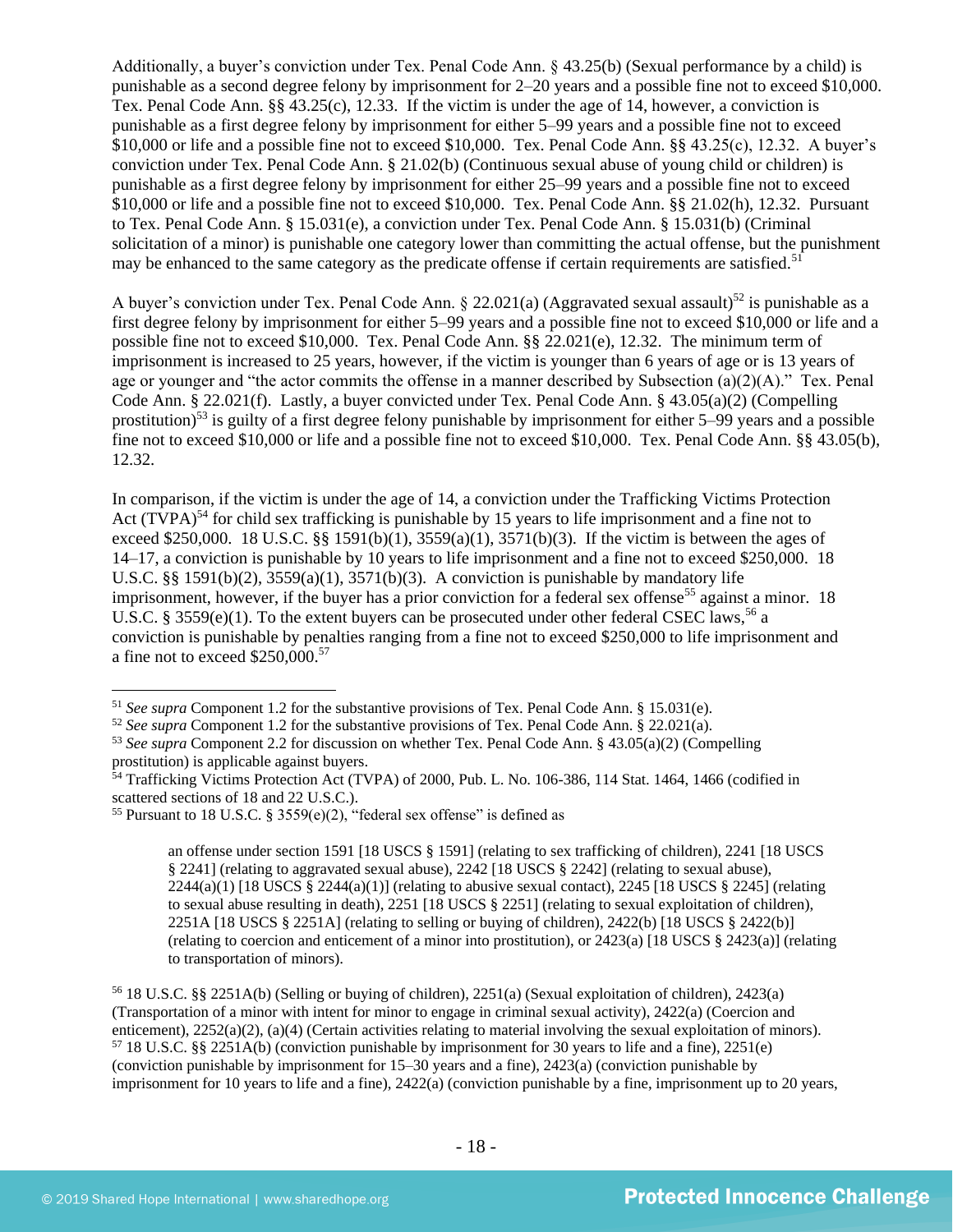Additionally, a buyer's conviction under Tex. Penal Code Ann. § 43.25(b) (Sexual performance by a child) is punishable as a second degree felony by imprisonment for 2–20 years and a possible fine not to exceed $10,000. Tex. Penal Code Ann. §§ 43.25(c), 12.33. If the victim is under the age of 14, however, a conviction is punishable as a first degree felony by imprisonment for either 5–99 years and a possible fine not to exceed $10,000 or life and a possible fine not to exceed $10,000. Tex. Penal Code Ann. §§ 43.25(c), 12.32. A buyer's conviction under Tex. Penal Code Ann. § 21.02(b) (Continuous sexual abuse of young child or children) is punishable as a first degree felony by imprisonment for either 25–99 years and a possible fine not to exceed $10,000 or life and a possible fine not to exceed $10,000. Tex. Penal Code Ann. §§ 21.02(h), 12.32. Pursuant to Tex. Penal Code Ann. § 15.031(e), a conviction under Tex. Penal Code Ann. § 15.031(b) (Criminal solicitation of a minor) is punishable one category lower than committing the actual offense, but the punishment may be enhanced to the same category as the predicate offense if certain requirements are satisfied.[51]

A buyer's conviction under Tex. Penal Code Ann. § 22.021(a) (Aggravated sexual assault)[52] is punishable as a first degree felony by imprisonment for either 5–99 years and a possible fine not to exceed $10,000 or life and a possible fine not to exceed $10,000. Tex. Penal Code Ann. §§ 22.021(e), 12.32. The minimum term of imprisonment is increased to 25 years, however, if the victim is younger than 6 years of age or is 13 years of age or younger and "the actor commits the offense in a manner described by Subsection (a)(2)(A)." Tex. Penal Code Ann. § 22.021(f). Lastly, a buyer convicted under Tex. Penal Code Ann. § 43.05(a)(2) (Compelling prostitution)[53] is guilty of a first degree felony punishable by imprisonment for either 5–99 years and a possible fine not to exceed $10,000 or life and a possible fine not to exceed $10,000. Tex. Penal Code Ann. §§ 43.05(b), 12.32.

In comparison, if the victim is under the age of 14, a conviction under the Trafficking Victims Protection Act (TVPA)[54] for child sex trafficking is punishable by 15 years to life imprisonment and a fine not to exceed $250,000. 18 U.S.C. §§ 1591(b)(1), 3559(a)(1), 3571(b)(3). If the victim is between the ages of 14–17, a conviction is punishable by 10 years to life imprisonment and a fine not to exceed $250,000. 18 U.S.C. §§ 1591(b)(2), 3559(a)(1), 3571(b)(3). A conviction is punishable by mandatory life imprisonment, however, if the buyer has a prior conviction for a federal sex offense[55] against a minor. 18 U.S.C. § 3559(e)(1). To the extent buyers can be prosecuted under other federal CSEC laws,[56] a conviction is punishable by penalties ranging from a fine not to exceed $250,000 to life imprisonment and a fine not to exceed $250,000.[57]

---

[51] *See supra* Component 1.2 for the substantive provisions of Tex. Penal Code Ann. § 15.031(e).

[52] *See supra* Component 1.2 for the substantive provisions of Tex. Penal Code Ann. § 22.021(a).

[53] *See supra* Component 2.2 for discussion on whether Tex. Penal Code Ann. § 43.05(a)(2) (Compelling prostitution) is applicable against buyers.

[54] Trafficking Victims Protection Act (TVPA) of 2000, Pub. L. No. 106-386, 114 Stat. 1464, 1466 (codified in scattered sections of 18 and 22 U.S.C.).

[55] Pursuant to 18 U.S.C. § 3559(e)(2), "federal sex offense" is defined as

> an offense under section 1591 [18 USCS § 1591] (relating to sex trafficking of children), 2241 [18 USCS § 2241] (relating to aggravated sexual abuse), 2242 [18 USCS § 2242] (relating to sexual abuse), 2244(a)(1) [18 USCS § 2244(a)(1)] (relating to abusive sexual contact), 2245 [18 USCS § 2245] (relating to sexual abuse resulting in death), 2251 [18 USCS § 2251] (relating to sexual exploitation of children), 2251A [18 USCS § 2251A] (relating to selling or buying of children), 2422(b) [18 USCS § 2422(b)] (relating to coercion and enticement of a minor into prostitution), or 2423(a) [18 USCS § 2423(a)] (relating to transportation of minors).

[56] 18 U.S.C. §§ 2251A(b) (Selling or buying of children), 2251(a) (Sexual exploitation of children), 2423(a) (Transportation of a minor with intent for minor to engage in criminal sexual activity), 2422(a) (Coercion and enticement), 2252(a)(2), (a)(4) (Certain activities relating to material involving the sexual exploitation of minors).

[57] 18 U.S.C. §§ 2251A(b) (conviction punishable by imprisonment for 30 years to life and a fine), 2251(e) (conviction punishable by imprisonment for 15–30 years and a fine), 2423(a) (conviction punishable by imprisonment for 10 years to life and a fine), 2422(a) (conviction punishable by a fine, imprisonment up to 20 years,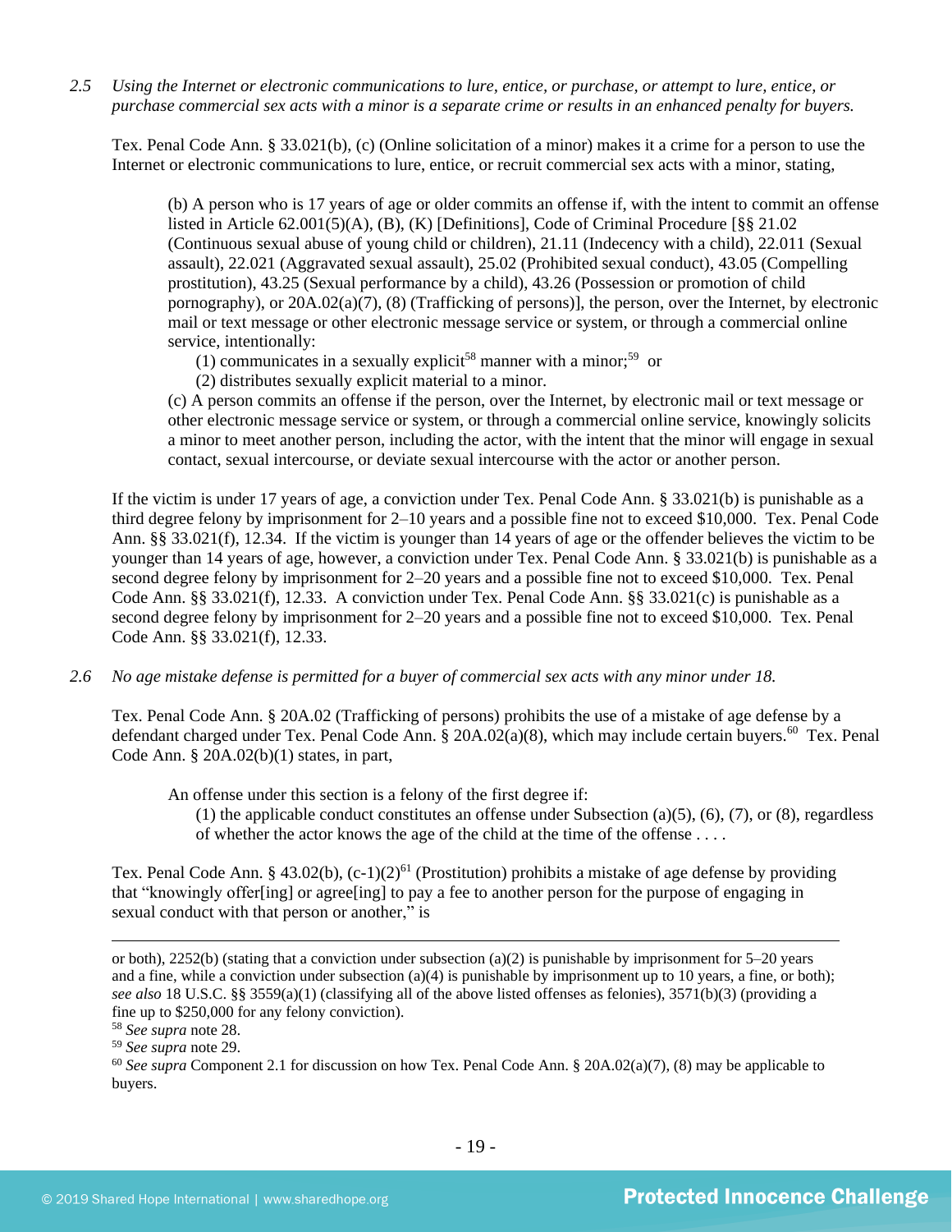*2.5 Using the Internet or electronic communications to lure, entice, or purchase, or attempt to lure, entice, or purchase commercial sex acts with a minor is a separate crime or results in an enhanced penalty for buyers.*

Tex. Penal Code Ann. § 33.021(b), (c) (Online solicitation of a minor) makes it a crime for a person to use the Internet or electronic communications to lure, entice, or recruit commercial sex acts with a minor, stating,

> (b) A person who is 17 years of age or older commits an offense if, with the intent to commit an offense listed in Article 62.001(5)(A), (B), (K) [Definitions], Code of Criminal Procedure [§§ 21.02 (Continuous sexual abuse of young child or children), 21.11 (Indecency with a child), 22.011 (Sexual assault), 22.021 (Aggravated sexual assault), 25.02 (Prohibited sexual conduct), 43.05 (Compelling prostitution), 43.25 (Sexual performance by a child), 43.26 (Possession or promotion of child pornography), or 20A.02(a)(7), (8) (Trafficking of persons)], the person, over the Internet, by electronic mail or text message or other electronic message service or system, or through a commercial online service, intentionally:
>
> (1) communicates in a sexually explicit[58] manner with a minor;[59] or
>
> (2) distributes sexually explicit material to a minor.
>
> (c) A person commits an offense if the person, over the Internet, by electronic mail or text message or other electronic message service or system, or through a commercial online service, knowingly solicits a minor to meet another person, including the actor, with the intent that the minor will engage in sexual contact, sexual intercourse, or deviate sexual intercourse with the actor or another person.

If the victim is under 17 years of age, a conviction under Tex. Penal Code Ann. § 33.021(b) is punishable as a third degree felony by imprisonment for 2–10 years and a possible fine not to exceed $10,000. Tex. Penal Code Ann. §§ 33.021(f), 12.34. If the victim is younger than 14 years of age or the offender believes the victim to be younger than 14 years of age, however, a conviction under Tex. Penal Code Ann. § 33.021(b) is punishable as a second degree felony by imprisonment for 2–20 years and a possible fine not to exceed $10,000. Tex. Penal Code Ann. §§ 33.021(f), 12.33. A conviction under Tex. Penal Code Ann. §§ 33.021(c) is punishable as a second degree felony by imprisonment for 2–20 years and a possible fine not to exceed $10,000. Tex. Penal Code Ann. §§ 33.021(f), 12.33.

*2.6 No age mistake defense is permitted for a buyer of commercial sex acts with any minor under 18.*

Tex. Penal Code Ann. § 20A.02 (Trafficking of persons) prohibits the use of a mistake of age defense by a defendant charged under Tex. Penal Code Ann. § 20A.02(a)(8), which may include certain buyers.[60] Tex. Penal Code Ann. § 20A.02(b)(1) states, in part,

> An offense under this section is a felony of the first degree if:
>
> (1) the applicable conduct constitutes an offense under Subsection (a)(5), (6), (7), or (8), regardless of whether the actor knows the age of the child at the time of the offense . . . .

Tex. Penal Code Ann. § 43.02(b), (c-1)(2)[61] (Prostitution) prohibits a mistake of age defense by providing that "knowingly offer[ing] or agree[ing] to pay a fee to another person for the purpose of engaging in sexual conduct with that person or another," is

---

or both), 2252(b) (stating that a conviction under subsection (a)(2) is punishable by imprisonment for 5–20 years and a fine, while a conviction under subsection (a)(4) is punishable by imprisonment up to 10 years, a fine, or both); *see also* 18 U.S.C. §§ 3559(a)(1) (classifying all of the above listed offenses as felonies), 3571(b)(3) (providing a fine up to $250,000 for any felony conviction).

[58] *See supra* note 28.

[59] *See supra* note 29.

[60] *See supra* Component 2.1 for discussion on how Tex. Penal Code Ann. § 20A.02(a)(7), (8) may be applicable to buyers.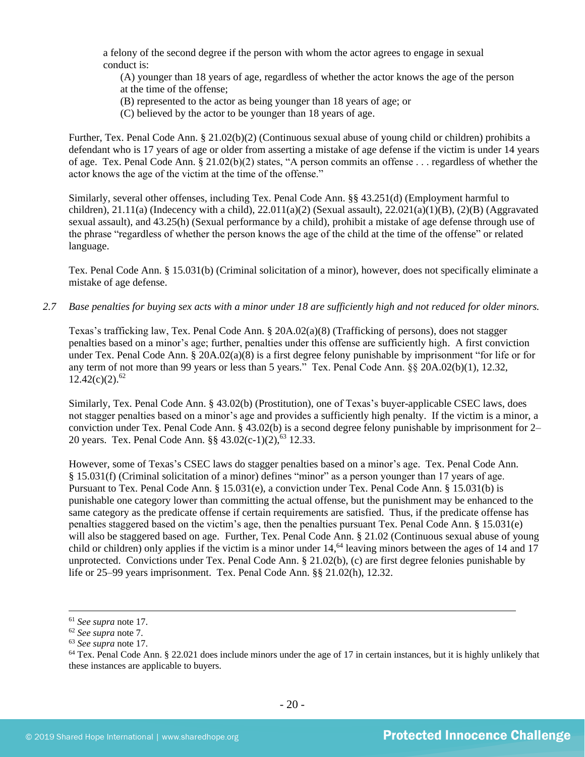a felony of the second degree if the person with whom the actor agrees to engage in sexual conduct is:

(A) younger than 18 years of age, regardless of whether the actor knows the age of the person at the time of the offense;

(B) represented to the actor as being younger than 18 years of age; or

(C) believed by the actor to be younger than 18 years of age.

Further, Tex. Penal Code Ann. § 21.02(b)(2) (Continuous sexual abuse of young child or children) prohibits a defendant who is 17 years of age or older from asserting a mistake of age defense if the victim is under 14 years of age. Tex. Penal Code Ann. § 21.02(b)(2) states, "A person commits an offense . . . regardless of whether the actor knows the age of the victim at the time of the offense."

Similarly, several other offenses, including Tex. Penal Code Ann. §§ 43.251(d) (Employment harmful to children), 21.11(a) (Indecency with a child), 22.011(a)(2) (Sexual assault), 22.021(a)(1)(B), (2)(B) (Aggravated sexual assault), and 43.25(h) (Sexual performance by a child), prohibit a mistake of age defense through use of the phrase "regardless of whether the person knows the age of the child at the time of the offense" or related language.

Tex. Penal Code Ann. § 15.031(b) (Criminal solicitation of a minor), however, does not specifically eliminate a mistake of age defense.

*2.7 Base penalties for buying sex acts with a minor under 18 are sufficiently high and not reduced for older minors.*

Texas's trafficking law, Tex. Penal Code Ann. § 20A.02(a)(8) (Trafficking of persons), does not stagger penalties based on a minor's age; further, penalties under this offense are sufficiently high. A first conviction under Tex. Penal Code Ann. § 20A.02(a)(8) is a first degree felony punishable by imprisonment "for life or for any term of not more than 99 years or less than 5 years." Tex. Penal Code Ann. §§ 20A.02(b)(1), 12.32, 12.42(c)(2).[62]

Similarly, Tex. Penal Code Ann. § 43.02(b) (Prostitution), one of Texas's buyer-applicable CSEC laws, does not stagger penalties based on a minor's age and provides a sufficiently high penalty. If the victim is a minor, a conviction under Tex. Penal Code Ann. § 43.02(b) is a second degree felony punishable by imprisonment for 2–20 years. Tex. Penal Code Ann. §§ 43.02(c-1)(2),[63] 12.33.

However, some of Texas's CSEC laws do stagger penalties based on a minor's age. Tex. Penal Code Ann. § 15.031(f) (Criminal solicitation of a minor) defines "minor" as a person younger than 17 years of age. Pursuant to Tex. Penal Code Ann. § 15.031(e), a conviction under Tex. Penal Code Ann. § 15.031(b) is punishable one category lower than committing the actual offense, but the punishment may be enhanced to the same category as the predicate offense if certain requirements are satisfied. Thus, if the predicate offense has penalties staggered based on the victim's age, then the penalties pursuant Tex. Penal Code Ann. § 15.031(e) will also be staggered based on age. Further, Tex. Penal Code Ann. § 21.02 (Continuous sexual abuse of young child or children) only applies if the victim is a minor under 14,[64] leaving minors between the ages of 14 and 17 unprotected. Convictions under Tex. Penal Code Ann. § 21.02(b), (c) are first degree felonies punishable by life or 25–99 years imprisonment. Tex. Penal Code Ann. §§ 21.02(h), 12.32.

---

[61] *See supra* note 17.

[62] *See supra* note 7.

[63] *See supra* note 17.

[64] Tex. Penal Code Ann. § 22.021 does include minors under the age of 17 in certain instances, but it is highly unlikely that these instances are applicable to buyers.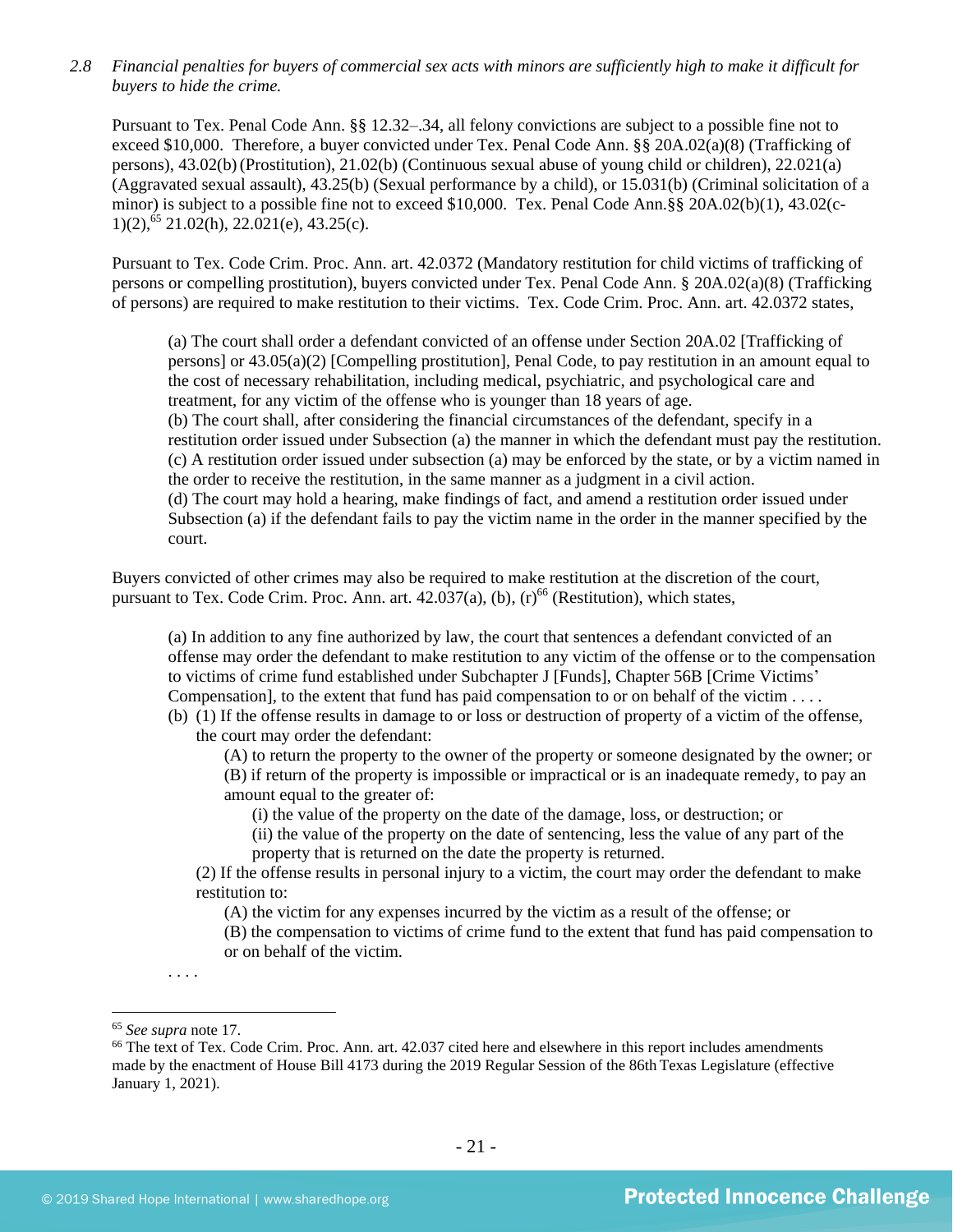*2.8 Financial penalties for buyers of commercial sex acts with minors are sufficiently high to make it difficult for buyers to hide the crime.*

Pursuant to Tex. Penal Code Ann. §§ 12.32–.34, all felony convictions are subject to a possible fine not to exceed $10,000. Therefore, a buyer convicted under Tex. Penal Code Ann. §§ 20A.02(a)(8) (Trafficking of persons), 43.02(b) (Prostitution), 21.02(b) (Continuous sexual abuse of young child or children), 22.021(a) (Aggravated sexual assault), 43.25(b) (Sexual performance by a child), or 15.031(b) (Criminal solicitation of a minor) is subject to a possible fine not to exceed $10,000. Tex. Penal Code Ann.§§ 20A.02(b)(1), 43.02(c-1)(2),[65] 21.02(h), 22.021(e), 43.25(c).

Pursuant to Tex. Code Crim. Proc. Ann. art. 42.0372 (Mandatory restitution for child victims of trafficking of persons or compelling prostitution), buyers convicted under Tex. Penal Code Ann. § 20A.02(a)(8) (Trafficking of persons) are required to make restitution to their victims. Tex. Code Crim. Proc. Ann. art. 42.0372 states,

> (a) The court shall order a defendant convicted of an offense under Section 20A.02 [Trafficking of persons] or 43.05(a)(2) [Compelling prostitution], Penal Code, to pay restitution in an amount equal to the cost of necessary rehabilitation, including medical, psychiatric, and psychological care and treatment, for any victim of the offense who is younger than 18 years of age.
> (b) The court shall, after considering the financial circumstances of the defendant, specify in a restitution order issued under Subsection (a) the manner in which the defendant must pay the restitution.
> (c) A restitution order issued under subsection (a) may be enforced by the state, or by a victim named in the order to receive the restitution, in the same manner as a judgment in a civil action.
> (d) The court may hold a hearing, make findings of fact, and amend a restitution order issued under Subsection (a) if the defendant fails to pay the victim name in the order in the manner specified by the court.

Buyers convicted of other crimes may also be required to make restitution at the discretion of the court, pursuant to Tex. Code Crim. Proc. Ann. art. 42.037(a), (b), (r)[66] (Restitution), which states,

> (a) In addition to any fine authorized by law, the court that sentences a defendant convicted of an offense may order the defendant to make restitution to any victim of the offense or to the compensation to victims of crime fund established under Subchapter J [Funds], Chapter 56B [Crime Victims' Compensation], to the extent that fund has paid compensation to or on behalf of the victim . . . .
> (b) (1) If the offense results in damage to or loss or destruction of property of a victim of the offense, the court may order the defendant:
> > (A) to return the property to the owner of the property or someone designated by the owner; or
> > (B) if return of the property is impossible or impractical or is an inadequate remedy, to pay an amount equal to the greater of:
> > > (i) the value of the property on the date of the damage, loss, or destruction; or
> > > (ii) the value of the property on the date of sentencing, less the value of any part of the property that is returned on the date the property is returned.
>
> (2) If the offense results in personal injury to a victim, the court may order the defendant to make restitution to:
> > (A) the victim for any expenses incurred by the victim as a result of the offense; or
> > (B) the compensation to victims of crime fund to the extent that fund has paid compensation to or on behalf of the victim.
>
> . . . .

---

[65] *See supra* note 17.

[66] The text of Tex. Code Crim. Proc. Ann. art. 42.037 cited here and elsewhere in this report includes amendments made by the enactment of House Bill 4173 during the 2019 Regular Session of the 86th Texas Legislature (effective January 1, 2021).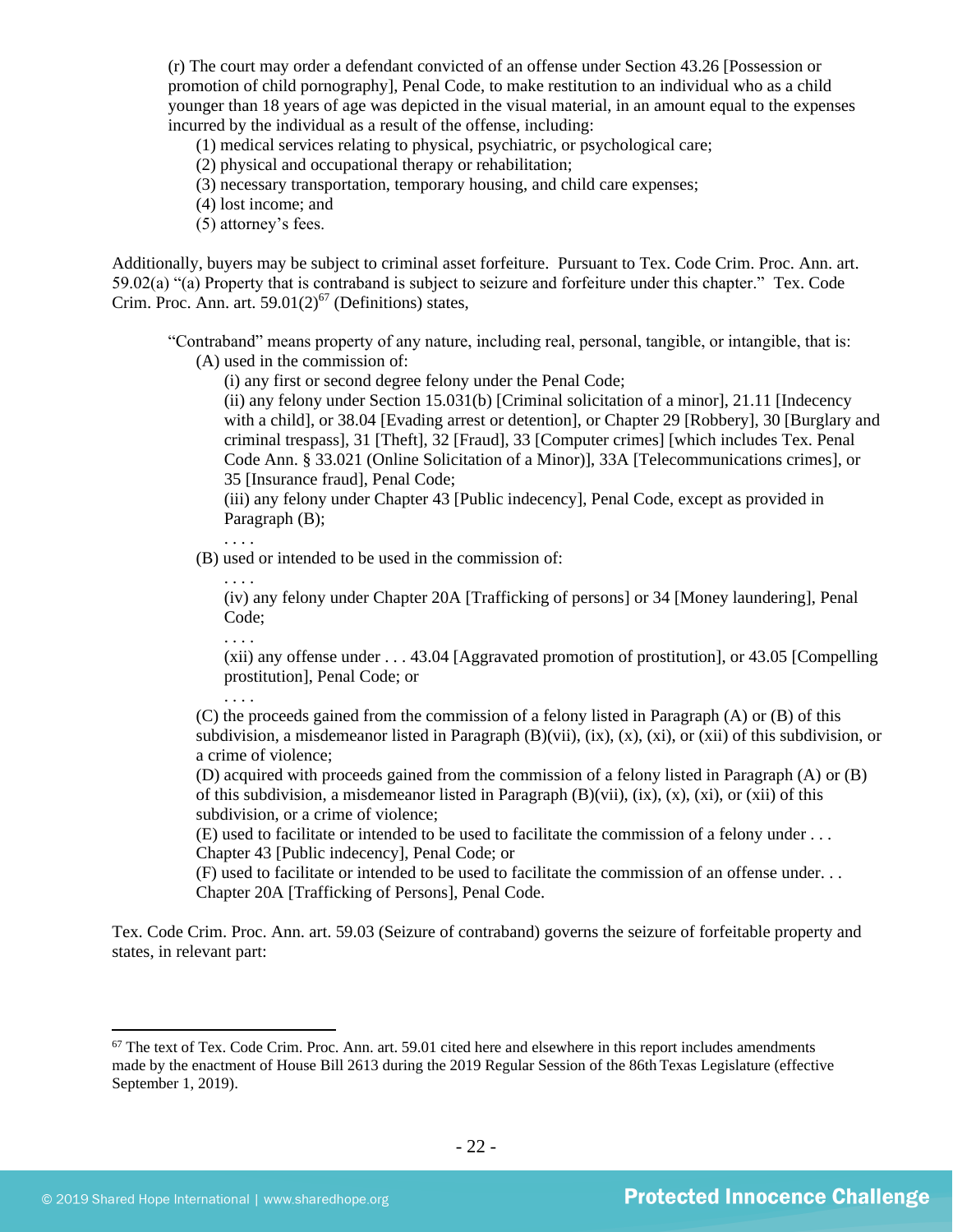(r) The court may order a defendant convicted of an offense under Section 43.26 [Possession or promotion of child pornography], Penal Code, to make restitution to an individual who as a child younger than 18 years of age was depicted in the visual material, in an amount equal to the expenses incurred by the individual as a result of the offense, including:

(1) medical services relating to physical, psychiatric, or psychological care;
(2) physical and occupational therapy or rehabilitation;
(3) necessary transportation, temporary housing, and child care expenses;
(4) lost income; and
(5) attorney's fees.

Additionally, buyers may be subject to criminal asset forfeiture. Pursuant to Tex. Code Crim. Proc. Ann. art. 59.02(a) "(a) Property that is contraband is subject to seizure and forfeiture under this chapter." Tex. Code Crim. Proc. Ann. art. 59.01(2)[67] (Definitions) states,

> "Contraband" means property of any nature, including real, personal, tangible, or intangible, that is:
>
> (A) used in the commission of:
>
> (i) any first or second degree felony under the Penal Code;
>
> (ii) any felony under Section 15.031(b) [Criminal solicitation of a minor], 21.11 [Indecency with a child], or 38.04 [Evading arrest or detention], or Chapter 29 [Robbery], 30 [Burglary and criminal trespass], 31 [Theft], 32 [Fraud], 33 [Computer crimes] [which includes Tex. Penal Code Ann. § 33.021 (Online Solicitation of a Minor)], 33A [Telecommunications crimes], or 35 [Insurance fraud], Penal Code;
>
> (iii) any felony under Chapter 43 [Public indecency], Penal Code, except as provided in Paragraph (B);
>
> . . . .
>
> (B) used or intended to be used in the commission of:
>
> . . . .
>
> (iv) any felony under Chapter 20A [Trafficking of persons] or 34 [Money laundering], Penal Code;
>
> . . . .
>
> (xii) any offense under . . . 43.04 [Aggravated promotion of prostitution], or 43.05 [Compelling prostitution], Penal Code; or
>
> . . . .
>
> (C) the proceeds gained from the commission of a felony listed in Paragraph (A) or (B) of this subdivision, a misdemeanor listed in Paragraph (B)(vii), (ix), (x), (xi), or (xii) of this subdivision, or a crime of violence;
>
> (D) acquired with proceeds gained from the commission of a felony listed in Paragraph (A) or (B) of this subdivision, a misdemeanor listed in Paragraph (B)(vii), (ix), (x), (xi), or (xii) of this subdivision, or a crime of violence;
>
> (E) used to facilitate or intended to be used to facilitate the commission of a felony under . . . Chapter 43 [Public indecency], Penal Code; or
>
> (F) used to facilitate or intended to be used to facilitate the commission of an offense under. . . Chapter 20A [Trafficking of Persons], Penal Code.

Tex. Code Crim. Proc. Ann. art. 59.03 (Seizure of contraband) governs the seizure of forfeitable property and states, in relevant part:

---

[67] The text of Tex. Code Crim. Proc. Ann. art. 59.01 cited here and elsewhere in this report includes amendments made by the enactment of House Bill 2613 during the 2019 Regular Session of the 86th Texas Legislature (effective September 1, 2019).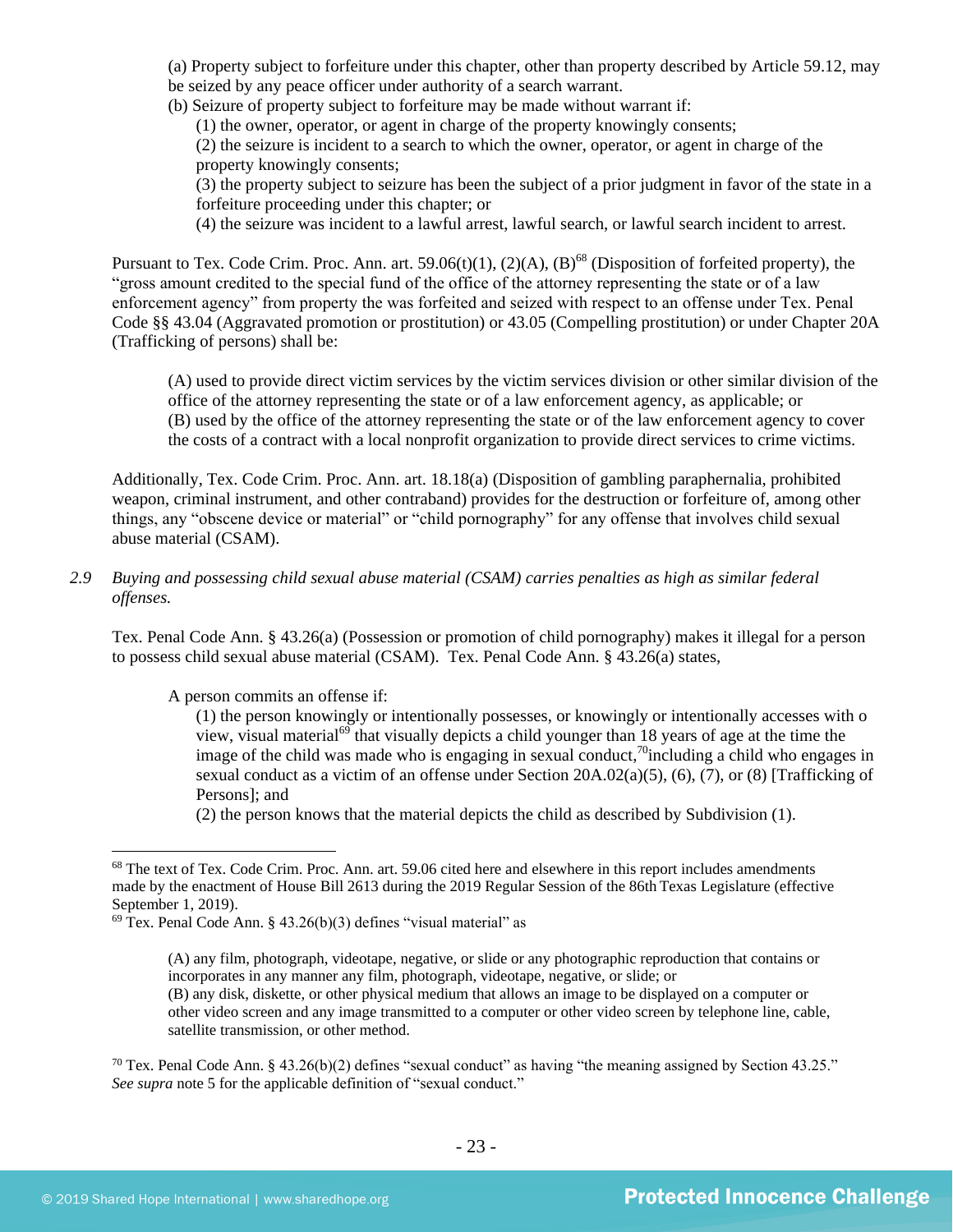(a) Property subject to forfeiture under this chapter, other than property described by Article 59.12, may be seized by any peace officer under authority of a search warrant.

(b) Seizure of property subject to forfeiture may be made without warrant if:

(1) the owner, operator, or agent in charge of the property knowingly consents;

(2) the seizure is incident to a search to which the owner, operator, or agent in charge of the property knowingly consents;

(3) the property subject to seizure has been the subject of a prior judgment in favor of the state in a forfeiture proceeding under this chapter; or

(4) the seizure was incident to a lawful arrest, lawful search, or lawful search incident to arrest.

Pursuant to Tex. Code Crim. Proc. Ann. art. 59.06(t)(1), (2)(A), (B)[68] (Disposition of forfeited property), the "gross amount credited to the special fund of the office of the attorney representing the state or of a law enforcement agency" from property the was forfeited and seized with respect to an offense under Tex. Penal Code §§ 43.04 (Aggravated promotion or prostitution) or 43.05 (Compelling prostitution) or under Chapter 20A (Trafficking of persons) shall be:

> (A) used to provide direct victim services by the victim services division or other similar division of the office of the attorney representing the state or of a law enforcement agency, as applicable; or
> (B) used by the office of the attorney representing the state or of the law enforcement agency to cover the costs of a contract with a local nonprofit organization to provide direct services to crime victims.

Additionally, Tex. Code Crim. Proc. Ann. art. 18.18(a) (Disposition of gambling paraphernalia, prohibited weapon, criminal instrument, and other contraband) provides for the destruction or forfeiture of, among other things, any "obscene device or material" or "child pornography" for any offense that involves child sexual abuse material (CSAM).

*2.9 Buying and possessing child sexual abuse material (CSAM) carries penalties as high as similar federal offenses.*

Tex. Penal Code Ann. § 43.26(a) (Possession or promotion of child pornography) makes it illegal for a person to possess child sexual abuse material (CSAM). Tex. Penal Code Ann. § 43.26(a) states,

> A person commits an offense if:
>
> (1) the person knowingly or intentionally possesses, or knowingly or intentionally accesses with o view, visual material[69] that visually depicts a child younger than 18 years of age at the time the image of the child was made who is engaging in sexual conduct,[70]including a child who engages in sexual conduct as a victim of an offense under Section 20A.02(a)(5), (6), (7), or (8) [Trafficking of Persons]; and
>
> (2) the person knows that the material depicts the child as described by Subdivision (1).

---

[68] The text of Tex. Code Crim. Proc. Ann. art. 59.06 cited here and elsewhere in this report includes amendments made by the enactment of House Bill 2613 during the 2019 Regular Session of the 86th Texas Legislature (effective September 1, 2019).

[69] Tex. Penal Code Ann. § 43.26(b)(3) defines "visual material" as

> (A) any film, photograph, videotape, negative, or slide or any photographic reproduction that contains or incorporates in any manner any film, photograph, videotape, negative, or slide; or
> (B) any disk, diskette, or other physical medium that allows an image to be displayed on a computer or other video screen and any image transmitted to a computer or other video screen by telephone line, cable, satellite transmission, or other method.

[70] Tex. Penal Code Ann. § 43.26(b)(2) defines "sexual conduct" as having "the meaning assigned by Section 43.25." *See supra* note 5 for the applicable definition of "sexual conduct."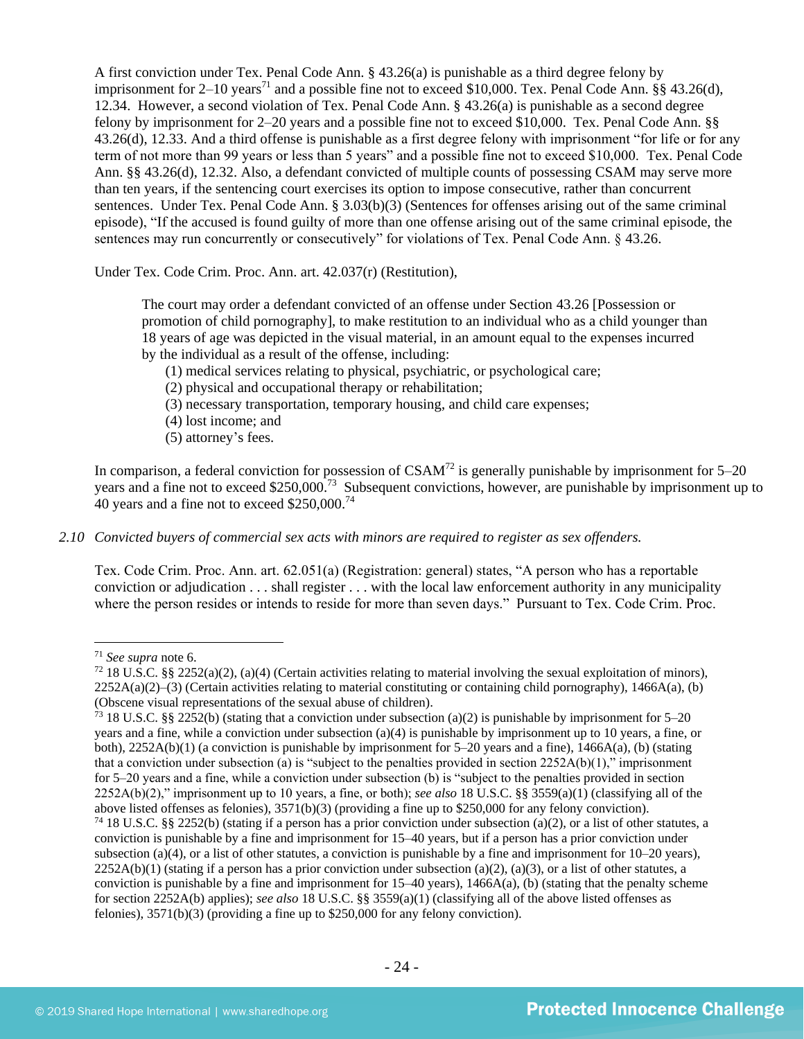A first conviction under Tex. Penal Code Ann. § 43.26(a) is punishable as a third degree felony by imprisonment for 2–10 years[71] and a possible fine not to exceed $10,000. Tex. Penal Code Ann. §§ 43.26(d), 12.34. However, a second violation of Tex. Penal Code Ann. § 43.26(a) is punishable as a second degree felony by imprisonment for 2–20 years and a possible fine not to exceed $10,000. Tex. Penal Code Ann. §§ 43.26(d), 12.33. And a third offense is punishable as a first degree felony with imprisonment "for life or for any term of not more than 99 years or less than 5 years" and a possible fine not to exceed $10,000. Tex. Penal Code Ann. §§ 43.26(d), 12.32. Also, a defendant convicted of multiple counts of possessing CSAM may serve more than ten years, if the sentencing court exercises its option to impose consecutive, rather than concurrent sentences. Under Tex. Penal Code Ann. § 3.03(b)(3) (Sentences for offenses arising out of the same criminal episode), "If the accused is found guilty of more than one offense arising out of the same criminal episode, the sentences may run concurrently or consecutively" for violations of Tex. Penal Code Ann. § 43.26.

Under Tex. Code Crim. Proc. Ann. art. 42.037(r) (Restitution),

> The court may order a defendant convicted of an offense under Section 43.26 [Possession or promotion of child pornography], to make restitution to an individual who as a child younger than 18 years of age was depicted in the visual material, in an amount equal to the expenses incurred by the individual as a result of the offense, including:
> (1) medical services relating to physical, psychiatric, or psychological care;
> (2) physical and occupational therapy or rehabilitation;
> (3) necessary transportation, temporary housing, and child care expenses;
> (4) lost income; and
> (5) attorney's fees.

In comparison, a federal conviction for possession of CSAM[72] is generally punishable by imprisonment for 5–20 years and a fine not to exceed $250,000.[73] Subsequent convictions, however, are punishable by imprisonment up to 40 years and a fine not to exceed $250,000.[74]

*2.10 Convicted buyers of commercial sex acts with minors are required to register as sex offenders.*

Tex. Code Crim. Proc. Ann. art. 62.051(a) (Registration: general) states, "A person who has a reportable conviction or adjudication . . . shall register . . . with the local law enforcement authority in any municipality where the person resides or intends to reside for more than seven days." Pursuant to Tex. Code Crim. Proc.

---

[71] *See supra* note 6.

[72] 18 U.S.C. §§ 2252(a)(2), (a)(4) (Certain activities relating to material involving the sexual exploitation of minors), 2252A(a)(2)–(3) (Certain activities relating to material constituting or containing child pornography), 1466A(a), (b) (Obscene visual representations of the sexual abuse of children).

[73] 18 U.S.C. §§ 2252(b) (stating that a conviction under subsection (a)(2) is punishable by imprisonment for 5–20 years and a fine, while a conviction under subsection (a)(4) is punishable by imprisonment up to 10 years, a fine, or both), 2252A(b)(1) (a conviction is punishable by imprisonment for 5–20 years and a fine), 1466A(a), (b) (stating that a conviction under subsection (a) is "subject to the penalties provided in section 2252A(b)(1)," imprisonment for 5–20 years and a fine, while a conviction under subsection (b) is "subject to the penalties provided in section 2252A(b)(2)," imprisonment up to 10 years, a fine, or both); *see also* 18 U.S.C. §§ 3559(a)(1) (classifying all of the above listed offenses as felonies), 3571(b)(3) (providing a fine up to $250,000 for any felony conviction).

[74] 18 U.S.C. §§ 2252(b) (stating if a person has a prior conviction under subsection (a)(2), or a list of other statutes, a conviction is punishable by a fine and imprisonment for 15–40 years, but if a person has a prior conviction under subsection (a)(4), or a list of other statutes, a conviction is punishable by a fine and imprisonment for 10–20 years), 2252A(b)(1) (stating if a person has a prior conviction under subsection (a)(2), (a)(3), or a list of other statutes, a conviction is punishable by a fine and imprisonment for 15–40 years), 1466A(a), (b) (stating that the penalty scheme for section 2252A(b) applies); *see also* 18 U.S.C. §§ 3559(a)(1) (classifying all of the above listed offenses as felonies), 3571(b)(3) (providing a fine up to $250,000 for any felony conviction).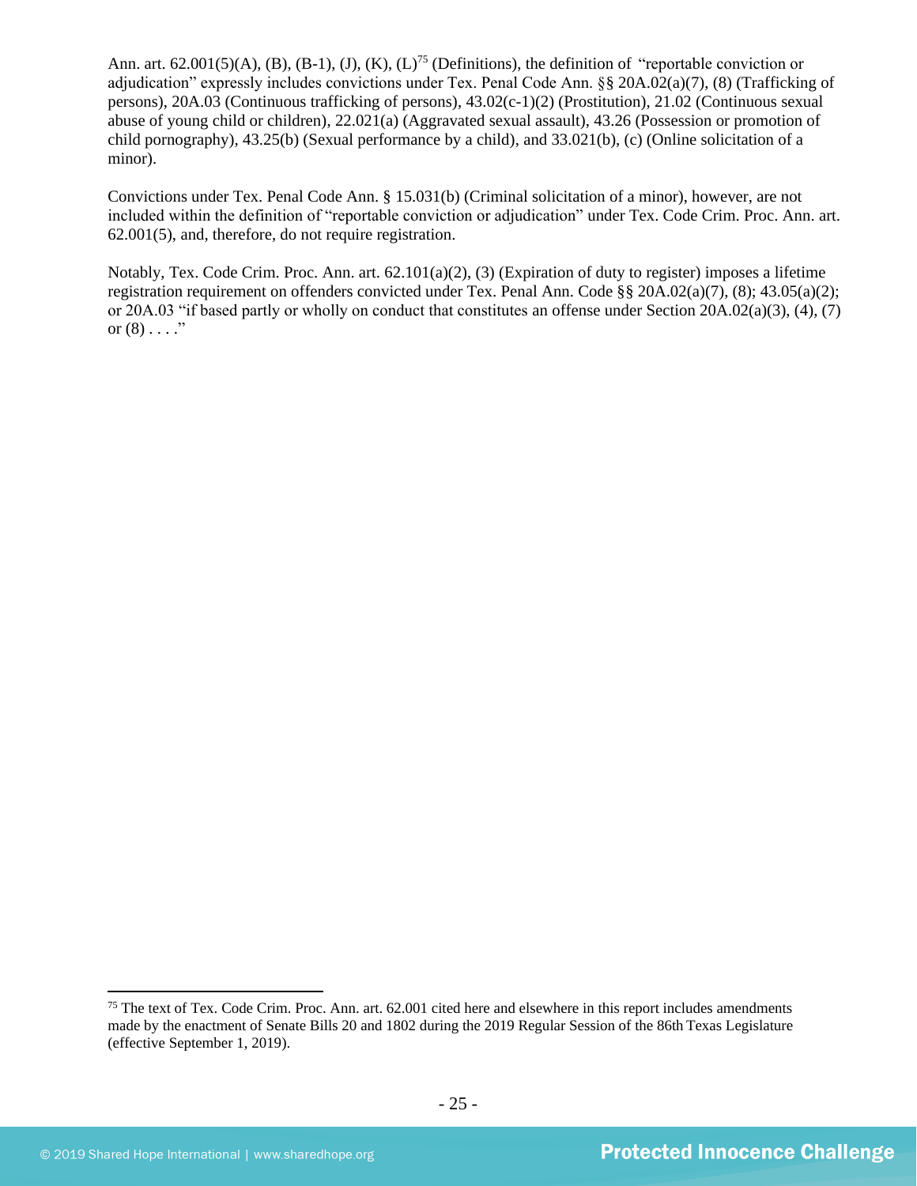Ann. art. 62.001(5)(A), (B), (B-1), (J), (K), (L)[75] (Definitions), the definition of "reportable conviction or adjudication" expressly includes convictions under Tex. Penal Code Ann. §§ 20A.02(a)(7), (8) (Trafficking of persons), 20A.03 (Continuous trafficking of persons), 43.02(c-1)(2) (Prostitution), 21.02 (Continuous sexual abuse of young child or children), 22.021(a) (Aggravated sexual assault), 43.26 (Possession or promotion of child pornography), 43.25(b) (Sexual performance by a child), and 33.021(b), (c) (Online solicitation of a minor).

Convictions under Tex. Penal Code Ann. § 15.031(b) (Criminal solicitation of a minor), however, are not included within the definition of "reportable conviction or adjudication" under Tex. Code Crim. Proc. Ann. art. 62.001(5), and, therefore, do not require registration.

Notably, Tex. Code Crim. Proc. Ann. art. 62.101(a)(2), (3) (Expiration of duty to register) imposes a lifetime registration requirement on offenders convicted under Tex. Penal Ann. Code §§ 20A.02(a)(7), (8); 43.05(a)(2); or 20A.03 "if based partly or wholly on conduct that constitutes an offense under Section 20A.02(a)(3), (4), (7) or (8) . . . ."

[75] The text of Tex. Code Crim. Proc. Ann. art. 62.001 cited here and elsewhere in this report includes amendments made by the enactment of Senate Bills 20 and 1802 during the 2019 Regular Session of the 86th Texas Legislature (effective September 1, 2019).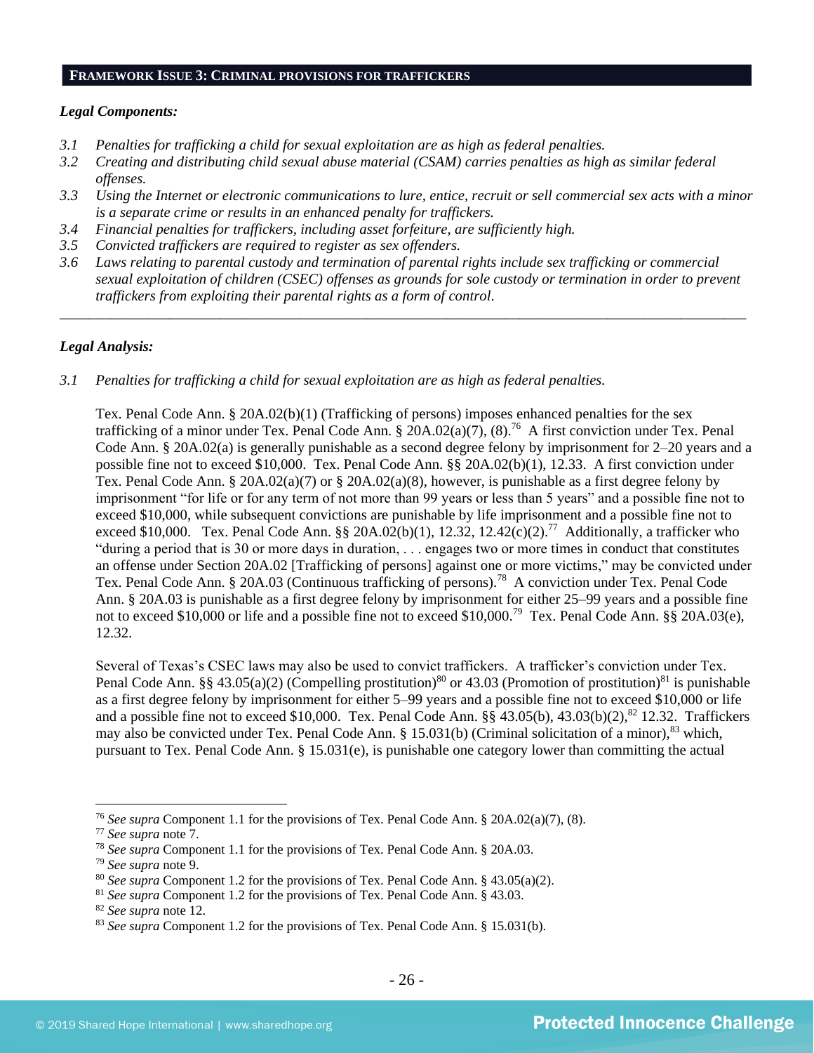## FRAMEWORK ISSUE 3: CRIMINAL PROVISIONS FOR TRAFFICKERS

***Legal Components:***

*3.1 Penalties for trafficking a child for sexual exploitation are as high as federal penalties.*
*3.2 Creating and distributing child sexual abuse material (CSAM) carries penalties as high as similar federal offenses.*
*3.3 Using the Internet or electronic communications to lure, entice, recruit or sell commercial sex acts with a minor is a separate crime or results in an enhanced penalty for traffickers.*
*3.4 Financial penalties for traffickers, including asset forfeiture, are sufficiently high.*
*3.5 Convicted traffickers are required to register as sex offenders.*
*3.6 Laws relating to parental custody and termination of parental rights include sex trafficking or commercial sexual exploitation of children (CSEC) offenses as grounds for sole custody or termination in order to prevent traffickers from exploiting their parental rights as a form of control.*

---

***Legal Analysis:***

*3.1 Penalties for trafficking a child for sexual exploitation are as high as federal penalties.*

Tex. Penal Code Ann. § 20A.02(b)(1) (Trafficking of persons) imposes enhanced penalties for the sex trafficking of a minor under Tex. Penal Code Ann. § 20A.02(a)(7), (8).[76] A first conviction under Tex. Penal Code Ann. § 20A.02(a) is generally punishable as a second degree felony by imprisonment for 2–20 years and a possible fine not to exceed $10,000. Tex. Penal Code Ann. §§ 20A.02(b)(1), 12.33. A first conviction under Tex. Penal Code Ann. § 20A.02(a)(7) or § 20A.02(a)(8), however, is punishable as a first degree felony by imprisonment "for life or for any term of not more than 99 years or less than 5 years" and a possible fine not to exceed $10,000, while subsequent convictions are punishable by life imprisonment and a possible fine not to exceed $10,000. Tex. Penal Code Ann. §§ 20A.02(b)(1), 12.32, 12.42(c)(2).[77] Additionally, a trafficker who "during a period that is 30 or more days in duration, . . . engages two or more times in conduct that constitutes an offense under Section 20A.02 [Trafficking of persons] against one or more victims," may be convicted under Tex. Penal Code Ann. § 20A.03 (Continuous trafficking of persons).[78] A conviction under Tex. Penal Code Ann. § 20A.03 is punishable as a first degree felony by imprisonment for either 25–99 years and a possible fine not to exceed $10,000 or life and a possible fine not to exceed $10,000.[79] Tex. Penal Code Ann. §§ 20A.03(e), 12.32.

Several of Texas's CSEC laws may also be used to convict traffickers. A trafficker's conviction under Tex. Penal Code Ann. §§ 43.05(a)(2) (Compelling prostitution)[80] or 43.03 (Promotion of prostitution)[81] is punishable as a first degree felony by imprisonment for either 5–99 years and a possible fine not to exceed $10,000 or life and a possible fine not to exceed $10,000. Tex. Penal Code Ann. §§ 43.05(b), 43.03(b)(2),[82] 12.32. Traffickers may also be convicted under Tex. Penal Code Ann. § 15.031(b) (Criminal solicitation of a minor),[83] which, pursuant to Tex. Penal Code Ann. § 15.031(e), is punishable one category lower than committing the actual

---

[76] *See supra* Component 1.1 for the provisions of Tex. Penal Code Ann. § 20A.02(a)(7), (8).
[77] *See supra* note 7.
[78] *See supra* Component 1.1 for the provisions of Tex. Penal Code Ann. § 20A.03.
[79] *See supra* note 9.
[80] *See supra* Component 1.2 for the provisions of Tex. Penal Code Ann. § 43.05(a)(2).
[81] *See supra* Component 1.2 for the provisions of Tex. Penal Code Ann. § 43.03.
[82] *See supra* note 12.
[83] *See supra* Component 1.2 for the provisions of Tex. Penal Code Ann. § 15.031(b).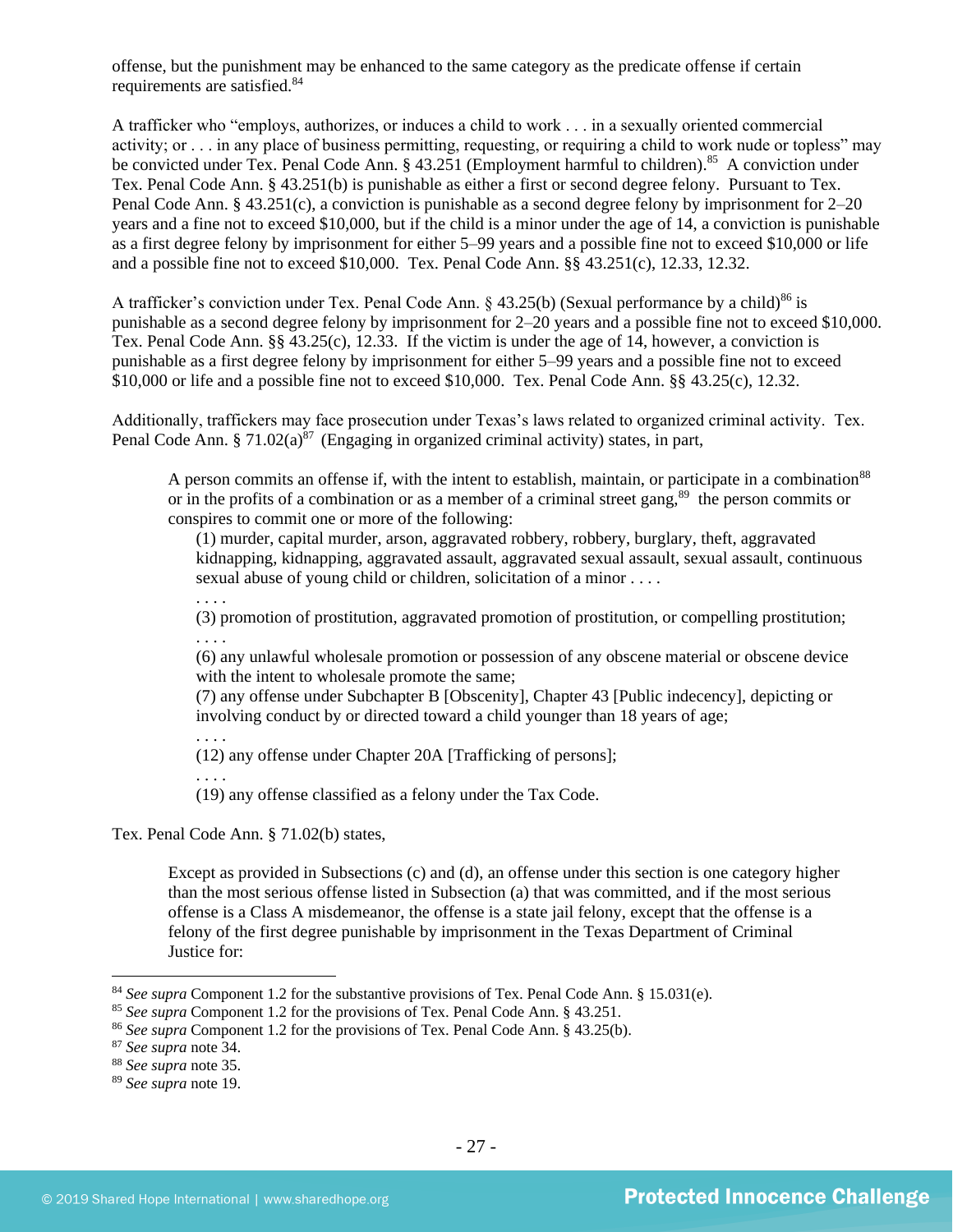offense, but the punishment may be enhanced to the same category as the predicate offense if certain requirements are satisfied.[84]

A trafficker who "employs, authorizes, or induces a child to work . . . in a sexually oriented commercial activity; or . . . in any place of business permitting, requesting, or requiring a child to work nude or topless" may be convicted under Tex. Penal Code Ann. § 43.251 (Employment harmful to children).[85] A conviction under Tex. Penal Code Ann. § 43.251(b) is punishable as either a first or second degree felony. Pursuant to Tex. Penal Code Ann. § 43.251(c), a conviction is punishable as a second degree felony by imprisonment for 2–20 years and a fine not to exceed $10,000, but if the child is a minor under the age of 14, a conviction is punishable as a first degree felony by imprisonment for either 5–99 years and a possible fine not to exceed $10,000 or life and a possible fine not to exceed $10,000. Tex. Penal Code Ann. §§ 43.251(c), 12.33, 12.32.

A trafficker's conviction under Tex. Penal Code Ann. § 43.25(b) (Sexual performance by a child)[86] is punishable as a second degree felony by imprisonment for 2–20 years and a possible fine not to exceed $10,000. Tex. Penal Code Ann. §§ 43.25(c), 12.33. If the victim is under the age of 14, however, a conviction is punishable as a first degree felony by imprisonment for either 5–99 years and a possible fine not to exceed $10,000 or life and a possible fine not to exceed $10,000. Tex. Penal Code Ann. §§ 43.25(c), 12.32.

Additionally, traffickers may face prosecution under Texas's laws related to organized criminal activity. Tex. Penal Code Ann. § 71.02(a)[87] (Engaging in organized criminal activity) states, in part,

> A person commits an offense if, with the intent to establish, maintain, or participate in a combination[88] or in the profits of a combination or as a member of a criminal street gang,[89] the person commits or conspires to commit one or more of the following:
>
> (1) murder, capital murder, arson, aggravated robbery, robbery, burglary, theft, aggravated kidnapping, kidnapping, aggravated assault, aggravated sexual assault, sexual assault, continuous sexual abuse of young child or children, solicitation of a minor . . . .
>
> . . . .
>
> (3) promotion of prostitution, aggravated promotion of prostitution, or compelling prostitution;
>
> . . . .
>
> (6) any unlawful wholesale promotion or possession of any obscene material or obscene device with the intent to wholesale promote the same;
>
> (7) any offense under Subchapter B [Obscenity], Chapter 43 [Public indecency], depicting or involving conduct by or directed toward a child younger than 18 years of age;
>
> . . . .
>
> (12) any offense under Chapter 20A [Trafficking of persons];
>
> . . . .
>
> (19) any offense classified as a felony under the Tax Code.

Tex. Penal Code Ann. § 71.02(b) states,

> Except as provided in Subsections (c) and (d), an offense under this section is one category higher than the most serious offense listed in Subsection (a) that was committed, and if the most serious offense is a Class A misdemeanor, the offense is a state jail felony, except that the offense is a felony of the first degree punishable by imprisonment in the Texas Department of Criminal Justice for:

---

[84] *See supra* Component 1.2 for the substantive provisions of Tex. Penal Code Ann. § 15.031(e).

[85] *See supra* Component 1.2 for the provisions of Tex. Penal Code Ann. § 43.251.

[86] *See supra* Component 1.2 for the provisions of Tex. Penal Code Ann. § 43.25(b).

[87] *See supra* note 34.

[88] *See supra* note 35.

[89] *See supra* note 19.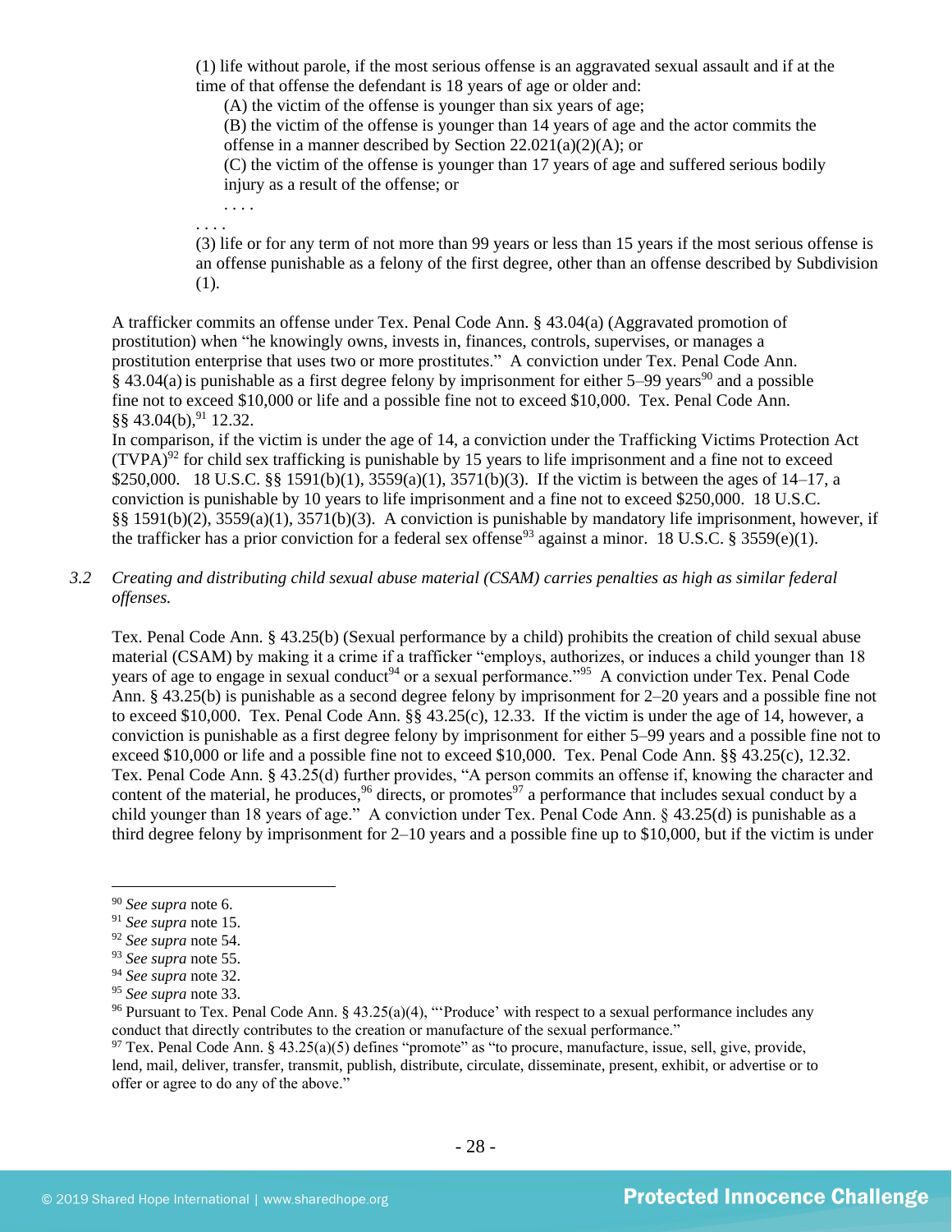(1) life without parole, if the most serious offense is an aggravated sexual assault and if at the time of that offense the defendant is 18 years of age or older and:

(A) the victim of the offense is younger than six years of age;

(B) the victim of the offense is younger than 14 years of age and the actor commits the offense in a manner described by Section 22.021(a)(2)(A); or

(C) the victim of the offense is younger than 17 years of age and suffered serious bodily injury as a result of the offense; or

. . . .

. . . .

(3) life or for any term of not more than 99 years or less than 15 years if the most serious offense is an offense punishable as a felony of the first degree, other than an offense described by Subdivision (1).

A trafficker commits an offense under Tex. Penal Code Ann. § 43.04(a) (Aggravated promotion of prostitution) when "he knowingly owns, invests in, finances, controls, supervises, or manages a prostitution enterprise that uses two or more prostitutes." A conviction under Tex. Penal Code Ann. § 43.04(a) is punishable as a first degree felony by imprisonment for either 5–99 years[90] and a possible fine not to exceed $10,000 or life and a possible fine not to exceed $10,000. Tex. Penal Code Ann. §§ 43.04(b),[91] 12.32.

In comparison, if the victim is under the age of 14, a conviction under the Trafficking Victims Protection Act (TVPA)[92] for child sex trafficking is punishable by 15 years to life imprisonment and a fine not to exceed $250,000. 18 U.S.C. §§ 1591(b)(1), 3559(a)(1), 3571(b)(3). If the victim is between the ages of 14–17, a conviction is punishable by 10 years to life imprisonment and a fine not to exceed $250,000. 18 U.S.C. §§ 1591(b)(2), 3559(a)(1), 3571(b)(3). A conviction is punishable by mandatory life imprisonment, however, if the trafficker has a prior conviction for a federal sex offense[93] against a minor. 18 U.S.C. § 3559(e)(1).

*3.2 Creating and distributing child sexual abuse material (CSAM) carries penalties as high as similar federal offenses.*

Tex. Penal Code Ann. § 43.25(b) (Sexual performance by a child) prohibits the creation of child sexual abuse material (CSAM) by making it a crime if a trafficker "employs, authorizes, or induces a child younger than 18 years of age to engage in sexual conduct[94] or a sexual performance."[95] A conviction under Tex. Penal Code Ann. § 43.25(b) is punishable as a second degree felony by imprisonment for 2–20 years and a possible fine not to exceed $10,000. Tex. Penal Code Ann. §§ 43.25(c), 12.33. If the victim is under the age of 14, however, a conviction is punishable as a first degree felony by imprisonment for either 5–99 years and a possible fine not to exceed $10,000 or life and a possible fine not to exceed $10,000. Tex. Penal Code Ann. §§ 43.25(c), 12.32. Tex. Penal Code Ann. § 43.25(d) further provides, "A person commits an offense if, knowing the character and content of the material, he produces,[96] directs, or promotes[97] a performance that includes sexual conduct by a child younger than 18 years of age." A conviction under Tex. Penal Code Ann. § 43.25(d) is punishable as a third degree felony by imprisonment for 2–10 years and a possible fine up to $10,000, but if the victim is under

---

[90] *See supra* note 6.

[91] *See supra* note 15.

[92] *See supra* note 54.

[93] *See supra* note 55.

[94] *See supra* note 32.

[95] *See supra* note 33.

[96] Pursuant to Tex. Penal Code Ann. § 43.25(a)(4), "'Produce' with respect to a sexual performance includes any conduct that directly contributes to the creation or manufacture of the sexual performance."

[97] Tex. Penal Code Ann. § 43.25(a)(5) defines "promote" as "to procure, manufacture, issue, sell, give, provide, lend, mail, deliver, transfer, transmit, publish, distribute, circulate, disseminate, present, exhibit, or advertise or to offer or agree to do any of the above."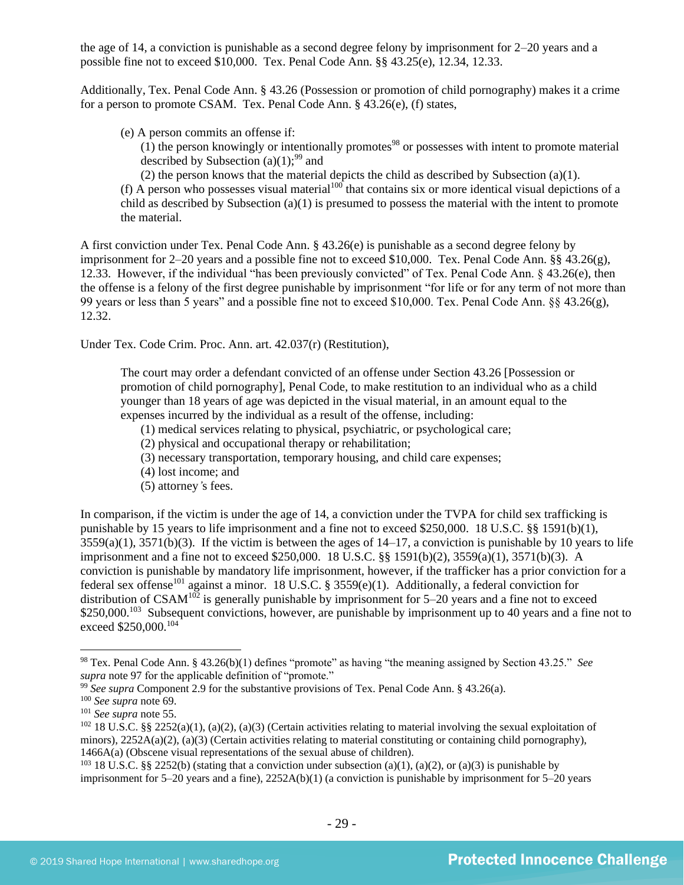the age of 14, a conviction is punishable as a second degree felony by imprisonment for 2–20 years and a possible fine not to exceed $10,000. Tex. Penal Code Ann. §§ 43.25(e), 12.34, 12.33.

Additionally, Tex. Penal Code Ann. § 43.26 (Possession or promotion of child pornography) makes it a crime for a person to promote CSAM. Tex. Penal Code Ann. § 43.26(e), (f) states,

> (e) A person commits an offense if:
> (1) the person knowingly or intentionally promotes[98] or possesses with intent to promote material described by Subsection (a)(1);[99] and
> (2) the person knows that the material depicts the child as described by Subsection (a)(1).
> (f) A person who possesses visual material[100] that contains six or more identical visual depictions of a child as described by Subsection (a)(1) is presumed to possess the material with the intent to promote the material.

A first conviction under Tex. Penal Code Ann. § 43.26(e) is punishable as a second degree felony by imprisonment for 2–20 years and a possible fine not to exceed $10,000. Tex. Penal Code Ann. §§ 43.26(g), 12.33. However, if the individual "has been previously convicted" of Tex. Penal Code Ann. § 43.26(e), then the offense is a felony of the first degree punishable by imprisonment "for life or for any term of not more than 99 years or less than 5 years" and a possible fine not to exceed $10,000. Tex. Penal Code Ann. §§ 43.26(g), 12.32.

Under Tex. Code Crim. Proc. Ann. art. 42.037(r) (Restitution),

> The court may order a defendant convicted of an offense under Section 43.26 [Possession or promotion of child pornography], Penal Code, to make restitution to an individual who as a child younger than 18 years of age was depicted in the visual material, in an amount equal to the expenses incurred by the individual as a result of the offense, including:
> (1) medical services relating to physical, psychiatric, or psychological care;
> (2) physical and occupational therapy or rehabilitation;
> (3) necessary transportation, temporary housing, and child care expenses;
> (4) lost income; and
> (5) attorney's fees.

In comparison, if the victim is under the age of 14, a conviction under the TVPA for child sex trafficking is punishable by 15 years to life imprisonment and a fine not to exceed $250,000. 18 U.S.C. §§ 1591(b)(1), 3559(a)(1), 3571(b)(3). If the victim is between the ages of 14–17, a conviction is punishable by 10 years to life imprisonment and a fine not to exceed $250,000. 18 U.S.C. §§ 1591(b)(2), 3559(a)(1), 3571(b)(3). A conviction is punishable by mandatory life imprisonment, however, if the trafficker has a prior conviction for a federal sex offense[101] against a minor. 18 U.S.C. § 3559(e)(1). Additionally, a federal conviction for distribution of CSAM[102] is generally punishable by imprisonment for 5–20 years and a fine not to exceed $250,000.[103] Subsequent convictions, however, are punishable by imprisonment up to 40 years and a fine not to exceed $250,000.[104]

---

[98] Tex. Penal Code Ann. § 43.26(b)(1) defines "promote" as having "the meaning assigned by Section 43.25." *See supra* note 97 for the applicable definition of "promote."

[99] *See supra* Component 2.9 for the substantive provisions of Tex. Penal Code Ann. § 43.26(a).

[100] *See supra* note 69.

[101] *See supra* note 55.

[102] 18 U.S.C. §§ 2252(a)(1), (a)(2), (a)(3) (Certain activities relating to material involving the sexual exploitation of minors), 2252A(a)(2), (a)(3) (Certain activities relating to material constituting or containing child pornography), 1466A(a) (Obscene visual representations of the sexual abuse of children).

[103] 18 U.S.C. §§ 2252(b) (stating that a conviction under subsection (a)(1), (a)(2), or (a)(3) is punishable by imprisonment for 5–20 years and a fine), 2252A(b)(1) (a conviction is punishable by imprisonment for 5–20 years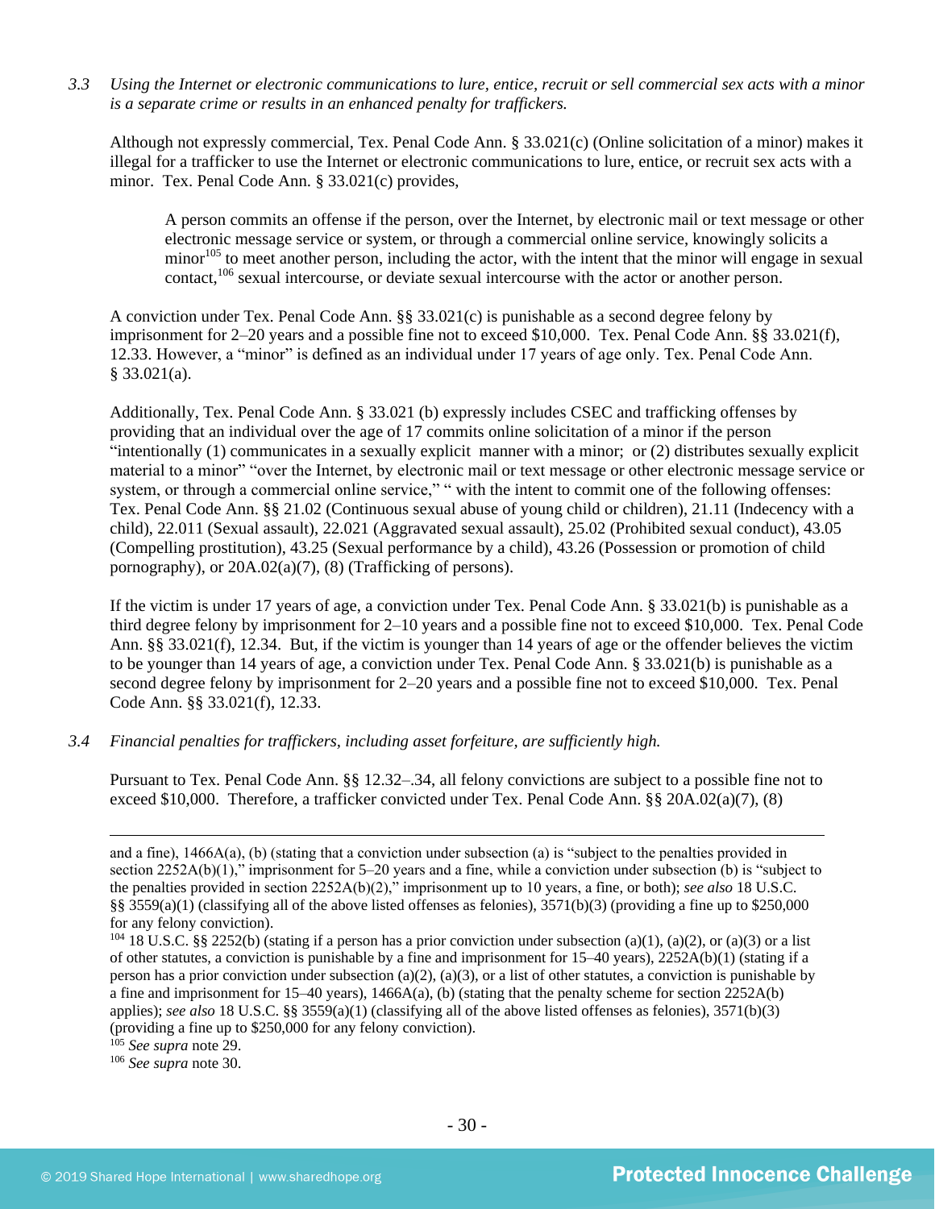*3.3 Using the Internet or electronic communications to lure, entice, recruit or sell commercial sex acts with a minor is a separate crime or results in an enhanced penalty for traffickers.*

Although not expressly commercial, Tex. Penal Code Ann. § 33.021(c) (Online solicitation of a minor) makes it illegal for a trafficker to use the Internet or electronic communications to lure, entice, or recruit sex acts with a minor. Tex. Penal Code Ann. § 33.021(c) provides,

> A person commits an offense if the person, over the Internet, by electronic mail or text message or other electronic message service or system, or through a commercial online service, knowingly solicits a minor[105] to meet another person, including the actor, with the intent that the minor will engage in sexual contact,[106] sexual intercourse, or deviate sexual intercourse with the actor or another person.

A conviction under Tex. Penal Code Ann. §§ 33.021(c) is punishable as a second degree felony by imprisonment for 2–20 years and a possible fine not to exceed $10,000. Tex. Penal Code Ann. §§ 33.021(f), 12.33. However, a "minor" is defined as an individual under 17 years of age only. Tex. Penal Code Ann. § 33.021(a).

Additionally, Tex. Penal Code Ann. § 33.021 (b) expressly includes CSEC and trafficking offenses by providing that an individual over the age of 17 commits online solicitation of a minor if the person "intentionally (1) communicates in a sexually explicit manner with a minor; or (2) distributes sexually explicit material to a minor" "over the Internet, by electronic mail or text message or other electronic message service or system, or through a commercial online service," " with the intent to commit one of the following offenses: Tex. Penal Code Ann. §§ 21.02 (Continuous sexual abuse of young child or children), 21.11 (Indecency with a child), 22.011 (Sexual assault), 22.021 (Aggravated sexual assault), 25.02 (Prohibited sexual conduct), 43.05 (Compelling prostitution), 43.25 (Sexual performance by a child), 43.26 (Possession or promotion of child pornography), or 20A.02(a)(7), (8) (Trafficking of persons).

If the victim is under 17 years of age, a conviction under Tex. Penal Code Ann. § 33.021(b) is punishable as a third degree felony by imprisonment for 2–10 years and a possible fine not to exceed $10,000. Tex. Penal Code Ann. §§ 33.021(f), 12.34. But, if the victim is younger than 14 years of age or the offender believes the victim to be younger than 14 years of age, a conviction under Tex. Penal Code Ann. § 33.021(b) is punishable as a second degree felony by imprisonment for 2–20 years and a possible fine not to exceed $10,000. Tex. Penal Code Ann. §§ 33.021(f), 12.33.

*3.4 Financial penalties for traffickers, including asset forfeiture, are sufficiently high.*

Pursuant to Tex. Penal Code Ann. §§ 12.32–.34, all felony convictions are subject to a possible fine not to exceed $10,000. Therefore, a trafficker convicted under Tex. Penal Code Ann. §§ 20A.02(a)(7), (8)

---

and a fine), 1466A(a), (b) (stating that a conviction under subsection (a) is "subject to the penalties provided in section 2252A(b)(1)," imprisonment for 5–20 years and a fine, while a conviction under subsection (b) is "subject to the penalties provided in section 2252A(b)(2)," imprisonment up to 10 years, a fine, or both); *see also* 18 U.S.C. §§ 3559(a)(1) (classifying all of the above listed offenses as felonies), 3571(b)(3) (providing a fine up to $250,000 for any felony conviction).

[104] 18 U.S.C. §§ 2252(b) (stating if a person has a prior conviction under subsection (a)(1), (a)(2), or (a)(3) or a list of other statutes, a conviction is punishable by a fine and imprisonment for 15–40 years), 2252A(b)(1) (stating if a person has a prior conviction under subsection (a)(2), (a)(3), or a list of other statutes, a conviction is punishable by a fine and imprisonment for 15–40 years), 1466A(a), (b) (stating that the penalty scheme for section 2252A(b) applies); *see also* 18 U.S.C. §§ 3559(a)(1) (classifying all of the above listed offenses as felonies), 3571(b)(3) (providing a fine up to $250,000 for any felony conviction).

[105] *See supra* note 29.

[106] *See supra* note 30.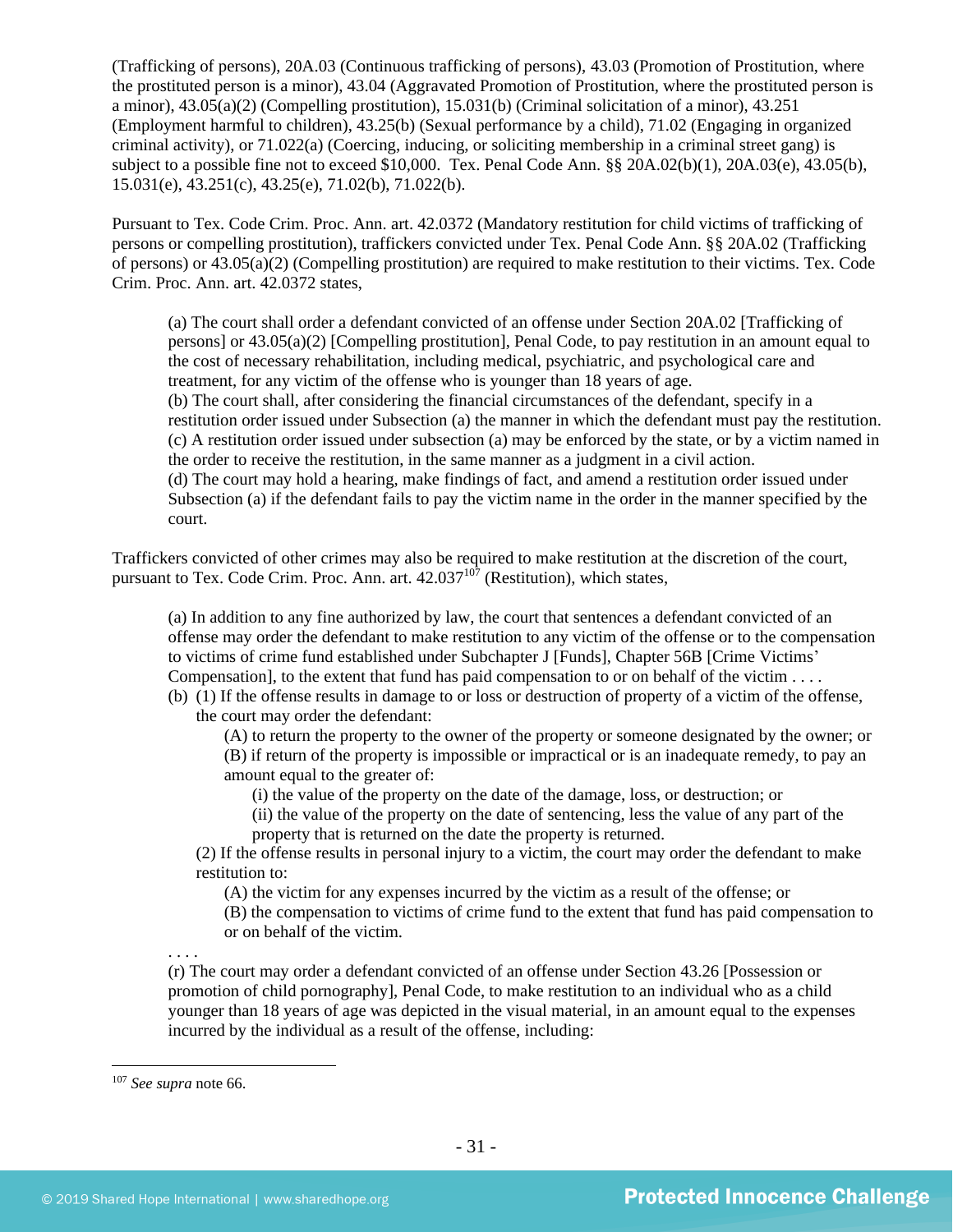(Trafficking of persons), 20A.03 (Continuous trafficking of persons), 43.03 (Promotion of Prostitution, where the prostituted person is a minor), 43.04 (Aggravated Promotion of Prostitution, where the prostituted person is a minor), 43.05(a)(2) (Compelling prostitution), 15.031(b) (Criminal solicitation of a minor), 43.251 (Employment harmful to children), 43.25(b) (Sexual performance by a child), 71.02 (Engaging in organized criminal activity), or 71.022(a) (Coercing, inducing, or soliciting membership in a criminal street gang) is subject to a possible fine not to exceed $10,000. Tex. Penal Code Ann. §§ 20A.02(b)(1), 20A.03(e), 43.05(b), 15.031(e), 43.251(c), 43.25(e), 71.02(b), 71.022(b).

Pursuant to Tex. Code Crim. Proc. Ann. art. 42.0372 (Mandatory restitution for child victims of trafficking of persons or compelling prostitution), traffickers convicted under Tex. Penal Code Ann. §§ 20A.02 (Trafficking of persons) or 43.05(a)(2) (Compelling prostitution) are required to make restitution to their victims. Tex. Code Crim. Proc. Ann. art. 42.0372 states,

> (a) The court shall order a defendant convicted of an offense under Section 20A.02 [Trafficking of persons] or 43.05(a)(2) [Compelling prostitution], Penal Code, to pay restitution in an amount equal to the cost of necessary rehabilitation, including medical, psychiatric, and psychological care and treatment, for any victim of the offense who is younger than 18 years of age.
> (b) The court shall, after considering the financial circumstances of the defendant, specify in a restitution order issued under Subsection (a) the manner in which the defendant must pay the restitution.
> (c) A restitution order issued under subsection (a) may be enforced by the state, or by a victim named in the order to receive the restitution, in the same manner as a judgment in a civil action.
> (d) The court may hold a hearing, make findings of fact, and amend a restitution order issued under Subsection (a) if the defendant fails to pay the victim name in the order in the manner specified by the court.

Traffickers convicted of other crimes may also be required to make restitution at the discretion of the court, pursuant to Tex. Code Crim. Proc. Ann. art. 42.037[107] (Restitution), which states,

> (a) In addition to any fine authorized by law, the court that sentences a defendant convicted of an offense may order the defendant to make restitution to any victim of the offense or to the compensation to victims of crime fund established under Subchapter J [Funds], Chapter 56B [Crime Victims' Compensation], to the extent that fund has paid compensation to or on behalf of the victim . . . .
> (b) (1) If the offense results in damage to or loss or destruction of property of a victim of the offense, the court may order the defendant:
> (A) to return the property to the owner of the property or someone designated by the owner; or
> (B) if return of the property is impossible or impractical or is an inadequate remedy, to pay an amount equal to the greater of:
> (i) the value of the property on the date of the damage, loss, or destruction; or
> (ii) the value of the property on the date of sentencing, less the value of any part of the property that is returned on the date the property is returned.
> (2) If the offense results in personal injury to a victim, the court may order the defendant to make restitution to:
> (A) the victim for any expenses incurred by the victim as a result of the offense; or
> (B) the compensation to victims of crime fund to the extent that fund has paid compensation to or on behalf of the victim.
>
> . . . .
>
> (r) The court may order a defendant convicted of an offense under Section 43.26 [Possession or promotion of child pornography], Penal Code, to make restitution to an individual who as a child younger than 18 years of age was depicted in the visual material, in an amount equal to the expenses incurred by the individual as a result of the offense, including:

[107] *See supra* note 66.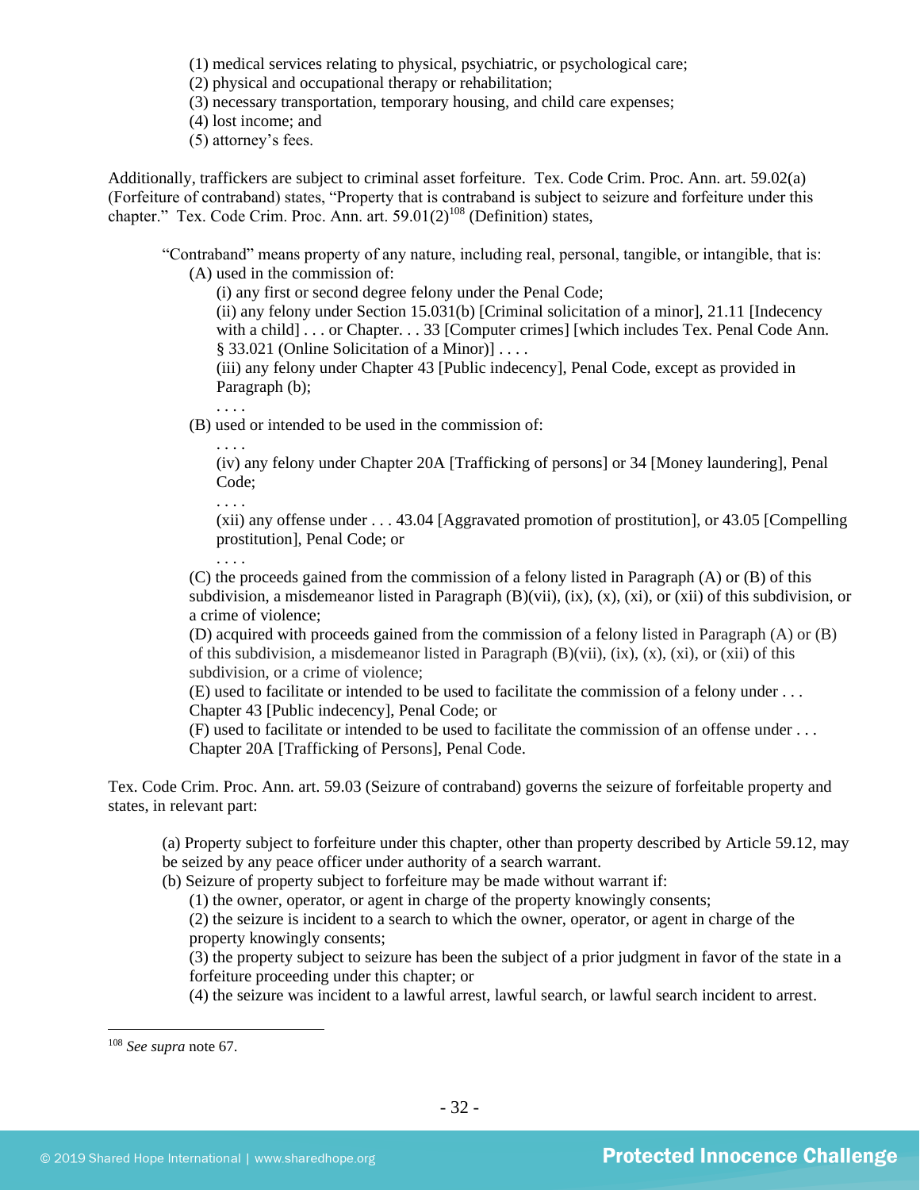(1) medical services relating to physical, psychiatric, or psychological care;
(2) physical and occupational therapy or rehabilitation;
(3) necessary transportation, temporary housing, and child care expenses;
(4) lost income; and
(5) attorney's fees.

Additionally, traffickers are subject to criminal asset forfeiture. Tex. Code Crim. Proc. Ann. art. 59.02(a) (Forfeiture of contraband) states, "Property that is contraband is subject to seizure and forfeiture under this chapter." Tex. Code Crim. Proc. Ann. art. 59.01(2)[108] (Definition) states,

> "Contraband" means property of any nature, including real, personal, tangible, or intangible, that is:
> (A) used in the commission of:
> (i) any first or second degree felony under the Penal Code;
> (ii) any felony under Section 15.031(b) [Criminal solicitation of a minor], 21.11 [Indecency with a child] . . . or Chapter. . . 33 [Computer crimes] [which includes Tex. Penal Code Ann. § 33.021 (Online Solicitation of a Minor)] . . . .
> (iii) any felony under Chapter 43 [Public indecency], Penal Code, except as provided in Paragraph (b);
> . . . .
> (B) used or intended to be used in the commission of:
> . . . .
> (iv) any felony under Chapter 20A [Trafficking of persons] or 34 [Money laundering], Penal Code;
> . . . .
> (xii) any offense under . . . 43.04 [Aggravated promotion of prostitution], or 43.05 [Compelling prostitution], Penal Code; or
> . . . .
> (C) the proceeds gained from the commission of a felony listed in Paragraph (A) or (B) of this subdivision, a misdemeanor listed in Paragraph (B)(vii), (ix), (x), (xi), or (xii) of this subdivision, or a crime of violence;
> (D) acquired with proceeds gained from the commission of a felony listed in Paragraph (A) or (B) of this subdivision, a misdemeanor listed in Paragraph (B)(vii), (ix), (x), (xi), or (xii) of this subdivision, or a crime of violence;
> (E) used to facilitate or intended to be used to facilitate the commission of a felony under . . . Chapter 43 [Public indecency], Penal Code; or
> (F) used to facilitate or intended to be used to facilitate the commission of an offense under . . . Chapter 20A [Trafficking of Persons], Penal Code.

Tex. Code Crim. Proc. Ann. art. 59.03 (Seizure of contraband) governs the seizure of forfeitable property and states, in relevant part:

> (a) Property subject to forfeiture under this chapter, other than property described by Article 59.12, may be seized by any peace officer under authority of a search warrant.
> (b) Seizure of property subject to forfeiture may be made without warrant if:
> (1) the owner, operator, or agent in charge of the property knowingly consents;
> (2) the seizure is incident to a search to which the owner, operator, or agent in charge of the property knowingly consents;
> (3) the property subject to seizure has been the subject of a prior judgment in favor of the state in a forfeiture proceeding under this chapter; or
> (4) the seizure was incident to a lawful arrest, lawful search, or lawful search incident to arrest.

---

[108] *See supra* note 67.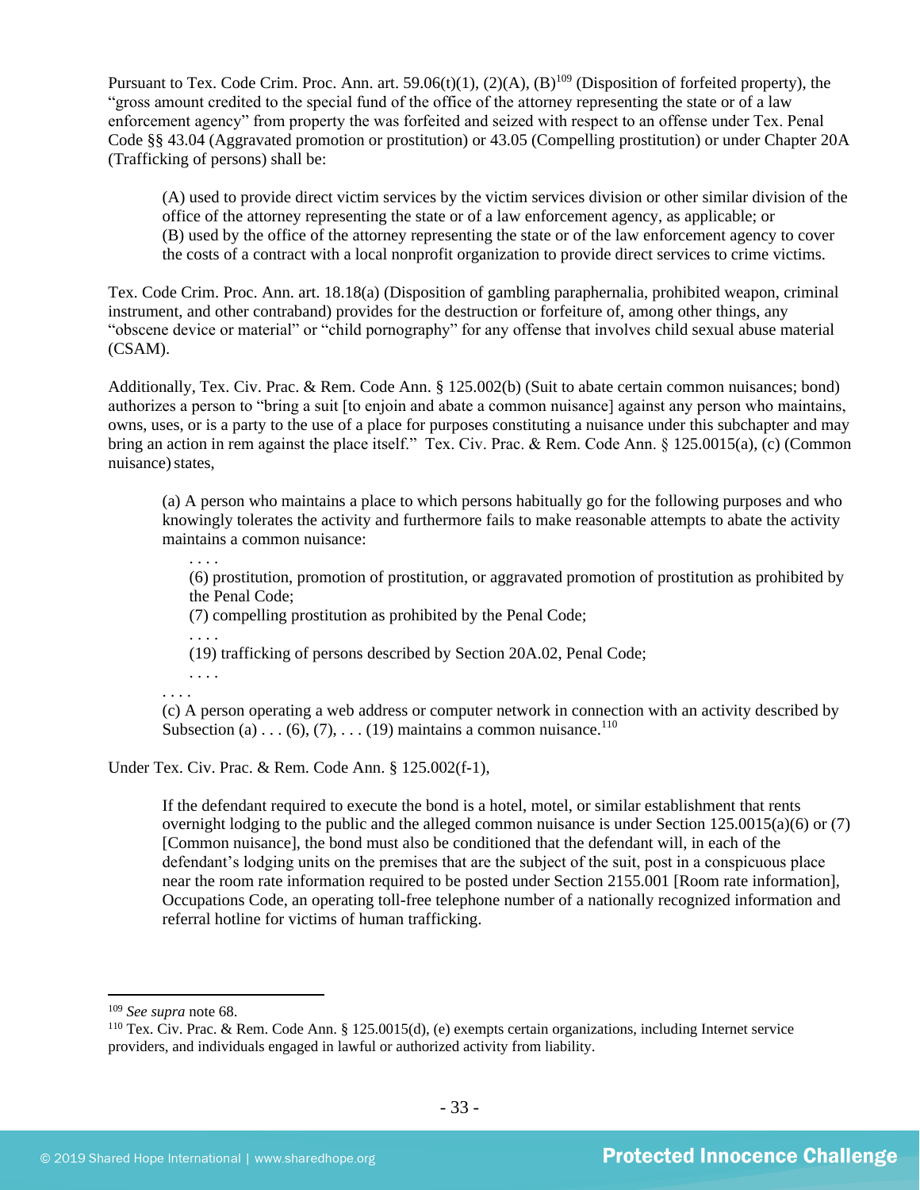Pursuant to Tex. Code Crim. Proc. Ann. art. 59.06(t)(1), (2)(A), (B)[109] (Disposition of forfeited property), the "gross amount credited to the special fund of the office of the attorney representing the state or of a law enforcement agency" from property the was forfeited and seized with respect to an offense under Tex. Penal Code §§ 43.04 (Aggravated promotion or prostitution) or 43.05 (Compelling prostitution) or under Chapter 20A (Trafficking of persons) shall be:

> (A) used to provide direct victim services by the victim services division or other similar division of the office of the attorney representing the state or of a law enforcement agency, as applicable; or
> (B) used by the office of the attorney representing the state or of the law enforcement agency to cover the costs of a contract with a local nonprofit organization to provide direct services to crime victims.

Tex. Code Crim. Proc. Ann. art. 18.18(a) (Disposition of gambling paraphernalia, prohibited weapon, criminal instrument, and other contraband) provides for the destruction or forfeiture of, among other things, any "obscene device or material" or "child pornography" for any offense that involves child sexual abuse material (CSAM).

Additionally, Tex. Civ. Prac. & Rem. Code Ann. § 125.002(b) (Suit to abate certain common nuisances; bond) authorizes a person to "bring a suit [to enjoin and abate a common nuisance] against any person who maintains, owns, uses, or is a party to the use of a place for purposes constituting a nuisance under this subchapter and may bring an action in rem against the place itself." Tex. Civ. Prac. & Rem. Code Ann. § 125.0015(a), (c) (Common nuisance) states,

> (a) A person who maintains a place to which persons habitually go for the following purposes and who knowingly tolerates the activity and furthermore fails to make reasonable attempts to abate the activity maintains a common nuisance:
>
> > . . . .
> > (6) prostitution, promotion of prostitution, or aggravated promotion of prostitution as prohibited by the Penal Code;
> > (7) compelling prostitution as prohibited by the Penal Code;
> > . . . .
> > (19) trafficking of persons described by Section 20A.02, Penal Code;
> > . . . .
>
> . . . .
> (c) A person operating a web address or computer network in connection with an activity described by Subsection (a) . . . (6), (7), . . . (19) maintains a common nuisance.[110]

Under Tex. Civ. Prac. & Rem. Code Ann. § 125.002(f-1),

> If the defendant required to execute the bond is a hotel, motel, or similar establishment that rents overnight lodging to the public and the alleged common nuisance is under Section 125.0015(a)(6) or (7) [Common nuisance], the bond must also be conditioned that the defendant will, in each of the defendant's lodging units on the premises that are the subject of the suit, post in a conspicuous place near the room rate information required to be posted under Section 2155.001 [Room rate information], Occupations Code, an operating toll-free telephone number of a nationally recognized information and referral hotline for victims of human trafficking.

---

[109] *See supra* note 68.

[110] Tex. Civ. Prac. & Rem. Code Ann. § 125.0015(d), (e) exempts certain organizations, including Internet service providers, and individuals engaged in lawful or authorized activity from liability.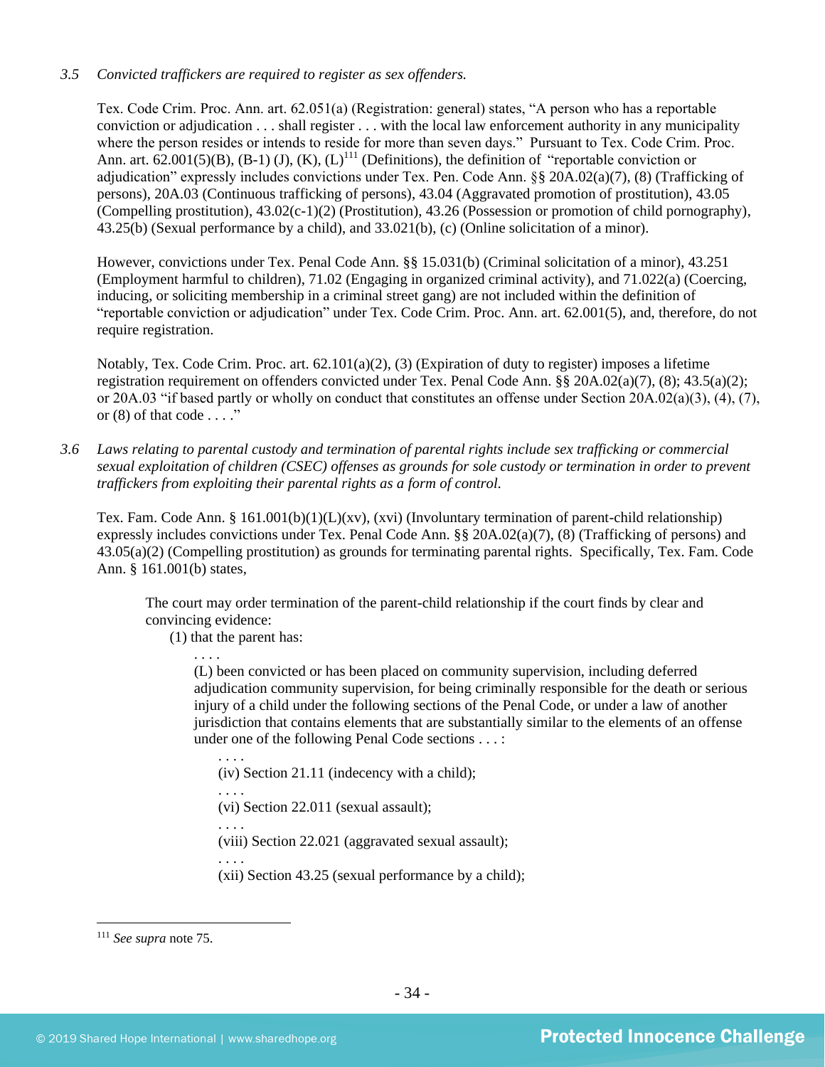*3.5 Convicted traffickers are required to register as sex offenders.*

Tex. Code Crim. Proc. Ann. art. 62.051(a) (Registration: general) states, "A person who has a reportable conviction or adjudication . . . shall register . . . with the local law enforcement authority in any municipality where the person resides or intends to reside for more than seven days." Pursuant to Tex. Code Crim. Proc. Ann. art. 62.001(5)(B), (B-1) (J), (K), (L)[111] (Definitions), the definition of "reportable conviction or adjudication" expressly includes convictions under Tex. Pen. Code Ann. §§ 20A.02(a)(7), (8) (Trafficking of persons), 20A.03 (Continuous trafficking of persons), 43.04 (Aggravated promotion of prostitution), 43.05 (Compelling prostitution), 43.02(c-1)(2) (Prostitution), 43.26 (Possession or promotion of child pornography), 43.25(b) (Sexual performance by a child), and 33.021(b), (c) (Online solicitation of a minor).

However, convictions under Tex. Penal Code Ann. §§ 15.031(b) (Criminal solicitation of a minor), 43.251 (Employment harmful to children), 71.02 (Engaging in organized criminal activity), and 71.022(a) (Coercing, inducing, or soliciting membership in a criminal street gang) are not included within the definition of "reportable conviction or adjudication" under Tex. Code Crim. Proc. Ann. art. 62.001(5), and, therefore, do not require registration.

Notably, Tex. Code Crim. Proc. art. 62.101(a)(2), (3) (Expiration of duty to register) imposes a lifetime registration requirement on offenders convicted under Tex. Penal Code Ann. §§ 20A.02(a)(7), (8); 43.5(a)(2); or 20A.03 "if based partly or wholly on conduct that constitutes an offense under Section 20A.02(a)(3), (4), (7), or (8) of that code . . . ."

*3.6 Laws relating to parental custody and termination of parental rights include sex trafficking or commercial sexual exploitation of children (CSEC) offenses as grounds for sole custody or termination in order to prevent traffickers from exploiting their parental rights as a form of control.*

Tex. Fam. Code Ann. § 161.001(b)(1)(L)(xv), (xvi) (Involuntary termination of parent-child relationship) expressly includes convictions under Tex. Penal Code Ann. §§ 20A.02(a)(7), (8) (Trafficking of persons) and 43.05(a)(2) (Compelling prostitution) as grounds for terminating parental rights. Specifically, Tex. Fam. Code Ann. § 161.001(b) states,

> The court may order termination of the parent-child relationship if the court finds by clear and convincing evidence:
>
> (1) that the parent has:
>
> . . . .
>
> (L) been convicted or has been placed on community supervision, including deferred adjudication community supervision, for being criminally responsible for the death or serious injury of a child under the following sections of the Penal Code, or under a law of another jurisdiction that contains elements that are substantially similar to the elements of an offense under one of the following Penal Code sections . . . :
>
> . . . .
>
> (iv) Section 21.11 (indecency with a child);
>
> . . . .
>
> (vi) Section 22.011 (sexual assault);
>
> . . . .
>
> (viii) Section 22.021 (aggravated sexual assault);
>
> . . . .
>
> (xii) Section 43.25 (sexual performance by a child);

[111] *See supra* note 75.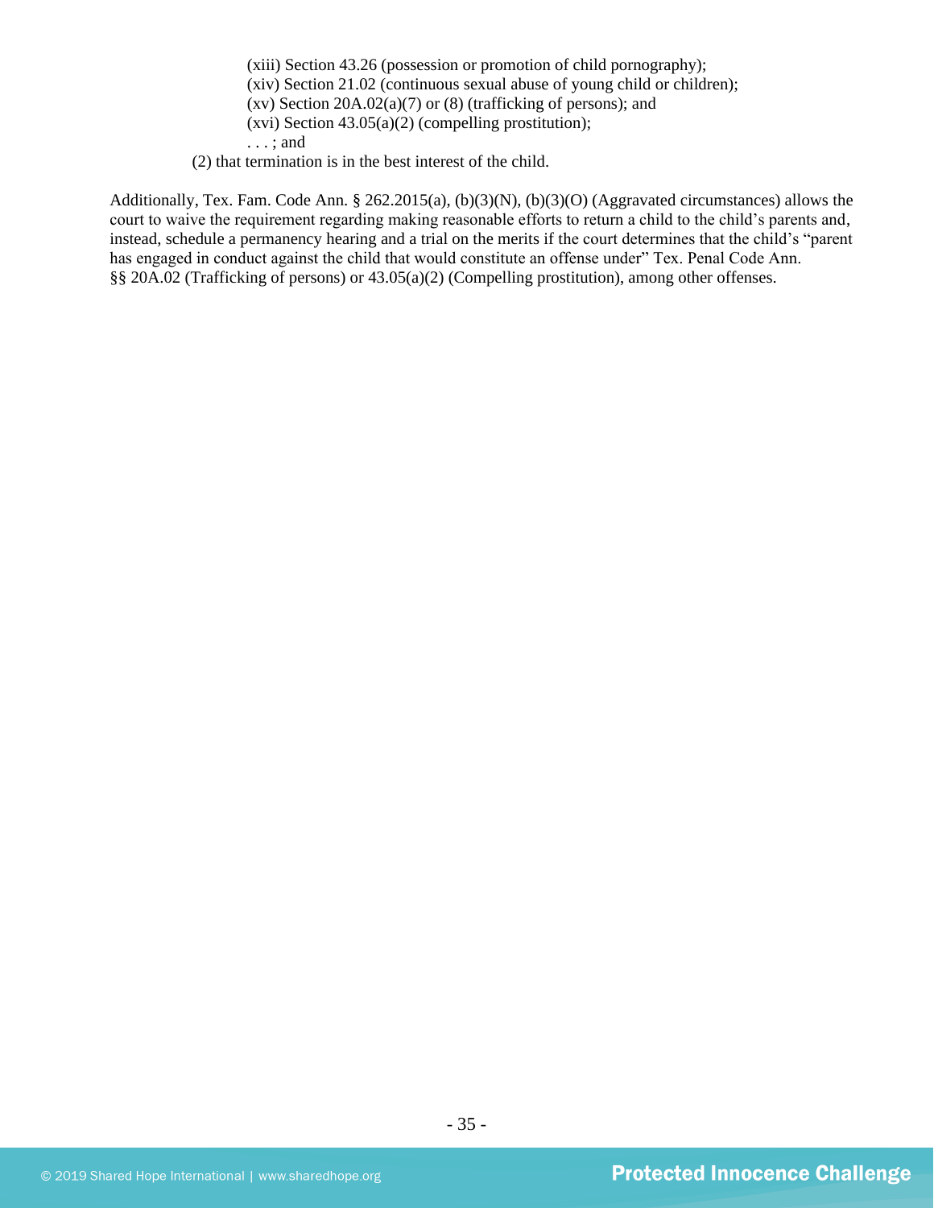(xiii) Section 43.26 (possession or promotion of child pornography);
(xiv) Section 21.02 (continuous sexual abuse of young child or children);
(xv) Section 20A.02(a)(7) or (8) (trafficking of persons); and
(xvi) Section 43.05(a)(2) (compelling prostitution);
. . . ; and

(2) that termination is in the best interest of the child.

Additionally, Tex. Fam. Code Ann. § 262.2015(a), (b)(3)(N), (b)(3)(O) (Aggravated circumstances) allows the court to waive the requirement regarding making reasonable efforts to return a child to the child's parents and, instead, schedule a permanency hearing and a trial on the merits if the court determines that the child's "parent has engaged in conduct against the child that would constitute an offense under" Tex. Penal Code Ann. §§ 20A.02 (Trafficking of persons) or 43.05(a)(2) (Compelling prostitution), among other offenses.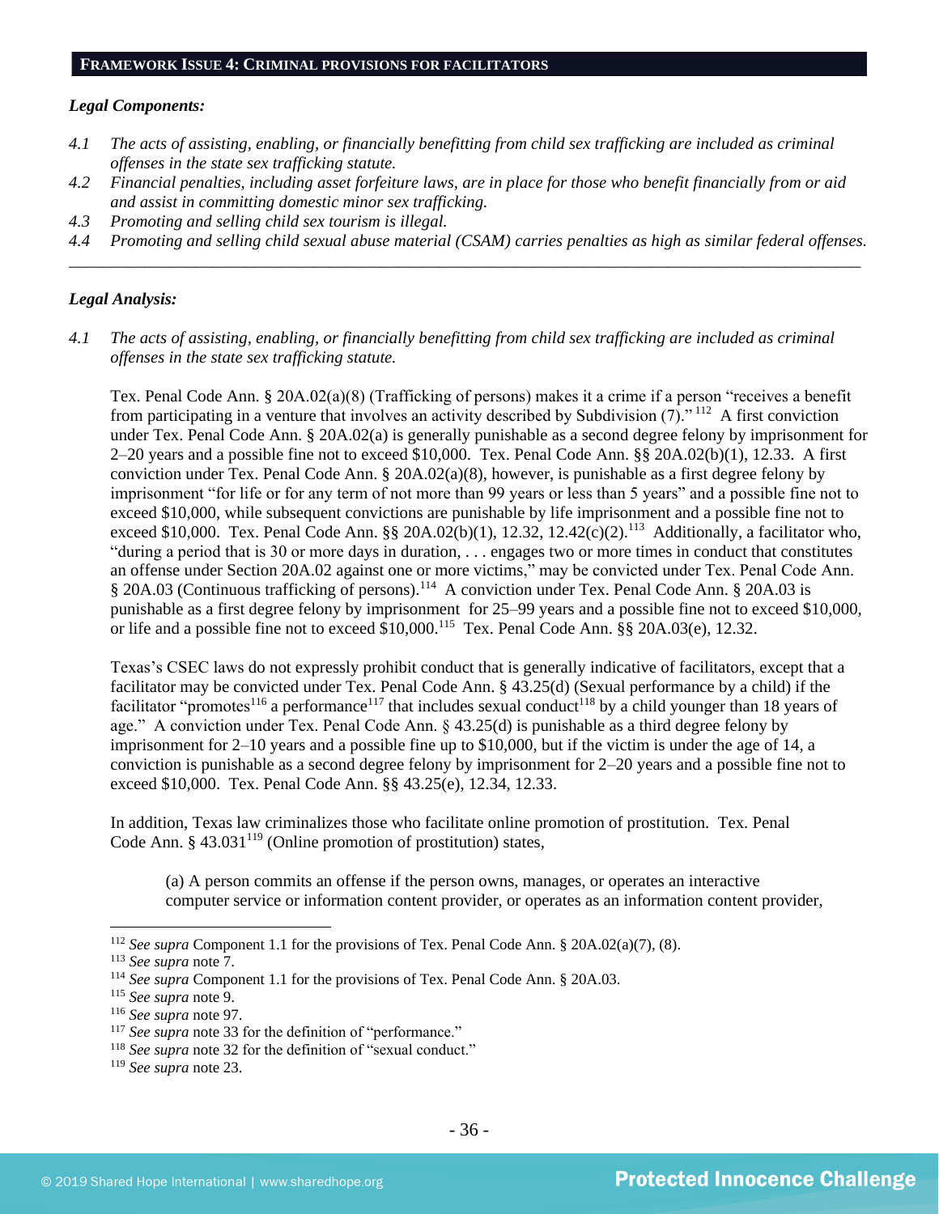## FRAMEWORK ISSUE 4: CRIMINAL PROVISIONS FOR FACILITATORS

***Legal Components:***

*4.1 The acts of assisting, enabling, or financially benefitting from child sex trafficking are included as criminal offenses in the state sex trafficking statute.*

*4.2 Financial penalties, including asset forfeiture laws, are in place for those who benefit financially from or aid and assist in committing domestic minor sex trafficking.*

*4.3 Promoting and selling child sex tourism is illegal.*

*4.4 Promoting and selling child sexual abuse material (CSAM) carries penalties as high as similar federal offenses.*

---

***Legal Analysis:***

*4.1 The acts of assisting, enabling, or financially benefitting from child sex trafficking are included as criminal offenses in the state sex trafficking statute.*

Tex. Penal Code Ann. § 20A.02(a)(8) (Trafficking of persons) makes it a crime if a person "receives a benefit from participating in a venture that involves an activity described by Subdivision (7)."[112] A first conviction under Tex. Penal Code Ann. § 20A.02(a) is generally punishable as a second degree felony by imprisonment for 2–20 years and a possible fine not to exceed $10,000. Tex. Penal Code Ann. §§ 20A.02(b)(1), 12.33. A first conviction under Tex. Penal Code Ann. § 20A.02(a)(8), however, is punishable as a first degree felony by imprisonment "for life or for any term of not more than 99 years or less than 5 years" and a possible fine not to exceed $10,000, while subsequent convictions are punishable by life imprisonment and a possible fine not to exceed $10,000. Tex. Penal Code Ann. §§ 20A.02(b)(1), 12.32, 12.42(c)(2).[113] Additionally, a facilitator who, "during a period that is 30 or more days in duration, . . . engages two or more times in conduct that constitutes an offense under Section 20A.02 against one or more victims," may be convicted under Tex. Penal Code Ann. § 20A.03 (Continuous trafficking of persons).[114] A conviction under Tex. Penal Code Ann. § 20A.03 is punishable as a first degree felony by imprisonment for 25–99 years and a possible fine not to exceed $10,000, or life and a possible fine not to exceed $10,000.[115] Tex. Penal Code Ann. §§ 20A.03(e), 12.32.

Texas's CSEC laws do not expressly prohibit conduct that is generally indicative of facilitators, except that a facilitator may be convicted under Tex. Penal Code Ann. § 43.25(d) (Sexual performance by a child) if the facilitator "promotes[116] a performance[117] that includes sexual conduct[118] by a child younger than 18 years of age." A conviction under Tex. Penal Code Ann. § 43.25(d) is punishable as a third degree felony by imprisonment for 2–10 years and a possible fine up to $10,000, but if the victim is under the age of 14, a conviction is punishable as a second degree felony by imprisonment for 2–20 years and a possible fine not to exceed $10,000. Tex. Penal Code Ann. §§ 43.25(e), 12.34, 12.33.

In addition, Texas law criminalizes those who facilitate online promotion of prostitution. Tex. Penal Code Ann. § 43.031[119] (Online promotion of prostitution) states,

> (a) A person commits an offense if the person owns, manages, or operates an interactive computer service or information content provider, or operates as an information content provider,

---

[112] *See supra* Component 1.1 for the provisions of Tex. Penal Code Ann. § 20A.02(a)(7), (8).

[113] *See supra* note 7.

[114] *See supra* Component 1.1 for the provisions of Tex. Penal Code Ann. § 20A.03.

[115] *See supra* note 9.

[116] *See supra* note 97.

[117] *See supra* note 33 for the definition of "performance."

[118] *See supra* note 32 for the definition of "sexual conduct."

[119] *See supra* note 23.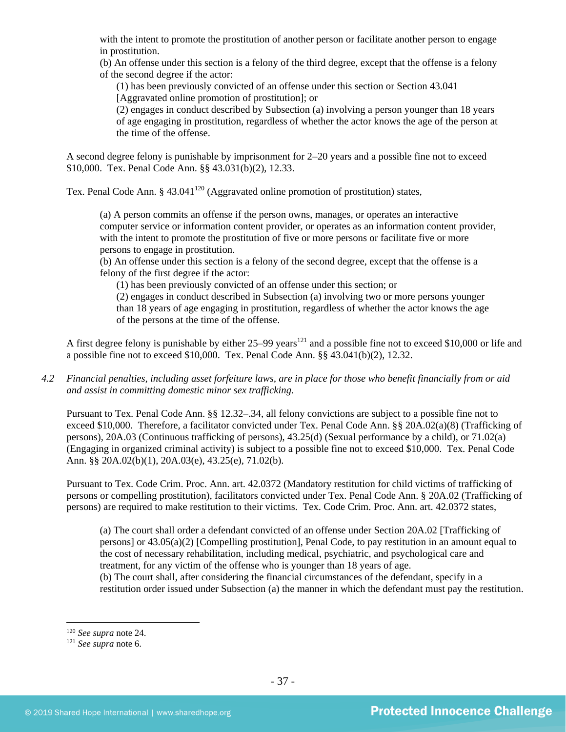with the intent to promote the prostitution of another person or facilitate another person to engage in prostitution.

(b) An offense under this section is a felony of the third degree, except that the offense is a felony of the second degree if the actor:

(1) has been previously convicted of an offense under this section or Section 43.041 [Aggravated online promotion of prostitution]; or

(2) engages in conduct described by Subsection (a) involving a person younger than 18 years of age engaging in prostitution, regardless of whether the actor knows the age of the person at the time of the offense.

A second degree felony is punishable by imprisonment for 2–20 years and a possible fine not to exceed $10,000. Tex. Penal Code Ann. §§ 43.031(b)(2), 12.33.

Tex. Penal Code Ann. § 43.041[120] (Aggravated online promotion of prostitution) states,

> (a) A person commits an offense if the person owns, manages, or operates an interactive computer service or information content provider, or operates as an information content provider, with the intent to promote the prostitution of five or more persons or facilitate five or more persons to engage in prostitution.
>
> (b) An offense under this section is a felony of the second degree, except that the offense is a felony of the first degree if the actor:
>
> (1) has been previously convicted of an offense under this section; or
>
> (2) engages in conduct described in Subsection (a) involving two or more persons younger than 18 years of age engaging in prostitution, regardless of whether the actor knows the age of the persons at the time of the offense.

A first degree felony is punishable by either 25–99 years[121] and a possible fine not to exceed $10,000 or life and a possible fine not to exceed $10,000. Tex. Penal Code Ann. §§ 43.041(b)(2), 12.32.

*4.2 Financial penalties, including asset forfeiture laws, are in place for those who benefit financially from or aid and assist in committing domestic minor sex trafficking.*

Pursuant to Tex. Penal Code Ann. §§ 12.32–.34, all felony convictions are subject to a possible fine not to exceed $10,000. Therefore, a facilitator convicted under Tex. Penal Code Ann. §§ 20A.02(a)(8) (Trafficking of persons), 20A.03 (Continuous trafficking of persons), 43.25(d) (Sexual performance by a child), or 71.02(a) (Engaging in organized criminal activity) is subject to a possible fine not to exceed $10,000. Tex. Penal Code Ann. §§ 20A.02(b)(1), 20A.03(e), 43.25(e), 71.02(b).

Pursuant to Tex. Code Crim. Proc. Ann. art. 42.0372 (Mandatory restitution for child victims of trafficking of persons or compelling prostitution), facilitators convicted under Tex. Penal Code Ann. § 20A.02 (Trafficking of persons) are required to make restitution to their victims. Tex. Code Crim. Proc. Ann. art. 42.0372 states,

> (a) The court shall order a defendant convicted of an offense under Section 20A.02 [Trafficking of persons] or 43.05(a)(2) [Compelling prostitution], Penal Code, to pay restitution in an amount equal to the cost of necessary rehabilitation, including medical, psychiatric, and psychological care and treatment, for any victim of the offense who is younger than 18 years of age.
>
> (b) The court shall, after considering the financial circumstances of the defendant, specify in a restitution order issued under Subsection (a) the manner in which the defendant must pay the restitution.

---

[120] *See supra* note 24.

[121] *See supra* note 6.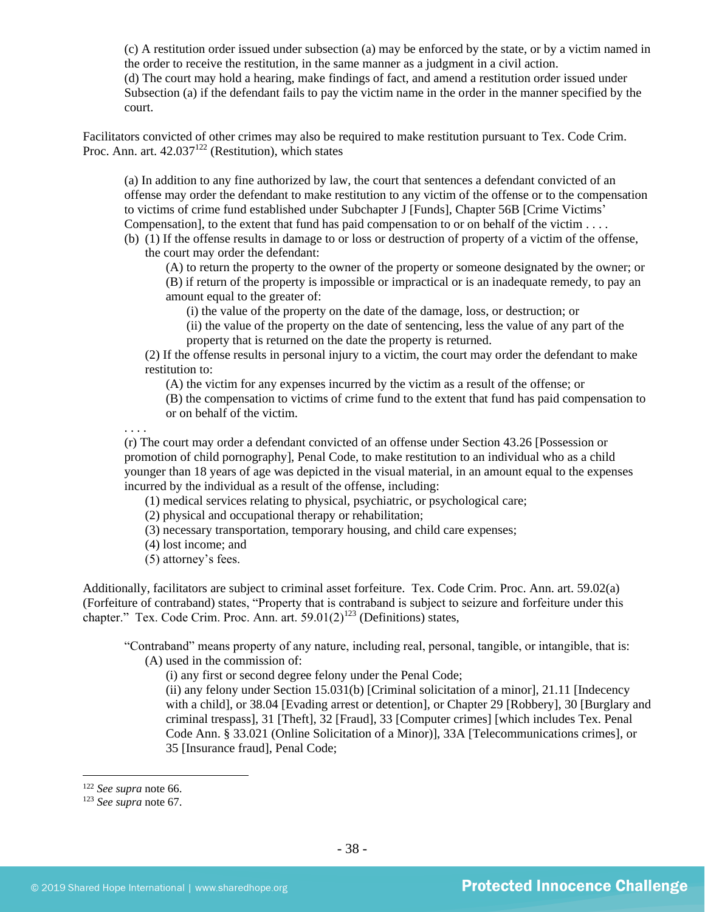> (c) A restitution order issued under subsection (a) may be enforced by the state, or by a victim named in the order to receive the restitution, in the same manner as a judgment in a civil action.
> (d) The court may hold a hearing, make findings of fact, and amend a restitution order issued under Subsection (a) if the defendant fails to pay the victim name in the order in the manner specified by the court.

Facilitators convicted of other crimes may also be required to make restitution pursuant to Tex. Code Crim. Proc. Ann. art. 42.037[122] (Restitution), which states

> (a) In addition to any fine authorized by law, the court that sentences a defendant convicted of an offense may order the defendant to make restitution to any victim of the offense or to the compensation to victims of crime fund established under Subchapter J [Funds], Chapter 56B [Crime Victims' Compensation], to the extent that fund has paid compensation to or on behalf of the victim . . . .
> (b) (1) If the offense results in damage to or loss or destruction of property of a victim of the offense, the court may order the defendant:
>> (A) to return the property to the owner of the property or someone designated by the owner; or
>> (B) if return of the property is impossible or impractical or is an inadequate remedy, to pay an amount equal to the greater of:
>>> (i) the value of the property on the date of the damage, loss, or destruction; or
>>> (ii) the value of the property on the date of sentencing, less the value of any part of the property that is returned on the date the property is returned.
>
> (2) If the offense results in personal injury to a victim, the court may order the defendant to make restitution to:
>> (A) the victim for any expenses incurred by the victim as a result of the offense; or
>> (B) the compensation to victims of crime fund to the extent that fund has paid compensation to or on behalf of the victim.
>
> . . . .
> (r) The court may order a defendant convicted of an offense under Section 43.26 [Possession or promotion of child pornography], Penal Code, to make restitution to an individual who as a child younger than 18 years of age was depicted in the visual material, in an amount equal to the expenses incurred by the individual as a result of the offense, including:
>> (1) medical services relating to physical, psychiatric, or psychological care;
>> (2) physical and occupational therapy or rehabilitation;
>> (3) necessary transportation, temporary housing, and child care expenses;
>> (4) lost income; and
>> (5) attorney's fees.

Additionally, facilitators are subject to criminal asset forfeiture. Tex. Code Crim. Proc. Ann. art. 59.02(a) (Forfeiture of contraband) states, "Property that is contraband is subject to seizure and forfeiture under this chapter." Tex. Code Crim. Proc. Ann. art. 59.01(2)[123] (Definitions) states,

> "Contraband" means property of any nature, including real, personal, tangible, or intangible, that is:
>> (A) used in the commission of:
>>> (i) any first or second degree felony under the Penal Code;
>>> (ii) any felony under Section 15.031(b) [Criminal solicitation of a minor], 21.11 [Indecency with a child], or 38.04 [Evading arrest or detention], or Chapter 29 [Robbery], 30 [Burglary and criminal trespass], 31 [Theft], 32 [Fraud], 33 [Computer crimes] [which includes Tex. Penal Code Ann. § 33.021 (Online Solicitation of a Minor)], 33A [Telecommunications crimes], or 35 [Insurance fraud], Penal Code;

---

[122] *See supra* note 66.
[123] *See supra* note 67.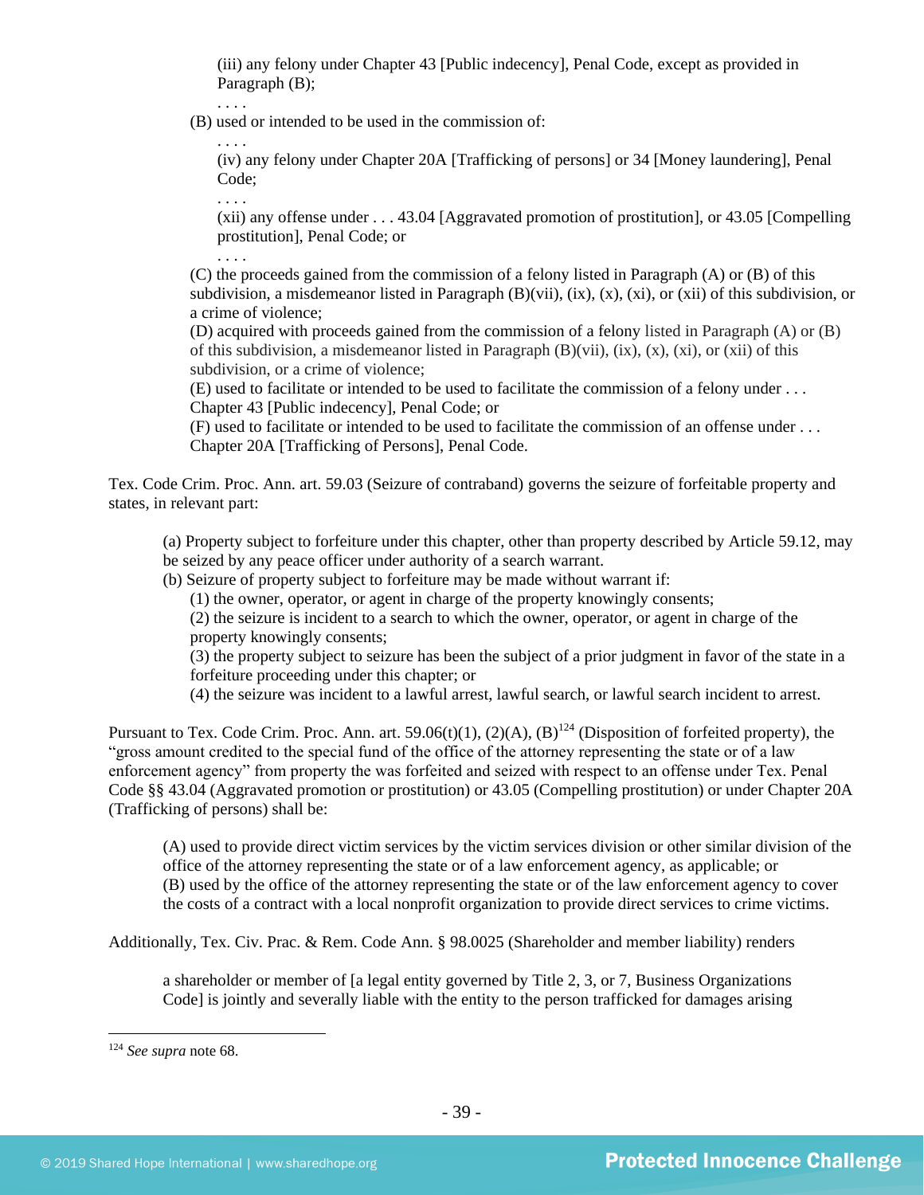(iii) any felony under Chapter 43 [Public indecency], Penal Code, except as provided in Paragraph (B);

. . . .

(B) used or intended to be used in the commission of:

. . . .

(iv) any felony under Chapter 20A [Trafficking of persons] or 34 [Money laundering], Penal Code;

. . . .

(xii) any offense under . . . 43.04 [Aggravated promotion of prostitution], or 43.05 [Compelling prostitution], Penal Code; or

. . . .

(C) the proceeds gained from the commission of a felony listed in Paragraph (A) or (B) of this subdivision, a misdemeanor listed in Paragraph (B)(vii), (ix), (x), (xi), or (xii) of this subdivision, or a crime of violence;

(D) acquired with proceeds gained from the commission of a felony listed in Paragraph (A) or (B) of this subdivision, a misdemeanor listed in Paragraph (B)(vii), (ix), (x), (xi), or (xii) of this subdivision, or a crime of violence;

(E) used to facilitate or intended to be used to facilitate the commission of a felony under . . . Chapter 43 [Public indecency], Penal Code; or

(F) used to facilitate or intended to be used to facilitate the commission of an offense under . . . Chapter 20A [Trafficking of Persons], Penal Code.

Tex. Code Crim. Proc. Ann. art. 59.03 (Seizure of contraband) governs the seizure of forfeitable property and states, in relevant part:

> (a) Property subject to forfeiture under this chapter, other than property described by Article 59.12, may be seized by any peace officer under authority of a search warrant.
>
> (b) Seizure of property subject to forfeiture may be made without warrant if:
>
> (1) the owner, operator, or agent in charge of the property knowingly consents;
>
> (2) the seizure is incident to a search to which the owner, operator, or agent in charge of the property knowingly consents;
>
> (3) the property subject to seizure has been the subject of a prior judgment in favor of the state in a forfeiture proceeding under this chapter; or
>
> (4) the seizure was incident to a lawful arrest, lawful search, or lawful search incident to arrest.

Pursuant to Tex. Code Crim. Proc. Ann. art. 59.06(t)(1), (2)(A), (B)[124] (Disposition of forfeited property), the "gross amount credited to the special fund of the office of the attorney representing the state or of a law enforcement agency" from property the was forfeited and seized with respect to an offense under Tex. Penal Code §§ 43.04 (Aggravated promotion or prostitution) or 43.05 (Compelling prostitution) or under Chapter 20A (Trafficking of persons) shall be:

> (A) used to provide direct victim services by the victim services division or other similar division of the office of the attorney representing the state or of a law enforcement agency, as applicable; or
>
> (B) used by the office of the attorney representing the state or of the law enforcement agency to cover the costs of a contract with a local nonprofit organization to provide direct services to crime victims.

Additionally, Tex. Civ. Prac. & Rem. Code Ann. § 98.0025 (Shareholder and member liability) renders

> a shareholder or member of [a legal entity governed by Title 2, 3, or 7, Business Organizations Code] is jointly and severally liable with the entity to the person trafficked for damages arising

---

[124] *See supra* note 68.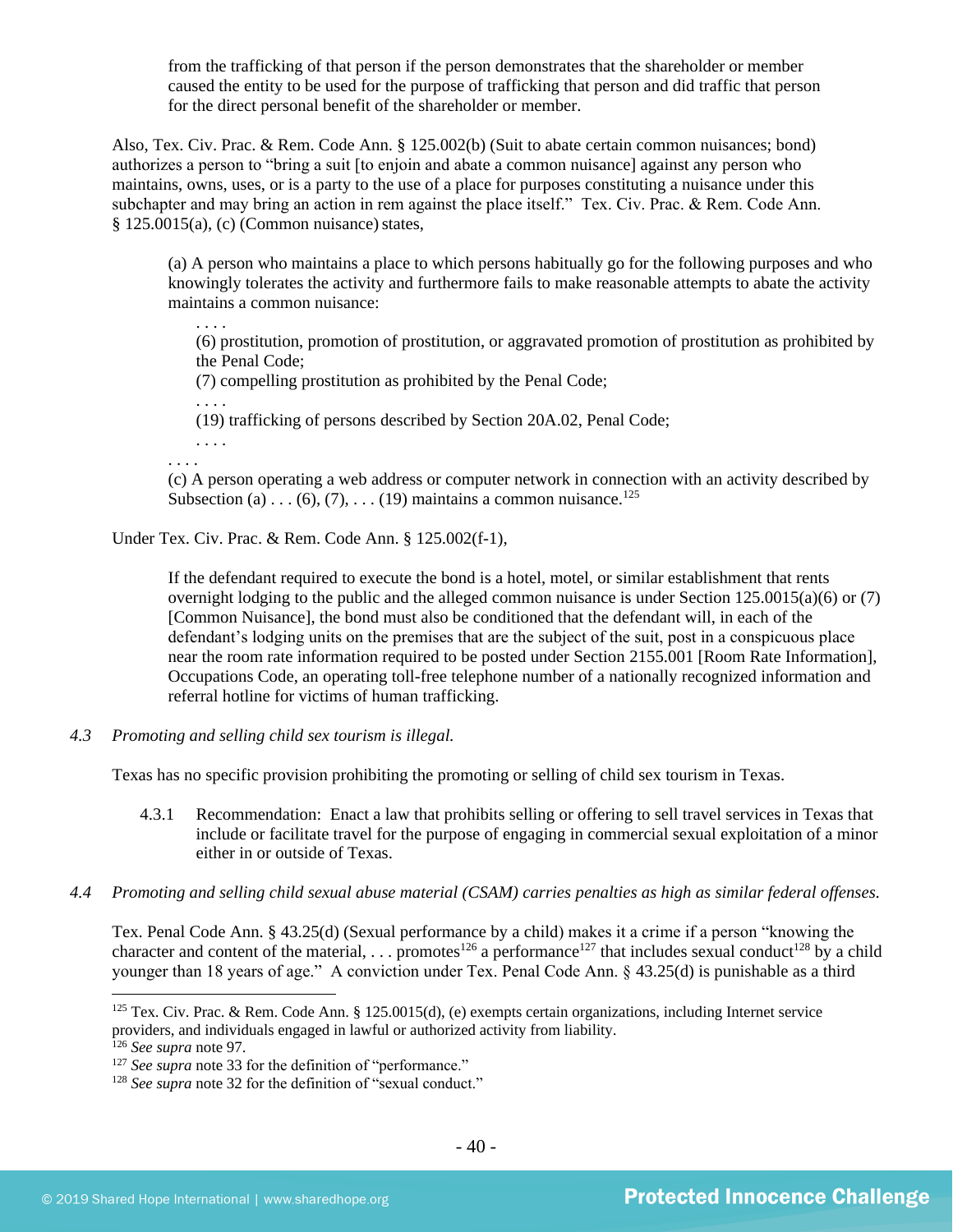> from the trafficking of that person if the person demonstrates that the shareholder or member caused the entity to be used for the purpose of trafficking that person and did traffic that person for the direct personal benefit of the shareholder or member.

Also, Tex. Civ. Prac. & Rem. Code Ann. § 125.002(b) (Suit to abate certain common nuisances; bond) authorizes a person to "bring a suit [to enjoin and abate a common nuisance] against any person who maintains, owns, uses, or is a party to the use of a place for purposes constituting a nuisance under this subchapter and may bring an action in rem against the place itself." Tex. Civ. Prac. & Rem. Code Ann. § 125.0015(a), (c) (Common nuisance) states,

> (a) A person who maintains a place to which persons habitually go for the following purposes and who knowingly tolerates the activity and furthermore fails to make reasonable attempts to abate the activity maintains a common nuisance:
>
> . . . .
>
> (6) prostitution, promotion of prostitution, or aggravated promotion of prostitution as prohibited by the Penal Code;
>
> (7) compelling prostitution as prohibited by the Penal Code;
>
> . . . .
>
> (19) trafficking of persons described by Section 20A.02, Penal Code;
>
> . . . .
>
> . . . .
>
> (c) A person operating a web address or computer network in connection with an activity described by Subsection (a) . . . (6), (7), . . . (19) maintains a common nuisance.[125]

Under Tex. Civ. Prac. & Rem. Code Ann. § 125.002(f-1),

> If the defendant required to execute the bond is a hotel, motel, or similar establishment that rents overnight lodging to the public and the alleged common nuisance is under Section 125.0015(a)(6) or (7) [Common Nuisance], the bond must also be conditioned that the defendant will, in each of the defendant's lodging units on the premises that are the subject of the suit, post in a conspicuous place near the room rate information required to be posted under Section 2155.001 [Room Rate Information], Occupations Code, an operating toll-free telephone number of a nationally recognized information and referral hotline for victims of human trafficking.

*4.3 Promoting and selling child sex tourism is illegal.*

Texas has no specific provision prohibiting the promoting or selling of child sex tourism in Texas.

4.3.1 Recommendation: Enact a law that prohibits selling or offering to sell travel services in Texas that include or facilitate travel for the purpose of engaging in commercial sexual exploitation of a minor either in or outside of Texas.

*4.4 Promoting and selling child sexual abuse material (CSAM) carries penalties as high as similar federal offenses.*

Tex. Penal Code Ann. § 43.25(d) (Sexual performance by a child) makes it a crime if a person "knowing the character and content of the material, . . . promotes[126] a performance[127] that includes sexual conduct[128] by a child younger than 18 years of age." A conviction under Tex. Penal Code Ann. § 43.25(d) is punishable as a third

---

[125] Tex. Civ. Prac. & Rem. Code Ann. § 125.0015(d), (e) exempts certain organizations, including Internet service providers, and individuals engaged in lawful or authorized activity from liability.

[126] *See supra* note 97.

[127] *See supra* note 33 for the definition of "performance."

[128] *See supra* note 32 for the definition of "sexual conduct."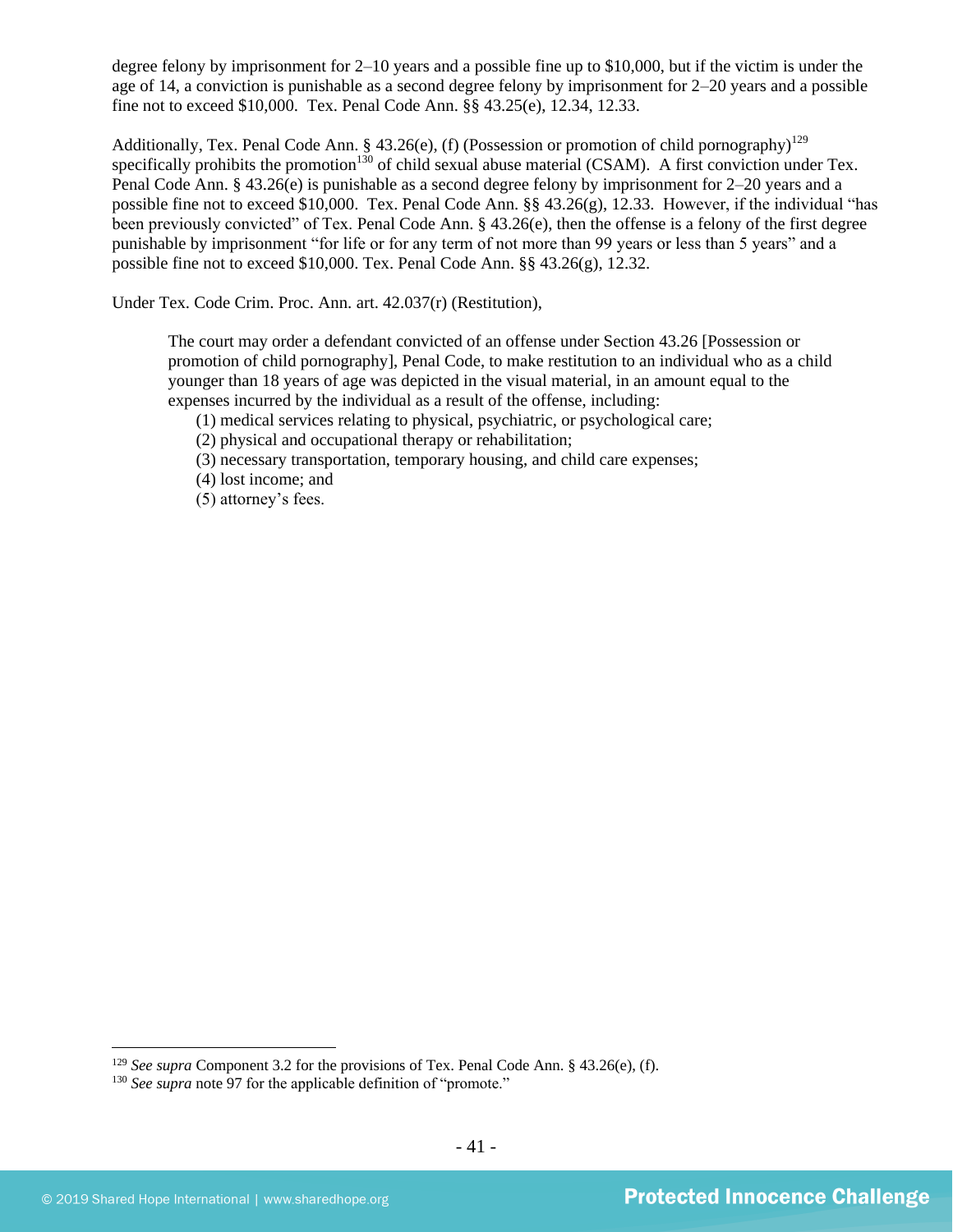degree felony by imprisonment for 2–10 years and a possible fine up to $10,000, but if the victim is under the age of 14, a conviction is punishable as a second degree felony by imprisonment for 2–20 years and a possible fine not to exceed $10,000. Tex. Penal Code Ann. §§ 43.25(e), 12.34, 12.33.

Additionally, Tex. Penal Code Ann. § 43.26(e), (f) (Possession or promotion of child pornography)[129] specifically prohibits the promotion[130] of child sexual abuse material (CSAM). A first conviction under Tex. Penal Code Ann. § 43.26(e) is punishable as a second degree felony by imprisonment for 2–20 years and a possible fine not to exceed $10,000. Tex. Penal Code Ann. §§ 43.26(g), 12.33. However, if the individual "has been previously convicted" of Tex. Penal Code Ann. § 43.26(e), then the offense is a felony of the first degree punishable by imprisonment "for life or for any term of not more than 99 years or less than 5 years" and a possible fine not to exceed $10,000. Tex. Penal Code Ann. §§ 43.26(g), 12.32.

Under Tex. Code Crim. Proc. Ann. art. 42.037(r) (Restitution),

> The court may order a defendant convicted of an offense under Section 43.26 [Possession or promotion of child pornography], Penal Code, to make restitution to an individual who as a child younger than 18 years of age was depicted in the visual material, in an amount equal to the expenses incurred by the individual as a result of the offense, including:
> (1) medical services relating to physical, psychiatric, or psychological care;
> (2) physical and occupational therapy or rehabilitation;
> (3) necessary transportation, temporary housing, and child care expenses;
> (4) lost income; and
> (5) attorney's fees.

---

[129] *See supra* Component 3.2 for the provisions of Tex. Penal Code Ann. § 43.26(e), (f).

[130] *See supra* note 97 for the applicable definition of "promote."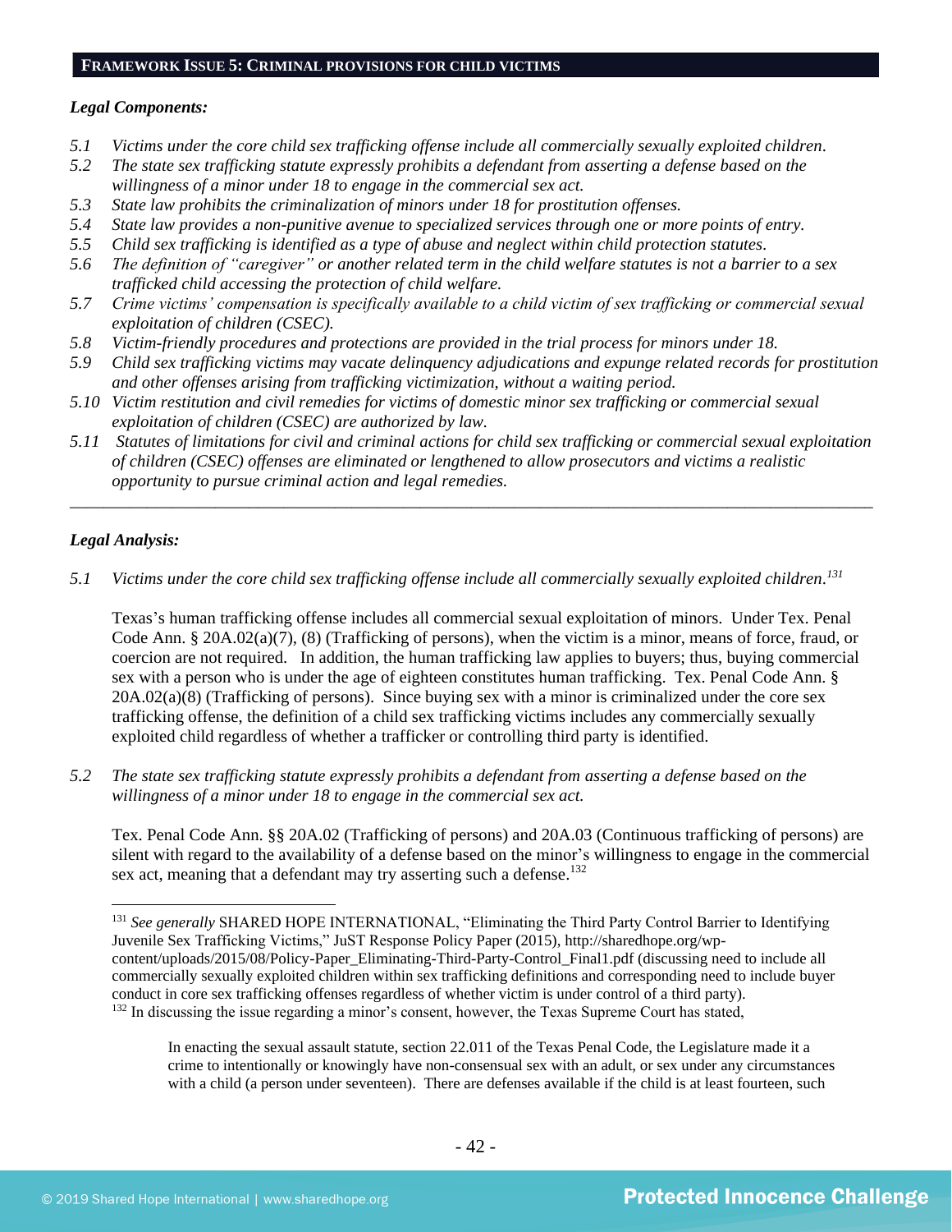**FRAMEWORK ISSUE 5: CRIMINAL PROVISIONS FOR CHILD VICTIMS**

***Legal Components:***

*5.1 Victims under the core child sex trafficking offense include all commercially sexually exploited children.*
*5.2 The state sex trafficking statute expressly prohibits a defendant from asserting a defense based on the willingness of a minor under 18 to engage in the commercial sex act.*
*5.3 State law prohibits the criminalization of minors under 18 for prostitution offenses.*
*5.4 State law provides a non-punitive avenue to specialized services through one or more points of entry.*
*5.5 Child sex trafficking is identified as a type of abuse and neglect within child protection statutes.*
*5.6 The definition of "caregiver" or another related term in the child welfare statutes is not a barrier to a sex trafficked child accessing the protection of child welfare.*
*5.7 Crime victims' compensation is specifically available to a child victim of sex trafficking or commercial sexual exploitation of children (CSEC).*
*5.8 Victim-friendly procedures and protections are provided in the trial process for minors under 18.*
*5.9 Child sex trafficking victims may vacate delinquency adjudications and expunge related records for prostitution and other offenses arising from trafficking victimization, without a waiting period.*
*5.10 Victim restitution and civil remedies for victims of domestic minor sex trafficking or commercial sexual exploitation of children (CSEC) are authorized by law.*
*5.11 Statutes of limitations for civil and criminal actions for child sex trafficking or commercial sexual exploitation of children (CSEC) offenses are eliminated or lengthened to allow prosecutors and victims a realistic opportunity to pursue criminal action and legal remedies.*

---

***Legal Analysis:***

*5.1 Victims under the core child sex trafficking offense include all commercially sexually exploited children.*[131]

Texas's human trafficking offense includes all commercial sexual exploitation of minors. Under Tex. Penal Code Ann. § 20A.02(a)(7), (8) (Trafficking of persons), when the victim is a minor, means of force, fraud, or coercion are not required. In addition, the human trafficking law applies to buyers; thus, buying commercial sex with a person who is under the age of eighteen constitutes human trafficking. Tex. Penal Code Ann. § 20A.02(a)(8) (Trafficking of persons). Since buying sex with a minor is criminalized under the core sex trafficking offense, the definition of a child sex trafficking victims includes any commercially sexually exploited child regardless of whether a trafficker or controlling third party is identified.

*5.2 The state sex trafficking statute expressly prohibits a defendant from asserting a defense based on the willingness of a minor under 18 to engage in the commercial sex act.*

Tex. Penal Code Ann. §§ 20A.02 (Trafficking of persons) and 20A.03 (Continuous trafficking of persons) are silent with regard to the availability of a defense based on the minor's willingness to engage in the commercial sex act, meaning that a defendant may try asserting such a defense.[132]

---

[131] *See generally* SHARED HOPE INTERNATIONAL, "Eliminating the Third Party Control Barrier to Identifying Juvenile Sex Trafficking Victims," JuST Response Policy Paper (2015), http://sharedhope.org/wp-content/uploads/2015/08/Policy-Paper_Eliminating-Third-Party-Control_Final1.pdf (discussing need to include all commercially sexually exploited children within sex trafficking definitions and corresponding need to include buyer conduct in core sex trafficking offenses regardless of whether victim is under control of a third party).

[132] In discussing the issue regarding a minor's consent, however, the Texas Supreme Court has stated,

> In enacting the sexual assault statute, section 22.011 of the Texas Penal Code, the Legislature made it a crime to intentionally or knowingly have non-consensual sex with an adult, or sex under any circumstances with a child (a person under seventeen). There are defenses available if the child is at least fourteen, such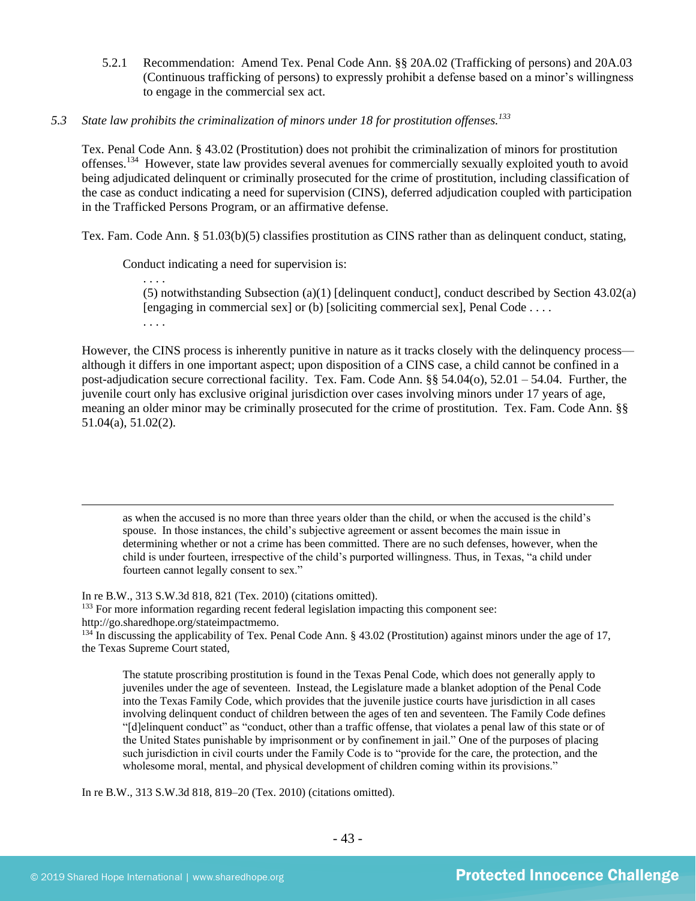5.2.1 Recommendation: Amend Tex. Penal Code Ann. §§ 20A.02 (Trafficking of persons) and 20A.03 (Continuous trafficking of persons) to expressly prohibit a defense based on a minor's willingness to engage in the commercial sex act.

*5.3 State law prohibits the criminalization of minors under 18 for prostitution offenses.*[133]

Tex. Penal Code Ann. § 43.02 (Prostitution) does not prohibit the criminalization of minors for prostitution offenses.[134] However, state law provides several avenues for commercially sexually exploited youth to avoid being adjudicated delinquent or criminally prosecuted for the crime of prostitution, including classification of the case as conduct indicating a need for supervision (CINS), deferred adjudication coupled with participation in the Trafficked Persons Program, or an affirmative defense.

Tex. Fam. Code Ann. § 51.03(b)(5) classifies prostitution as CINS rather than as delinquent conduct, stating,

> Conduct indicating a need for supervision is:
>
> . . . .
>
> (5) notwithstanding Subsection (a)(1) [delinquent conduct], conduct described by Section 43.02(a) [engaging in commercial sex] or (b) [soliciting commercial sex], Penal Code . . . .
>
> . . . .

However, the CINS process is inherently punitive in nature as it tracks closely with the delinquency process—although it differs in one important aspect; upon disposition of a CINS case, a child cannot be confined in a post-adjudication secure correctional facility. Tex. Fam. Code Ann. §§ 54.04(o), 52.01 – 54.04. Further, the juvenile court only has exclusive original jurisdiction over cases involving minors under 17 years of age, meaning an older minor may be criminally prosecuted for the crime of prostitution. Tex. Fam. Code Ann. §§ 51.04(a), 51.02(2).

---

> as when the accused is no more than three years older than the child, or when the accused is the child's spouse. In those instances, the child's subjective agreement or assent becomes the main issue in determining whether or not a crime has been committed. There are no such defenses, however, when the child is under fourteen, irrespective of the child's purported willingness. Thus, in Texas, "a child under fourteen cannot legally consent to sex."

In re B.W., 313 S.W.3d 818, 821 (Tex. 2010) (citations omitted).

[133] For more information regarding recent federal legislation impacting this component see: http://go.sharedhope.org/stateimpactmemo.

[134] In discussing the applicability of Tex. Penal Code Ann. § 43.02 (Prostitution) against minors under the age of 17, the Texas Supreme Court stated,

> The statute proscribing prostitution is found in the Texas Penal Code, which does not generally apply to juveniles under the age of seventeen. Instead, the Legislature made a blanket adoption of the Penal Code into the Texas Family Code, which provides that the juvenile justice courts have jurisdiction in all cases involving delinquent conduct of children between the ages of ten and seventeen. The Family Code defines "[d]elinquent conduct" as "conduct, other than a traffic offense, that violates a penal law of this state or of the United States punishable by imprisonment or by confinement in jail." One of the purposes of placing such jurisdiction in civil courts under the Family Code is to "provide for the care, the protection, and the wholesome moral, mental, and physical development of children coming within its provisions."

In re B.W., 313 S.W.3d 818, 819–20 (Tex. 2010) (citations omitted).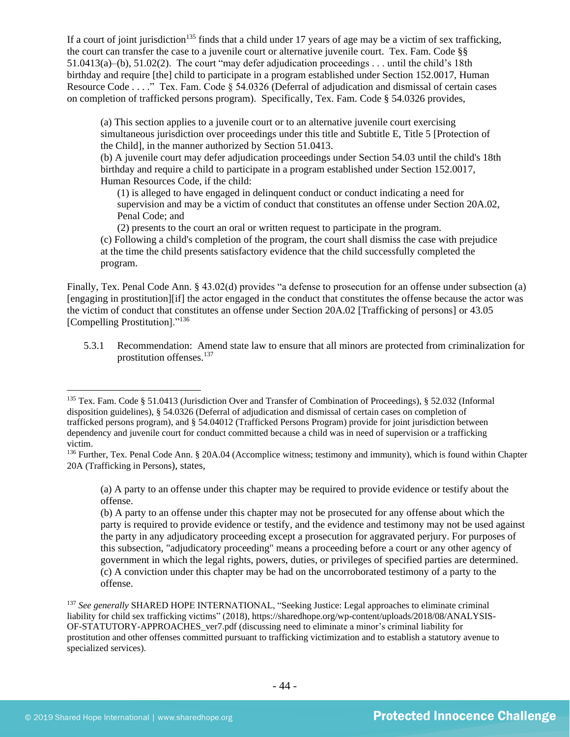If a court of joint jurisdiction[135] finds that a child under 17 years of age may be a victim of sex trafficking, the court can transfer the case to a juvenile court or alternative juvenile court. Tex. Fam. Code §§ 51.0413(a)–(b), 51.02(2). The court "may defer adjudication proceedings . . . until the child's 18th birthday and require [the] child to participate in a program established under Section 152.0017, Human Resource Code . . . ." Tex. Fam. Code § 54.0326 (Deferral of adjudication and dismissal of certain cases on completion of trafficked persons program). Specifically, Tex. Fam. Code § 54.0326 provides,

> (a) This section applies to a juvenile court or to an alternative juvenile court exercising simultaneous jurisdiction over proceedings under this title and Subtitle E, Title 5 [Protection of the Child], in the manner authorized by Section 51.0413.
> (b) A juvenile court may defer adjudication proceedings under Section 54.03 until the child's 18th birthday and require a child to participate in a program established under Section 152.0017, Human Resources Code, if the child:
>
> > (1) is alleged to have engaged in delinquent conduct or conduct indicating a need for supervision and may be a victim of conduct that constitutes an offense under Section 20A.02, Penal Code; and
> > (2) presents to the court an oral or written request to participate in the program.
>
> (c) Following a child's completion of the program, the court shall dismiss the case with prejudice at the time the child presents satisfactory evidence that the child successfully completed the program.

Finally, Tex. Penal Code Ann. § 43.02(d) provides "a defense to prosecution for an offense under subsection (a) [engaging in prostitution][if] the actor engaged in the conduct that constitutes the offense because the actor was the victim of conduct that constitutes an offense under Section 20A.02 [Trafficking of persons] or 43.05 [Compelling Prostitution]."[136]

5.3.1 Recommendation: Amend state law to ensure that all minors are protected from criminalization for prostitution offenses.[137]

---

[135] Tex. Fam. Code § 51.0413 (Jurisdiction Over and Transfer of Combination of Proceedings), § 52.032 (Informal disposition guidelines), § 54.0326 (Deferral of adjudication and dismissal of certain cases on completion of trafficked persons program), and § 54.04012 (Trafficked Persons Program) provide for joint jurisdiction between dependency and juvenile court for conduct committed because a child was in need of supervision or a trafficking victim.

[136] Further, Tex. Penal Code Ann. § 20A.04 (Accomplice witness; testimony and immunity), which is found within Chapter 20A (Trafficking in Persons), states,

> (a) A party to an offense under this chapter may be required to provide evidence or testify about the offense.
> (b) A party to an offense under this chapter may not be prosecuted for any offense about which the party is required to provide evidence or testify, and the evidence and testimony may not be used against the party in any adjudicatory proceeding except a prosecution for aggravated perjury. For purposes of this subsection, "adjudicatory proceeding" means a proceeding before a court or any other agency of government in which the legal rights, powers, duties, or privileges of specified parties are determined.
> (c) A conviction under this chapter may be had on the uncorroborated testimony of a party to the offense.

[137] *See generally* SHARED HOPE INTERNATIONAL, "Seeking Justice: Legal approaches to eliminate criminal liability for child sex trafficking victims" (2018), https://sharedhope.org/wp-content/uploads/2018/08/ANALYSIS-OF-STATUTORY-APPROACHES_ver7.pdf (discussing need to eliminate a minor's criminal liability for prostitution and other offenses committed pursuant to trafficking victimization and to establish a statutory avenue to specialized services).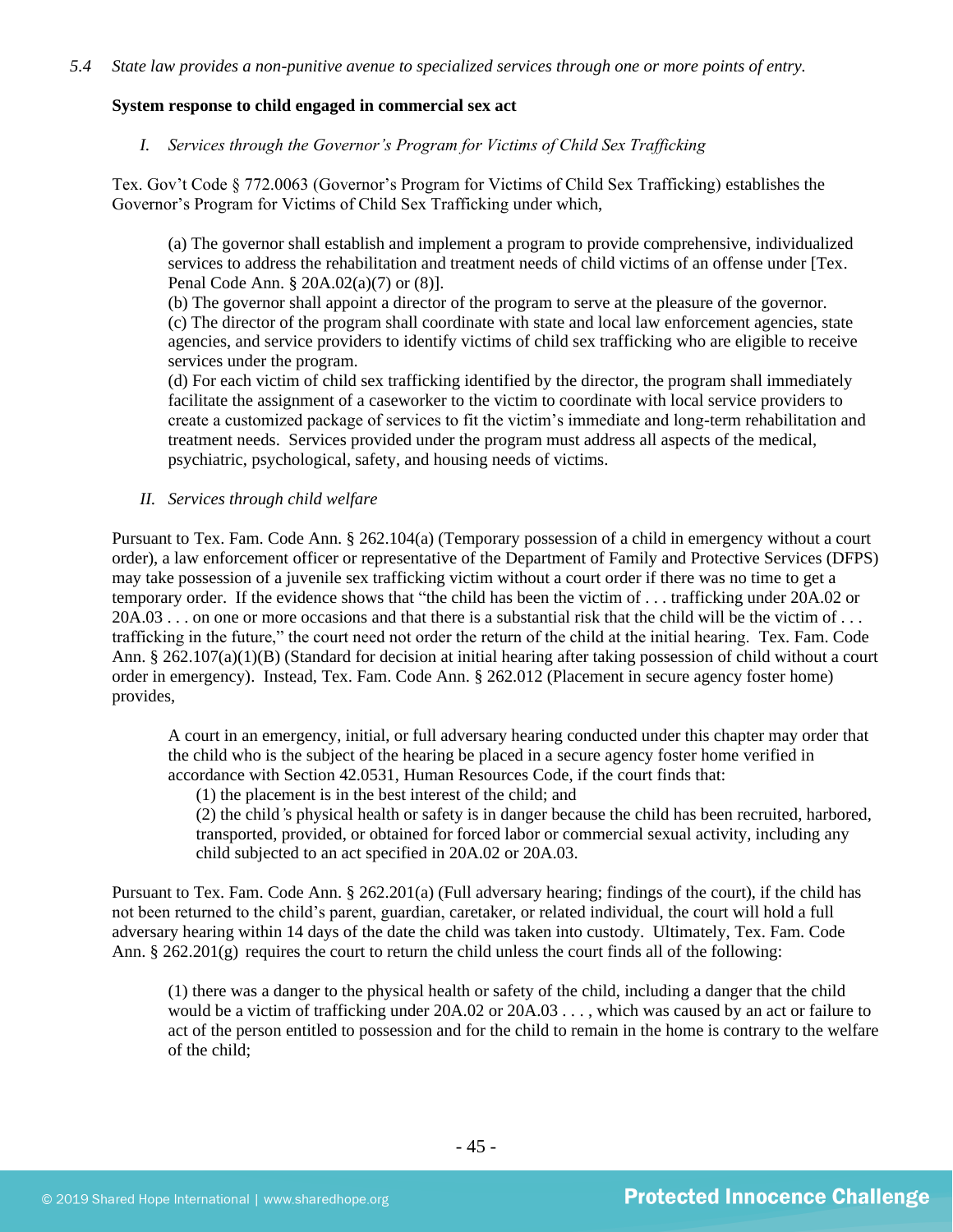*5.4 State law provides a non-punitive avenue to specialized services through one or more points of entry.*

**System response to child engaged in commercial sex act**

*I. Services through the Governor's Program for Victims of Child Sex Trafficking*

Tex. Gov't Code § 772.0063 (Governor's Program for Victims of Child Sex Trafficking) establishes the Governor's Program for Victims of Child Sex Trafficking under which,

> (a) The governor shall establish and implement a program to provide comprehensive, individualized services to address the rehabilitation and treatment needs of child victims of an offense under [Tex. Penal Code Ann. § 20A.02(a)(7) or (8)].
> (b) The governor shall appoint a director of the program to serve at the pleasure of the governor.
> (c) The director of the program shall coordinate with state and local law enforcement agencies, state agencies, and service providers to identify victims of child sex trafficking who are eligible to receive services under the program.
> (d) For each victim of child sex trafficking identified by the director, the program shall immediately facilitate the assignment of a caseworker to the victim to coordinate with local service providers to create a customized package of services to fit the victim's immediate and long-term rehabilitation and treatment needs. Services provided under the program must address all aspects of the medical, psychiatric, psychological, safety, and housing needs of victims.

*II. Services through child welfare*

Pursuant to Tex. Fam. Code Ann. § 262.104(a) (Temporary possession of a child in emergency without a court order), a law enforcement officer or representative of the Department of Family and Protective Services (DFPS) may take possession of a juvenile sex trafficking victim without a court order if there was no time to get a temporary order. If the evidence shows that "the child has been the victim of . . . trafficking under 20A.02 or 20A.03 . . . on one or more occasions and that there is a substantial risk that the child will be the victim of . . . trafficking in the future," the court need not order the return of the child at the initial hearing. Tex. Fam. Code Ann. § 262.107(a)(1)(B) (Standard for decision at initial hearing after taking possession of child without a court order in emergency). Instead, Tex. Fam. Code Ann. § 262.012 (Placement in secure agency foster home) provides,

> A court in an emergency, initial, or full adversary hearing conducted under this chapter may order that the child who is the subject of the hearing be placed in a secure agency foster home verified in accordance with Section 42.0531, Human Resources Code, if the court finds that:
> (1) the placement is in the best interest of the child; and
> (2) the child's physical health or safety is in danger because the child has been recruited, harbored, transported, provided, or obtained for forced labor or commercial sexual activity, including any child subjected to an act specified in 20A.02 or 20A.03.

Pursuant to Tex. Fam. Code Ann. § 262.201(a) (Full adversary hearing; findings of the court), if the child has not been returned to the child's parent, guardian, caretaker, or related individual, the court will hold a full adversary hearing within 14 days of the date the child was taken into custody. Ultimately, Tex. Fam. Code Ann. § 262.201(g) requires the court to return the child unless the court finds all of the following:

> (1) there was a danger to the physical health or safety of the child, including a danger that the child would be a victim of trafficking under 20A.02 or 20A.03 . . . , which was caused by an act or failure to act of the person entitled to possession and for the child to remain in the home is contrary to the welfare of the child;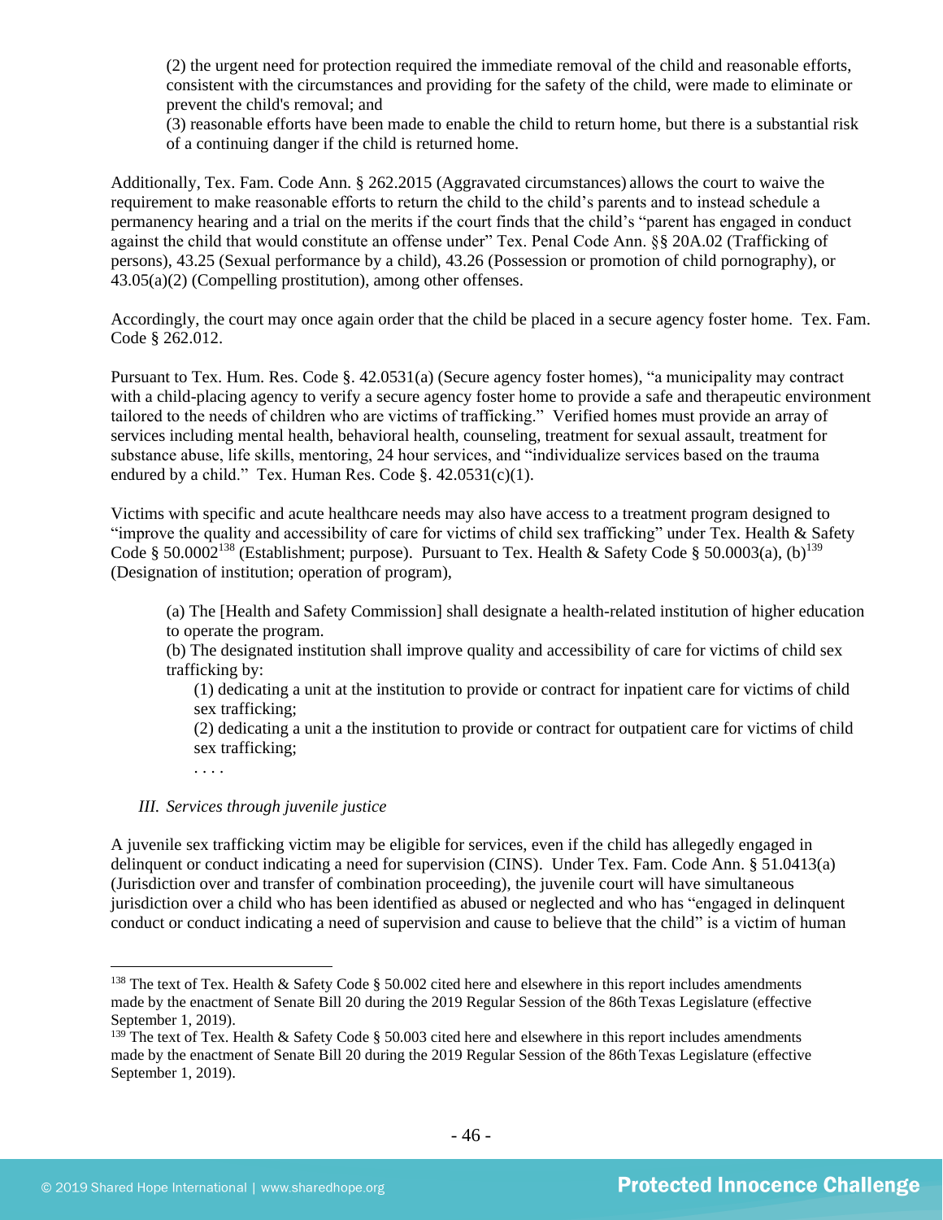(2) the urgent need for protection required the immediate removal of the child and reasonable efforts, consistent with the circumstances and providing for the safety of the child, were made to eliminate or prevent the child's removal; and

(3) reasonable efforts have been made to enable the child to return home, but there is a substantial risk of a continuing danger if the child is returned home.

Additionally, Tex. Fam. Code Ann. § 262.2015 (Aggravated circumstances) allows the court to waive the requirement to make reasonable efforts to return the child to the child's parents and to instead schedule a permanency hearing and a trial on the merits if the court finds that the child's "parent has engaged in conduct against the child that would constitute an offense under" Tex. Penal Code Ann. §§ 20A.02 (Trafficking of persons), 43.25 (Sexual performance by a child), 43.26 (Possession or promotion of child pornography), or 43.05(a)(2) (Compelling prostitution), among other offenses.

Accordingly, the court may once again order that the child be placed in a secure agency foster home. Tex. Fam. Code § 262.012.

Pursuant to Tex. Hum. Res. Code §. 42.0531(a) (Secure agency foster homes), "a municipality may contract with a child-placing agency to verify a secure agency foster home to provide a safe and therapeutic environment tailored to the needs of children who are victims of trafficking." Verified homes must provide an array of services including mental health, behavioral health, counseling, treatment for sexual assault, treatment for substance abuse, life skills, mentoring, 24 hour services, and "individualize services based on the trauma endured by a child." Tex. Human Res. Code §. 42.0531(c)(1).

Victims with specific and acute healthcare needs may also have access to a treatment program designed to "improve the quality and accessibility of care for victims of child sex trafficking" under Tex. Health & Safety Code § 50.0002[138] (Establishment; purpose). Pursuant to Tex. Health & Safety Code § 50.0003(a), (b)[139] (Designation of institution; operation of program),

> (a) The [Health and Safety Commission] shall designate a health-related institution of higher education to operate the program.
>
> (b) The designated institution shall improve quality and accessibility of care for victims of child sex trafficking by:
>
> > (1) dedicating a unit at the institution to provide or contract for inpatient care for victims of child sex trafficking;
> >
> > (2) dedicating a unit a the institution to provide or contract for outpatient care for victims of child sex trafficking;
> >
> > . . . .

*III. Services through juvenile justice*

A juvenile sex trafficking victim may be eligible for services, even if the child has allegedly engaged in delinquent or conduct indicating a need for supervision (CINS). Under Tex. Fam. Code Ann. § 51.0413(a) (Jurisdiction over and transfer of combination proceeding), the juvenile court will have simultaneous jurisdiction over a child who has been identified as abused or neglected and who has "engaged in delinquent conduct or conduct indicating a need of supervision and cause to believe that the child" is a victim of human

---

[138] The text of Tex. Health & Safety Code § 50.002 cited here and elsewhere in this report includes amendments made by the enactment of Senate Bill 20 during the 2019 Regular Session of the 86th Texas Legislature (effective September 1, 2019).

[139] The text of Tex. Health & Safety Code § 50.003 cited here and elsewhere in this report includes amendments made by the enactment of Senate Bill 20 during the 2019 Regular Session of the 86th Texas Legislature (effective September 1, 2019).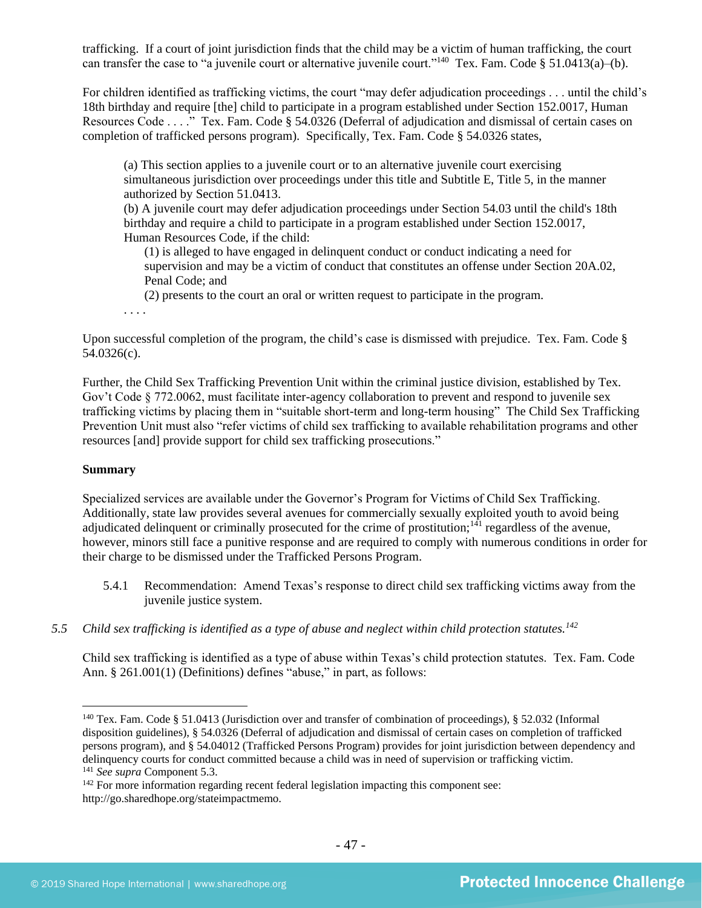trafficking. If a court of joint jurisdiction finds that the child may be a victim of human trafficking, the court can transfer the case to "a juvenile court or alternative juvenile court."[140] Tex. Fam. Code § 51.0413(a)–(b).

For children identified as trafficking victims, the court "may defer adjudication proceedings . . . until the child's 18th birthday and require [the] child to participate in a program established under Section 152.0017, Human Resources Code . . . ." Tex. Fam. Code § 54.0326 (Deferral of adjudication and dismissal of certain cases on completion of trafficked persons program). Specifically, Tex. Fam. Code § 54.0326 states,

> (a) This section applies to a juvenile court or to an alternative juvenile court exercising simultaneous jurisdiction over proceedings under this title and Subtitle E, Title 5, in the manner authorized by Section 51.0413.
> (b) A juvenile court may defer adjudication proceedings under Section 54.03 until the child's 18th birthday and require a child to participate in a program established under Section 152.0017, Human Resources Code, if the child:
>
> > (1) is alleged to have engaged in delinquent conduct or conduct indicating a need for supervision and may be a victim of conduct that constitutes an offense under Section 20A.02, Penal Code; and
> > (2) presents to the court an oral or written request to participate in the program.
>
> . . . .

Upon successful completion of the program, the child's case is dismissed with prejudice. Tex. Fam. Code § 54.0326(c).

Further, the Child Sex Trafficking Prevention Unit within the criminal justice division, established by Tex. Gov't Code § 772.0062, must facilitate inter-agency collaboration to prevent and respond to juvenile sex trafficking victims by placing them in "suitable short-term and long-term housing" The Child Sex Trafficking Prevention Unit must also "refer victims of child sex trafficking to available rehabilitation programs and other resources [and] provide support for child sex trafficking prosecutions."

**Summary**

Specialized services are available under the Governor's Program for Victims of Child Sex Trafficking. Additionally, state law provides several avenues for commercially sexually exploited youth to avoid being adjudicated delinquent or criminally prosecuted for the crime of prostitution;[141] regardless of the avenue, however, minors still face a punitive response and are required to comply with numerous conditions in order for their charge to be dismissed under the Trafficked Persons Program.

5.4.1 Recommendation: Amend Texas's response to direct child sex trafficking victims away from the juvenile justice system.

*5.5 Child sex trafficking is identified as a type of abuse and neglect within child protection statutes.*[142]

Child sex trafficking is identified as a type of abuse within Texas's child protection statutes. Tex. Fam. Code Ann. § 261.001(1) (Definitions) defines "abuse," in part, as follows:

---

[140] Tex. Fam. Code § 51.0413 (Jurisdiction over and transfer of combination of proceedings), § 52.032 (Informal disposition guidelines), § 54.0326 (Deferral of adjudication and dismissal of certain cases on completion of trafficked persons program), and § 54.04012 (Trafficked Persons Program) provides for joint jurisdiction between dependency and delinquency courts for conduct committed because a child was in need of supervision or trafficking victim.
[141] *See supra* Component 5.3.
[142] For more information regarding recent federal legislation impacting this component see: http://go.sharedhope.org/stateimpactmemo.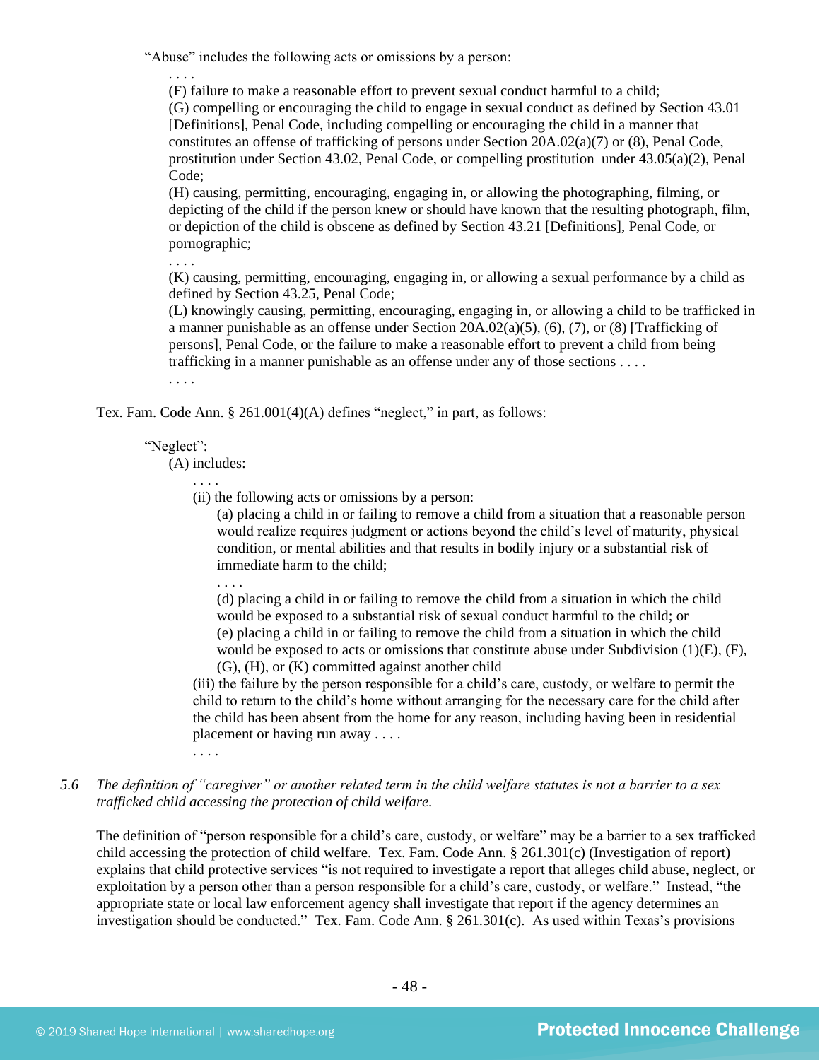"Abuse" includes the following acts or omissions by a person:

> . . . .
>
> (F) failure to make a reasonable effort to prevent sexual conduct harmful to a child;
>
> (G) compelling or encouraging the child to engage in sexual conduct as defined by Section 43.01 [Definitions], Penal Code, including compelling or encouraging the child in a manner that constitutes an offense of trafficking of persons under Section 20A.02(a)(7) or (8), Penal Code, prostitution under Section 43.02, Penal Code, or compelling prostitution under 43.05(a)(2), Penal Code;
>
> (H) causing, permitting, encouraging, engaging in, or allowing the photographing, filming, or depicting of the child if the person knew or should have known that the resulting photograph, film, or depiction of the child is obscene as defined by Section 43.21 [Definitions], Penal Code, or pornographic;
>
> . . . .
>
> (K) causing, permitting, encouraging, engaging in, or allowing a sexual performance by a child as defined by Section 43.25, Penal Code;
>
> (L) knowingly causing, permitting, encouraging, engaging in, or allowing a child to be trafficked in a manner punishable as an offense under Section 20A.02(a)(5), (6), (7), or (8) [Trafficking of persons], Penal Code, or the failure to make a reasonable effort to prevent a child from being trafficking in a manner punishable as an offense under any of those sections . . . .
>
> . . . .

Tex. Fam. Code Ann. § 261.001(4)(A) defines "neglect," in part, as follows:

> "Neglect":
>
> (A) includes:
>
> > . . . .
> >
> > (ii) the following acts or omissions by a person:
> >
> > > (a) placing a child in or failing to remove a child from a situation that a reasonable person would realize requires judgment or actions beyond the child's level of maturity, physical condition, or mental abilities and that results in bodily injury or a substantial risk of immediate harm to the child;
> > >
> > > . . . .
> > >
> > > (d) placing a child in or failing to remove the child from a situation in which the child would be exposed to a substantial risk of sexual conduct harmful to the child; or
> > >
> > > (e) placing a child in or failing to remove the child from a situation in which the child would be exposed to acts or omissions that constitute abuse under Subdivision (1)(E), (F), (G), (H), or (K) committed against another child
> >
> > (iii) the failure by the person responsible for a child's care, custody, or welfare to permit the child to return to the child's home without arranging for the necessary care for the child after the child has been absent from the home for any reason, including having been in residential placement or having run away . . . .
> >
> > . . . .

*5.6 The definition of "caregiver" or another related term in the child welfare statutes is not a barrier to a sex trafficked child accessing the protection of child welfare.*

The definition of "person responsible for a child's care, custody, or welfare" may be a barrier to a sex trafficked child accessing the protection of child welfare. Tex. Fam. Code Ann. § 261.301(c) (Investigation of report) explains that child protective services "is not required to investigate a report that alleges child abuse, neglect, or exploitation by a person other than a person responsible for a child's care, custody, or welfare." Instead, "the appropriate state or local law enforcement agency shall investigate that report if the agency determines an investigation should be conducted." Tex. Fam. Code Ann. § 261.301(c). As used within Texas's provisions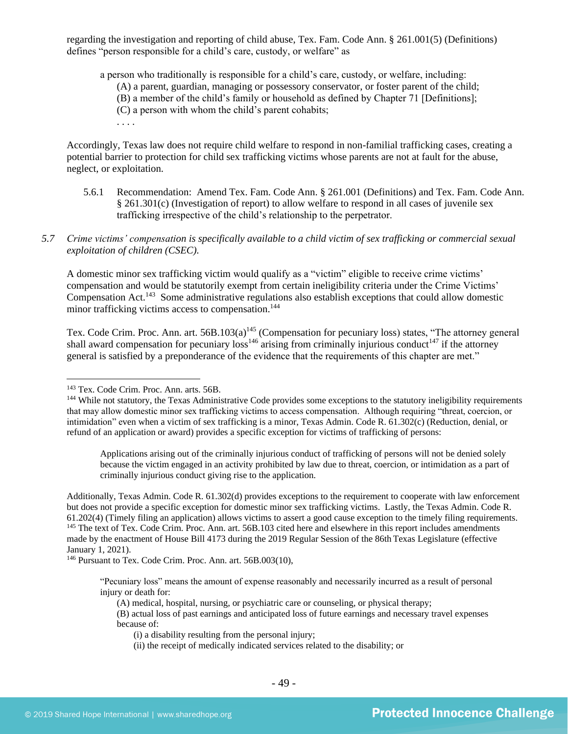regarding the investigation and reporting of child abuse, Tex. Fam. Code Ann. § 261.001(5) (Definitions) defines "person responsible for a child's care, custody, or welfare" as

> a person who traditionally is responsible for a child's care, custody, or welfare, including:
> (A) a parent, guardian, managing or possessory conservator, or foster parent of the child;
> (B) a member of the child's family or household as defined by Chapter 71 [Definitions];
> (C) a person with whom the child's parent cohabits;
> . . . .

Accordingly, Texas law does not require child welfare to respond in non-familial trafficking cases, creating a potential barrier to protection for child sex trafficking victims whose parents are not at fault for the abuse, neglect, or exploitation.

5.6.1 Recommendation: Amend Tex. Fam. Code Ann. § 261.001 (Definitions) and Tex. Fam. Code Ann. § 261.301(c) (Investigation of report) to allow welfare to respond in all cases of juvenile sex trafficking irrespective of the child's relationship to the perpetrator.

*5.7 Crime victims' compensation is specifically available to a child victim of sex trafficking or commercial sexual exploitation of children (CSEC).*

A domestic minor sex trafficking victim would qualify as a "victim" eligible to receive crime victims' compensation and would be statutorily exempt from certain ineligibility criteria under the Crime Victims' Compensation Act.[143] Some administrative regulations also establish exceptions that could allow domestic minor trafficking victims access to compensation.[144]

Tex. Code Crim. Proc. Ann. art. 56B.103(a)[145] (Compensation for pecuniary loss) states, "The attorney general shall award compensation for pecuniary loss[146] arising from criminally injurious conduct[147] if the attorney general is satisfied by a preponderance of the evidence that the requirements of this chapter are met."

---

[143] Tex. Code Crim. Proc. Ann. arts. 56B.

[144] While not statutory, the Texas Administrative Code provides some exceptions to the statutory ineligibility requirements that may allow domestic minor sex trafficking victims to access compensation. Although requiring "threat, coercion, or intimidation" even when a victim of sex trafficking is a minor, Texas Admin. Code R. 61.302(c) (Reduction, denial, or refund of an application or award) provides a specific exception for victims of trafficking of persons:

> Applications arising out of the criminally injurious conduct of trafficking of persons will not be denied solely because the victim engaged in an activity prohibited by law due to threat, coercion, or intimidation as a part of criminally injurious conduct giving rise to the application.

Additionally, Texas Admin. Code R. 61.302(d) provides exceptions to the requirement to cooperate with law enforcement but does not provide a specific exception for domestic minor sex trafficking victims. Lastly, the Texas Admin. Code R. 61.202(4) (Timely filing an application) allows victims to assert a good cause exception to the timely filing requirements.

[145] The text of Tex. Code Crim. Proc. Ann. art. 56B.103 cited here and elsewhere in this report includes amendments made by the enactment of House Bill 4173 during the 2019 Regular Session of the 86th Texas Legislature (effective January 1, 2021).

[146] Pursuant to Tex. Code Crim. Proc. Ann. art. 56B.003(10),

> "Pecuniary loss" means the amount of expense reasonably and necessarily incurred as a result of personal injury or death for:
> (A) medical, hospital, nursing, or psychiatric care or counseling, or physical therapy;
> (B) actual loss of past earnings and anticipated loss of future earnings and necessary travel expenses because of:
> (i) a disability resulting from the personal injury;
> (ii) the receipt of medically indicated services related to the disability; or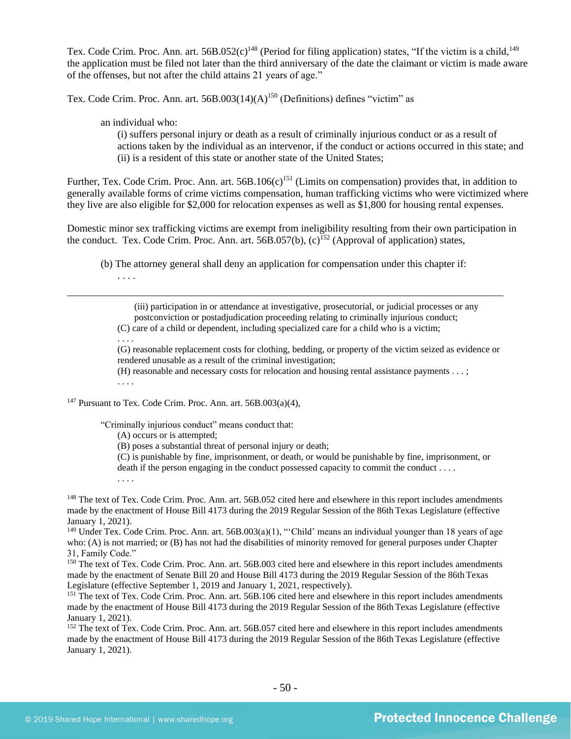Tex. Code Crim. Proc. Ann. art. 56B.052(c)[148] (Period for filing application) states, "If the victim is a child,[149] the application must be filed not later than the third anniversary of the date the claimant or victim is made aware of the offenses, but not after the child attains 21 years of age."

Tex. Code Crim. Proc. Ann. art. 56B.003(14)(A)[150] (Definitions) defines "victim" as

> an individual who:
>
> (i) suffers personal injury or death as a result of criminally injurious conduct or as a result of actions taken by the individual as an intervenor, if the conduct or actions occurred in this state; and
>
> (ii) is a resident of this state or another state of the United States;

Further, Tex. Code Crim. Proc. Ann. art. 56B.106(c)[151] (Limits on compensation) provides that, in addition to generally available forms of crime victims compensation, human trafficking victims who were victimized where they live are also eligible for $2,000 for relocation expenses as well as $1,800 for housing rental expenses.

Domestic minor sex trafficking victims are exempt from ineligibility resulting from their own participation in the conduct. Tex. Code Crim. Proc. Ann. art. 56B.057(b), (c)[152] (Approval of application) states,

> (b) The attorney general shall deny an application for compensation under this chapter if:
>
> . . . .

---

> (iii) participation in or attendance at investigative, prosecutorial, or judicial processes or any postconviction or postadjudication proceeding relating to criminally injurious conduct;
>
> (C) care of a child or dependent, including specialized care for a child who is a victim;
>
> . . . .
>
> (G) reasonable replacement costs for clothing, bedding, or property of the victim seized as evidence or rendered unusable as a result of the criminal investigation;
>
> (H) reasonable and necessary costs for relocation and housing rental assistance payments . . . ;
>
> . . . .

[147] Pursuant to Tex. Code Crim. Proc. Ann. art. 56B.003(a)(4),

> "Criminally injurious conduct" means conduct that:
>
> (A) occurs or is attempted;
>
> (B) poses a substantial threat of personal injury or death;
>
> (C) is punishable by fine, imprisonment, or death, or would be punishable by fine, imprisonment, or death if the person engaging in the conduct possessed capacity to commit the conduct . . . .
>
> . . . .

[148] The text of Tex. Code Crim. Proc. Ann. art. 56B.052 cited here and elsewhere in this report includes amendments made by the enactment of House Bill 4173 during the 2019 Regular Session of the 86th Texas Legislature (effective January 1, 2021).

[149] Under Tex. Code Crim. Proc. Ann. art. 56B.003(a)(1), "'Child' means an individual younger than 18 years of age who: (A) is not married; or (B) has not had the disabilities of minority removed for general purposes under Chapter 31, Family Code."

[150] The text of Tex. Code Crim. Proc. Ann. art. 56B.003 cited here and elsewhere in this report includes amendments made by the enactment of Senate Bill 20 and House Bill 4173 during the 2019 Regular Session of the 86th Texas Legislature (effective September 1, 2019 and January 1, 2021, respectively).

[151] The text of Tex. Code Crim. Proc. Ann. art. 56B.106 cited here and elsewhere in this report includes amendments made by the enactment of House Bill 4173 during the 2019 Regular Session of the 86th Texas Legislature (effective January 1, 2021).

[152] The text of Tex. Code Crim. Proc. Ann. art. 56B.057 cited here and elsewhere in this report includes amendments made by the enactment of House Bill 4173 during the 2019 Regular Session of the 86th Texas Legislature (effective January 1, 2021).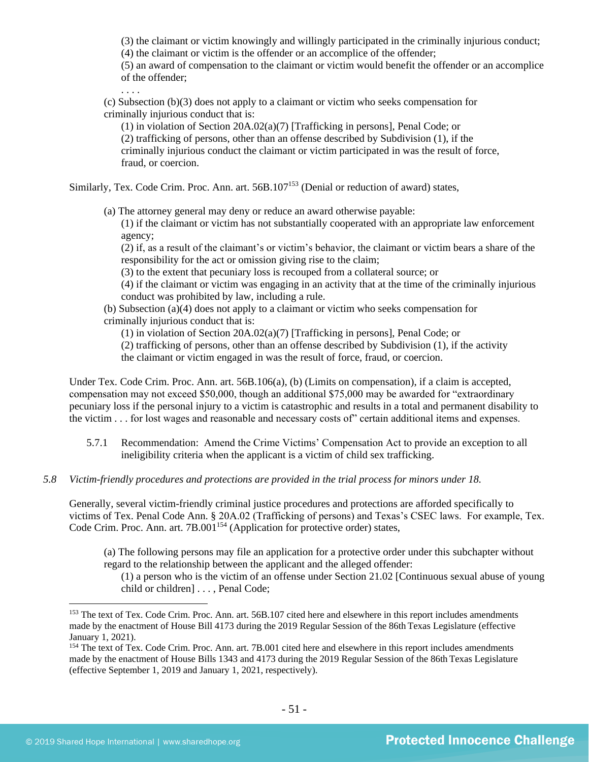(3) the claimant or victim knowingly and willingly participated in the criminally injurious conduct;
(4) the claimant or victim is the offender or an accomplice of the offender;
(5) an award of compensation to the claimant or victim would benefit the offender or an accomplice of the offender;
. . . .

(c) Subsection (b)(3) does not apply to a claimant or victim who seeks compensation for criminally injurious conduct that is:
(1) in violation of Section 20A.02(a)(7) [Trafficking in persons], Penal Code; or
(2) trafficking of persons, other than an offense described by Subdivision (1), if the criminally injurious conduct the claimant or victim participated in was the result of force, fraud, or coercion.

Similarly, Tex. Code Crim. Proc. Ann. art. 56B.107[153] (Denial or reduction of award) states,

(a) The attorney general may deny or reduce an award otherwise payable:
(1) if the claimant or victim has not substantially cooperated with an appropriate law enforcement agency;
(2) if, as a result of the claimant's or victim's behavior, the claimant or victim bears a share of the responsibility for the act or omission giving rise to the claim;
(3) to the extent that pecuniary loss is recouped from a collateral source; or
(4) if the claimant or victim was engaging in an activity that at the time of the criminally injurious conduct was prohibited by law, including a rule.

(b) Subsection (a)(4) does not apply to a claimant or victim who seeks compensation for criminally injurious conduct that is:
(1) in violation of Section 20A.02(a)(7) [Trafficking in persons], Penal Code; or
(2) trafficking of persons, other than an offense described by Subdivision (1), if the activity the claimant or victim engaged in was the result of force, fraud, or coercion.

Under Tex. Code Crim. Proc. Ann. art. 56B.106(a), (b) (Limits on compensation), if a claim is accepted, compensation may not exceed $50,000, though an additional $75,000 may be awarded for "extraordinary pecuniary loss if the personal injury to a victim is catastrophic and results in a total and permanent disability to the victim . . . for lost wages and reasonable and necessary costs of" certain additional items and expenses.

5.7.1 Recommendation: Amend the Crime Victims' Compensation Act to provide an exception to all ineligibility criteria when the applicant is a victim of child sex trafficking.

*5.8 Victim-friendly procedures and protections are provided in the trial process for minors under 18.*

Generally, several victim-friendly criminal justice procedures and protections are afforded specifically to victims of Tex. Penal Code Ann. § 20A.02 (Trafficking of persons) and Texas's CSEC laws. For example, Tex. Code Crim. Proc. Ann. art. 7B.001[154] (Application for protective order) states,

(a) The following persons may file an application for a protective order under this subchapter without regard to the relationship between the applicant and the alleged offender:
(1) a person who is the victim of an offense under Section 21.02 [Continuous sexual abuse of young child or children] . . . , Penal Code;

---

[153] The text of Tex. Code Crim. Proc. Ann. art. 56B.107 cited here and elsewhere in this report includes amendments made by the enactment of House Bill 4173 during the 2019 Regular Session of the 86th Texas Legislature (effective January 1, 2021).

[154] The text of Tex. Code Crim. Proc. Ann. art. 7B.001 cited here and elsewhere in this report includes amendments made by the enactment of House Bills 1343 and 4173 during the 2019 Regular Session of the 86th Texas Legislature (effective September 1, 2019 and January 1, 2021, respectively).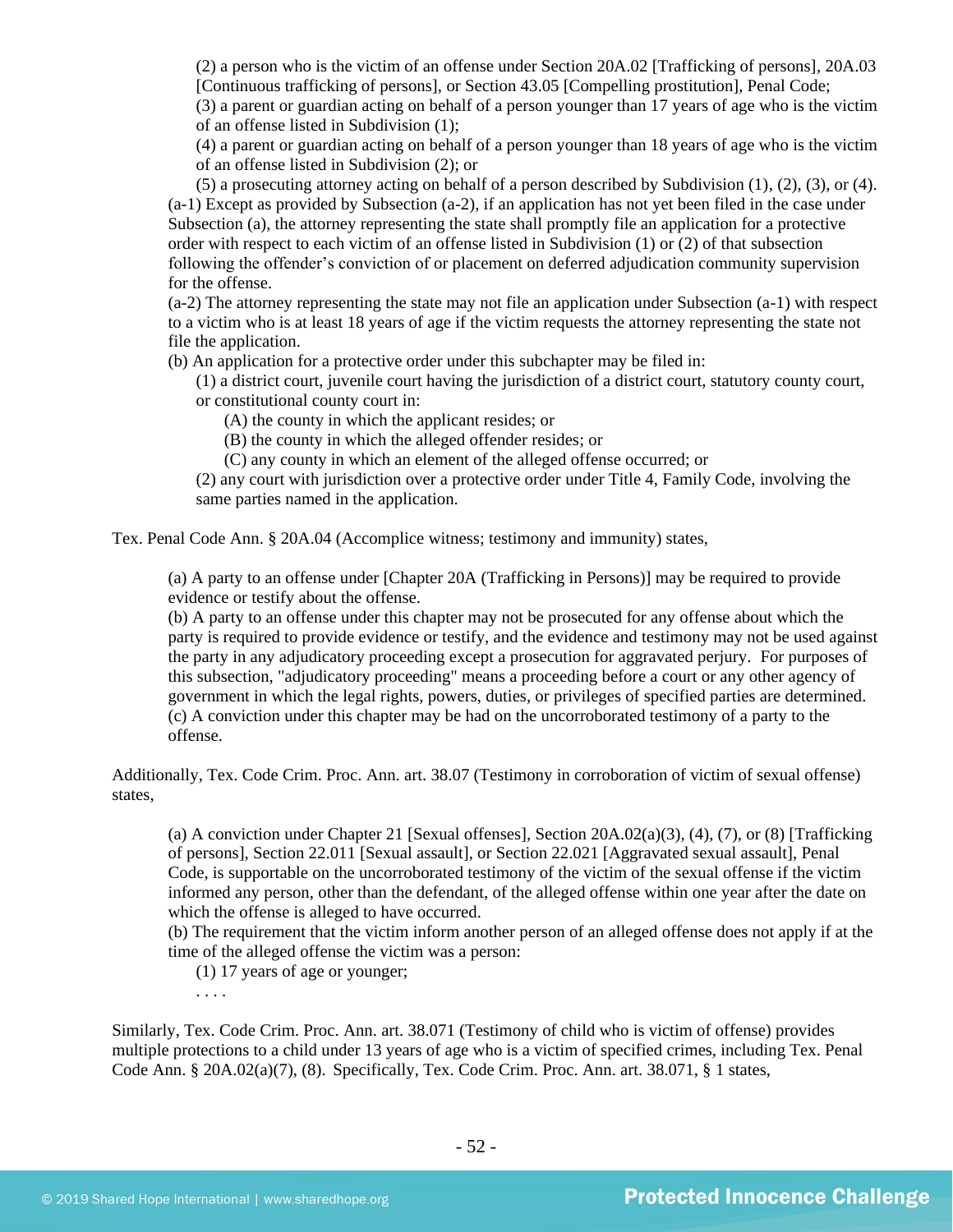(2) a person who is the victim of an offense under Section 20A.02 [Trafficking of persons], 20A.03 [Continuous trafficking of persons], or Section 43.05 [Compelling prostitution], Penal Code;

(3) a parent or guardian acting on behalf of a person younger than 17 years of age who is the victim of an offense listed in Subdivision (1);

(4) a parent or guardian acting on behalf of a person younger than 18 years of age who is the victim of an offense listed in Subdivision (2); or

(5) a prosecuting attorney acting on behalf of a person described by Subdivision (1), (2), (3), or (4).

(a-1) Except as provided by Subsection (a-2), if an application has not yet been filed in the case under Subsection (a), the attorney representing the state shall promptly file an application for a protective order with respect to each victim of an offense listed in Subdivision (1) or (2) of that subsection following the offender's conviction of or placement on deferred adjudication community supervision for the offense.

(a-2) The attorney representing the state may not file an application under Subsection (a-1) with respect to a victim who is at least 18 years of age if the victim requests the attorney representing the state not file the application.

(b) An application for a protective order under this subchapter may be filed in:

(1) a district court, juvenile court having the jurisdiction of a district court, statutory county court, or constitutional county court in:

(A) the county in which the applicant resides; or

(B) the county in which the alleged offender resides; or

(C) any county in which an element of the alleged offense occurred; or

(2) any court with jurisdiction over a protective order under Title 4, Family Code, involving the same parties named in the application.

Tex. Penal Code Ann. § 20A.04 (Accomplice witness; testimony and immunity) states,

> (a) A party to an offense under [Chapter 20A (Trafficking in Persons)] may be required to provide evidence or testify about the offense.
>
> (b) A party to an offense under this chapter may not be prosecuted for any offense about which the party is required to provide evidence or testify, and the evidence and testimony may not be used against the party in any adjudicatory proceeding except a prosecution for aggravated perjury. For purposes of this subsection, "adjudicatory proceeding" means a proceeding before a court or any other agency of government in which the legal rights, powers, duties, or privileges of specified parties are determined.
>
> (c) A conviction under this chapter may be had on the uncorroborated testimony of a party to the offense.

Additionally, Tex. Code Crim. Proc. Ann. art. 38.07 (Testimony in corroboration of victim of sexual offense) states,

> (a) A conviction under Chapter 21 [Sexual offenses], Section 20A.02(a)(3), (4), (7), or (8) [Trafficking of persons], Section 22.011 [Sexual assault], or Section 22.021 [Aggravated sexual assault], Penal Code, is supportable on the uncorroborated testimony of the victim of the sexual offense if the victim informed any person, other than the defendant, of the alleged offense within one year after the date on which the offense is alleged to have occurred.
>
> (b) The requirement that the victim inform another person of an alleged offense does not apply if at the time of the alleged offense the victim was a person:
>
> (1) 17 years of age or younger;
>
> . . . .

Similarly, Tex. Code Crim. Proc. Ann. art. 38.071 (Testimony of child who is victim of offense) provides multiple protections to a child under 13 years of age who is a victim of specified crimes, including Tex. Penal Code Ann. § 20A.02(a)(7), (8). Specifically, Tex. Code Crim. Proc. Ann. art. 38.071, § 1 states,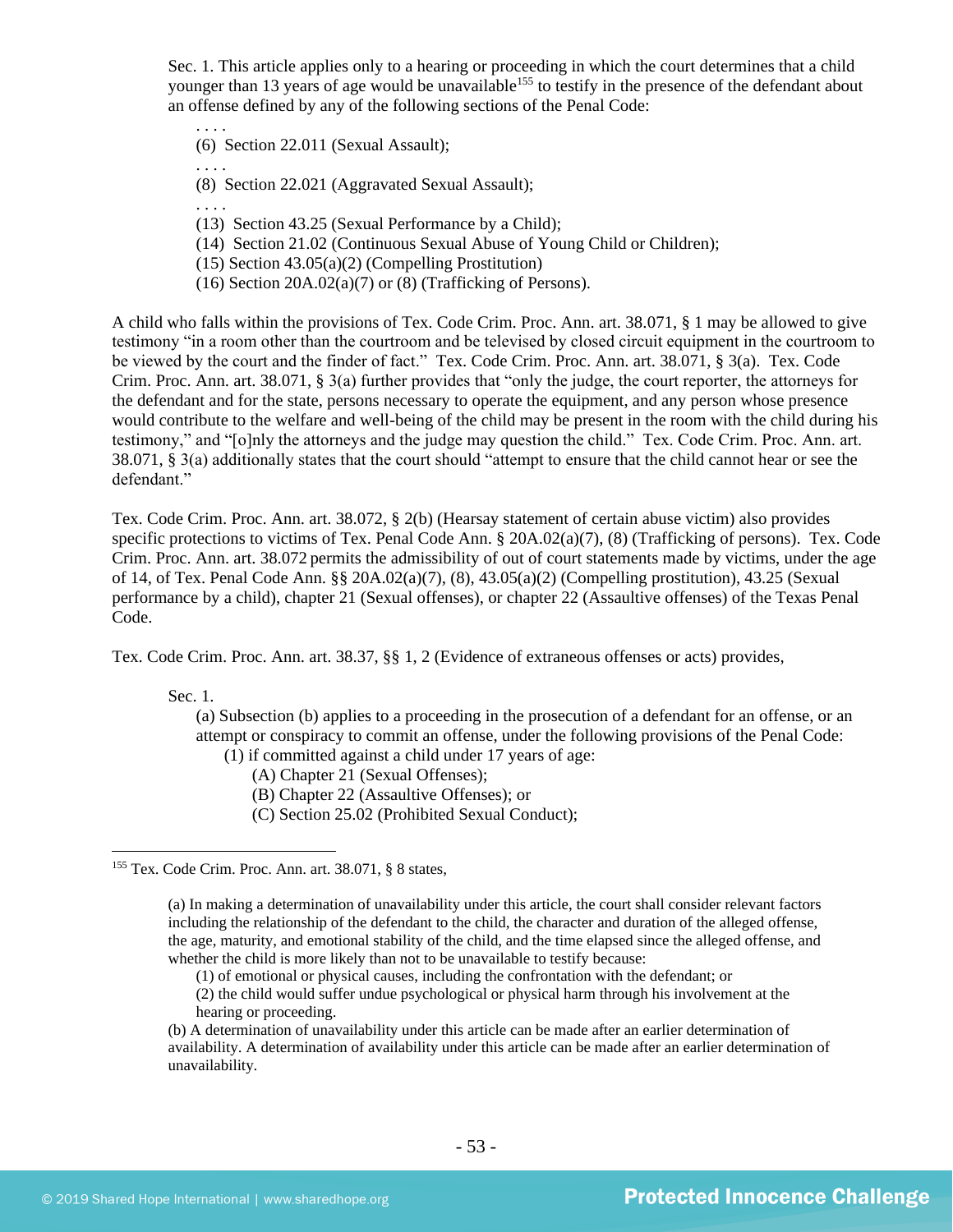Sec. 1. This article applies only to a hearing or proceeding in which the court determines that a child younger than 13 years of age would be unavailable[155] to testify in the presence of the defendant about an offense defined by any of the following sections of the Penal Code:

. . . .
(6) Section 22.011 (Sexual Assault);
. . . .
(8) Section 22.021 (Aggravated Sexual Assault);
. . . .
(13) Section 43.25 (Sexual Performance by a Child);
(14) Section 21.02 (Continuous Sexual Abuse of Young Child or Children);
(15) Section 43.05(a)(2) (Compelling Prostitution)
(16) Section 20A.02(a)(7) or (8) (Trafficking of Persons).

A child who falls within the provisions of Tex. Code Crim. Proc. Ann. art. 38.071, § 1 may be allowed to give testimony "in a room other than the courtroom and be televised by closed circuit equipment in the courtroom to be viewed by the court and the finder of fact." Tex. Code Crim. Proc. Ann. art. 38.071, § 3(a). Tex. Code Crim. Proc. Ann. art. 38.071, § 3(a) further provides that "only the judge, the court reporter, the attorneys for the defendant and for the state, persons necessary to operate the equipment, and any person whose presence would contribute to the welfare and well-being of the child may be present in the room with the child during his testimony," and "[o]nly the attorneys and the judge may question the child." Tex. Code Crim. Proc. Ann. art. 38.071, § 3(a) additionally states that the court should "attempt to ensure that the child cannot hear or see the defendant."

Tex. Code Crim. Proc. Ann. art. 38.072, § 2(b) (Hearsay statement of certain abuse victim) also provides specific protections to victims of Tex. Penal Code Ann. § 20A.02(a)(7), (8) (Trafficking of persons). Tex. Code Crim. Proc. Ann. art. 38.072 permits the admissibility of out of court statements made by victims, under the age of 14, of Tex. Penal Code Ann. §§ 20A.02(a)(7), (8), 43.05(a)(2) (Compelling prostitution), 43.25 (Sexual performance by a child), chapter 21 (Sexual offenses), or chapter 22 (Assaultive offenses) of the Texas Penal Code.

Tex. Code Crim. Proc. Ann. art. 38.37, §§ 1, 2 (Evidence of extraneous offenses or acts) provides,

Sec. 1.
(a) Subsection (b) applies to a proceeding in the prosecution of a defendant for an offense, or an attempt or conspiracy to commit an offense, under the following provisions of the Penal Code:
(1) if committed against a child under 17 years of age:
(A) Chapter 21 (Sexual Offenses);
(B) Chapter 22 (Assaultive Offenses); or
(C) Section 25.02 (Prohibited Sexual Conduct);

---

[155] Tex. Code Crim. Proc. Ann. art. 38.071, § 8 states,

(a) In making a determination of unavailability under this article, the court shall consider relevant factors including the relationship of the defendant to the child, the character and duration of the alleged offense, the age, maturity, and emotional stability of the child, and the time elapsed since the alleged offense, and whether the child is more likely than not to be unavailable to testify because:
(1) of emotional or physical causes, including the confrontation with the defendant; or
(2) the child would suffer undue psychological or physical harm through his involvement at the hearing or proceeding.
(b) A determination of unavailability under this article can be made after an earlier determination of availability. A determination of availability under this article can be made after an earlier determination of unavailability.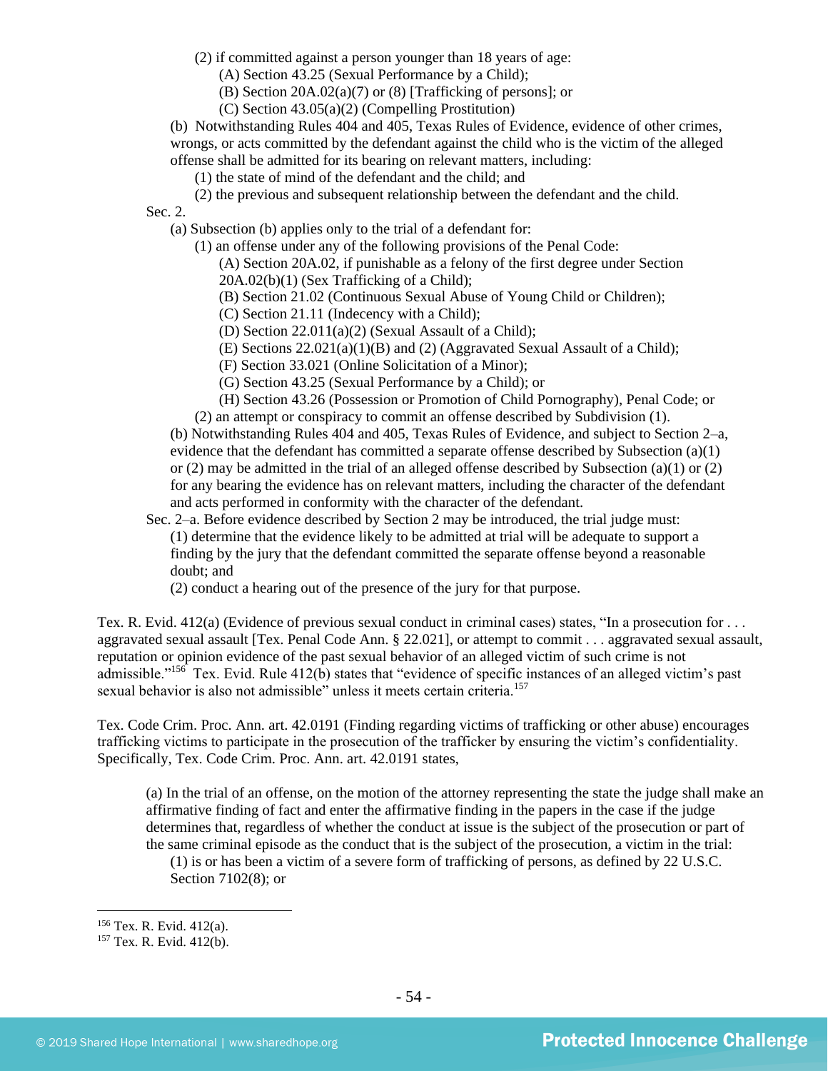(2) if committed against a person younger than 18 years of age:

(A) Section 43.25 (Sexual Performance by a Child);

(B) Section 20A.02(a)(7) or (8) [Trafficking of persons]; or

(C) Section 43.05(a)(2) (Compelling Prostitution)

(b) Notwithstanding Rules 404 and 405, Texas Rules of Evidence, evidence of other crimes, wrongs, or acts committed by the defendant against the child who is the victim of the alleged offense shall be admitted for its bearing on relevant matters, including:

(1) the state of mind of the defendant and the child; and

(2) the previous and subsequent relationship between the defendant and the child.

Sec. 2.

(a) Subsection (b) applies only to the trial of a defendant for:

(1) an offense under any of the following provisions of the Penal Code:

(A) Section 20A.02, if punishable as a felony of the first degree under Section 20A.02(b)(1) (Sex Trafficking of a Child);

(B) Section 21.02 (Continuous Sexual Abuse of Young Child or Children);

(C) Section 21.11 (Indecency with a Child);

(D) Section 22.011(a)(2) (Sexual Assault of a Child);

(E) Sections 22.021(a)(1)(B) and (2) (Aggravated Sexual Assault of a Child);

(F) Section 33.021 (Online Solicitation of a Minor);

(G) Section 43.25 (Sexual Performance by a Child); or

(H) Section 43.26 (Possession or Promotion of Child Pornography), Penal Code; or

(2) an attempt or conspiracy to commit an offense described by Subdivision (1).

(b) Notwithstanding Rules 404 and 405, Texas Rules of Evidence, and subject to Section 2–a, evidence that the defendant has committed a separate offense described by Subsection (a)(1) or (2) may be admitted in the trial of an alleged offense described by Subsection (a)(1) or (2) for any bearing the evidence has on relevant matters, including the character of the defendant and acts performed in conformity with the character of the defendant.

Sec. 2–a. Before evidence described by Section 2 may be introduced, the trial judge must:

(1) determine that the evidence likely to be admitted at trial will be adequate to support a finding by the jury that the defendant committed the separate offense beyond a reasonable doubt; and

(2) conduct a hearing out of the presence of the jury for that purpose.

Tex. R. Evid. 412(a) (Evidence of previous sexual conduct in criminal cases) states, "In a prosecution for . . . aggravated sexual assault [Tex. Penal Code Ann. § 22.021], or attempt to commit . . . aggravated sexual assault, reputation or opinion evidence of the past sexual behavior of an alleged victim of such crime is not admissible."[156] Tex. Evid. Rule 412(b) states that "evidence of specific instances of an alleged victim's past sexual behavior is also not admissible" unless it meets certain criteria.[157]

Tex. Code Crim. Proc. Ann. art. 42.0191 (Finding regarding victims of trafficking or other abuse) encourages trafficking victims to participate in the prosecution of the trafficker by ensuring the victim's confidentiality. Specifically, Tex. Code Crim. Proc. Ann. art. 42.0191 states,

> (a) In the trial of an offense, on the motion of the attorney representing the state the judge shall make an affirmative finding of fact and enter the affirmative finding in the papers in the case if the judge determines that, regardless of whether the conduct at issue is the subject of the prosecution or part of the same criminal episode as the conduct that is the subject of the prosecution, a victim in the trial:
>
> (1) is or has been a victim of a severe form of trafficking of persons, as defined by 22 U.S.C. Section 7102(8); or

[156] Tex. R. Evid. 412(a).

[157] Tex. R. Evid. 412(b).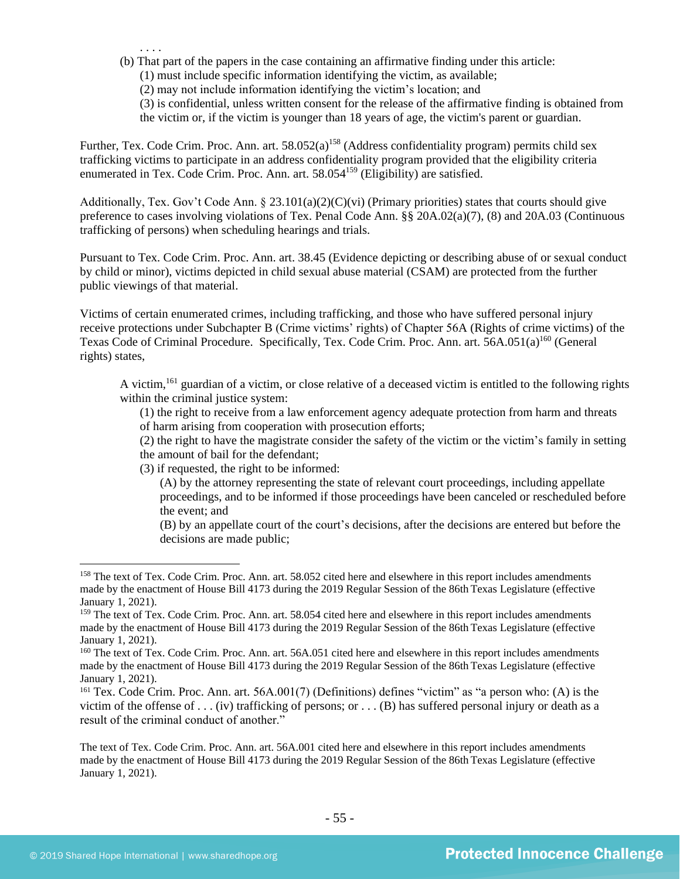. . . .

(b) That part of the papers in the case containing an affirmative finding under this article:

(1) must include specific information identifying the victim, as available;

(2) may not include information identifying the victim's location; and

(3) is confidential, unless written consent for the release of the affirmative finding is obtained from the victim or, if the victim is younger than 18 years of age, the victim's parent or guardian.

Further, Tex. Code Crim. Proc. Ann. art. 58.052(a)[158] (Address confidentiality program) permits child sex trafficking victims to participate in an address confidentiality program provided that the eligibility criteria enumerated in Tex. Code Crim. Proc. Ann. art. 58.054[159] (Eligibility) are satisfied.

Additionally, Tex. Gov't Code Ann. § 23.101(a)(2)(C)(vi) (Primary priorities) states that courts should give preference to cases involving violations of Tex. Penal Code Ann. §§ 20A.02(a)(7), (8) and 20A.03 (Continuous trafficking of persons) when scheduling hearings and trials.

Pursuant to Tex. Code Crim. Proc. Ann. art. 38.45 (Evidence depicting or describing abuse of or sexual conduct by child or minor), victims depicted in child sexual abuse material (CSAM) are protected from the further public viewings of that material.

Victims of certain enumerated crimes, including trafficking, and those who have suffered personal injury receive protections under Subchapter B (Crime victims' rights) of Chapter 56A (Rights of crime victims) of the Texas Code of Criminal Procedure. Specifically, Tex. Code Crim. Proc. Ann. art. 56A.051(a)[160] (General rights) states,

> A victim,[161] guardian of a victim, or close relative of a deceased victim is entitled to the following rights within the criminal justice system:
>
> (1) the right to receive from a law enforcement agency adequate protection from harm and threats of harm arising from cooperation with prosecution efforts;
>
> (2) the right to have the magistrate consider the safety of the victim or the victim's family in setting the amount of bail for the defendant;
>
> (3) if requested, the right to be informed:
>
> (A) by the attorney representing the state of relevant court proceedings, including appellate proceedings, and to be informed if those proceedings have been canceled or rescheduled before the event; and
>
> (B) by an appellate court of the court's decisions, after the decisions are entered but before the decisions are made public;

---

[158] The text of Tex. Code Crim. Proc. Ann. art. 58.052 cited here and elsewhere in this report includes amendments made by the enactment of House Bill 4173 during the 2019 Regular Session of the 86th Texas Legislature (effective January 1, 2021).

[159] The text of Tex. Code Crim. Proc. Ann. art. 58.054 cited here and elsewhere in this report includes amendments made by the enactment of House Bill 4173 during the 2019 Regular Session of the 86th Texas Legislature (effective January 1, 2021).

[160] The text of Tex. Code Crim. Proc. Ann. art. 56A.051 cited here and elsewhere in this report includes amendments made by the enactment of House Bill 4173 during the 2019 Regular Session of the 86th Texas Legislature (effective January 1, 2021).

[161] Tex. Code Crim. Proc. Ann. art. 56A.001(7) (Definitions) defines "victim" as "a person who: (A) is the victim of the offense of . . . (iv) trafficking of persons; or . . . (B) has suffered personal injury or death as a result of the criminal conduct of another."

The text of Tex. Code Crim. Proc. Ann. art. 56A.001 cited here and elsewhere in this report includes amendments made by the enactment of House Bill 4173 during the 2019 Regular Session of the 86th Texas Legislature (effective January 1, 2021).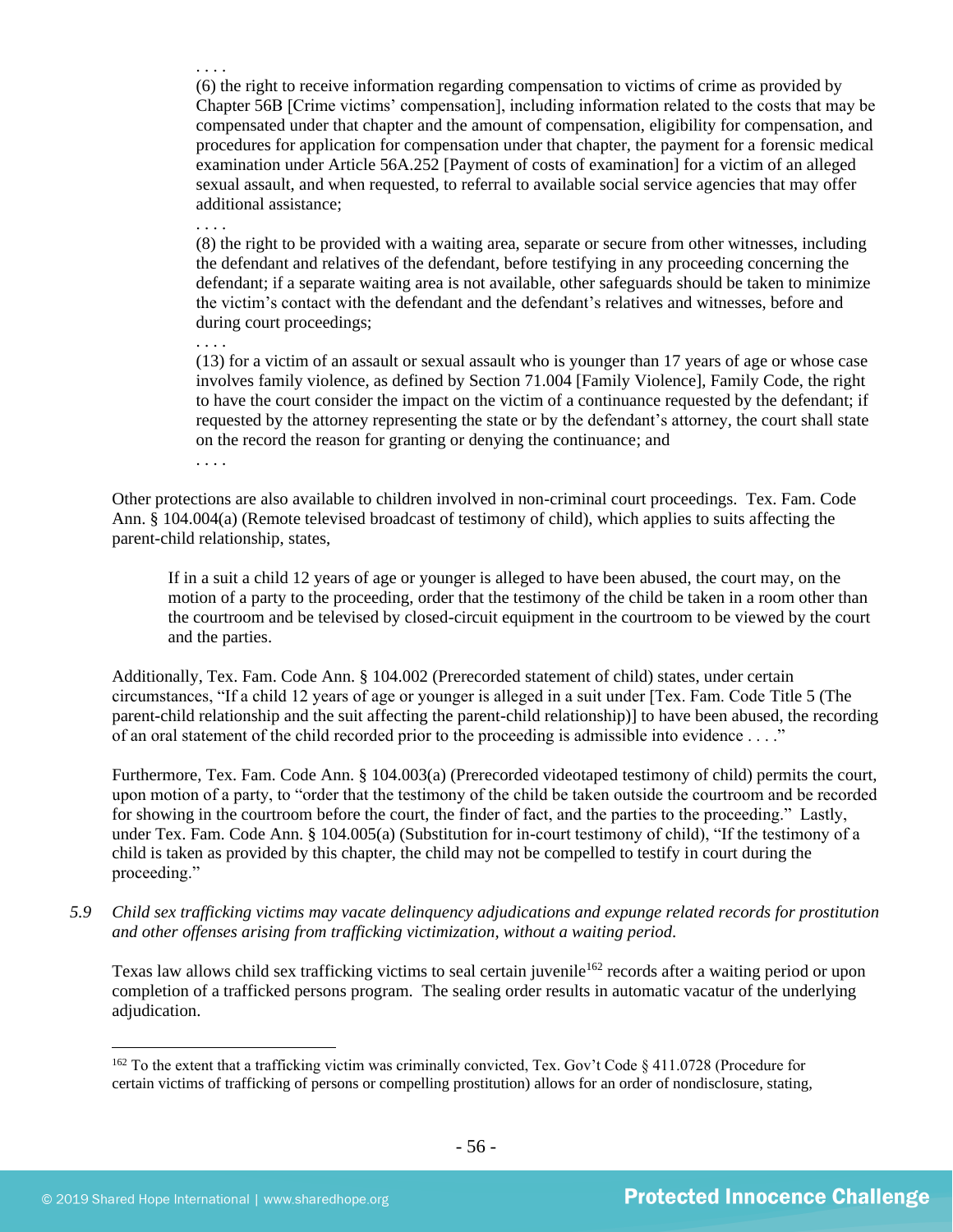. . . .

(6) the right to receive information regarding compensation to victims of crime as provided by Chapter 56B [Crime victims' compensation], including information related to the costs that may be compensated under that chapter and the amount of compensation, eligibility for compensation, and procedures for application for compensation under that chapter, the payment for a forensic medical examination under Article 56A.252 [Payment of costs of examination] for a victim of an alleged sexual assault, and when requested, to referral to available social service agencies that may offer additional assistance;

. . . .

(8) the right to be provided with a waiting area, separate or secure from other witnesses, including the defendant and relatives of the defendant, before testifying in any proceeding concerning the defendant; if a separate waiting area is not available, other safeguards should be taken to minimize the victim's contact with the defendant and the defendant's relatives and witnesses, before and during court proceedings;

. . . .

(13) for a victim of an assault or sexual assault who is younger than 17 years of age or whose case involves family violence, as defined by Section 71.004 [Family Violence], Family Code, the right to have the court consider the impact on the victim of a continuance requested by the defendant; if requested by the attorney representing the state or by the defendant's attorney, the court shall state on the record the reason for granting or denying the continuance; and

. . . .

Other protections are also available to children involved in non-criminal court proceedings. Tex. Fam. Code Ann. § 104.004(a) (Remote televised broadcast of testimony of child), which applies to suits affecting the parent-child relationship, states,

> If in a suit a child 12 years of age or younger is alleged to have been abused, the court may, on the motion of a party to the proceeding, order that the testimony of the child be taken in a room other than the courtroom and be televised by closed-circuit equipment in the courtroom to be viewed by the court and the parties.

Additionally, Tex. Fam. Code Ann. § 104.002 (Prerecorded statement of child) states, under certain circumstances, "If a child 12 years of age or younger is alleged in a suit under [Tex. Fam. Code Title 5 (The parent-child relationship and the suit affecting the parent-child relationship)] to have been abused, the recording of an oral statement of the child recorded prior to the proceeding is admissible into evidence . . . ."

Furthermore, Tex. Fam. Code Ann. § 104.003(a) (Prerecorded videotaped testimony of child) permits the court, upon motion of a party, to "order that the testimony of the child be taken outside the courtroom and be recorded for showing in the courtroom before the court, the finder of fact, and the parties to the proceeding." Lastly, under Tex. Fam. Code Ann. § 104.005(a) (Substitution for in-court testimony of child), "If the testimony of a child is taken as provided by this chapter, the child may not be compelled to testify in court during the proceeding."

*5.9 Child sex trafficking victims may vacate delinquency adjudications and expunge related records for prostitution and other offenses arising from trafficking victimization, without a waiting period.*

Texas law allows child sex trafficking victims to seal certain juvenile[162] records after a waiting period or upon completion of a trafficked persons program. The sealing order results in automatic vacatur of the underlying adjudication.

---

[162] To the extent that a trafficking victim was criminally convicted, Tex. Gov't Code § 411.0728 (Procedure for certain victims of trafficking of persons or compelling prostitution) allows for an order of nondisclosure, stating,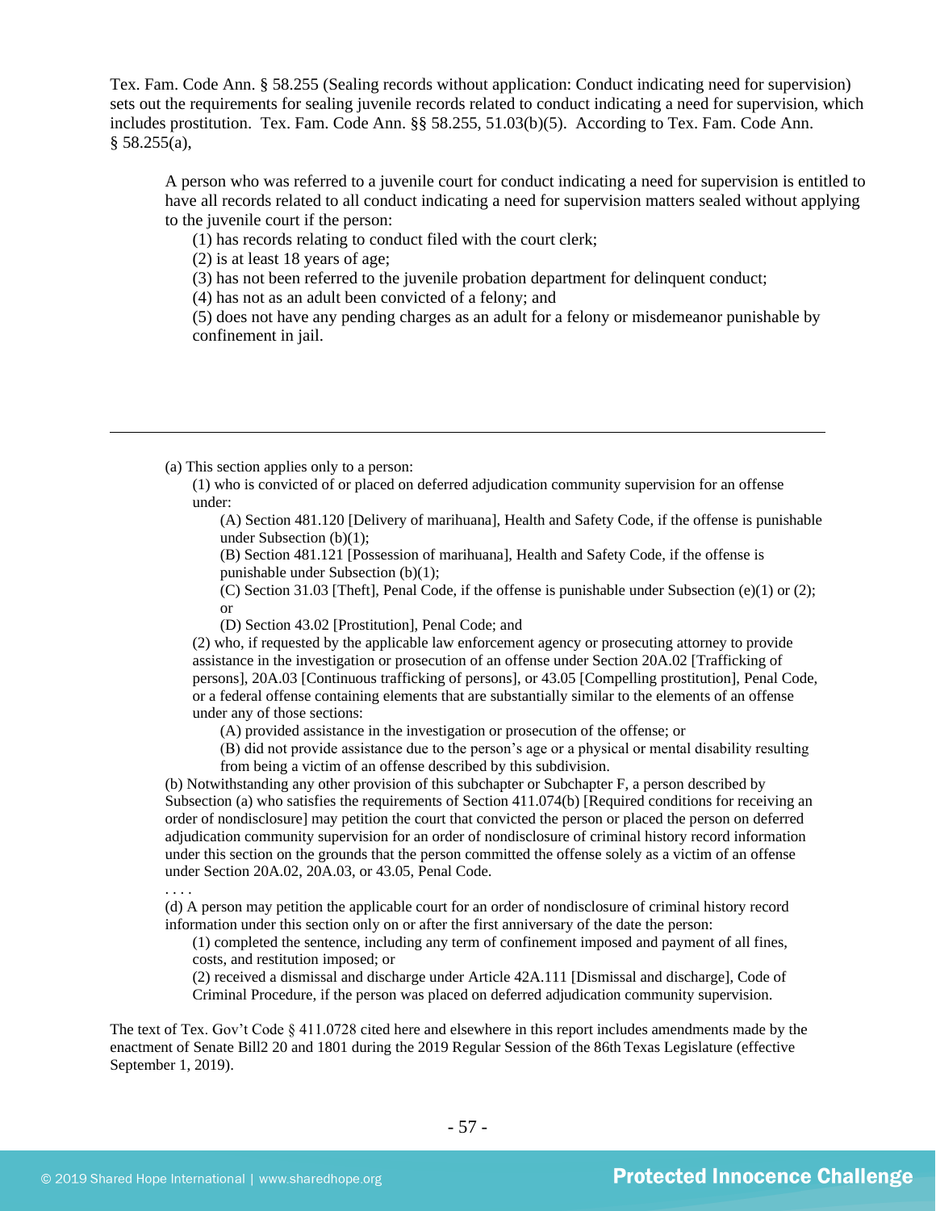Tex. Fam. Code Ann. § 58.255 (Sealing records without application: Conduct indicating need for supervision) sets out the requirements for sealing juvenile records related to conduct indicating a need for supervision, which includes prostitution. Tex. Fam. Code Ann. §§ 58.255, 51.03(b)(5). According to Tex. Fam. Code Ann. § 58.255(a),

> A person who was referred to a juvenile court for conduct indicating a need for supervision is entitled to have all records related to all conduct indicating a need for supervision matters sealed without applying to the juvenile court if the person:
>
> (1) has records relating to conduct filed with the court clerk;
> (2) is at least 18 years of age;
> (3) has not been referred to the juvenile probation department for delinquent conduct;
> (4) has not as an adult been convicted of a felony; and
> (5) does not have any pending charges as an adult for a felony or misdemeanor punishable by confinement in jail.

---

(a) This section applies only to a person:

(1) who is convicted of or placed on deferred adjudication community supervision for an offense under:

(A) Section 481.120 [Delivery of marihuana], Health and Safety Code, if the offense is punishable under Subsection (b)(1);

(B) Section 481.121 [Possession of marihuana], Health and Safety Code, if the offense is punishable under Subsection (b)(1);

(C) Section 31.03 [Theft], Penal Code, if the offense is punishable under Subsection (e)(1) or (2); or

(D) Section 43.02 [Prostitution], Penal Code; and

(2) who, if requested by the applicable law enforcement agency or prosecuting attorney to provide assistance in the investigation or prosecution of an offense under Section 20A.02 [Trafficking of persons], 20A.03 [Continuous trafficking of persons], or 43.05 [Compelling prostitution], Penal Code, or a federal offense containing elements that are substantially similar to the elements of an offense under any of those sections:

(A) provided assistance in the investigation or prosecution of the offense; or

(B) did not provide assistance due to the person's age or a physical or mental disability resulting from being a victim of an offense described by this subdivision.

(b) Notwithstanding any other provision of this subchapter or Subchapter F, a person described by Subsection (a) who satisfies the requirements of Section 411.074(b) [Required conditions for receiving an order of nondisclosure] may petition the court that convicted the person or placed the person on deferred adjudication community supervision for an order of nondisclosure of criminal history record information under this section on the grounds that the person committed the offense solely as a victim of an offense under Section 20A.02, 20A.03, or 43.05, Penal Code.

. . . .

(d) A person may petition the applicable court for an order of nondisclosure of criminal history record information under this section only on or after the first anniversary of the date the person:

(1) completed the sentence, including any term of confinement imposed and payment of all fines, costs, and restitution imposed; or

(2) received a dismissal and discharge under Article 42A.111 [Dismissal and discharge], Code of Criminal Procedure, if the person was placed on deferred adjudication community supervision.

The text of Tex. Gov't Code § 411.0728 cited here and elsewhere in this report includes amendments made by the enactment of Senate Bill2 20 and 1801 during the 2019 Regular Session of the 86th Texas Legislature (effective September 1, 2019).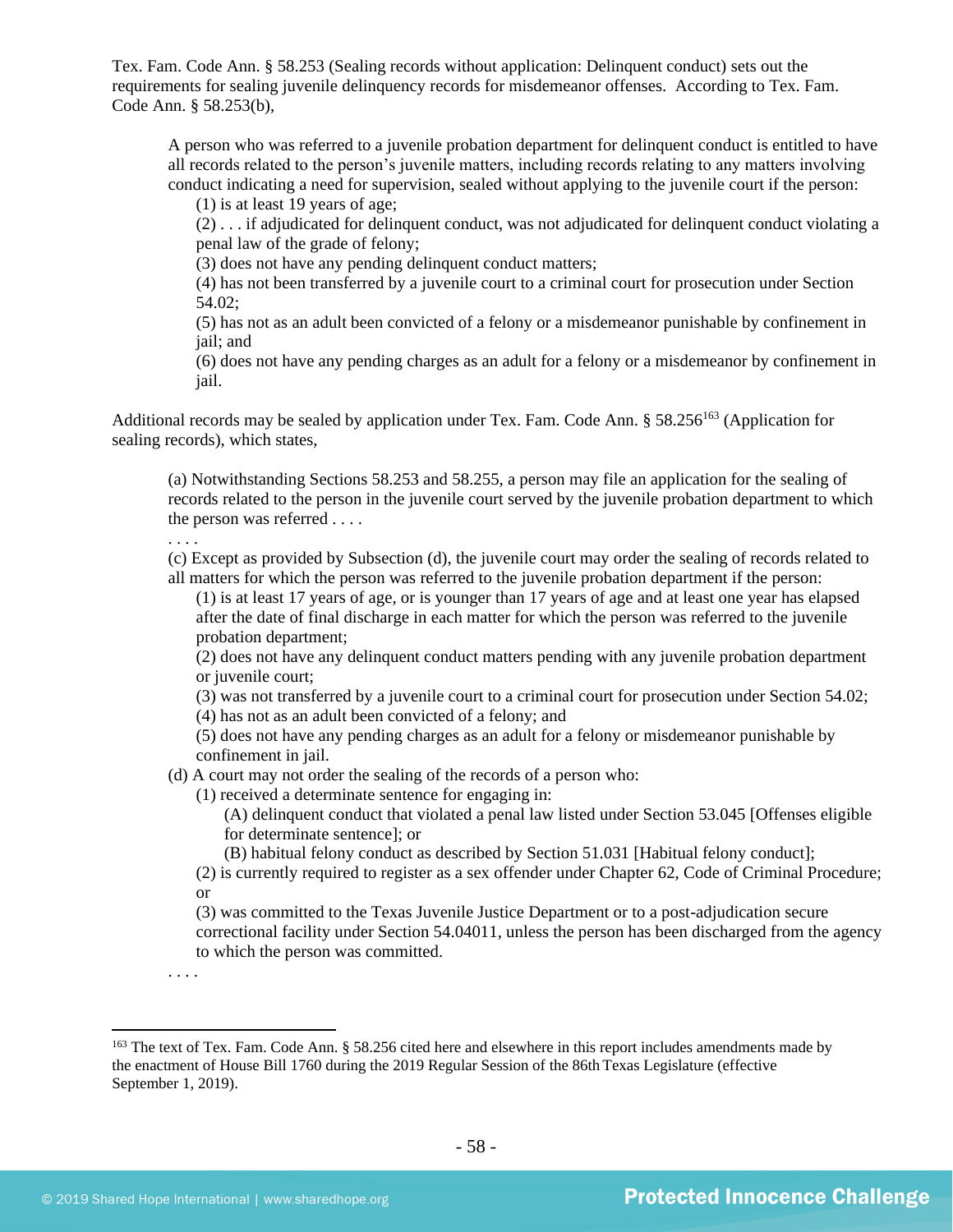Tex. Fam. Code Ann. § 58.253 (Sealing records without application: Delinquent conduct) sets out the requirements for sealing juvenile delinquency records for misdemeanor offenses. According to Tex. Fam. Code Ann. § 58.253(b),

> A person who was referred to a juvenile probation department for delinquent conduct is entitled to have all records related to the person's juvenile matters, including records relating to any matters involving conduct indicating a need for supervision, sealed without applying to the juvenile court if the person:
>
> (1) is at least 19 years of age;
>
> (2) . . . if adjudicated for delinquent conduct, was not adjudicated for delinquent conduct violating a penal law of the grade of felony;
>
> (3) does not have any pending delinquent conduct matters;
>
> (4) has not been transferred by a juvenile court to a criminal court for prosecution under Section 54.02;
>
> (5) has not as an adult been convicted of a felony or a misdemeanor punishable by confinement in jail; and
>
> (6) does not have any pending charges as an adult for a felony or a misdemeanor by confinement in jail.

Additional records may be sealed by application under Tex. Fam. Code Ann. § 58.256[163] (Application for sealing records), which states,

> (a) Notwithstanding Sections 58.253 and 58.255, a person may file an application for the sealing of records related to the person in the juvenile court served by the juvenile probation department to which the person was referred . . . .
>
> . . . .
>
> (c) Except as provided by Subsection (d), the juvenile court may order the sealing of records related to all matters for which the person was referred to the juvenile probation department if the person:
>
> (1) is at least 17 years of age, or is younger than 17 years of age and at least one year has elapsed after the date of final discharge in each matter for which the person was referred to the juvenile probation department;
>
> (2) does not have any delinquent conduct matters pending with any juvenile probation department or juvenile court;
>
> (3) was not transferred by a juvenile court to a criminal court for prosecution under Section 54.02;
>
> (4) has not as an adult been convicted of a felony; and
>
> (5) does not have any pending charges as an adult for a felony or misdemeanor punishable by confinement in jail.
>
> (d) A court may not order the sealing of the records of a person who:
>
> (1) received a determinate sentence for engaging in:
>
> (A) delinquent conduct that violated a penal law listed under Section 53.045 [Offenses eligible for determinate sentence]; or
>
> (B) habitual felony conduct as described by Section 51.031 [Habitual felony conduct];
>
> (2) is currently required to register as a sex offender under Chapter 62, Code of Criminal Procedure; or
>
> (3) was committed to the Texas Juvenile Justice Department or to a post-adjudication secure correctional facility under Section 54.04011, unless the person has been discharged from the agency to which the person was committed.
>
> . . . .

---

[163] The text of Tex. Fam. Code Ann. § 58.256 cited here and elsewhere in this report includes amendments made by the enactment of House Bill 1760 during the 2019 Regular Session of the 86th Texas Legislature (effective September 1, 2019).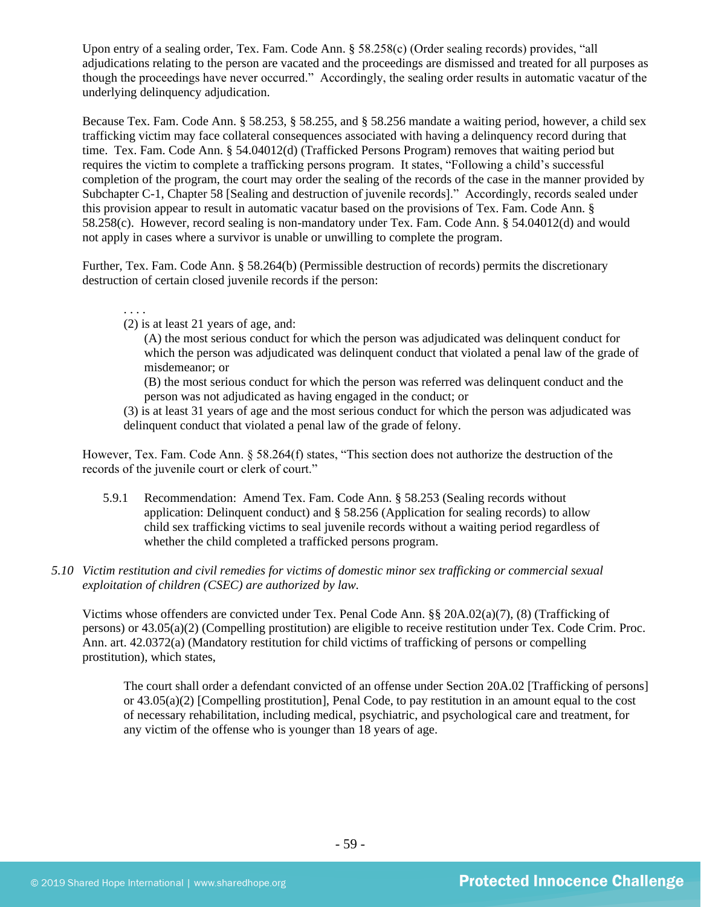Upon entry of a sealing order, Tex. Fam. Code Ann. § 58.258(c) (Order sealing records) provides, "all adjudications relating to the person are vacated and the proceedings are dismissed and treated for all purposes as though the proceedings have never occurred." Accordingly, the sealing order results in automatic vacatur of the underlying delinquency adjudication.

Because Tex. Fam. Code Ann. § 58.253, § 58.255, and § 58.256 mandate a waiting period, however, a child sex trafficking victim may face collateral consequences associated with having a delinquency record during that time. Tex. Fam. Code Ann. § 54.04012(d) (Trafficked Persons Program) removes that waiting period but requires the victim to complete a trafficking persons program. It states, "Following a child's successful completion of the program, the court may order the sealing of the records of the case in the manner provided by Subchapter C-1, Chapter 58 [Sealing and destruction of juvenile records]." Accordingly, records sealed under this provision appear to result in automatic vacatur based on the provisions of Tex. Fam. Code Ann. § 58.258(c). However, record sealing is non-mandatory under Tex. Fam. Code Ann. § 54.04012(d) and would not apply in cases where a survivor is unable or unwilling to complete the program.

Further, Tex. Fam. Code Ann. § 58.264(b) (Permissible destruction of records) permits the discretionary destruction of certain closed juvenile records if the person:

> . . . .
> (2) is at least 21 years of age, and:
>
> > (A) the most serious conduct for which the person was adjudicated was delinquent conduct for which the person was adjudicated was delinquent conduct that violated a penal law of the grade of misdemeanor; or
> >
> > (B) the most serious conduct for which the person was referred was delinquent conduct and the person was not adjudicated as having engaged in the conduct; or
>
> (3) is at least 31 years of age and the most serious conduct for which the person was adjudicated was delinquent conduct that violated a penal law of the grade of felony.

However, Tex. Fam. Code Ann. § 58.264(f) states, "This section does not authorize the destruction of the records of the juvenile court or clerk of court."

> 5.9.1 Recommendation: Amend Tex. Fam. Code Ann. § 58.253 (Sealing records without application: Delinquent conduct) and § 58.256 (Application for sealing records) to allow child sex trafficking victims to seal juvenile records without a waiting period regardless of whether the child completed a trafficked persons program.

*5.10 Victim restitution and civil remedies for victims of domestic minor sex trafficking or commercial sexual exploitation of children (CSEC) are authorized by law.*

Victims whose offenders are convicted under Tex. Penal Code Ann. §§ 20A.02(a)(7), (8) (Trafficking of persons) or 43.05(a)(2) (Compelling prostitution) are eligible to receive restitution under Tex. Code Crim. Proc. Ann. art. 42.0372(a) (Mandatory restitution for child victims of trafficking of persons or compelling prostitution), which states,

> The court shall order a defendant convicted of an offense under Section 20A.02 [Trafficking of persons] or 43.05(a)(2) [Compelling prostitution], Penal Code, to pay restitution in an amount equal to the cost of necessary rehabilitation, including medical, psychiatric, and psychological care and treatment, for any victim of the offense who is younger than 18 years of age.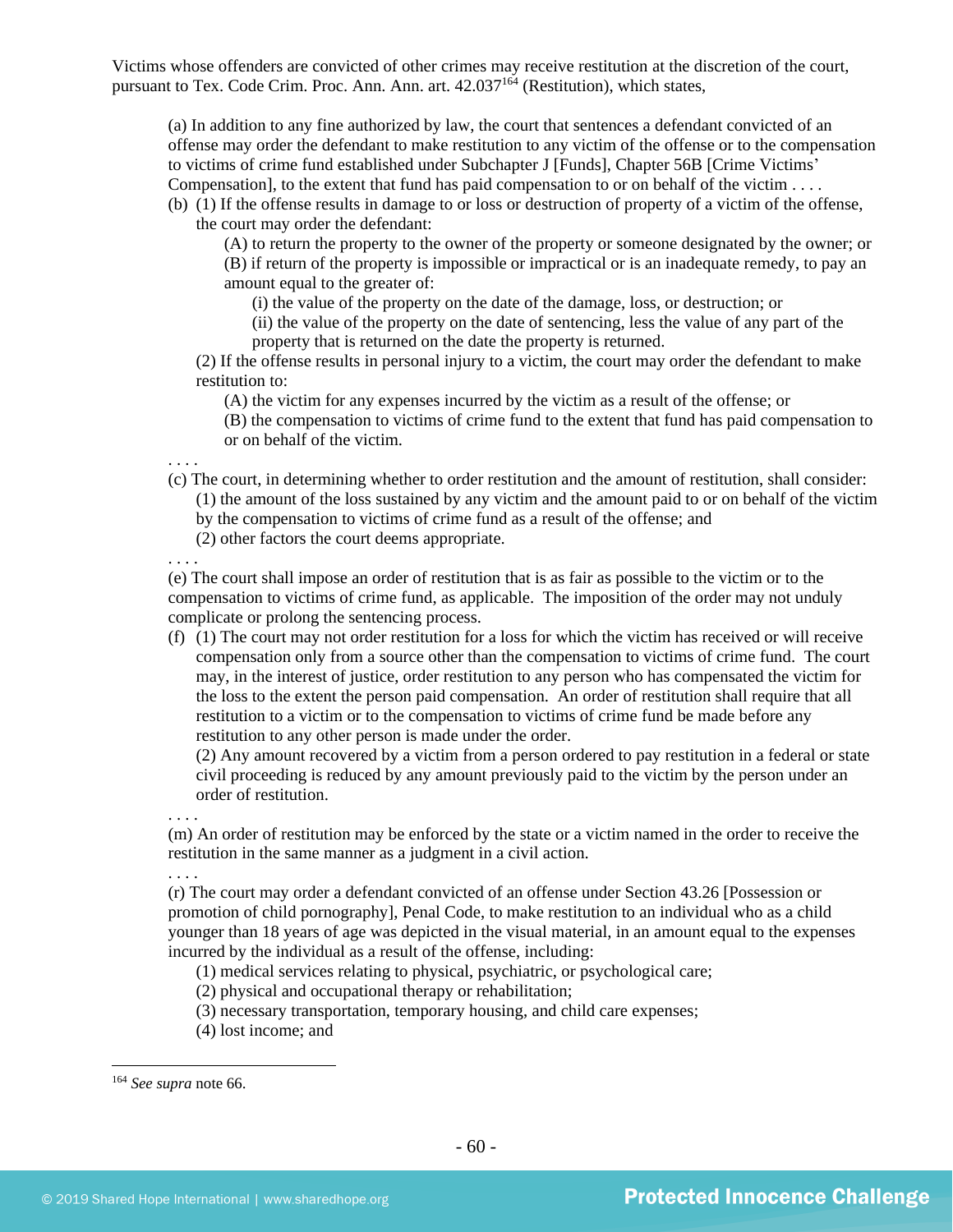Victims whose offenders are convicted of other crimes may receive restitution at the discretion of the court, pursuant to Tex. Code Crim. Proc. Ann. Ann. art. 42.037[164] (Restitution), which states,

> (a) In addition to any fine authorized by law, the court that sentences a defendant convicted of an offense may order the defendant to make restitution to any victim of the offense or to the compensation to victims of crime fund established under Subchapter J [Funds], Chapter 56B [Crime Victims' Compensation], to the extent that fund has paid compensation to or on behalf of the victim . . . .
>
> (b) (1) If the offense results in damage to or loss or destruction of property of a victim of the offense, the court may order the defendant:
>
> (A) to return the property to the owner of the property or someone designated by the owner; or
>
> (B) if return of the property is impossible or impractical or is an inadequate remedy, to pay an amount equal to the greater of:
>
> (i) the value of the property on the date of the damage, loss, or destruction; or
>
> (ii) the value of the property on the date of sentencing, less the value of any part of the property that is returned on the date the property is returned.
>
> (2) If the offense results in personal injury to a victim, the court may order the defendant to make restitution to:
>
> (A) the victim for any expenses incurred by the victim as a result of the offense; or
>
> (B) the compensation to victims of crime fund to the extent that fund has paid compensation to or on behalf of the victim.
>
> . . . .
>
> (c) The court, in determining whether to order restitution and the amount of restitution, shall consider:
>
> (1) the amount of the loss sustained by any victim and the amount paid to or on behalf of the victim by the compensation to victims of crime fund as a result of the offense; and
>
> (2) other factors the court deems appropriate.
>
> . . . .
>
> (e) The court shall impose an order of restitution that is as fair as possible to the victim or to the compensation to victims of crime fund, as applicable. The imposition of the order may not unduly complicate or prolong the sentencing process.
>
> (f) (1) The court may not order restitution for a loss for which the victim has received or will receive compensation only from a source other than the compensation to victims of crime fund. The court may, in the interest of justice, order restitution to any person who has compensated the victim for the loss to the extent the person paid compensation. An order of restitution shall require that all restitution to a victim or to the compensation to victims of crime fund be made before any restitution to any other person is made under the order.
>
> (2) Any amount recovered by a victim from a person ordered to pay restitution in a federal or state civil proceeding is reduced by any amount previously paid to the victim by the person under an order of restitution.
>
> . . . .
>
> (m) An order of restitution may be enforced by the state or a victim named in the order to receive the restitution in the same manner as a judgment in a civil action.
>
> . . . .
>
> (r) The court may order a defendant convicted of an offense under Section 43.26 [Possession or promotion of child pornography], Penal Code, to make restitution to an individual who as a child younger than 18 years of age was depicted in the visual material, in an amount equal to the expenses incurred by the individual as a result of the offense, including:
>
> (1) medical services relating to physical, psychiatric, or psychological care;
>
> (2) physical and occupational therapy or rehabilitation;
>
> (3) necessary transportation, temporary housing, and child care expenses;
>
> (4) lost income; and

---

[164] *See supra* note 66.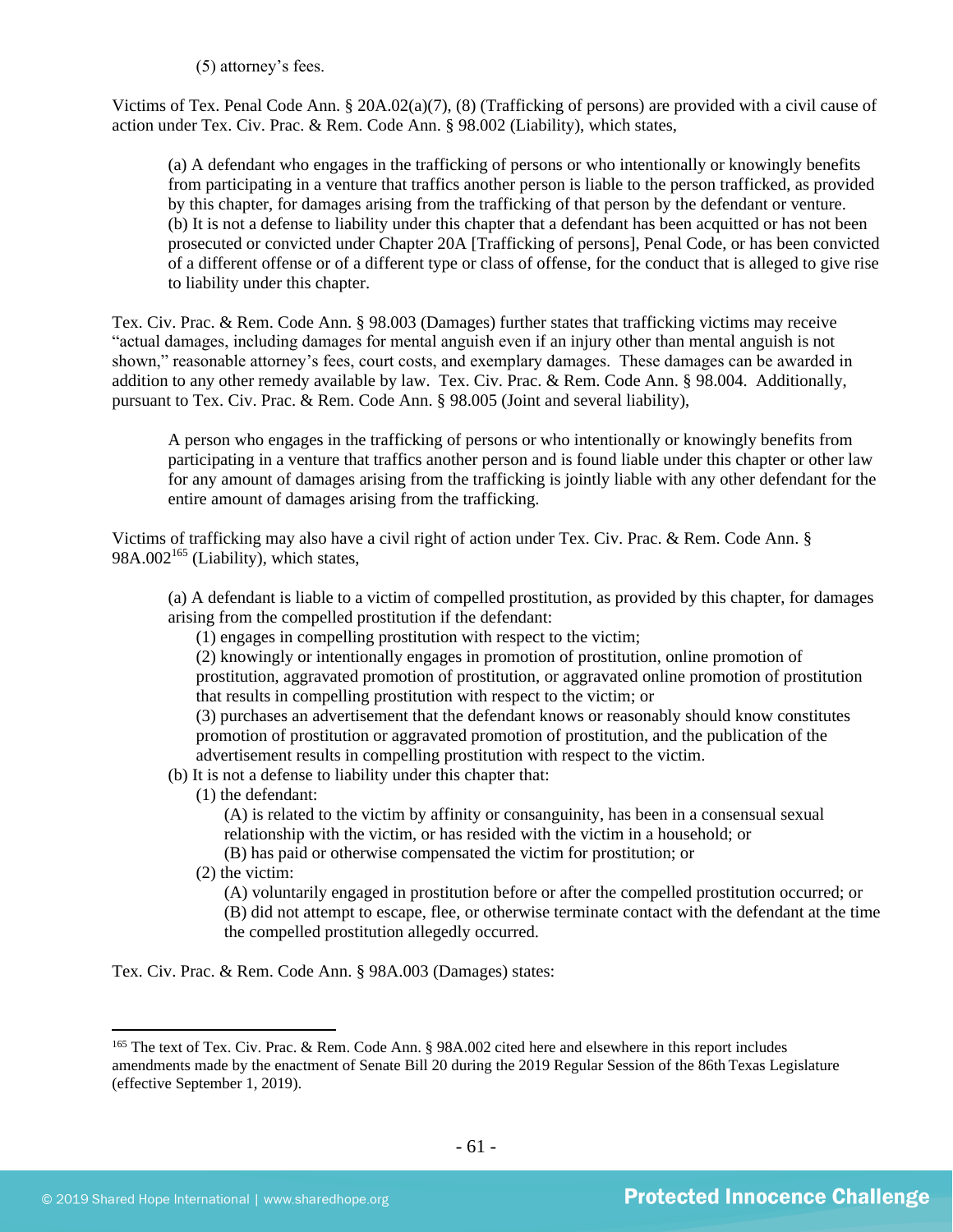(5) attorney's fees.

Victims of Tex. Penal Code Ann. § 20A.02(a)(7), (8) (Trafficking of persons) are provided with a civil cause of action under Tex. Civ. Prac. & Rem. Code Ann. § 98.002 (Liability), which states,

> (a) A defendant who engages in the trafficking of persons or who intentionally or knowingly benefits from participating in a venture that traffics another person is liable to the person trafficked, as provided by this chapter, for damages arising from the trafficking of that person by the defendant or venture.
> (b) It is not a defense to liability under this chapter that a defendant has been acquitted or has not been prosecuted or convicted under Chapter 20A [Trafficking of persons], Penal Code, or has been convicted of a different offense or of a different type or class of offense, for the conduct that is alleged to give rise to liability under this chapter.

Tex. Civ. Prac. & Rem. Code Ann. § 98.003 (Damages) further states that trafficking victims may receive "actual damages, including damages for mental anguish even if an injury other than mental anguish is not shown," reasonable attorney's fees, court costs, and exemplary damages. These damages can be awarded in addition to any other remedy available by law. Tex. Civ. Prac. & Rem. Code Ann. § 98.004. Additionally, pursuant to Tex. Civ. Prac. & Rem. Code Ann. § 98.005 (Joint and several liability),

> A person who engages in the trafficking of persons or who intentionally or knowingly benefits from participating in a venture that traffics another person and is found liable under this chapter or other law for any amount of damages arising from the trafficking is jointly liable with any other defendant for the entire amount of damages arising from the trafficking.

Victims of trafficking may also have a civil right of action under Tex. Civ. Prac. & Rem. Code Ann. § 98A.002[165] (Liability), which states,

> (a) A defendant is liable to a victim of compelled prostitution, as provided by this chapter, for damages arising from the compelled prostitution if the defendant:
>
> (1) engages in compelling prostitution with respect to the victim;
> (2) knowingly or intentionally engages in promotion of prostitution, online promotion of prostitution, aggravated promotion of prostitution, or aggravated online promotion of prostitution that results in compelling prostitution with respect to the victim; or
> (3) purchases an advertisement that the defendant knows or reasonably should know constitutes promotion of prostitution or aggravated promotion of prostitution, and the publication of the advertisement results in compelling prostitution with respect to the victim.
>
> (b) It is not a defense to liability under this chapter that:
>
> (1) the defendant:
>
> (A) is related to the victim by affinity or consanguinity, has been in a consensual sexual relationship with the victim, or has resided with the victim in a household; or
> (B) has paid or otherwise compensated the victim for prostitution; or
>
> (2) the victim:
>
> (A) voluntarily engaged in prostitution before or after the compelled prostitution occurred; or
> (B) did not attempt to escape, flee, or otherwise terminate contact with the defendant at the time the compelled prostitution allegedly occurred.

Tex. Civ. Prac. & Rem. Code Ann. § 98A.003 (Damages) states:

---

[165] The text of Tex. Civ. Prac. & Rem. Code Ann. § 98A.002 cited here and elsewhere in this report includes amendments made by the enactment of Senate Bill 20 during the 2019 Regular Session of the 86th Texas Legislature (effective September 1, 2019).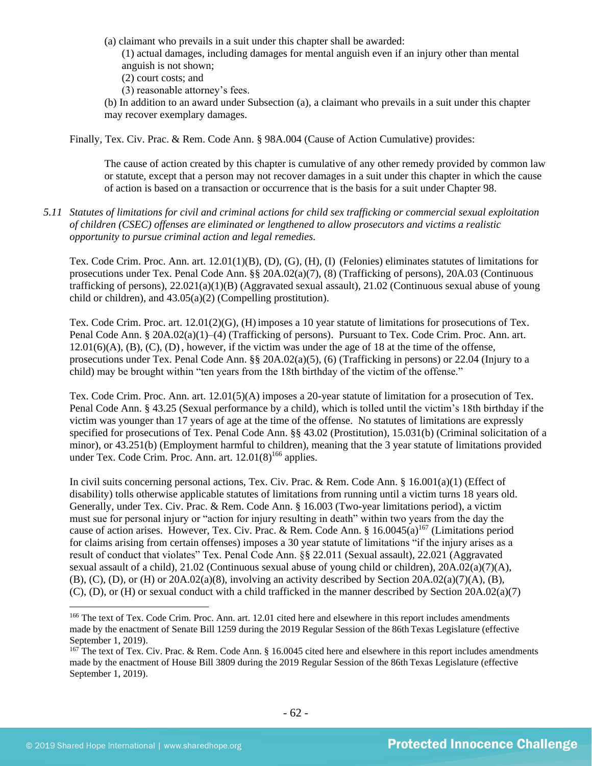(a) claimant who prevails in a suit under this chapter shall be awarded:

(1) actual damages, including damages for mental anguish even if an injury other than mental anguish is not shown;

(2) court costs; and

(3) reasonable attorney's fees.

(b) In addition to an award under Subsection (a), a claimant who prevails in a suit under this chapter may recover exemplary damages.

Finally, Tex. Civ. Prac. & Rem. Code Ann. § 98A.004 (Cause of Action Cumulative) provides:

> The cause of action created by this chapter is cumulative of any other remedy provided by common law or statute, except that a person may not recover damages in a suit under this chapter in which the cause of action is based on a transaction or occurrence that is the basis for a suit under Chapter 98.

*5.11 Statutes of limitations for civil and criminal actions for child sex trafficking or commercial sexual exploitation of children (CSEC) offenses are eliminated or lengthened to allow prosecutors and victims a realistic opportunity to pursue criminal action and legal remedies.*

Tex. Code Crim. Proc. Ann. art. 12.01(1)(B), (D), (G), (H), (I) (Felonies) eliminates statutes of limitations for prosecutions under Tex. Penal Code Ann. §§ 20A.02(a)(7), (8) (Trafficking of persons), 20A.03 (Continuous trafficking of persons), 22.021(a)(1)(B) (Aggravated sexual assault), 21.02 (Continuous sexual abuse of young child or children), and 43.05(a)(2) (Compelling prostitution).

Tex. Code Crim. Proc. art. 12.01(2)(G), (H) imposes a 10 year statute of limitations for prosecutions of Tex. Penal Code Ann. § 20A.02(a)(1)–(4) (Trafficking of persons). Pursuant to Tex. Code Crim. Proc. Ann. art. 12.01(6)(A), (B), (C), (D), however, if the victim was under the age of 18 at the time of the offense, prosecutions under Tex. Penal Code Ann. §§ 20A.02(a)(5), (6) (Trafficking in persons) or 22.04 (Injury to a child) may be brought within "ten years from the 18th birthday of the victim of the offense."

Tex. Code Crim. Proc. Ann. art. 12.01(5)(A) imposes a 20-year statute of limitation for a prosecution of Tex. Penal Code Ann. § 43.25 (Sexual performance by a child), which is tolled until the victim's 18th birthday if the victim was younger than 17 years of age at the time of the offense. No statutes of limitations are expressly specified for prosecutions of Tex. Penal Code Ann. §§ 43.02 (Prostitution), 15.031(b) (Criminal solicitation of a minor), or 43.251(b) (Employment harmful to children), meaning that the 3 year statute of limitations provided under Tex. Code Crim. Proc. Ann. art. 12.01(8)[166] applies.

In civil suits concerning personal actions, Tex. Civ. Prac. & Rem. Code Ann. § 16.001(a)(1) (Effect of disability) tolls otherwise applicable statutes of limitations from running until a victim turns 18 years old. Generally, under Tex. Civ. Prac. & Rem. Code Ann. § 16.003 (Two-year limitations period), a victim must sue for personal injury or "action for injury resulting in death" within two years from the day the cause of action arises. However, Tex. Civ. Prac. & Rem. Code Ann. § 16.0045(a)[167] (Limitations period for claims arising from certain offenses) imposes a 30 year statute of limitations "if the injury arises as a result of conduct that violates" Tex. Penal Code Ann. §§ 22.011 (Sexual assault), 22.021 (Aggravated sexual assault of a child), 21.02 (Continuous sexual abuse of young child or children), 20A.02(a)(7)(A), (B), (C), (D), or (H) or 20A.02(a)(8), involving an activity described by Section 20A.02(a)(7)(A), (B), (C), (D), or (H) or sexual conduct with a child trafficked in the manner described by Section 20A.02(a)(7)

[166] The text of Tex. Code Crim. Proc. Ann. art. 12.01 cited here and elsewhere in this report includes amendments made by the enactment of Senate Bill 1259 during the 2019 Regular Session of the 86th Texas Legislature (effective September 1, 2019).

[167] The text of Tex. Civ. Prac. & Rem. Code Ann. § 16.0045 cited here and elsewhere in this report includes amendments made by the enactment of House Bill 3809 during the 2019 Regular Session of the 86th Texas Legislature (effective September 1, 2019).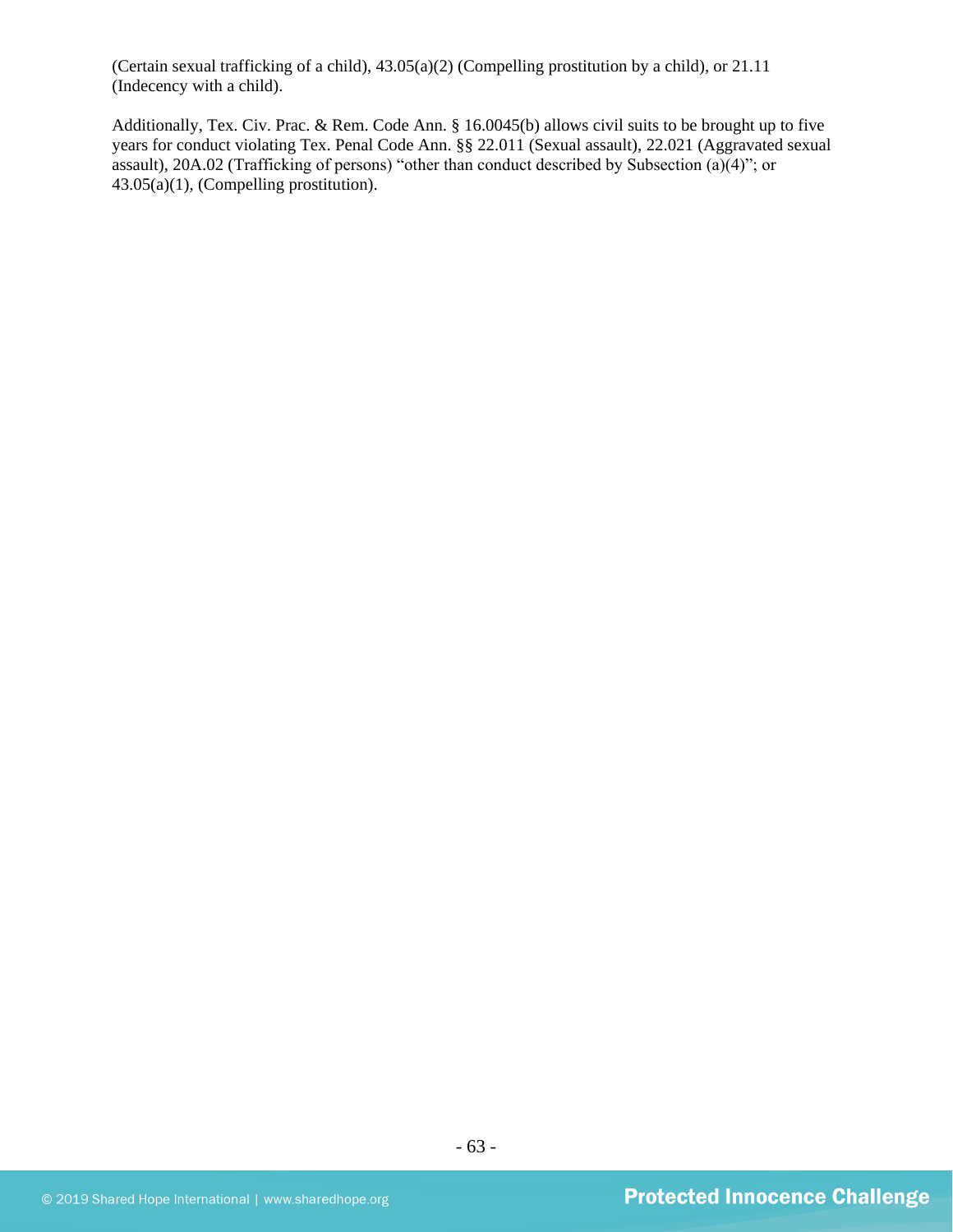(Certain sexual trafficking of a child), 43.05(a)(2) (Compelling prostitution by a child), or 21.11 (Indecency with a child).

Additionally, Tex. Civ. Prac. & Rem. Code Ann. § 16.0045(b) allows civil suits to be brought up to five years for conduct violating Tex. Penal Code Ann. §§ 22.011 (Sexual assault), 22.021 (Aggravated sexual assault), 20A.02 (Trafficking of persons) "other than conduct described by Subsection (a)(4)"; or 43.05(a)(1), (Compelling prostitution).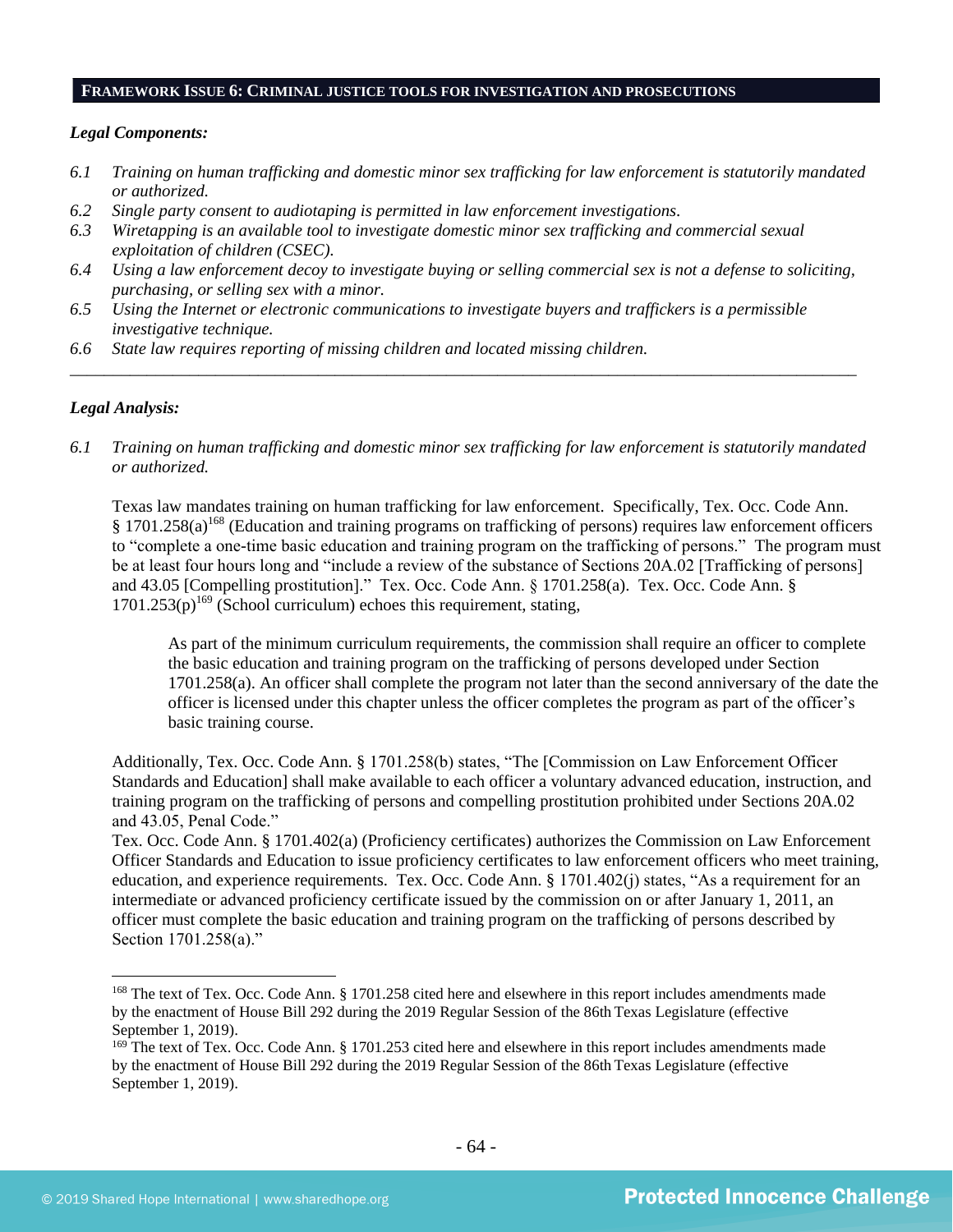## FRAMEWORK ISSUE 6: CRIMINAL JUSTICE TOOLS FOR INVESTIGATION AND PROSECUTIONS

### *Legal Components:*

*6.1 Training on human trafficking and domestic minor sex trafficking for law enforcement is statutorily mandated or authorized.*

*6.2 Single party consent to audiotaping is permitted in law enforcement investigations.*

*6.3 Wiretapping is an available tool to investigate domestic minor sex trafficking and commercial sexual exploitation of children (CSEC).*

*6.4 Using a law enforcement decoy to investigate buying or selling commercial sex is not a defense to soliciting, purchasing, or selling sex with a minor.*

*6.5 Using the Internet or electronic communications to investigate buyers and traffickers is a permissible investigative technique.*

*6.6 State law requires reporting of missing children and located missing children.*

---

### *Legal Analysis:*

*6.1 Training on human trafficking and domestic minor sex trafficking for law enforcement is statutorily mandated or authorized.*

Texas law mandates training on human trafficking for law enforcement. Specifically, Tex. Occ. Code Ann. § 1701.258(a)[168] (Education and training programs on trafficking of persons) requires law enforcement officers to "complete a one-time basic education and training program on the trafficking of persons." The program must be at least four hours long and "include a review of the substance of Sections 20A.02 [Trafficking of persons] and 43.05 [Compelling prostitution]." Tex. Occ. Code Ann. § 1701.258(a). Tex. Occ. Code Ann. § 1701.253(p)[169] (School curriculum) echoes this requirement, stating,

> As part of the minimum curriculum requirements, the commission shall require an officer to complete the basic education and training program on the trafficking of persons developed under Section 1701.258(a). An officer shall complete the program not later than the second anniversary of the date the officer is licensed under this chapter unless the officer completes the program as part of the officer's basic training course.

Additionally, Tex. Occ. Code Ann. § 1701.258(b) states, "The [Commission on Law Enforcement Officer Standards and Education] shall make available to each officer a voluntary advanced education, instruction, and training program on the trafficking of persons and compelling prostitution prohibited under Sections 20A.02 and 43.05, Penal Code."

Tex. Occ. Code Ann. § 1701.402(a) (Proficiency certificates) authorizes the Commission on Law Enforcement Officer Standards and Education to issue proficiency certificates to law enforcement officers who meet training, education, and experience requirements. Tex. Occ. Code Ann. § 1701.402(j) states, "As a requirement for an intermediate or advanced proficiency certificate issued by the commission on or after January 1, 2011, an officer must complete the basic education and training program on the trafficking of persons described by Section 1701.258(a)."

---

[168] The text of Tex. Occ. Code Ann. § 1701.258 cited here and elsewhere in this report includes amendments made by the enactment of House Bill 292 during the 2019 Regular Session of the 86th Texas Legislature (effective September 1, 2019).

[169] The text of Tex. Occ. Code Ann. § 1701.253 cited here and elsewhere in this report includes amendments made by the enactment of House Bill 292 during the 2019 Regular Session of the 86th Texas Legislature (effective September 1, 2019).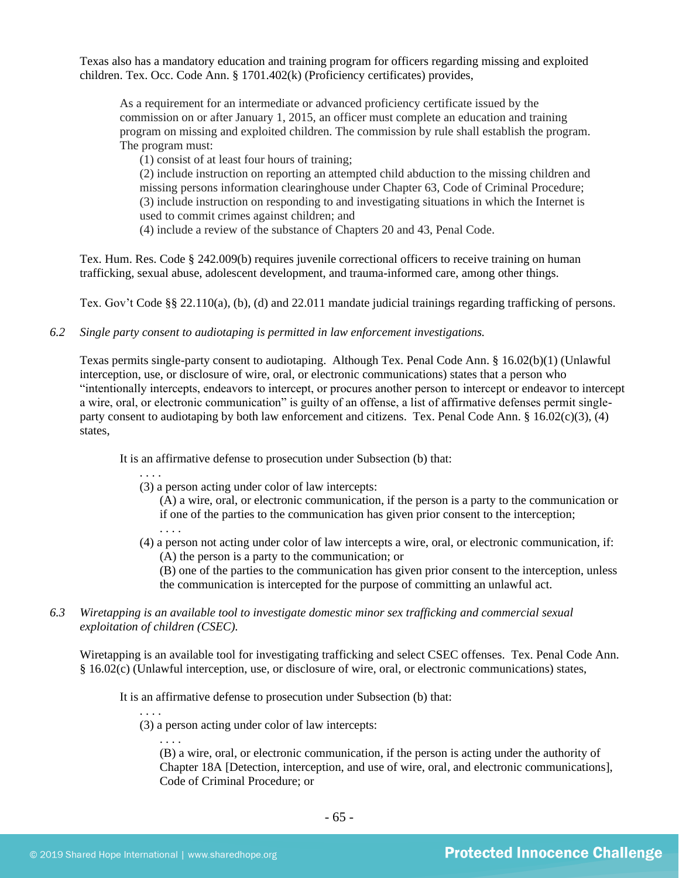Texas also has a mandatory education and training program for officers regarding missing and exploited children. Tex. Occ. Code Ann. § 1701.402(k) (Proficiency certificates) provides,

> As a requirement for an intermediate or advanced proficiency certificate issued by the commission on or after January 1, 2015, an officer must complete an education and training program on missing and exploited children. The commission by rule shall establish the program. The program must:
>
> (1) consist of at least four hours of training;
>
> (2) include instruction on reporting an attempted child abduction to the missing children and missing persons information clearinghouse under Chapter 63, Code of Criminal Procedure;
>
> (3) include instruction on responding to and investigating situations in which the Internet is used to commit crimes against children; and
>
> (4) include a review of the substance of Chapters 20 and 43, Penal Code.

Tex. Hum. Res. Code § 242.009(b) requires juvenile correctional officers to receive training on human trafficking, sexual abuse, adolescent development, and trauma-informed care, among other things.

Tex. Gov't Code §§ 22.110(a), (b), (d) and 22.011 mandate judicial trainings regarding trafficking of persons.

*6.2 Single party consent to audiotaping is permitted in law enforcement investigations.*

Texas permits single-party consent to audiotaping. Although Tex. Penal Code Ann. § 16.02(b)(1) (Unlawful interception, use, or disclosure of wire, oral, or electronic communications) states that a person who "intentionally intercepts, endeavors to intercept, or procures another person to intercept or endeavor to intercept a wire, oral, or electronic communication" is guilty of an offense, a list of affirmative defenses permit single-party consent to audiotaping by both law enforcement and citizens. Tex. Penal Code Ann. § 16.02(c)(3), (4) states,

> It is an affirmative defense to prosecution under Subsection (b) that:
>
> . . . .
>
> (3) a person acting under color of law intercepts:
>
> (A) a wire, oral, or electronic communication, if the person is a party to the communication or if one of the parties to the communication has given prior consent to the interception;
>
> . . . .
>
> (4) a person not acting under color of law intercepts a wire, oral, or electronic communication, if:
>
> (A) the person is a party to the communication; or
>
> (B) one of the parties to the communication has given prior consent to the interception, unless the communication is intercepted for the purpose of committing an unlawful act.

*6.3 Wiretapping is an available tool to investigate domestic minor sex trafficking and commercial sexual exploitation of children (CSEC).*

Wiretapping is an available tool for investigating trafficking and select CSEC offenses. Tex. Penal Code Ann. § 16.02(c) (Unlawful interception, use, or disclosure of wire, oral, or electronic communications) states,

> It is an affirmative defense to prosecution under Subsection (b) that:
>
> . . . .
>
> (3) a person acting under color of law intercepts:
>
> . . . .
>
> (B) a wire, oral, or electronic communication, if the person is acting under the authority of Chapter 18A [Detection, interception, and use of wire, oral, and electronic communications], Code of Criminal Procedure; or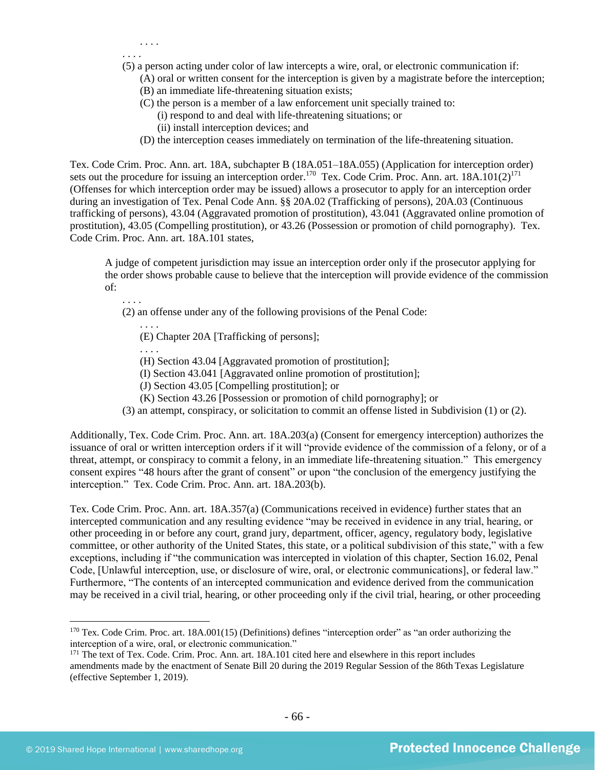. . . .

. . . .

(5) a person acting under color of law intercepts a wire, oral, or electronic communication if:

(A) oral or written consent for the interception is given by a magistrate before the interception;

(B) an immediate life-threatening situation exists;

(C) the person is a member of a law enforcement unit specially trained to:

(i) respond to and deal with life-threatening situations; or

(ii) install interception devices; and

(D) the interception ceases immediately on termination of the life-threatening situation.

Tex. Code Crim. Proc. Ann. art. 18A, subchapter B (18A.051–18A.055) (Application for interception order) sets out the procedure for issuing an interception order.[170] Tex. Code Crim. Proc. Ann. art. 18A.101(2)[171] (Offenses for which interception order may be issued) allows a prosecutor to apply for an interception order during an investigation of Tex. Penal Code Ann. §§ 20A.02 (Trafficking of persons), 20A.03 (Continuous trafficking of persons), 43.04 (Aggravated promotion of prostitution), 43.041 (Aggravated online promotion of prostitution), 43.05 (Compelling prostitution), or 43.26 (Possession or promotion of child pornography). Tex. Code Crim. Proc. Ann. art. 18A.101 states,

> A judge of competent jurisdiction may issue an interception order only if the prosecutor applying for the order shows probable cause to believe that the interception will provide evidence of the commission of:
>
> . . . .
>
> (2) an offense under any of the following provisions of the Penal Code:
>
> . . . .
>
> (E) Chapter 20A [Trafficking of persons];
>
> . . . .
>
> (H) Section 43.04 [Aggravated promotion of prostitution];
>
> (I) Section 43.041 [Aggravated online promotion of prostitution];
>
> (J) Section 43.05 [Compelling prostitution]; or
>
> (K) Section 43.26 [Possession or promotion of child pornography]; or
>
> (3) an attempt, conspiracy, or solicitation to commit an offense listed in Subdivision (1) or (2).

Additionally, Tex. Code Crim. Proc. Ann. art. 18A.203(a) (Consent for emergency interception) authorizes the issuance of oral or written interception orders if it will "provide evidence of the commission of a felony, or of a threat, attempt, or conspiracy to commit a felony, in an immediate life-threatening situation." This emergency consent expires "48 hours after the grant of consent" or upon "the conclusion of the emergency justifying the interception." Tex. Code Crim. Proc. Ann. art. 18A.203(b).

Tex. Code Crim. Proc. Ann. art. 18A.357(a) (Communications received in evidence) further states that an intercepted communication and any resulting evidence "may be received in evidence in any trial, hearing, or other proceeding in or before any court, grand jury, department, officer, agency, regulatory body, legislative committee, or other authority of the United States, this state, or a political subdivision of this state," with a few exceptions, including if "the communication was intercepted in violation of this chapter, Section 16.02, Penal Code, [Unlawful interception, use, or disclosure of wire, oral, or electronic communications], or federal law." Furthermore, "The contents of an intercepted communication and evidence derived from the communication may be received in a civil trial, hearing, or other proceeding only if the civil trial, hearing, or other proceeding

---

[170] Tex. Code Crim. Proc. art. 18A.001(15) (Definitions) defines "interception order" as "an order authorizing the interception of a wire, oral, or electronic communication."

[171] The text of Tex. Code. Crim. Proc. Ann. art. 18A.101 cited here and elsewhere in this report includes amendments made by the enactment of Senate Bill 20 during the 2019 Regular Session of the 86th Texas Legislature (effective September 1, 2019).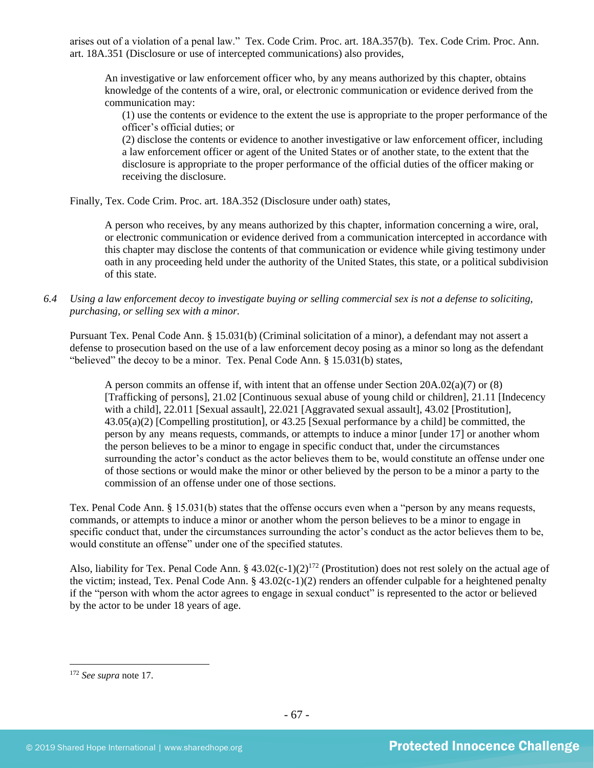arises out of a violation of a penal law." Tex. Code Crim. Proc. art. 18A.357(b). Tex. Code Crim. Proc. Ann. art. 18A.351 (Disclosure or use of intercepted communications) also provides,

> An investigative or law enforcement officer who, by any means authorized by this chapter, obtains knowledge of the contents of a wire, oral, or electronic communication or evidence derived from the communication may:
>
> (1) use the contents or evidence to the extent the use is appropriate to the proper performance of the officer's official duties; or
>
> (2) disclose the contents or evidence to another investigative or law enforcement officer, including a law enforcement officer or agent of the United States or of another state, to the extent that the disclosure is appropriate to the proper performance of the official duties of the officer making or receiving the disclosure.

Finally, Tex. Code Crim. Proc. art. 18A.352 (Disclosure under oath) states,

> A person who receives, by any means authorized by this chapter, information concerning a wire, oral, or electronic communication or evidence derived from a communication intercepted in accordance with this chapter may disclose the contents of that communication or evidence while giving testimony under oath in any proceeding held under the authority of the United States, this state, or a political subdivision of this state.

*6.4 Using a law enforcement decoy to investigate buying or selling commercial sex is not a defense to soliciting, purchasing, or selling sex with a minor.*

Pursuant Tex. Penal Code Ann. § 15.031(b) (Criminal solicitation of a minor), a defendant may not assert a defense to prosecution based on the use of a law enforcement decoy posing as a minor so long as the defendant "believed" the decoy to be a minor. Tex. Penal Code Ann. § 15.031(b) states,

> A person commits an offense if, with intent that an offense under Section 20A.02(a)(7) or (8) [Trafficking of persons], 21.02 [Continuous sexual abuse of young child or children], 21.11 [Indecency with a child], 22.011 [Sexual assault], 22.021 [Aggravated sexual assault], 43.02 [Prostitution], 43.05(a)(2) [Compelling prostitution], or 43.25 [Sexual performance by a child] be committed, the person by any means requests, commands, or attempts to induce a minor [under 17] or another whom the person believes to be a minor to engage in specific conduct that, under the circumstances surrounding the actor's conduct as the actor believes them to be, would constitute an offense under one of those sections or would make the minor or other believed by the person to be a minor a party to the commission of an offense under one of those sections.

Tex. Penal Code Ann. § 15.031(b) states that the offense occurs even when a "person by any means requests, commands, or attempts to induce a minor or another whom the person believes to be a minor to engage in specific conduct that, under the circumstances surrounding the actor's conduct as the actor believes them to be, would constitute an offense" under one of the specified statutes.

Also, liability for Tex. Penal Code Ann. § 43.02(c-1)(2)[172] (Prostitution) does not rest solely on the actual age of the victim; instead, Tex. Penal Code Ann. § 43.02(c-1)(2) renders an offender culpable for a heightened penalty if the "person with whom the actor agrees to engage in sexual conduct" is represented to the actor or believed by the actor to be under 18 years of age.

---

[172] *See supra* note 17.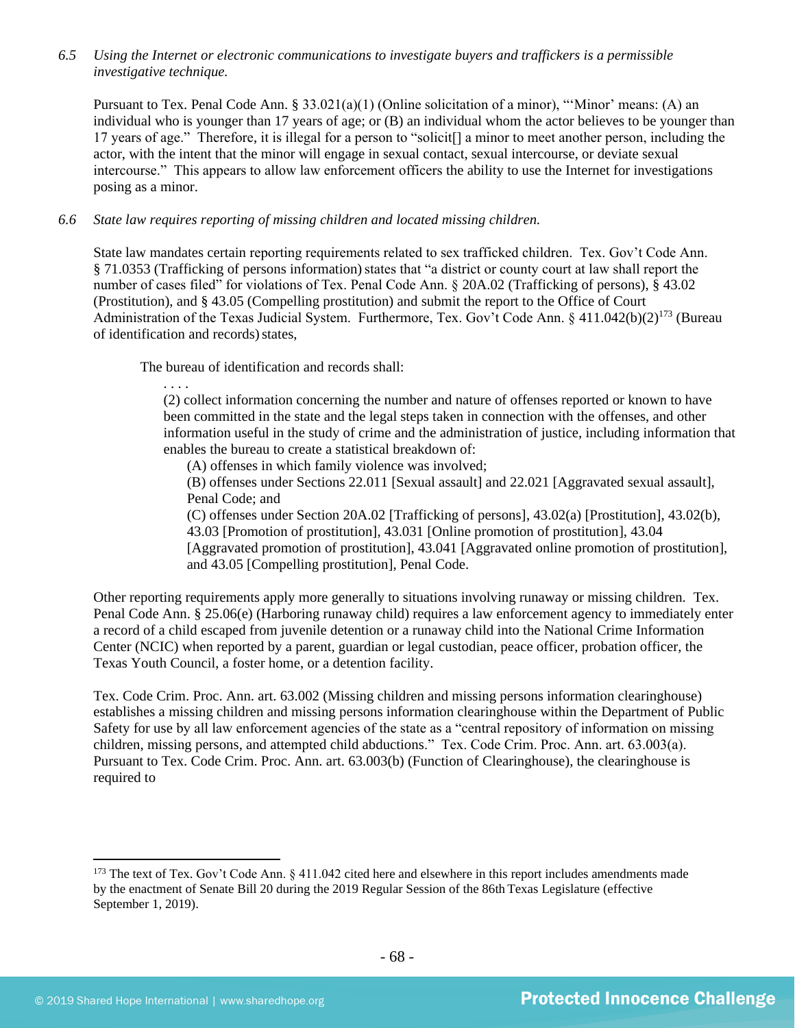*6.5 Using the Internet or electronic communications to investigate buyers and traffickers is a permissible investigative technique.*

Pursuant to Tex. Penal Code Ann. § 33.021(a)(1) (Online solicitation of a minor), "'Minor' means: (A) an individual who is younger than 17 years of age; or (B) an individual whom the actor believes to be younger than 17 years of age." Therefore, it is illegal for a person to "solicit[] a minor to meet another person, including the actor, with the intent that the minor will engage in sexual contact, sexual intercourse, or deviate sexual intercourse." This appears to allow law enforcement officers the ability to use the Internet for investigations posing as a minor.

*6.6 State law requires reporting of missing children and located missing children.*

State law mandates certain reporting requirements related to sex trafficked children. Tex. Gov't Code Ann. § 71.0353 (Trafficking of persons information) states that "a district or county court at law shall report the number of cases filed" for violations of Tex. Penal Code Ann. § 20A.02 (Trafficking of persons), § 43.02 (Prostitution), and § 43.05 (Compelling prostitution) and submit the report to the Office of Court Administration of the Texas Judicial System. Furthermore, Tex. Gov't Code Ann. § 411.042(b)(2)[173] (Bureau of identification and records) states,

> The bureau of identification and records shall:
>
> . . . .
>
> (2) collect information concerning the number and nature of offenses reported or known to have been committed in the state and the legal steps taken in connection with the offenses, and other information useful in the study of crime and the administration of justice, including information that enables the bureau to create a statistical breakdown of:
>
> (A) offenses in which family violence was involved;
>
> (B) offenses under Sections 22.011 [Sexual assault] and 22.021 [Aggravated sexual assault], Penal Code; and
>
> (C) offenses under Section 20A.02 [Trafficking of persons], 43.02(a) [Prostitution], 43.02(b), 43.03 [Promotion of prostitution], 43.031 [Online promotion of prostitution], 43.04 [Aggravated promotion of prostitution], 43.041 [Aggravated online promotion of prostitution], and 43.05 [Compelling prostitution], Penal Code.

Other reporting requirements apply more generally to situations involving runaway or missing children. Tex. Penal Code Ann. § 25.06(e) (Harboring runaway child) requires a law enforcement agency to immediately enter a record of a child escaped from juvenile detention or a runaway child into the National Crime Information Center (NCIC) when reported by a parent, guardian or legal custodian, peace officer, probation officer, the Texas Youth Council, a foster home, or a detention facility.

Tex. Code Crim. Proc. Ann. art. 63.002 (Missing children and missing persons information clearinghouse) establishes a missing children and missing persons information clearinghouse within the Department of Public Safety for use by all law enforcement agencies of the state as a "central repository of information on missing children, missing persons, and attempted child abductions." Tex. Code Crim. Proc. Ann. art. 63.003(a). Pursuant to Tex. Code Crim. Proc. Ann. art. 63.003(b) (Function of Clearinghouse), the clearinghouse is required to

---

[173] The text of Tex. Gov't Code Ann. § 411.042 cited here and elsewhere in this report includes amendments made by the enactment of Senate Bill 20 during the 2019 Regular Session of the 86th Texas Legislature (effective September 1, 2019).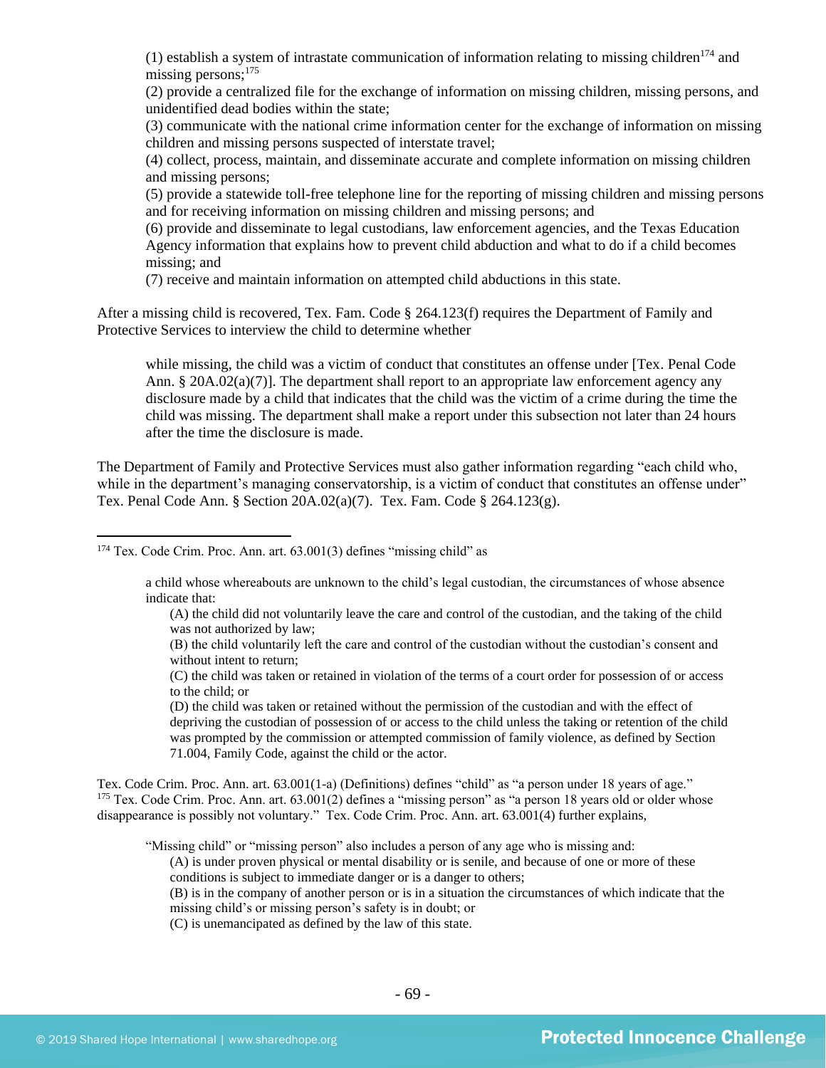(1) establish a system of intrastate communication of information relating to missing children[174] and missing persons;[175]

(2) provide a centralized file for the exchange of information on missing children, missing persons, and unidentified dead bodies within the state;

(3) communicate with the national crime information center for the exchange of information on missing children and missing persons suspected of interstate travel;

(4) collect, process, maintain, and disseminate accurate and complete information on missing children and missing persons;

(5) provide a statewide toll-free telephone line for the reporting of missing children and missing persons and for receiving information on missing children and missing persons; and

(6) provide and disseminate to legal custodians, law enforcement agencies, and the Texas Education Agency information that explains how to prevent child abduction and what to do if a child becomes missing; and

(7) receive and maintain information on attempted child abductions in this state.

After a missing child is recovered, Tex. Fam. Code § 264.123(f) requires the Department of Family and Protective Services to interview the child to determine whether

> while missing, the child was a victim of conduct that constitutes an offense under [Tex. Penal Code Ann. § 20A.02(a)(7)]. The department shall report to an appropriate law enforcement agency any disclosure made by a child that indicates that the child was the victim of a crime during the time the child was missing. The department shall make a report under this subsection not later than 24 hours after the time the disclosure is made.

The Department of Family and Protective Services must also gather information regarding "each child who, while in the department's managing conservatorship, is a victim of conduct that constitutes an offense under" Tex. Penal Code Ann. § Section 20A.02(a)(7). Tex. Fam. Code § 264.123(g).

---

[174] Tex. Code Crim. Proc. Ann. art. 63.001(3) defines "missing child" as

> a child whose whereabouts are unknown to the child's legal custodian, the circumstances of whose absence indicate that:
>
> (A) the child did not voluntarily leave the care and control of the custodian, and the taking of the child was not authorized by law;
>
> (B) the child voluntarily left the care and control of the custodian without the custodian's consent and without intent to return;
>
> (C) the child was taken or retained in violation of the terms of a court order for possession of or access to the child; or
>
> (D) the child was taken or retained without the permission of the custodian and with the effect of depriving the custodian of possession of or access to the child unless the taking or retention of the child was prompted by the commission or attempted commission of family violence, as defined by Section 71.004, Family Code, against the child or the actor.

Tex. Code Crim. Proc. Ann. art. 63.001(1-a) (Definitions) defines "child" as "a person under 18 years of age."

[175] Tex. Code Crim. Proc. Ann. art. 63.001(2) defines a "missing person" as "a person 18 years old or older whose disappearance is possibly not voluntary." Tex. Code Crim. Proc. Ann. art. 63.001(4) further explains,

> "Missing child" or "missing person" also includes a person of any age who is missing and:
>
> (A) is under proven physical or mental disability or is senile, and because of one or more of these conditions is subject to immediate danger or is a danger to others;
>
> (B) is in the company of another person or is in a situation the circumstances of which indicate that the missing child's or missing person's safety is in doubt; or
>
> (C) is unemancipated as defined by the law of this state.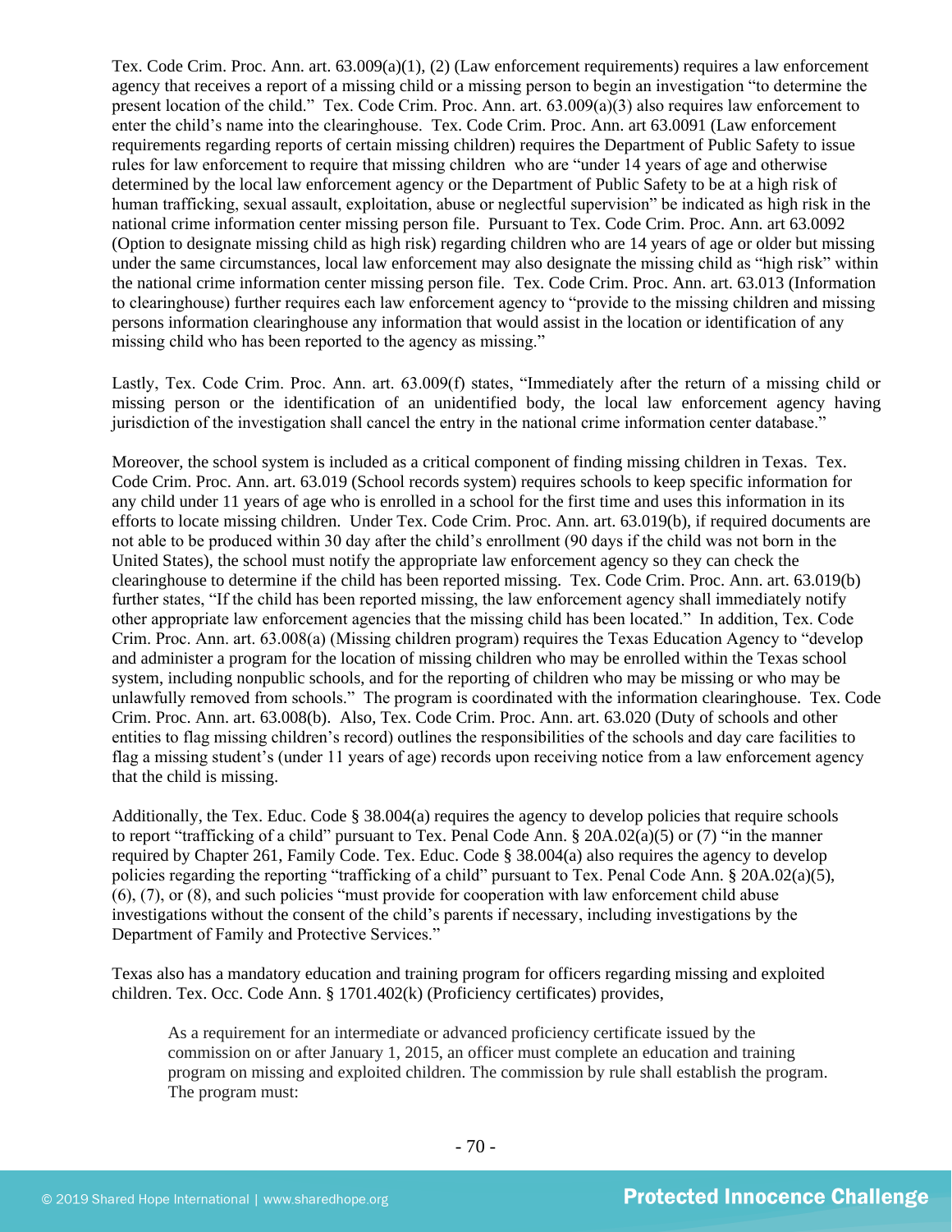Tex. Code Crim. Proc. Ann. art. 63.009(a)(1), (2) (Law enforcement requirements) requires a law enforcement agency that receives a report of a missing child or a missing person to begin an investigation "to determine the present location of the child." Tex. Code Crim. Proc. Ann. art. 63.009(a)(3) also requires law enforcement to enter the child's name into the clearinghouse. Tex. Code Crim. Proc. Ann. art 63.0091 (Law enforcement requirements regarding reports of certain missing children) requires the Department of Public Safety to issue rules for law enforcement to require that missing children who are "under 14 years of age and otherwise determined by the local law enforcement agency or the Department of Public Safety to be at a high risk of human trafficking, sexual assault, exploitation, abuse or neglectful supervision" be indicated as high risk in the national crime information center missing person file. Pursuant to Tex. Code Crim. Proc. Ann. art 63.0092 (Option to designate missing child as high risk) regarding children who are 14 years of age or older but missing under the same circumstances, local law enforcement may also designate the missing child as "high risk" within the national crime information center missing person file. Tex. Code Crim. Proc. Ann. art. 63.013 (Information to clearinghouse) further requires each law enforcement agency to "provide to the missing children and missing persons information clearinghouse any information that would assist in the location or identification of any missing child who has been reported to the agency as missing."

Lastly, Tex. Code Crim. Proc. Ann. art. 63.009(f) states, "Immediately after the return of a missing child or missing person or the identification of an unidentified body, the local law enforcement agency having jurisdiction of the investigation shall cancel the entry in the national crime information center database."

Moreover, the school system is included as a critical component of finding missing children in Texas. Tex. Code Crim. Proc. Ann. art. 63.019 (School records system) requires schools to keep specific information for any child under 11 years of age who is enrolled in a school for the first time and uses this information in its efforts to locate missing children. Under Tex. Code Crim. Proc. Ann. art. 63.019(b), if required documents are not able to be produced within 30 day after the child's enrollment (90 days if the child was not born in the United States), the school must notify the appropriate law enforcement agency so they can check the clearinghouse to determine if the child has been reported missing. Tex. Code Crim. Proc. Ann. art. 63.019(b) further states, "If the child has been reported missing, the law enforcement agency shall immediately notify other appropriate law enforcement agencies that the missing child has been located." In addition, Tex. Code Crim. Proc. Ann. art. 63.008(a) (Missing children program) requires the Texas Education Agency to "develop and administer a program for the location of missing children who may be enrolled within the Texas school system, including nonpublic schools, and for the reporting of children who may be missing or who may be unlawfully removed from schools." The program is coordinated with the information clearinghouse. Tex. Code Crim. Proc. Ann. art. 63.008(b). Also, Tex. Code Crim. Proc. Ann. art. 63.020 (Duty of schools and other entities to flag missing children's record) outlines the responsibilities of the schools and day care facilities to flag a missing student's (under 11 years of age) records upon receiving notice from a law enforcement agency that the child is missing.

Additionally, the Tex. Educ. Code § 38.004(a) requires the agency to develop policies that require schools to report "trafficking of a child" pursuant to Tex. Penal Code Ann. § 20A.02(a)(5) or (7) "in the manner required by Chapter 261, Family Code. Tex. Educ. Code § 38.004(a) also requires the agency to develop policies regarding the reporting "trafficking of a child" pursuant to Tex. Penal Code Ann. § 20A.02(a)(5), (6), (7), or (8), and such policies "must provide for cooperation with law enforcement child abuse investigations without the consent of the child's parents if necessary, including investigations by the Department of Family and Protective Services."

Texas also has a mandatory education and training program for officers regarding missing and exploited children. Tex. Occ. Code Ann. § 1701.402(k) (Proficiency certificates) provides,

> As a requirement for an intermediate or advanced proficiency certificate issued by the commission on or after January 1, 2015, an officer must complete an education and training program on missing and exploited children. The commission by rule shall establish the program. The program must: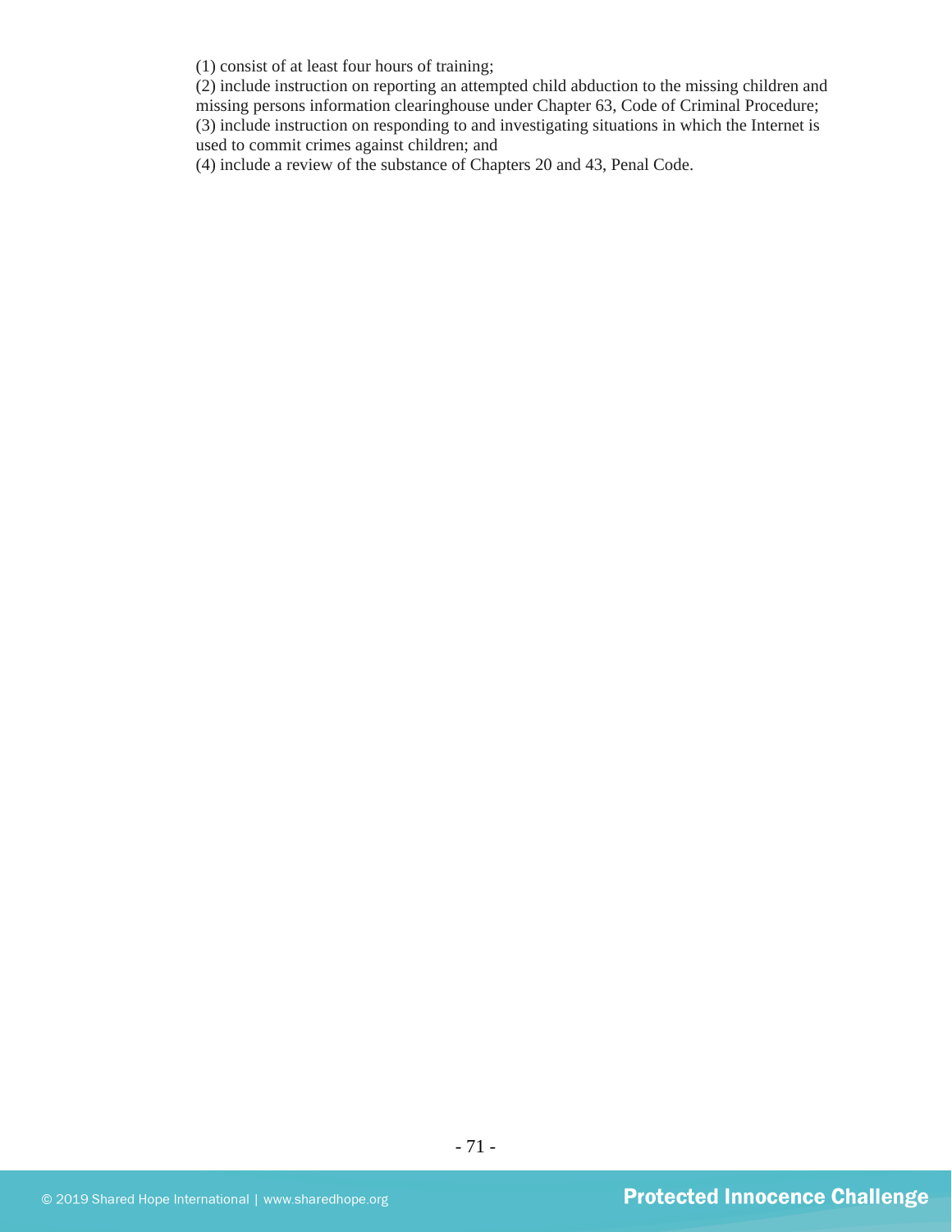(1) consist of at least four hours of training;
(2) include instruction on reporting an attempted child abduction to the missing children and missing persons information clearinghouse under Chapter 63, Code of Criminal Procedure;
(3) include instruction on responding to and investigating situations in which the Internet is used to commit crimes against children; and
(4) include a review of the substance of Chapters 20 and 43, Penal Code.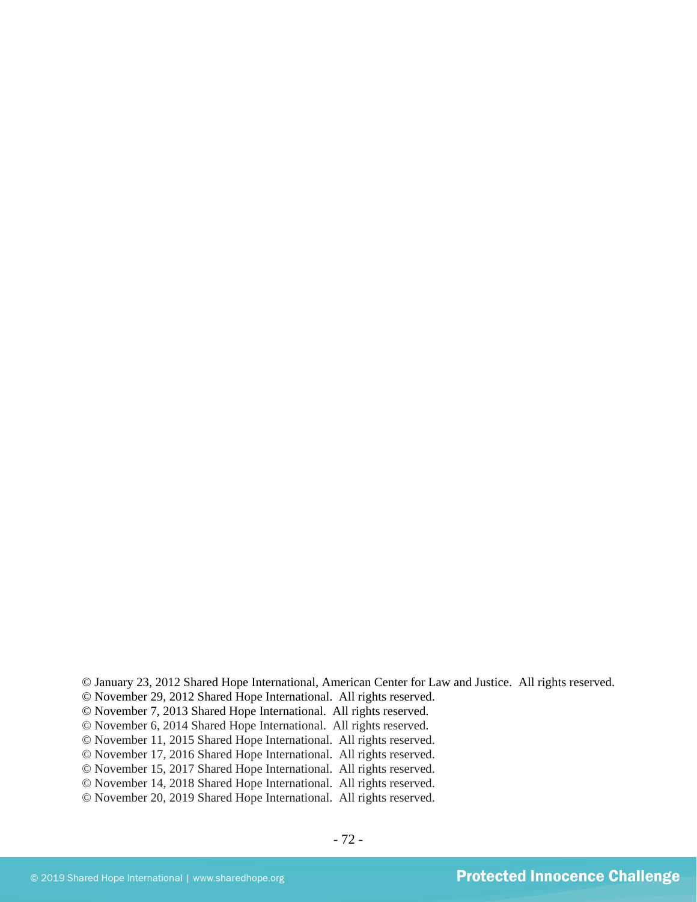© January 23, 2012 Shared Hope International, American Center for Law and Justice.  All rights reserved.  
© November 29, 2012 Shared Hope International.  All rights reserved.  
© November 7, 2013 Shared Hope International.  All rights reserved.  
© November 6, 2014 Shared Hope International.  All rights reserved.  
© November 11, 2015 Shared Hope International.  All rights reserved.  
© November 17, 2016 Shared Hope International.  All rights reserved.  
© November 15, 2017 Shared Hope International.  All rights reserved.  
© November 14, 2018 Shared Hope International.  All rights reserved.  
© November 20, 2019 Shared Hope International.  All rights reserved.